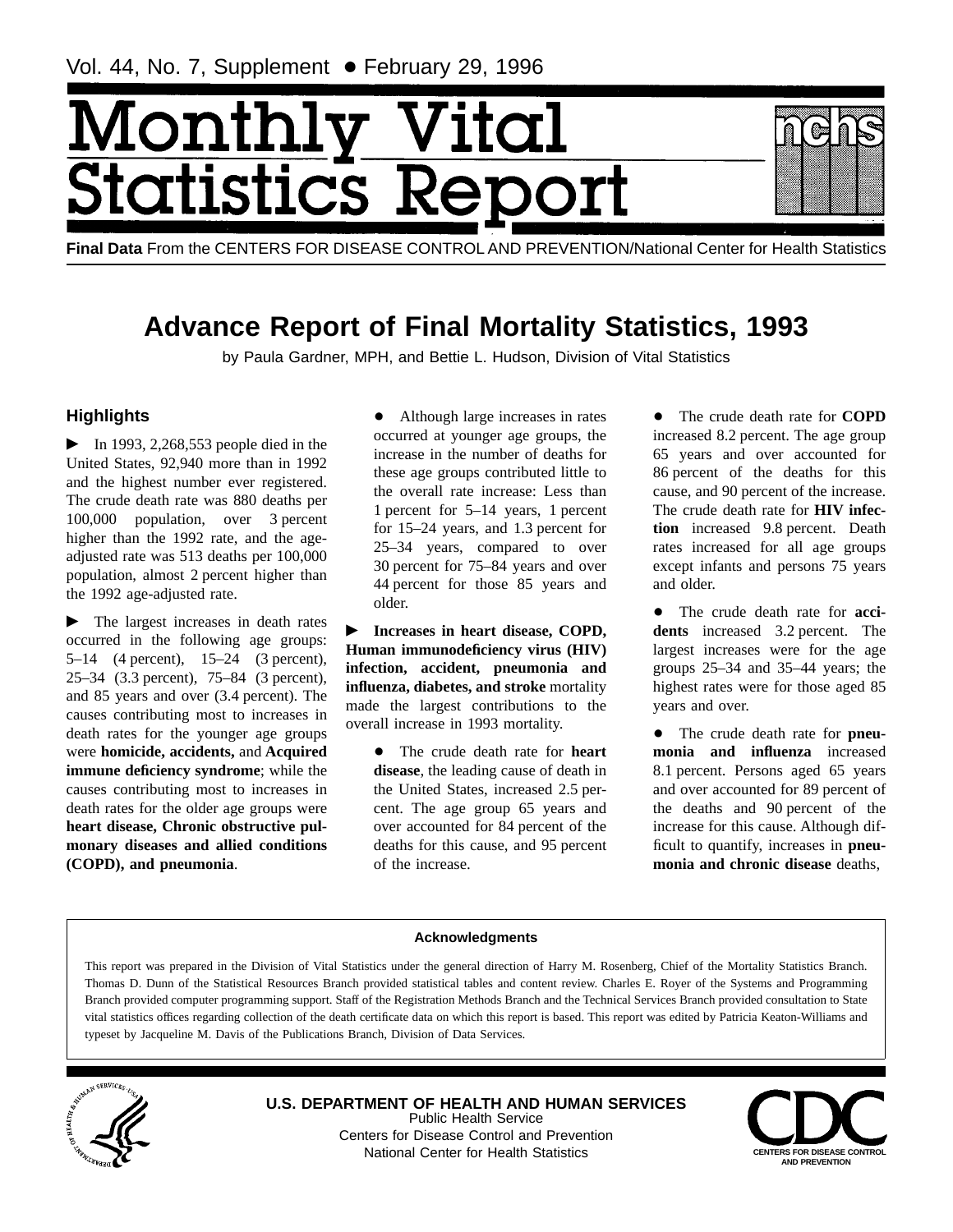Vol. 44, No. 7, Supplement • February 29, 1996

# Monthly Vital Statistics Report

**Final Data** From the CENTERS FOR DISEASE CONTROL AND PREVENTION/National Center for Health Statistics

# Advance Report of Final Mortality Statistics, 1993

by Paula Gardner, MPH, and Bettie L. Hudson, Division of Vital Statistics

## Highlights

► In 1993, 2,268,553 people died in the United States, 92,940 more than in 1992 and the highest number ever registered. The crude death rate was 880 deaths per 100,000 population, over 3 percent higher than the 1992 rate, and the age-adjusted rate was 513 deaths per 100,000 population, almost 2 percent higher than the 1992 age-adjusted rate.

► The largest increases in death rates occurred in the following age groups: 5–14 (4 percent), 15–24 (3 percent), 25–34 (3.3 percent), 75–84 (3 percent), and 85 years and over (3.4 percent). The causes contributing most to increases in death rates for the younger age groups were **homicide, accidents,** and **Acquired immune deficiency syndrome**; while the causes contributing most to increases in death rates for the older age groups were **heart disease, Chronic obstructive pulmonary diseases and allied conditions (COPD), and pneumonia**.

- Although large increases in rates occurred at younger age groups, the increase in the number of deaths for these age groups contributed little to the overall rate increase: Less than 1 percent for 5–14 years, 1 percent for 15–24 years, and 1.3 percent for 25–34 years, compared to over 30 percent for 75–84 years and over 44 percent for those 85 years and older.

► **Increases in heart disease, COPD, Human immunodeficiency virus (HIV) infection, accident, pneumonia and influenza, diabetes, and stroke** mortality made the largest contributions to the overall increase in 1993 mortality.

- The crude death rate for **heart disease**, the leading cause of death in the United States, increased 2.5 percent. The age group 65 years and over accounted for 84 percent of the deaths for this cause, and 95 percent of the increase.
- The crude death rate for **COPD** increased 8.2 percent. The age group 65 years and over accounted for 86 percent of the deaths for this cause, and 90 percent of the increase. The crude death rate for **HIV infection** increased 9.8 percent. Death rates increased for all age groups except infants and persons 75 years and older.
- The crude death rate for **accidents** increased 3.2 percent. The largest increases were for the age groups 25–34 and 35–44 years; the highest rates were for those aged 85 years and over.
- The crude death rate for **pneumonia and influenza** increased 8.1 percent. Persons aged 65 years and over accounted for 89 percent of the deaths and 90 percent of the increase for this cause. Although difficult to quantify, increases in **pneumonia and chronic disease** deaths,

### Acknowledgments

This report was prepared in the Division of Vital Statistics under the general direction of Harry M. Rosenberg, Chief of the Mortality Statistics Branch. Thomas D. Dunn of the Statistical Resources Branch provided statistical tables and content review. Charles E. Royer of the Systems and Programming Branch provided computer programming support. Staff of the Registration Methods Branch and the Technical Services Branch provided consultation to State vital statistics offices regarding collection of the death certificate data on which this report is based. This report was edited by Patricia Keaton-Williams and typeset by Jacqueline M. Davis of the Publications Branch, Division of Data Services.

**U.S. DEPARTMENT OF HEALTH AND HUMAN SERVICES**
Public Health Service
Centers for Disease Control and Prevention
National Center for Health Statistics

CENTERS FOR DISEASE CONTROL AND PREVENTION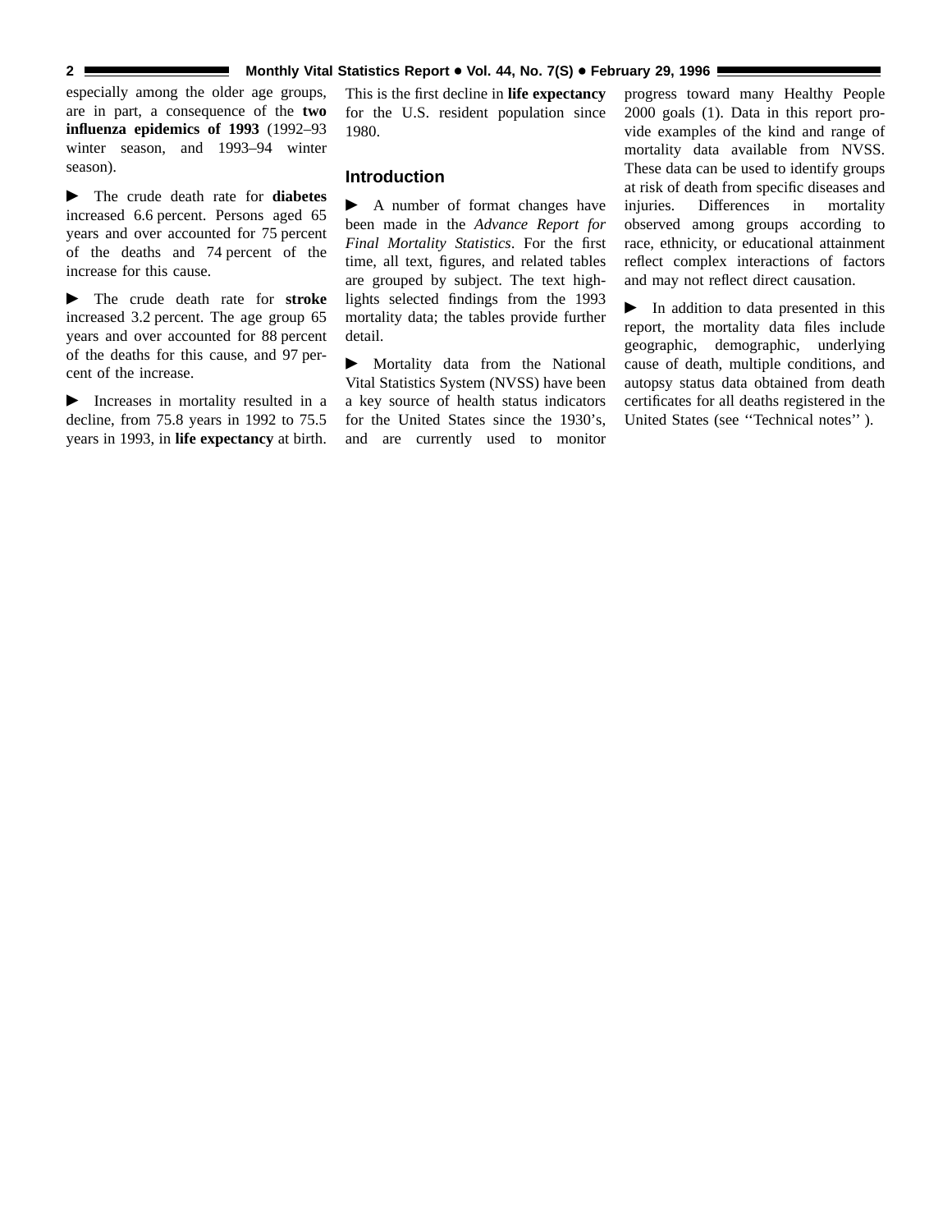especially among the older age groups, are in part, a consequence of the **two influenza epidemics of 1993** (1992–93 winter season, and 1993–94 winter season).

► The crude death rate for **diabetes** increased 6.6 percent. Persons aged 65 years and over accounted for 75 percent of the deaths and 74 percent of the increase for this cause.

► The crude death rate for **stroke** increased 3.2 percent. The age group 65 years and over accounted for 88 percent of the deaths for this cause, and 97 percent of the increase.

► Increases in mortality resulted in a decline, from 75.8 years in 1992 to 75.5 years in 1993, in **life expectancy** at birth. This is the first decline in **life expectancy** for the U.S. resident population since 1980.

## Introduction

► A number of format changes have been made in the *Advance Report for Final Mortality Statistics*. For the first time, all text, figures, and related tables are grouped by subject. The text highlights selected findings from the 1993 mortality data; the tables provide further detail.

► Mortality data from the National Vital Statistics System (NVSS) have been a key source of health status indicators for the United States since the 1930's, and are currently used to monitor progress toward many Healthy People 2000 goals (1). Data in this report provide examples of the kind and range of mortality data available from NVSS. These data can be used to identify groups at risk of death from specific diseases and injuries. Differences in mortality observed among groups according to race, ethnicity, or educational attainment reflect complex interactions of factors and may not reflect direct causation.

► In addition to data presented in this report, the mortality data files include geographic, demographic, underlying cause of death, multiple conditions, and autopsy status data obtained from death certificates for all deaths registered in the United States (see ''Technical notes'' ).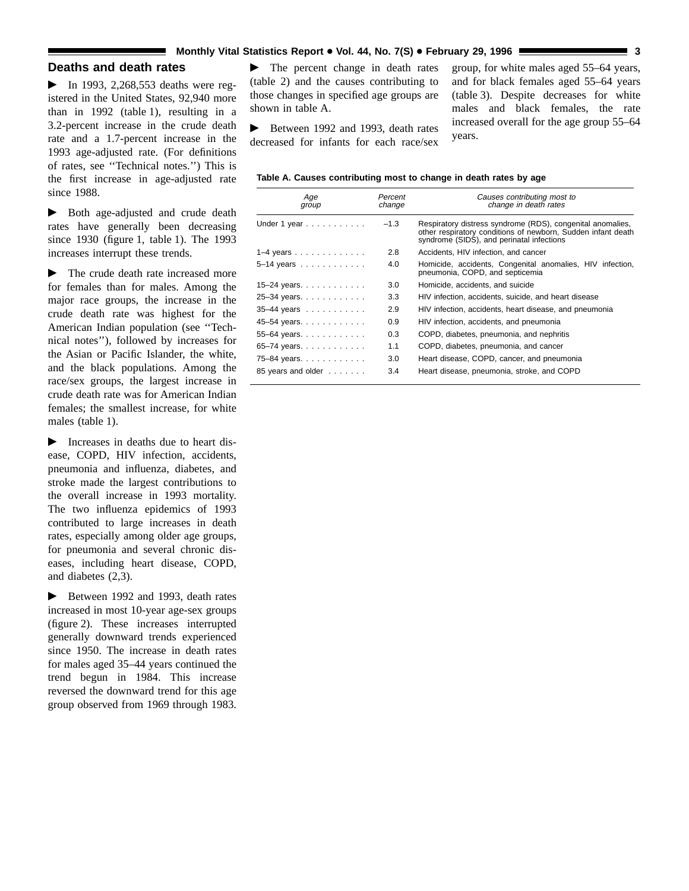## Deaths and death rates

► In 1993, 2,268,553 deaths were registered in the United States, 92,940 more than in 1992 (table 1), resulting in a 3.2-percent increase in the crude death rate and a 1.7-percent increase in the 1993 age-adjusted rate. (For definitions of rates, see ''Technical notes.'') This is the first increase in age-adjusted rate since 1988.

► Both age-adjusted and crude death rates have generally been decreasing since 1930 (figure 1, table 1). The 1993 increases interrupt these trends.

► The crude death rate increased more for females than for males. Among the major race groups, the increase in the crude death rate was highest for the American Indian population (see ''Technical notes''), followed by increases for the Asian or Pacific Islander, the white, and the black populations. Among the race/sex groups, the largest increase in crude death rate was for American Indian females; the smallest increase, for white males (table 1).

► Increases in deaths due to heart disease, COPD, HIV infection, accidents, pneumonia and influenza, diabetes, and stroke made the largest contributions to the overall increase in 1993 mortality. The two influenza epidemics of 1993 contributed to large increases in death rates, especially among older age groups, for pneumonia and several chronic diseases, including heart disease, COPD, and diabetes (2,3).

► Between 1992 and 1993, death rates increased in most 10-year age-sex groups (figure 2). These increases interrupted generally downward trends experienced since 1950. The increase in death rates for males aged 35–44 years continued the trend begun in 1984. This increase reversed the downward trend for this age group observed from 1969 through 1983.

► The percent change in death rates (table 2) and the causes contributing to those changes in specified age groups are shown in table A.

► Between 1992 and 1993, death rates decreased for infants for each race/sex group, for white males aged 55–64 years, and for black females aged 55–64 years (table 3). Despite decreases for white males and black females, the rate increased overall for the age group 55–64 years.

**Table A. Causes contributing most to change in death rates by age**

| Age group | Percent change | Causes contributing most to change in death rates |
|---|---|---|
| Under 1 year | –1.3 | Respiratory distress syndrome (RDS), congenital anomalies, other respiratory conditions of newborn, Sudden infant death syndrome (SIDS), and perinatal infections |
| 1–4 years | 2.8 | Accidents, HIV infection, and cancer |
| 5–14 years | 4.0 | Homicide, accidents, Congenital anomalies, HIV infection, pneumonia, COPD, and septicemia |
| 15–24 years | 3.0 | Homicide, accidents, and suicide |
| 25–34 years | 3.3 | HIV infection, accidents, suicide, and heart disease |
| 35–44 years | 2.9 | HIV infection, accidents, heart disease, and pneumonia |
| 45–54 years | 0.9 | HIV infection, accidents, and pneumonia |
| 55–64 years | 0.3 | COPD, diabetes, pneumonia, and nephritis |
| 65–74 years | 1.1 | COPD, diabetes, pneumonia, and cancer |
| 75–84 years | 3.0 | Heart disease, COPD, cancer, and pneumonia |
| 85 years and older | 3.4 | Heart disease, pneumonia, stroke, and COPD |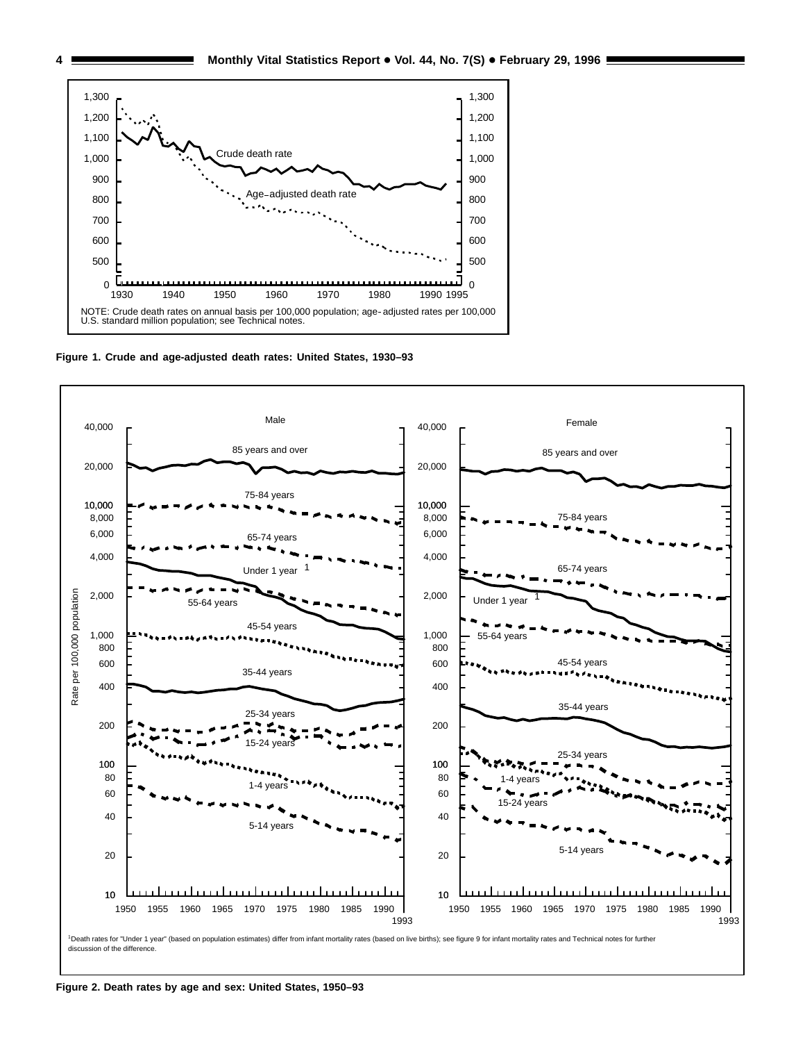NOTE: Crude death rates on annual basis per 100,000 population; age-adjusted rates per 100,000 U.S. standard million population; see Technical notes.

**Figure 1. Crude and age-adjusted death rates: United States, 1930–93**

[1]Death rates for "Under 1 year" (based on population estimates) differ from infant mortality rates (based on live births); see figure 9 for infant mortality rates and Technical notes for further discussion of the difference.

**Figure 2. Death rates by age and sex: United States, 1950–93**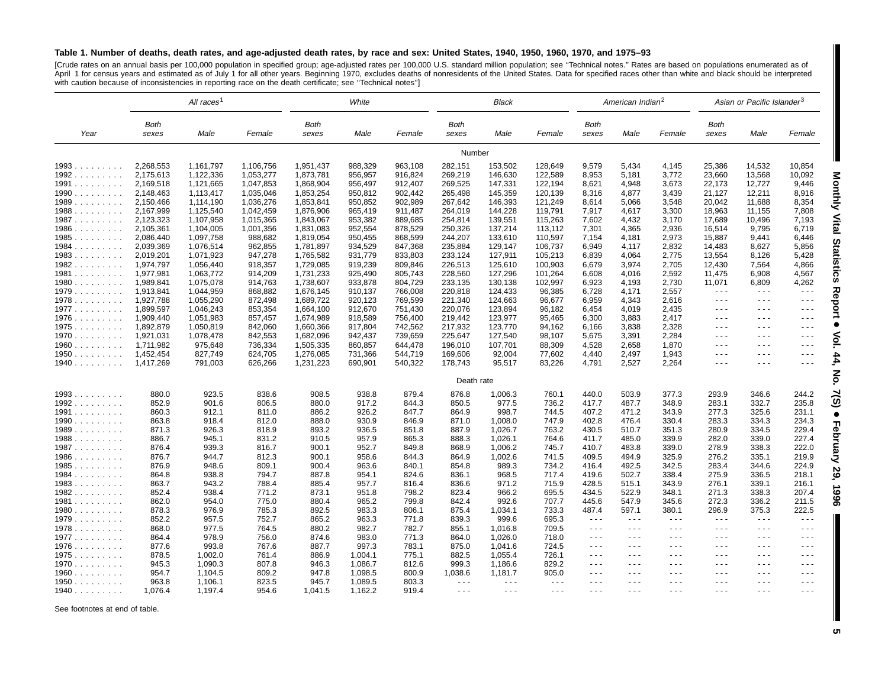**Table 1. Number of deaths, death rates, and age-adjusted death rates, by race and sex: United States, 1940, 1950, 1960, 1970, and 1975–93**

[Crude rates on an annual basis per 100,000 population in specified group; age-adjusted rates per 100,000 U.S. standard million population; see "Technical notes." Rates are based on populations enumerated as of April 1 for census years and estimated as of July 1 for all other years. Beginning 1970, excludes deaths of nonresidents of the United States. Data for specified races other than white and black should be interpreted with caution because of inconsistencies in reporting race on the death certificate; see "Technical notes"]

| Year | *All races*[1] | | | *White* | | | *Black* | | | *American Indian*[2] | | | *Asian or Pacific Islander*[3] | | |
|---|---|---|---|---|---|---|---|---|---|---|---|---|---|---|---|
| | *Both sexes* | *Male* | *Female* | *Both sexes* | *Male* | *Female* | *Both sexes* | *Male* | *Female* | *Both sexes* | *Male* | *Female* | *Both sexes* | *Male* | *Female* |
| | | | | | | | Number | | | | | | | | |
| 1993 | 2,268,553 | 1,161,797 | 1,106,756 | 1,951,437 | 988,329 | 963,108 | 282,151 | 153,502 | 128,649 | 9,579 | 5,434 | 4,145 | 25,386 | 14,532 | 10,854 |
| 1992 | 2,175,613 | 1,122,336 | 1,053,277 | 1,873,781 | 956,957 | 916,824 | 269,219 | 146,630 | 122,589 | 8,953 | 5,181 | 3,772 | 23,660 | 13,568 | 10,092 |
| 1991 | 2,169,518 | 1,121,665 | 1,047,853 | 1,868,904 | 956,497 | 912,407 | 269,525 | 147,331 | 122,194 | 8,621 | 4,948 | 3,673 | 22,173 | 12,727 | 9,446 |
| 1990 | 2,148,463 | 1,113,417 | 1,035,046 | 1,853,254 | 950,812 | 902,442 | 265,498 | 145,359 | 120,139 | 8,316 | 4,877 | 3,439 | 21,127 | 12,211 | 8,916 |
| 1989 | 2,150,466 | 1,114,190 | 1,036,276 | 1,853,841 | 950,852 | 902,989 | 267,642 | 146,393 | 121,249 | 8,614 | 5,066 | 3,548 | 20,042 | 11,688 | 8,354 |
| 1988 | 2,167,999 | 1,125,540 | 1,042,459 | 1,876,906 | 965,419 | 911,487 | 264,019 | 144,228 | 119,791 | 7,917 | 4,617 | 3,300 | 18,963 | 11,155 | 7,808 |
| 1987 | 2,123,323 | 1,107,958 | 1,015,365 | 1,843,067 | 953,382 | 889,685 | 254,814 | 139,551 | 115,263 | 7,602 | 4,432 | 3,170 | 17,689 | 10,496 | 7,193 |
| 1986 | 2,105,361 | 1,104,005 | 1,001,356 | 1,831,083 | 952,554 | 878,529 | 250,326 | 137,214 | 113,112 | 7,301 | 4,365 | 2,936 | 16,514 | 9,795 | 6,719 |
| 1985 | 2,086,440 | 1,097,758 | 988,682 | 1,819,054 | 950,455 | 868,599 | 244,207 | 133,610 | 110,597 | 7,154 | 4,181 | 2,973 | 15,887 | 9,441 | 6,446 |
| 1984 | 2,039,369 | 1,076,514 | 962,855 | 1,781,897 | 934,529 | 847,368 | 235,884 | 129,147 | 106,737 | 6,949 | 4,117 | 2,832 | 14,483 | 8,627 | 5,856 |
| 1983 | 2,019,201 | 1,071,923 | 947,278 | 1,765,582 | 931,779 | 833,803 | 233,124 | 127,911 | 105,213 | 6,839 | 4,064 | 2,775 | 13,554 | 8,126 | 5,428 |
| 1982 | 1,974,797 | 1,056,440 | 918,357 | 1,729,085 | 919,239 | 809,846 | 226,513 | 125,610 | 100,903 | 6,679 | 3,974 | 2,705 | 12,430 | 7,564 | 4,866 |
| 1981 | 1,977,981 | 1,063,772 | 914,209 | 1,731,233 | 925,490 | 805,743 | 228,560 | 127,296 | 101,264 | 6,608 | 4,016 | 2,592 | 11,475 | 6,908 | 4,567 |
| 1980 | 1,989,841 | 1,075,078 | 914,763 | 1,738,607 | 933,878 | 804,729 | 233,135 | 130,138 | 102,997 | 6,923 | 4,193 | 2,730 | 11,071 | 6,809 | 4,262 |
| 1979 | 1,913,841 | 1,044,959 | 868,882 | 1,676,145 | 910,137 | 766,008 | 220,818 | 124,433 | 96,385 | 6,728 | 4,171 | 2,557 | - - - | - - - | - - - |
| 1978 | 1,927,788 | 1,055,290 | 872,498 | 1,689,722 | 920,123 | 769,599 | 221,340 | 124,663 | 96,677 | 6,959 | 4,343 | 2,616 | - - - | - - - | - - - |
| 1977 | 1,899,597 | 1,046,243 | 853,354 | 1,664,100 | 912,670 | 751,430 | 220,076 | 123,894 | 96,182 | 6,454 | 4,019 | 2,435 | - - - | - - - | - - - |
| 1976 | 1,909,440 | 1,051,983 | 857,457 | 1,674,989 | 918,589 | 756,400 | 219,442 | 123,977 | 95,465 | 6,300 | 3,883 | 2,417 | - - - | - - - | - - - |
| 1975 | 1,892,879 | 1,050,819 | 842,060 | 1,660,366 | 917,804 | 742,562 | 217,932 | 123,770 | 94,162 | 6,166 | 3,838 | 2,328 | - - - | - - - | - - - |
| 1970 | 1,921,031 | 1,078,478 | 842,553 | 1,682,096 | 942,437 | 739,659 | 225,647 | 127,540 | 98,107 | 5,675 | 3,391 | 2,284 | - - - | - - - | - - - |
| 1960 | 1,711,982 | 975,648 | 736,334 | 1,505,335 | 860,857 | 644,478 | 196,010 | 107,701 | 88,309 | 4,528 | 2,658 | 1,870 | - - - | - - - | - - - |
| 1950 | 1,452,454 | 827,749 | 624,705 | 1,276,085 | 731,366 | 544,719 | 169,606 | 92,004 | 77,602 | 4,440 | 2,497 | 1,943 | - - - | - - - | - - - |
| 1940 | 1,417,269 | 791,003 | 626,266 | 1,231,223 | 690,901 | 540,322 | 178,743 | 95,517 | 83,226 | 4,791 | 2,527 | 2,264 | - - - | - - - | - - - |
| | | | | | | | Death rate | | | | | | | | |
| 1993 | 880.0 | 923.5 | 838.6 | 908.5 | 938.8 | 879.4 | 876.8 | 1,006.3 | 760.1 | 440.0 | 503.9 | 377.3 | 293.9 | 346.6 | 244.2 |
| 1992 | 852.9 | 901.6 | 806.5 | 880.0 | 917.2 | 844.3 | 850.5 | 977.5 | 736.2 | 417.7 | 487.7 | 348.9 | 283.1 | 332.7 | 235.8 |
| 1991 | 860.3 | 912.1 | 811.0 | 886.2 | 926.2 | 847.7 | 864.9 | 998.7 | 744.5 | 407.2 | 471.2 | 343.9 | 277.3 | 325.6 | 231.1 |
| 1990 | 863.8 | 918.4 | 812.0 | 888.0 | 930.9 | 846.9 | 871.0 | 1,008.0 | 747.9 | 402.8 | 476.4 | 330.4 | 283.3 | 334.3 | 234.3 |
| 1989 | 871.3 | 926.3 | 818.9 | 893.2 | 936.5 | 851.8 | 887.9 | 1,026.7 | 763.2 | 430.5 | 510.7 | 351.3 | 280.9 | 334.5 | 229.4 |
| 1988 | 886.7 | 945.1 | 831.2 | 910.5 | 957.9 | 865.3 | 888.3 | 1,026.1 | 764.6 | 411.7 | 485.0 | 339.9 | 282.0 | 339.0 | 227.4 |
| 1987 | 876.4 | 939.3 | 816.7 | 900.1 | 952.7 | 849.8 | 868.9 | 1,006.2 | 745.7 | 410.7 | 483.8 | 339.0 | 278.9 | 338.3 | 222.0 |
| 1986 | 876.7 | 944.7 | 812.3 | 900.1 | 958.6 | 844.3 | 864.9 | 1,002.6 | 741.5 | 409.5 | 494.9 | 325.9 | 276.2 | 335.1 | 219.9 |
| 1985 | 876.9 | 948.6 | 809.1 | 900.4 | 963.6 | 840.1 | 854.8 | 989.3 | 734.2 | 416.4 | 492.5 | 342.5 | 283.4 | 344.6 | 224.9 |
| 1984 | 864.8 | 938.8 | 794.7 | 887.8 | 954.1 | 824.6 | 836.1 | 968.5 | 717.4 | 419.6 | 502.7 | 338.4 | 275.9 | 336.5 | 218.1 |
| 1983 | 863.7 | 943.2 | 788.4 | 885.4 | 957.7 | 816.4 | 836.6 | 971.2 | 715.9 | 428.5 | 515.1 | 343.9 | 276.1 | 339.1 | 216.1 |
| 1982 | 852.4 | 938.4 | 771.2 | 873.1 | 951.8 | 798.2 | 823.4 | 966.2 | 695.5 | 434.5 | 522.9 | 348.1 | 271.3 | 338.3 | 207.4 |
| 1981 | 862.0 | 954.0 | 775.0 | 880.4 | 965.2 | 799.8 | 842.4 | 992.6 | 707.7 | 445.6 | 547.9 | 345.6 | 272.3 | 336.2 | 211.5 |
| 1980 | 878.3 | 976.9 | 785.3 | 892.5 | 983.3 | 806.1 | 875.4 | 1,034.1 | 733.3 | 487.4 | 597.1 | 380.1 | 296.9 | 375.3 | 222.5 |
| 1979 | 852.2 | 957.5 | 752.7 | 865.2 | 963.3 | 771.8 | 839.3 | 999.6 | 695.3 | - - - | - - - | - - - | - - - | - - - | - - - |
| 1978 | 868.0 | 977.5 | 764.5 | 880.2 | 982.7 | 782.7 | 855.1 | 1,016.8 | 709.5 | - - - | - - - | - - - | - - - | - - - | - - - |
| 1977 | 864.4 | 978.9 | 756.0 | 874.6 | 983.0 | 771.3 | 864.0 | 1,026.0 | 718.0 | - - - | - - - | - - - | - - - | - - - | - - - |
| 1976 | 877.6 | 993.8 | 767.6 | 887.7 | 997.3 | 783.1 | 875.0 | 1,041.6 | 724.5 | - - - | - - - | - - - | - - - | - - - | - - - |
| 1975 | 878.5 | 1,002.0 | 761.4 | 886.9 | 1,004.1 | 775.1 | 882.5 | 1,055.4 | 726.1 | - - - | - - - | - - - | - - - | - - - | - - - |
| 1970 | 945.3 | 1,090.3 | 807.8 | 946.3 | 1,086.7 | 812.6 | 999.3 | 1,186.6 | 829.2 | - - - | - - - | - - - | - - - | - - - | - - - |
| 1960 | 954.7 | 1,104.5 | 809.2 | 947.8 | 1,098.5 | 800.9 | 1,038.6 | 1,181.7 | 905.0 | - - - | - - - | - - - | - - - | - - - | - - - |
| 1950 | 963.8 | 1,106.1 | 823.5 | 945.7 | 1,089.5 | 803.3 | - - - | - - - | - - - | - - - | - - - | - - - | - - - | - - - | - - - |
| 1940 | 1,076.4 | 1,197.4 | 954.6 | 1,041.5 | 1,162.2 | 919.4 | - - - | - - - | - - - | - - - | - - - | - - - | - - - | - - - | - - - |

See footnotes at end of table.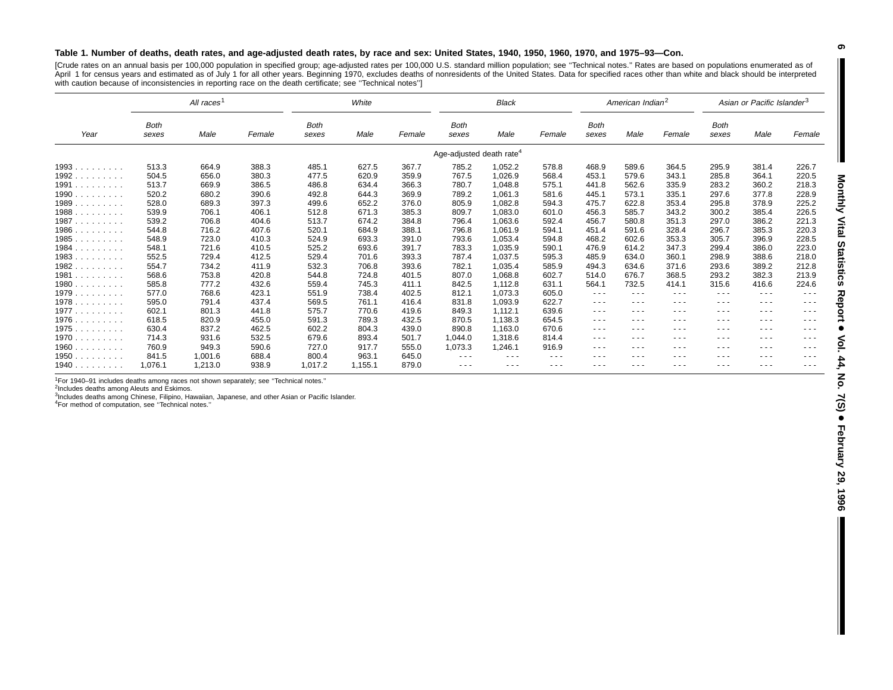**Table 1. Number of deaths, death rates, and age-adjusted death rates, by race and sex: United States, 1940, 1950, 1960, 1970, and 1975–93—Con.**

[Crude rates on an annual basis per 100,000 population in specified group; age-adjusted rates per 100,000 U.S. standard million population; see ''Technical notes.'' Rates are based on populations enumerated as of April 1 for census years and estimated as of July 1 for all other years. Beginning 1970, excludes deaths of nonresidents of the United States. Data for specified races other than white and black should be interpreted with caution because of inconsistencies in reporting race on the death certificate; see ''Technical notes'']

| Year | *All races*[1] | | | *White* | | | *Black* | | | *American Indian*[2] | | | *Asian or Pacific Islander*[3] | | |
|---|---|---|---|---|---|---|---|---|---|---|---|---|---|---|---|
| | *Both sexes* | *Male* | *Female* | *Both sexes* | *Male* | *Female* | *Both sexes* | *Male* | *Female* | *Both sexes* | *Male* | *Female* | *Both sexes* | *Male* | *Female* |
| | Age-adjusted death rate[4] | | | | | | | | | | | | | | |
| 1993 | 513.3 | 664.9 | 388.3 | 485.1 | 627.5 | 367.7 | 785.2 | 1,052.2 | 578.8 | 468.9 | 589.6 | 364.5 | 295.9 | 381.4 | 226.7 |
| 1992 | 504.5 | 656.0 | 380.3 | 477.5 | 620.9 | 359.9 | 767.5 | 1,026.9 | 568.4 | 453.1 | 579.6 | 343.1 | 285.8 | 364.1 | 220.5 |
| 1991 | 513.7 | 669.9 | 386.5 | 486.8 | 634.4 | 366.3 | 780.7 | 1,048.8 | 575.1 | 441.8 | 562.6 | 335.9 | 283.2 | 360.2 | 218.3 |
| 1990 | 520.2 | 680.2 | 390.6 | 492.8 | 644.3 | 369.9 | 789.2 | 1,061.3 | 581.6 | 445.1 | 573.1 | 335.1 | 297.6 | 377.8 | 228.9 |
| 1989 | 528.0 | 689.3 | 397.3 | 499.6 | 652.2 | 376.0 | 805.9 | 1,082.8 | 594.3 | 475.7 | 622.8 | 353.4 | 295.8 | 378.9 | 225.2 |
| 1988 | 539.9 | 706.1 | 406.1 | 512.8 | 671.3 | 385.3 | 809.7 | 1,083.0 | 601.0 | 456.3 | 585.7 | 343.2 | 300.2 | 385.4 | 226.5 |
| 1987 | 539.2 | 706.8 | 404.6 | 513.7 | 674.2 | 384.8 | 796.4 | 1,063.6 | 592.4 | 456.7 | 580.8 | 351.3 | 297.0 | 386.2 | 221.3 |
| 1986 | 544.8 | 716.2 | 407.6 | 520.1 | 684.9 | 388.1 | 796.8 | 1,061.9 | 594.1 | 451.4 | 591.6 | 328.4 | 296.7 | 385.3 | 220.3 |
| 1985 | 548.9 | 723.0 | 410.3 | 524.9 | 693.3 | 391.0 | 793.6 | 1,053.4 | 594.8 | 468.2 | 602.6 | 353.3 | 305.7 | 396.9 | 228.5 |
| 1984 | 548.1 | 721.6 | 410.5 | 525.2 | 693.6 | 391.7 | 783.3 | 1,035.9 | 590.1 | 476.9 | 614.2 | 347.3 | 299.4 | 386.0 | 223.0 |
| 1983 | 552.5 | 729.4 | 412.5 | 529.4 | 701.6 | 393.3 | 787.4 | 1,037.5 | 595.3 | 485.9 | 634.0 | 360.1 | 298.9 | 388.6 | 218.0 |
| 1982 | 554.7 | 734.2 | 411.9 | 532.3 | 706.8 | 393.6 | 782.1 | 1,035.4 | 585.9 | 494.3 | 634.6 | 371.6 | 293.6 | 389.2 | 212.8 |
| 1981 | 568.6 | 753.8 | 420.8 | 544.8 | 724.8 | 401.5 | 807.0 | 1,068.8 | 602.7 | 514.0 | 676.7 | 368.5 | 293.2 | 382.3 | 213.9 |
| 1980 | 585.8 | 777.2 | 432.6 | 559.4 | 745.3 | 411.1 | 842.5 | 1,112.8 | 631.1 | 564.1 | 732.5 | 414.1 | 315.6 | 416.6 | 224.6 |
| 1979 | 577.0 | 768.6 | 423.1 | 551.9 | 738.4 | 402.5 | 812.1 | 1,073.3 | 605.0 | - - - | - - - | - - - | - - - | - - - | - - - |
| 1978 | 595.0 | 791.4 | 437.4 | 569.5 | 761.1 | 416.4 | 831.8 | 1,093.9 | 622.7 | - - - | - - - | - - - | - - - | - - - | - - - |
| 1977 | 602.1 | 801.3 | 441.8 | 575.7 | 770.6 | 419.6 | 849.3 | 1,112.1 | 639.6 | - - - | - - - | - - - | - - - | - - - | - - - |
| 1976 | 618.5 | 820.9 | 455.0 | 591.3 | 789.3 | 432.5 | 870.5 | 1,138.3 | 654.5 | - - - | - - - | - - - | - - - | - - - | - - - |
| 1975 | 630.4 | 837.2 | 462.5 | 602.2 | 804.3 | 439.0 | 890.8 | 1,163.0 | 670.6 | - - - | - - - | - - - | - - - | - - - | - - - |
| 1970 | 714.3 | 931.6 | 532.5 | 679.6 | 893.4 | 501.7 | 1,044.0 | 1,318.6 | 814.4 | - - - | - - - | - - - | - - - | - - - | - - - |
| 1960 | 760.9 | 949.3 | 590.6 | 727.0 | 917.7 | 555.0 | 1,073.3 | 1,246.1 | 916.9 | - - - | - - - | - - - | - - - | - - - | - - - |
| 1950 | 841.5 | 1,001.6 | 688.4 | 800.4 | 963.1 | 645.0 | - - - | - - - | - - - | - - - | - - - | - - - | - - - | - - - | - - - |
| 1940 | 1,076.1 | 1,213.0 | 938.9 | 1,017.2 | 1,155.1 | 879.0 | - - - | - - - | - - - | - - - | - - - | - - - | - - - | - - - | - - - |

[1]For 1940–91 includes deaths among races not shown separately; see ''Technical notes.''
[2]Includes deaths among Aleuts and Eskimos.
[3]Includes deaths among Chinese, Filipino, Hawaiian, Japanese, and other Asian or Pacific Islander.
[4]For method of computation, see ''Technical notes.''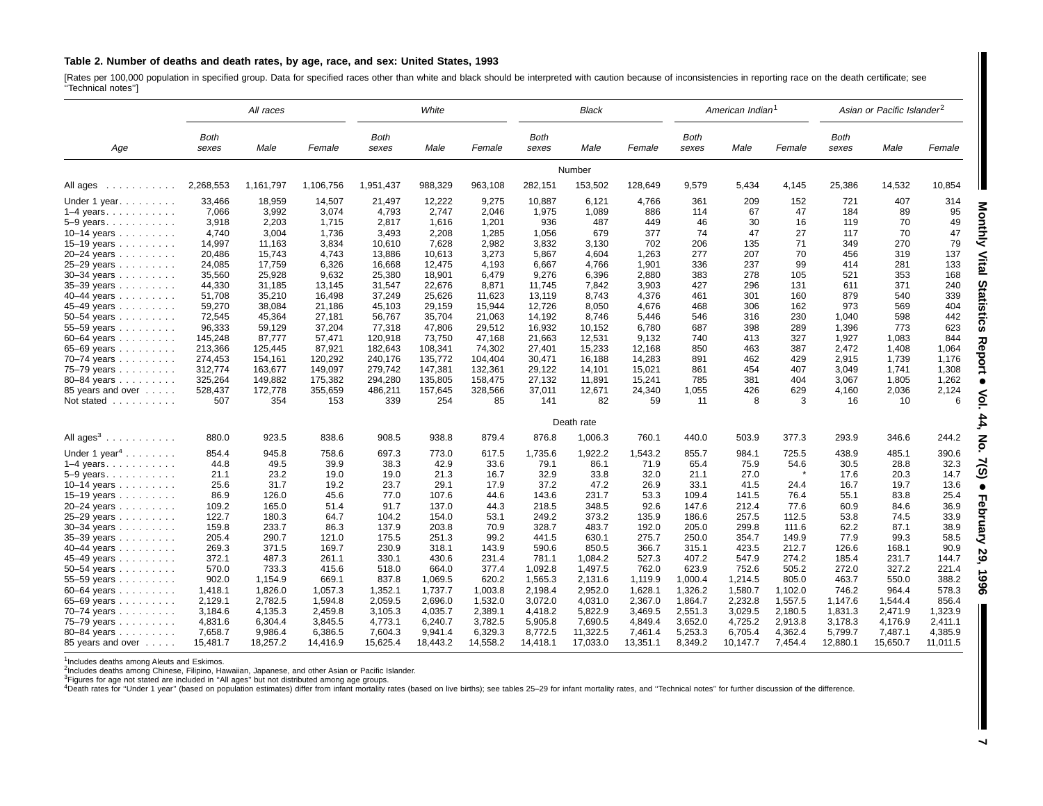**Table 2. Number of deaths and death rates, by age, race, and sex: United States, 1993**

[Rates per 100,000 population in specified group. Data for specified races other than white and black should be interpreted with caution because of inconsistencies in reporting race on the death certificate; see ''Technical notes'']

| Age | All races | | | White | | | Black | | | American Indian[1] | | | Asian or Pacific Islander[2] | | |
|---|---|---|---|---|---|---|---|---|---|---|---|---|---|---|---|
| | Both sexes | Male | Female | Both sexes | Male | Female | Both sexes | Male | Female | Both sexes | Male | Female | Both sexes | Male | Female |
| | | | | | | | | Number | | | | | | | |
| All ages | 2,268,553 | 1,161,797 | 1,106,756 | 1,951,437 | 988,329 | 963,108 | 282,151 | 153,502 | 128,649 | 9,579 | 5,434 | 4,145 | 25,386 | 14,532 | 10,854 |
| Under 1 year | 33,466 | 18,959 | 14,507 | 21,497 | 12,222 | 9,275 | 10,887 | 6,121 | 4,766 | 361 | 209 | 152 | 721 | 407 | 314 |
| 1–4 years | 7,066 | 3,992 | 3,074 | 4,793 | 2,747 | 2,046 | 1,975 | 1,089 | 886 | 114 | 67 | 47 | 184 | 89 | 95 |
| 5–9 years | 3,918 | 2,203 | 1,715 | 2,817 | 1,616 | 1,201 | 936 | 487 | 449 | 46 | 30 | 16 | 119 | 70 | 49 |
| 10–14 years | 4,740 | 3,004 | 1,736 | 3,493 | 2,208 | 1,285 | 1,056 | 679 | 377 | 74 | 47 | 27 | 117 | 70 | 47 |
| 15–19 years | 14,997 | 11,163 | 3,834 | 10,610 | 7,628 | 2,982 | 3,832 | 3,130 | 702 | 206 | 135 | 71 | 349 | 270 | 79 |
| 20–24 years | 20,486 | 15,743 | 4,743 | 13,886 | 10,613 | 3,273 | 5,867 | 4,604 | 1,263 | 277 | 207 | 70 | 456 | 319 | 137 |
| 25–29 years | 24,085 | 17,759 | 6,326 | 16,668 | 12,475 | 4,193 | 6,667 | 4,766 | 1,901 | 336 | 237 | 99 | 414 | 281 | 133 |
| 30–34 years | 35,560 | 25,928 | 9,632 | 25,380 | 18,901 | 6,479 | 9,276 | 6,396 | 2,880 | 383 | 278 | 105 | 521 | 353 | 168 |
| 35–39 years | 44,330 | 31,185 | 13,145 | 31,547 | 22,676 | 8,871 | 11,745 | 7,842 | 3,903 | 427 | 296 | 131 | 611 | 371 | 240 |
| 40–44 years | 51,708 | 35,210 | 16,498 | 37,249 | 25,626 | 11,623 | 13,119 | 8,743 | 4,376 | 461 | 301 | 160 | 879 | 540 | 339 |
| 45–49 years | 59,270 | 38,084 | 21,186 | 45,103 | 29,159 | 15,944 | 12,726 | 8,050 | 4,676 | 468 | 306 | 162 | 973 | 569 | 404 |
| 50–54 years | 72,545 | 45,364 | 27,181 | 56,767 | 35,704 | 21,063 | 14,192 | 8,746 | 5,446 | 546 | 316 | 230 | 1,040 | 598 | 442 |
| 55–59 years | 96,333 | 59,129 | 37,204 | 77,318 | 47,806 | 29,512 | 16,932 | 10,152 | 6,780 | 687 | 398 | 289 | 1,396 | 773 | 623 |
| 60–64 years | 145,248 | 87,777 | 57,471 | 120,918 | 73,750 | 47,168 | 21,663 | 12,531 | 9,132 | 740 | 413 | 327 | 1,927 | 1,083 | 844 |
| 65–69 years | 213,366 | 125,445 | 87,921 | 182,643 | 108,341 | 74,302 | 27,401 | 15,233 | 12,168 | 850 | 463 | 387 | 2,472 | 1,408 | 1,064 |
| 70–74 years | 274,453 | 154,161 | 120,292 | 240,176 | 135,772 | 104,404 | 30,471 | 16,188 | 14,283 | 891 | 462 | 429 | 2,915 | 1,739 | 1,176 |
| 75–79 years | 312,774 | 163,677 | 149,097 | 279,742 | 147,381 | 132,361 | 29,122 | 14,101 | 15,021 | 861 | 454 | 407 | 3,049 | 1,741 | 1,308 |
| 80–84 years | 325,264 | 149,882 | 175,382 | 294,280 | 135,805 | 158,475 | 27,132 | 11,891 | 15,241 | 785 | 381 | 404 | 3,067 | 1,805 | 1,262 |
| 85 years and over | 528,437 | 172,778 | 355,659 | 486,211 | 157,645 | 328,566 | 37,011 | 12,671 | 24,340 | 1,055 | 426 | 629 | 4,160 | 2,036 | 2,124 |
| Not stated | 507 | 354 | 153 | 339 | 254 | 85 | 141 | 82 | 59 | 11 | 8 | 3 | 16 | 10 | 6 |
| | | | | | | | | Death rate | | | | | | | |
| All ages[3] | 880.0 | 923.5 | 838.6 | 908.5 | 938.8 | 879.4 | 876.8 | 1,006.3 | 760.1 | 440.0 | 503.9 | 377.3 | 293.9 | 346.6 | 244.2 |
| Under 1 year[4] | 854.4 | 945.8 | 758.6 | 697.3 | 773.0 | 617.5 | 1,735.6 | 1,922.2 | 1,543.2 | 855.7 | 984.1 | 725.5 | 438.9 | 485.1 | 390.6 |
| 1–4 years | 44.8 | 49.5 | 39.9 | 38.3 | 42.9 | 33.6 | 79.1 | 86.1 | 71.9 | 65.4 | 75.9 | 54.6 | 30.5 | 28.8 | 32.3 |
| 5–9 years | 21.1 | 23.2 | 19.0 | 19.0 | 21.3 | 16.7 | 32.9 | 33.8 | 32.0 | 21.1 | 27.0 | * | 17.6 | 20.3 | 14.7 |
| 10–14 years | 25.6 | 31.7 | 19.2 | 23.7 | 29.1 | 17.9 | 37.2 | 47.2 | 26.9 | 33.1 | 41.5 | 24.4 | 16.7 | 19.7 | 13.6 |
| 15–19 years | 86.9 | 126.0 | 45.6 | 77.0 | 107.6 | 44.6 | 143.6 | 231.7 | 53.3 | 109.4 | 141.5 | 76.4 | 55.1 | 83.8 | 25.4 |
| 20–24 years | 109.2 | 165.0 | 51.4 | 91.7 | 137.0 | 44.3 | 218.5 | 348.5 | 92.6 | 147.6 | 212.4 | 77.6 | 60.9 | 84.6 | 36.9 |
| 25–29 years | 122.7 | 180.3 | 64.7 | 104.2 | 154.0 | 53.1 | 249.2 | 373.2 | 135.9 | 186.6 | 257.5 | 112.5 | 53.8 | 74.5 | 33.9 |
| 30–34 years | 159.8 | 233.7 | 86.3 | 137.9 | 203.8 | 70.9 | 328.7 | 483.7 | 192.0 | 205.0 | 299.8 | 111.6 | 62.2 | 87.1 | 38.9 |
| 35–39 years | 205.4 | 290.7 | 121.0 | 175.5 | 251.3 | 99.2 | 441.5 | 630.1 | 275.7 | 250.0 | 354.7 | 149.9 | 77.9 | 99.3 | 58.5 |
| 40–44 years | 269.3 | 371.5 | 169.7 | 230.9 | 318.1 | 143.9 | 590.6 | 850.5 | 366.7 | 315.1 | 423.5 | 212.7 | 126.6 | 168.1 | 90.9 |
| 45–49 years | 372.1 | 487.3 | 261.1 | 330.1 | 430.6 | 231.4 | 781.1 | 1,084.2 | 527.3 | 407.2 | 547.9 | 274.2 | 185.4 | 231.7 | 144.7 |
| 50–54 years | 570.0 | 733.3 | 415.6 | 518.0 | 664.0 | 377.4 | 1,092.8 | 1,497.5 | 762.0 | 623.9 | 752.6 | 505.2 | 272.0 | 327.2 | 221.4 |
| 55–59 years | 902.0 | 1,154.9 | 669.1 | 837.8 | 1,069.5 | 620.2 | 1,565.3 | 2,131.6 | 1,119.9 | 1,000.4 | 1,214.5 | 805.0 | 463.7 | 550.0 | 388.2 |
| 60–64 years | 1,418.1 | 1,826.0 | 1,057.3 | 1,352.1 | 1,737.7 | 1,003.8 | 2,198.4 | 2,952.0 | 1,628.1 | 1,326.2 | 1,580.7 | 1,102.0 | 746.2 | 964.4 | 578.3 |
| 65–69 years | 2,129.1 | 2,782.5 | 1,594.8 | 2,059.5 | 2,696.0 | 1,532.0 | 3,072.0 | 4,031.0 | 2,367.0 | 1,864.7 | 2,232.8 | 1,557.5 | 1,147.6 | 1,544.4 | 856.4 |
| 70–74 years | 3,184.6 | 4,135.3 | 2,459.8 | 3,105.3 | 4,035.7 | 2,389.1 | 4,418.2 | 5,822.9 | 3,469.5 | 2,551.3 | 3,029.5 | 2,180.5 | 1,831.3 | 2,471.9 | 1,323.9 |
| 75–79 years | 4,831.6 | 6,304.4 | 3,845.5 | 4,773.1 | 6,240.7 | 3,782.5 | 5,905.8 | 7,690.5 | 4,849.4 | 3,652.0 | 4,725.2 | 2,913.8 | 3,178.3 | 4,176.9 | 2,411.1 |
| 80–84 years | 7,658.7 | 9,986.4 | 6,386.5 | 7,604.3 | 9,941.4 | 6,329.3 | 8,772.5 | 11,322.5 | 7,461.4 | 5,253.3 | 6,705.4 | 4,362.4 | 5,799.7 | 7,487.1 | 4,385.9 |
| 85 years and over | 15,481.7 | 18,257.2 | 14,416.9 | 15,625.4 | 18,443.2 | 14,558.2 | 14,418.1 | 17,033.0 | 13,351.1 | 8,349.2 | 10,147.7 | 7,454.4 | 12,880.1 | 15,650.7 | 11,011.5 |

[1]Includes deaths among Aleuts and Eskimos.
[2]Includes deaths among Chinese, Filipino, Hawaiian, Japanese, and other Asian or Pacific Islander.
[3]Figures for age not stated are included in ''All ages'' but not distributed among age groups.
[4]Death rates for ''Under 1 year'' (based on population estimates) differ from infant mortality rates (based on live births); see tables 25–29 for infant mortality rates, and ''Technical notes'' for further discussion of the difference.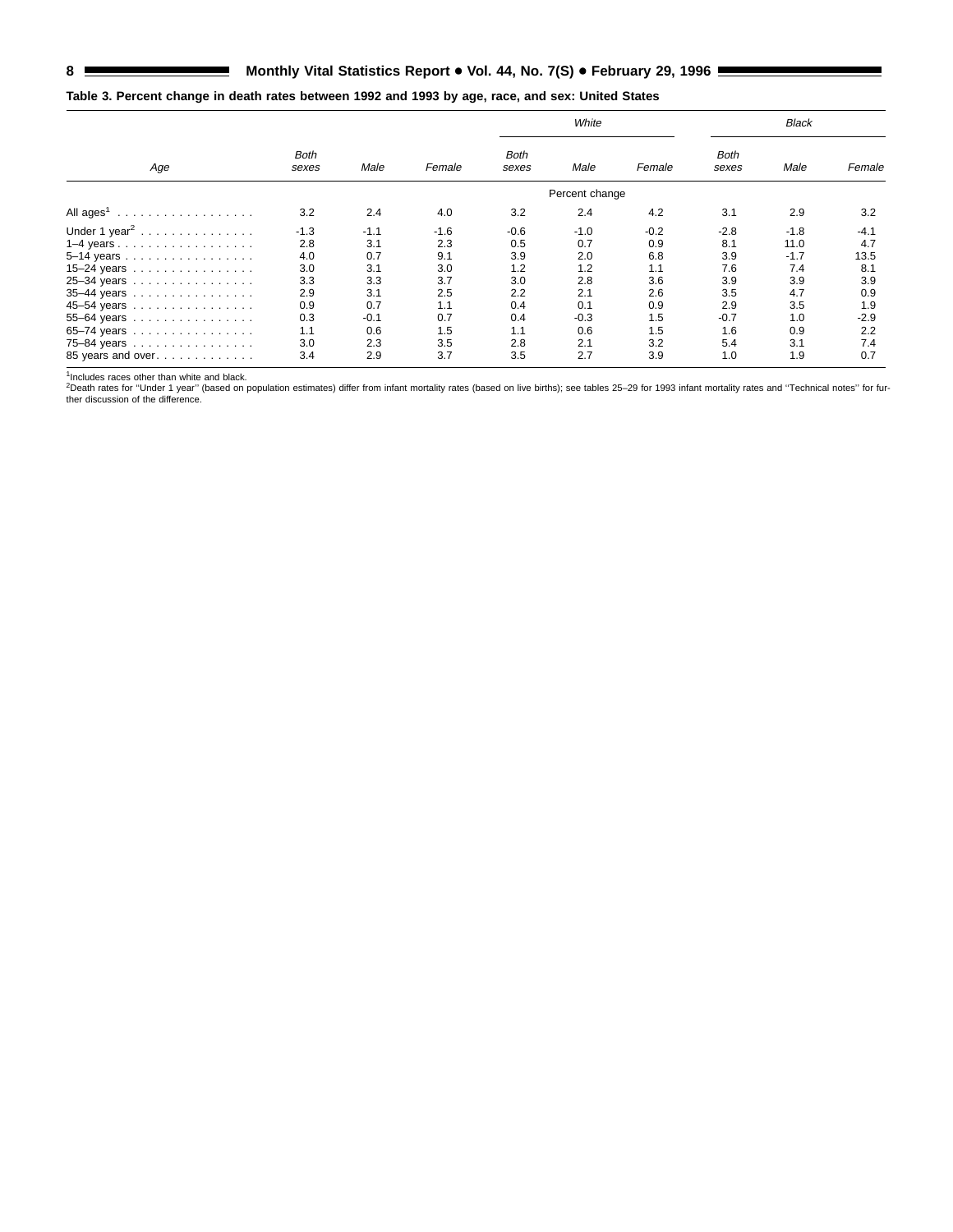**Table 3. Percent change in death rates between 1992 and 1993 by age, race, and sex: United States**

| Age | Both sexes | Male | Female | White | | | Black | | |
|---|---|---|---|---|---|---|---|---|---|
| | | | | Both sexes | Male | Female | Both sexes | Male | Female |
| | Percent change | | | | | | | | |
| All ages[1] | 3.2 | 2.4 | 4.0 | 3.2 | 2.4 | 4.2 | 3.1 | 2.9 | 3.2 |
| Under 1 year[2] | -1.3 | -1.1 | -1.6 | -0.6 | -1.0 | -0.2 | -2.8 | -1.8 | -4.1 |
| 1–4 years | 2.8 | 3.1 | 2.3 | 0.5 | 0.7 | 0.9 | 8.1 | 11.0 | 4.7 |
| 5–14 years | 4.0 | 0.7 | 9.1 | 3.9 | 2.0 | 6.8 | 3.9 | -1.7 | 13.5 |
| 15–24 years | 3.0 | 3.1 | 3.0 | 1.2 | 1.2 | 1.1 | 7.6 | 7.4 | 8.1 |
| 25–34 years | 3.3 | 3.3 | 3.7 | 3.0 | 2.8 | 3.6 | 3.9 | 3.9 | 3.9 |
| 35–44 years | 2.9 | 3.1 | 2.5 | 2.2 | 2.1 | 2.6 | 3.5 | 4.7 | 0.9 |
| 45–54 years | 0.9 | 0.7 | 1.1 | 0.4 | 0.1 | 0.9 | 2.9 | 3.5 | 1.9 |
| 55–64 years | 0.3 | -0.1 | 0.7 | 0.4 | -0.3 | 1.5 | -0.7 | 1.0 | -2.9 |
| 65–74 years | 1.1 | 0.6 | 1.5 | 1.1 | 0.6 | 1.5 | 1.6 | 0.9 | 2.2 |
| 75–84 years | 3.0 | 2.3 | 3.5 | 2.8 | 2.1 | 3.2 | 5.4 | 3.1 | 7.4 |
| 85 years and over | 3.4 | 2.9 | 3.7 | 3.5 | 2.7 | 3.9 | 1.0 | 1.9 | 0.7 |

[1]Includes races other than white and black.
[2]Death rates for "Under 1 year" (based on population estimates) differ from infant mortality rates (based on live births); see tables 25–29 for 1993 infant mortality rates and "Technical notes" for further discussion of the difference.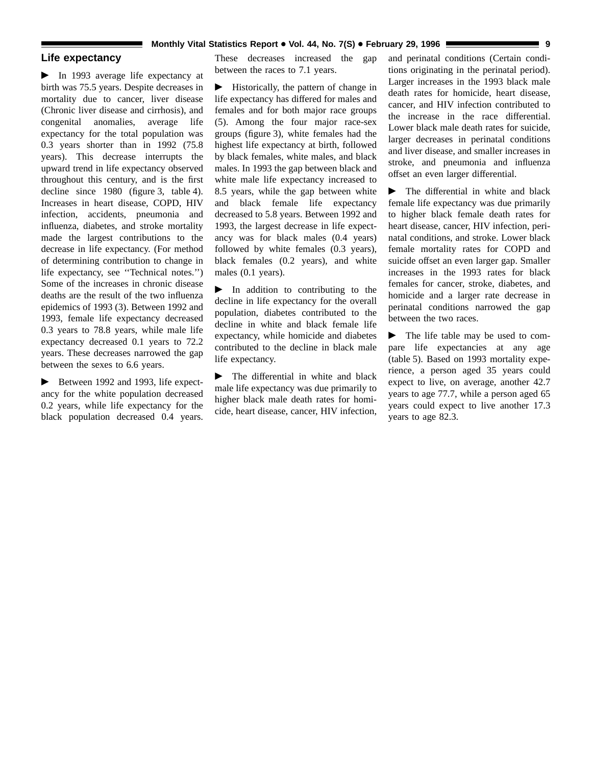## Life expectancy

► In 1993 average life expectancy at birth was 75.5 years. Despite decreases in mortality due to cancer, liver disease (Chronic liver disease and cirrhosis), and congenital anomalies, average life expectancy for the total population was 0.3 years shorter than in 1992 (75.8 years). This decrease interrupts the upward trend in life expectancy observed throughout this century, and is the first decline since 1980 (figure 3, table 4). Increases in heart disease, COPD, HIV infection, accidents, pneumonia and influenza, diabetes, and stroke mortality made the largest contributions to the decrease in life expectancy. (For method of determining contribution to change in life expectancy, see ''Technical notes.'') Some of the increases in chronic disease deaths are the result of the two influenza epidemics of 1993 (3). Between 1992 and 1993, female life expectancy decreased 0.3 years to 78.8 years, while male life expectancy decreased 0.1 years to 72.2 years. These decreases narrowed the gap between the sexes to 6.6 years.

► Between 1992 and 1993, life expectancy for the white population decreased 0.2 years, while life expectancy for the black population decreased 0.4 years. These decreases increased the gap between the races to 7.1 years.

► Historically, the pattern of change in life expectancy has differed for males and females and for both major race groups (5). Among the four major race-sex groups (figure 3), white females had the highest life expectancy at birth, followed by black females, white males, and black males. In 1993 the gap between black and white male life expectancy increased to 8.5 years, while the gap between white and black female life expectancy decreased to 5.8 years. Between 1992 and 1993, the largest decrease in life expectancy was for black males (0.4 years) followed by white females (0.3 years), black females (0.2 years), and white males (0.1 years).

► In addition to contributing to the decline in life expectancy for the overall population, diabetes contributed to the decline in white and black female life expectancy, while homicide and diabetes contributed to the decline in black male life expectancy.

► The differential in white and black male life expectancy was due primarily to higher black male death rates for homicide, heart disease, cancer, HIV infection, and perinatal conditions (Certain conditions originating in the perinatal period). Larger increases in the 1993 black male death rates for homicide, heart disease, cancer, and HIV infection contributed to the increase in the race differential. Lower black male death rates for suicide, larger decreases in perinatal conditions and liver disease, and smaller increases in stroke, and pneumonia and influenza offset an even larger differential.

► The differential in white and black female life expectancy was due primarily to higher black female death rates for heart disease, cancer, HIV infection, perinatal conditions, and stroke. Lower black female mortality rates for COPD and suicide offset an even larger gap. Smaller increases in the 1993 rates for black females for cancer, stroke, diabetes, and homicide and a larger rate decrease in perinatal conditions narrowed the gap between the two races.

► The life table may be used to compare life expectancies at any age (table 5). Based on 1993 mortality experience, a person aged 35 years could expect to live, on average, another 42.7 years to age 77.7, while a person aged 65 years could expect to live another 17.3 years to age 82.3.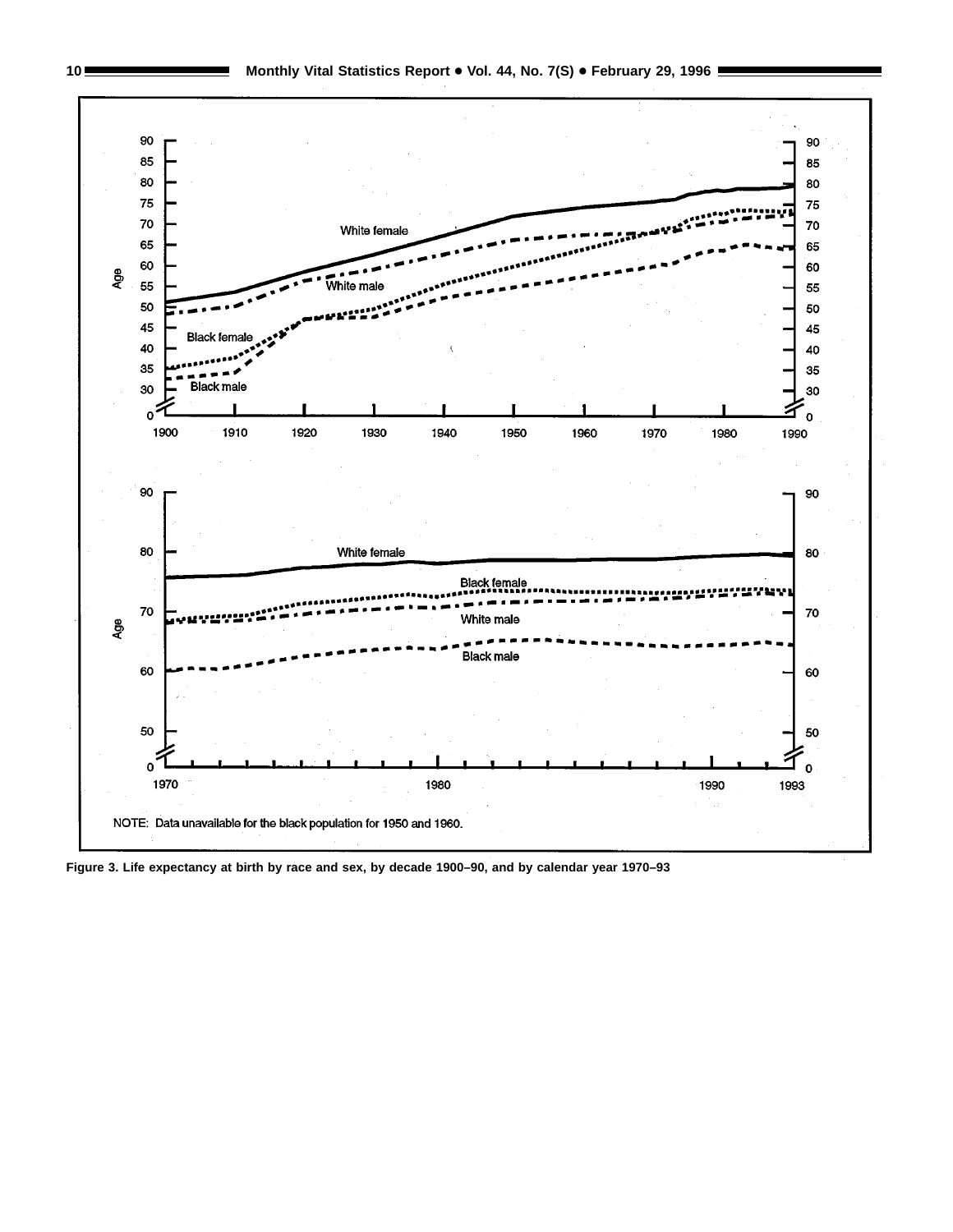NOTE: Data unavailable for the black population for 1950 and 1960.

Figure 3. Life expectancy at birth by race and sex, by decade 1900–90, and by calendar year 1970–93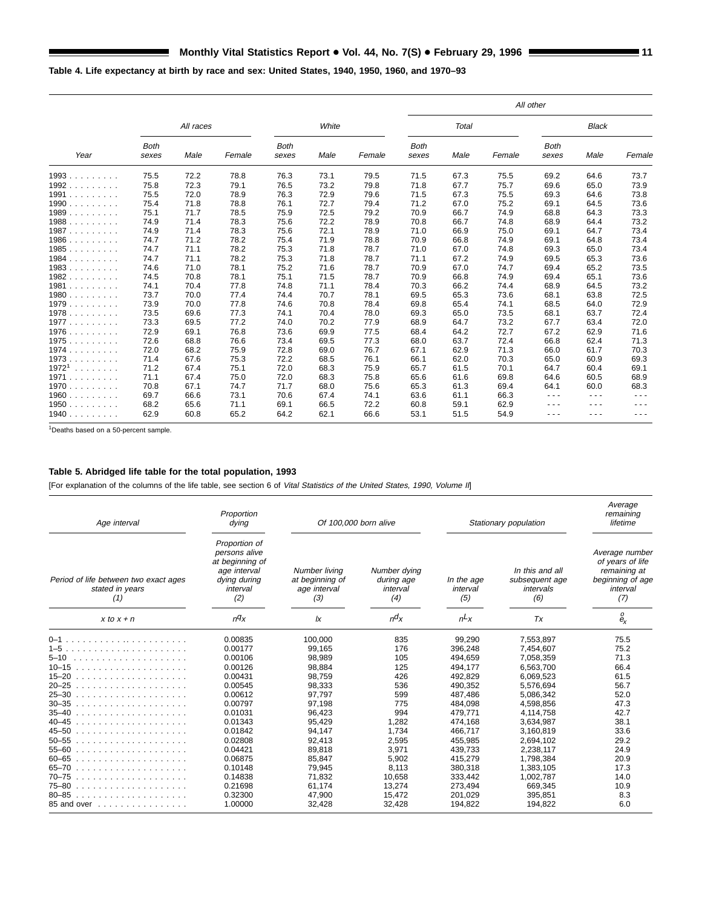**Table 4. Life expectancy at birth by race and sex: United States, 1940, 1950, 1960, and 1970–93**

| Year | All races | | | White | | | All other | | | | | |
|---|---|---|---|---|---|---|---|---|---|---|---|---|
| | | | | | | | Total | | | Black | | |
| | Both sexes | Male | Female | Both sexes | Male | Female | Both sexes | Male | Female | Both sexes | Male | Female |
| 1993 | 75.5 | 72.2 | 78.8 | 76.3 | 73.1 | 79.5 | 71.5 | 67.3 | 75.5 | 69.2 | 64.6 | 73.7 |
| 1992 | 75.8 | 72.3 | 79.1 | 76.5 | 73.2 | 79.8 | 71.8 | 67.7 | 75.7 | 69.6 | 65.0 | 73.9 |
| 1991 | 75.5 | 72.0 | 78.9 | 76.3 | 72.9 | 79.6 | 71.5 | 67.3 | 75.5 | 69.3 | 64.6 | 73.8 |
| 1990 | 75.4 | 71.8 | 78.8 | 76.1 | 72.7 | 79.4 | 71.2 | 67.0 | 75.2 | 69.1 | 64.5 | 73.6 |
| 1989 | 75.1 | 71.7 | 78.5 | 75.9 | 72.5 | 79.2 | 70.9 | 66.7 | 74.9 | 68.8 | 64.3 | 73.3 |
| 1988 | 74.9 | 71.4 | 78.3 | 75.6 | 72.2 | 78.9 | 70.8 | 66.7 | 74.8 | 68.9 | 64.4 | 73.2 |
| 1987 | 74.9 | 71.4 | 78.3 | 75.6 | 72.1 | 78.9 | 71.0 | 66.9 | 75.0 | 69.1 | 64.7 | 73.4 |
| 1986 | 74.7 | 71.2 | 78.2 | 75.4 | 71.9 | 78.8 | 70.9 | 66.8 | 74.9 | 69.1 | 64.8 | 73.4 |
| 1985 | 74.7 | 71.1 | 78.2 | 75.3 | 71.8 | 78.7 | 71.0 | 67.0 | 74.8 | 69.3 | 65.0 | 73.4 |
| 1984 | 74.7 | 71.1 | 78.2 | 75.3 | 71.8 | 78.7 | 71.1 | 67.2 | 74.9 | 69.5 | 65.3 | 73.6 |
| 1983 | 74.6 | 71.0 | 78.1 | 75.2 | 71.6 | 78.7 | 70.9 | 67.0 | 74.7 | 69.4 | 65.2 | 73.5 |
| 1982 | 74.5 | 70.8 | 78.1 | 75.1 | 71.5 | 78.7 | 70.9 | 66.8 | 74.9 | 69.4 | 65.1 | 73.6 |
| 1981 | 74.1 | 70.4 | 77.8 | 74.8 | 71.1 | 78.4 | 70.3 | 66.2 | 74.4 | 68.9 | 64.5 | 73.2 |
| 1980 | 73.7 | 70.0 | 77.4 | 74.4 | 70.7 | 78.1 | 69.5 | 65.3 | 73.6 | 68.1 | 63.8 | 72.5 |
| 1979 | 73.9 | 70.0 | 77.8 | 74.6 | 70.8 | 78.4 | 69.8 | 65.4 | 74.1 | 68.5 | 64.0 | 72.9 |
| 1978 | 73.5 | 69.6 | 77.3 | 74.1 | 70.4 | 78.0 | 69.3 | 65.0 | 73.5 | 68.1 | 63.7 | 72.4 |
| 1977 | 73.3 | 69.5 | 77.2 | 74.0 | 70.2 | 77.9 | 68.9 | 64.7 | 73.2 | 67.7 | 63.4 | 72.0 |
| 1976 | 72.9 | 69.1 | 76.8 | 73.6 | 69.9 | 77.5 | 68.4 | 64.2 | 72.7 | 67.2 | 62.9 | 71.6 |
| 1975 | 72.6 | 68.8 | 76.6 | 73.4 | 69.5 | 77.3 | 68.0 | 63.7 | 72.4 | 66.8 | 62.4 | 71.3 |
| 1974 | 72.0 | 68.2 | 75.9 | 72.8 | 69.0 | 76.7 | 67.1 | 62.9 | 71.3 | 66.0 | 61.7 | 70.3 |
| 1973 | 71.4 | 67.6 | 75.3 | 72.2 | 68.5 | 76.1 | 66.1 | 62.0 | 70.3 | 65.0 | 60.9 | 69.3 |
| 1972[1] | 71.2 | 67.4 | 75.1 | 72.0 | 68.3 | 75.9 | 65.7 | 61.5 | 70.1 | 64.7 | 60.4 | 69.1 |
| 1971 | 71.1 | 67.4 | 75.0 | 72.0 | 68.3 | 75.8 | 65.6 | 61.6 | 69.8 | 64.6 | 60.5 | 68.9 |
| 1970 | 70.8 | 67.1 | 74.7 | 71.7 | 68.0 | 75.6 | 65.3 | 61.3 | 69.4 | 64.1 | 60.0 | 68.3 |
| 1960 | 69.7 | 66.6 | 73.1 | 70.6 | 67.4 | 74.1 | 63.6 | 61.1 | 66.3 | --- | --- | --- |
| 1950 | 68.2 | 65.6 | 71.1 | 69.1 | 66.5 | 72.2 | 60.8 | 59.1 | 62.9 | --- | --- | --- |
| 1940 | 62.9 | 60.8 | 65.2 | 64.2 | 62.1 | 66.6 | 53.1 | 51.5 | 54.9 | --- | --- | --- |

[1]Deaths based on a 50-percent sample.

**Table 5. Abridged life table for the total population, 1993**

[For explanation of the columns of the life table, see section 6 of *Vital Statistics of the United States, 1990, Volume II*]

| Age interval | Proportion dying | Of 100,000 born alive | | Stationary population | | Average remaining lifetime |
|---|---|---|---|---|---|---|
| Period of life between two exact ages stated in years (1) | Proportion of persons alive at beginning of age interval dying during interval (2) | Number living at beginning of age interval (3) | Number dying during age interval (4) | In the age interval (5) | In this and all subsequent age intervals (6) | Average number of years of life remaining at beginning of age interval (7) |
| $x$ to $x + n$ | ${}_nq_x$ | $l_x$ | ${}_nd_x$ | ${}_nL_x$ | $T_x$ | $\mathring{e}_x$ |
| 0–1 | 0.00835 | 100,000 | 835 | 99,290 | 7,553,897 | 75.5 |
| 1–5 | 0.00177 | 99,165 | 176 | 396,248 | 7,454,607 | 75.2 |
| 5–10 | 0.00106 | 98,989 | 105 | 494,659 | 7,058,359 | 71.3 |
| 10–15 | 0.00126 | 98,884 | 125 | 494,177 | 6,563,700 | 66.4 |
| 15–20 | 0.00431 | 98,759 | 426 | 492,829 | 6,069,523 | 61.5 |
| 20–25 | 0.00545 | 98,333 | 536 | 490,352 | 5,576,694 | 56.7 |
| 25–30 | 0.00612 | 97,797 | 599 | 487,486 | 5,086,342 | 52.0 |
| 30–35 | 0.00797 | 97,198 | 775 | 484,098 | 4,598,856 | 47.3 |
| 35–40 | 0.01031 | 96,423 | 994 | 479,771 | 4,114,758 | 42.7 |
| 40–45 | 0.01343 | 95,429 | 1,282 | 474,168 | 3,634,987 | 38.1 |
| 45–50 | 0.01842 | 94,147 | 1,734 | 466,717 | 3,160,819 | 33.6 |
| 50–55 | 0.02808 | 92,413 | 2,595 | 455,985 | 2,694,102 | 29.2 |
| 55–60 | 0.04421 | 89,818 | 3,971 | 439,733 | 2,238,117 | 24.9 |
| 60–65 | 0.06875 | 85,847 | 5,902 | 415,279 | 1,798,384 | 20.9 |
| 65–70 | 0.10148 | 79,945 | 8,113 | 380,318 | 1,383,105 | 17.3 |
| 70–75 | 0.14838 | 71,832 | 10,658 | 333,442 | 1,002,787 | 14.0 |
| 75–80 | 0.21698 | 61,174 | 13,274 | 273,494 | 669,345 | 10.9 |
| 80–85 | 0.32300 | 47,900 | 15,472 | 201,029 | 395,851 | 8.3 |
| 85 and over | 1.00000 | 32,428 | 32,428 | 194,822 | 194,822 | 6.0 |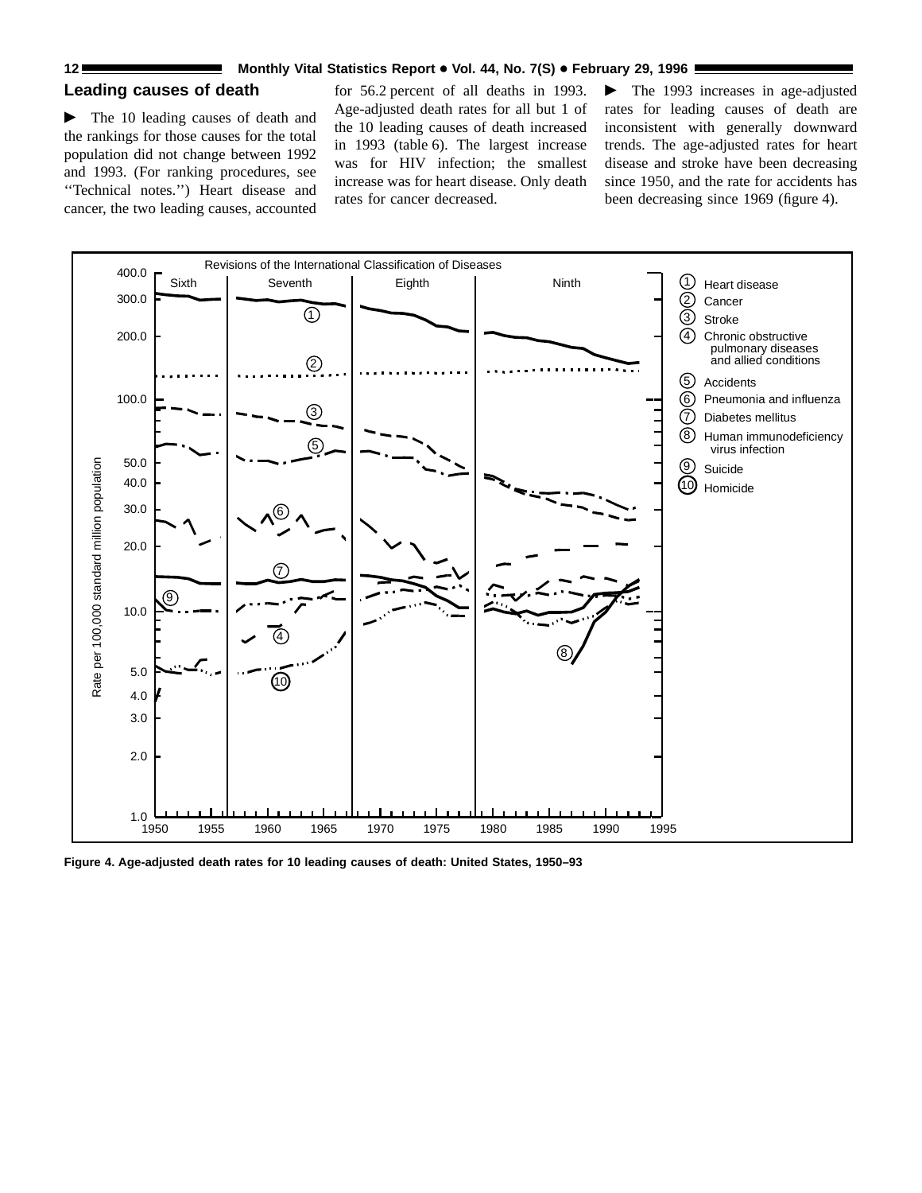## Leading causes of death

► The 10 leading causes of death and the rankings for those causes for the total population did not change between 1992 and 1993. (For ranking procedures, see ''Technical notes.'') Heart disease and cancer, the two leading causes, accounted for 56.2 percent of all deaths in 1993. Age-adjusted death rates for all but 1 of the 10 leading causes of death increased in 1993 (table 6). The largest increase was for HIV infection; the smallest increase was for heart disease. Only death rates for cancer decreased.

► The 1993 increases in age-adjusted rates for leading causes of death are inconsistent with generally downward trends. The age-adjusted rates for heart disease and stroke have been decreasing since 1950, and the rate for accidents has been decreasing since 1969 (figure 4).

Revisions of the International Classification of Diseases: Sixth, Seventh, Eighth, Ninth

Rate per 100,000 standard million population

1. Heart disease
2. Cancer
3. Stroke
4. Chronic obstructive pulmonary diseases and allied conditions
5. Accidents
6. Pneumonia and influenza
7. Diabetes mellitus
8. Human immunodeficiency virus infection
9. Suicide
10. Homicide

**Figure 4. Age-adjusted death rates for 10 leading causes of death: United States, 1950–93**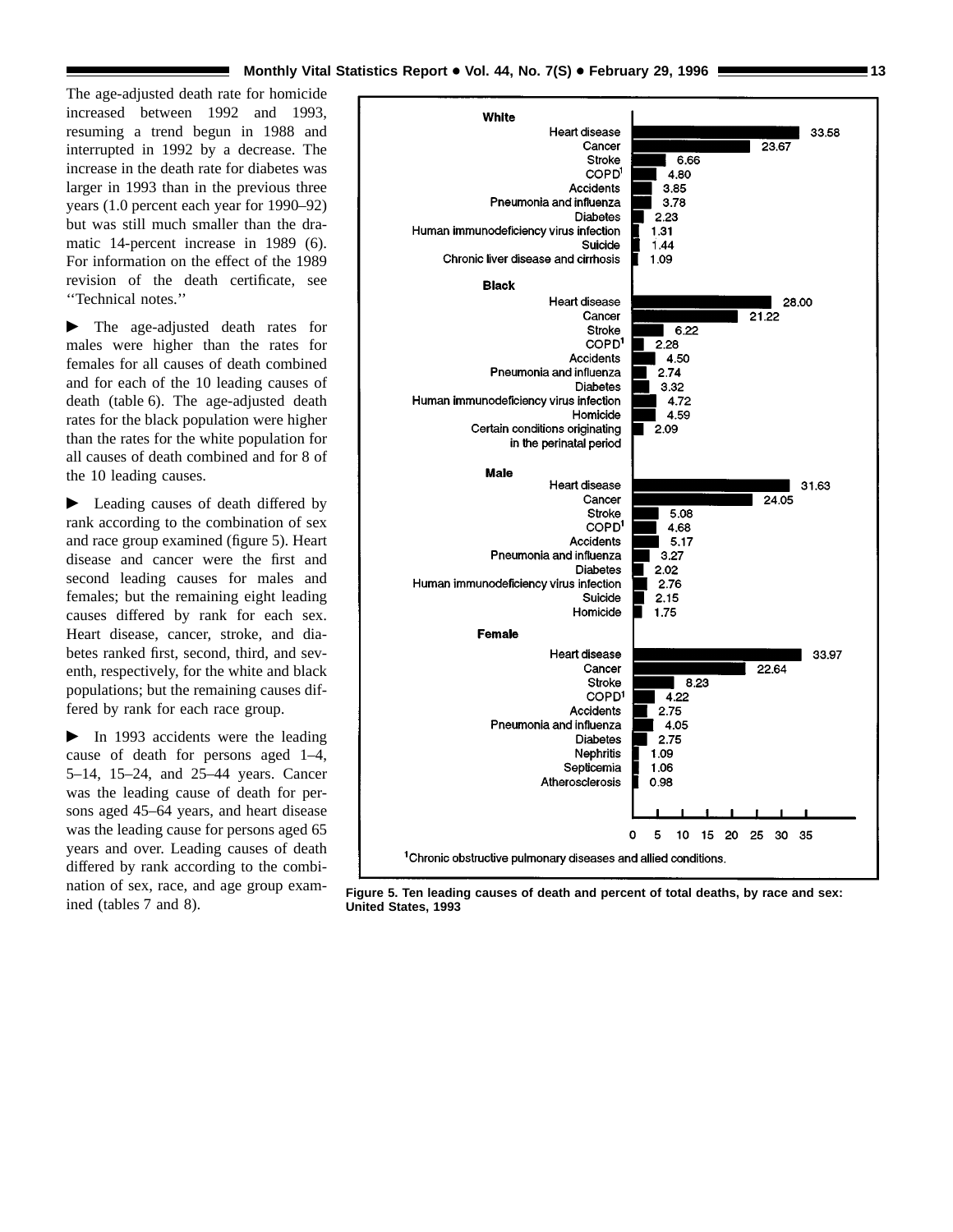The age-adjusted death rate for homicide increased between 1992 and 1993, resuming a trend begun in 1988 and interrupted in 1992 by a decrease. The increase in the death rate for diabetes was larger in 1993 than in the previous three years (1.0 percent each year for 1990–92) but was still much smaller than the dramatic 14-percent increase in 1989 (6). For information on the effect of the 1989 revision of the death certificate, see ‘‘Technical notes.’’

► The age-adjusted death rates for males were higher than the rates for females for all causes of death combined and for each of the 10 leading causes of death (table 6). The age-adjusted death rates for the black population were higher than the rates for the white population for all causes of death combined and for 8 of the 10 leading causes.

► Leading causes of death differed by rank according to the combination of sex and race group examined (figure 5). Heart disease and cancer were the first and second leading causes for males and females; but the remaining eight leading causes differed by rank for each sex. Heart disease, cancer, stroke, and diabetes ranked first, second, third, and seventh, respectively, for the white and black populations; but the remaining causes differed by rank for each race group.

► In 1993 accidents were the leading cause of death for persons aged 1–4, 5–14, 15–24, and 25–44 years. Cancer was the leading cause of death for persons aged 45–64 years, and heart disease was the leading cause for persons aged 65 years and over. Leading causes of death differed by rank according to the combination of sex, race, and age group examined (tables 7 and 8).

| Group / Cause | Percent of total deaths |
|---|---|
| **White** | |
| Heart disease | 33.58 |
| Cancer | 23.67 |
| Stroke | 6.66 |
| COPD[1] | 4.80 |
| Accidents | 3.85 |
| Pneumonia and influenza | 3.78 |
| Diabetes | 2.23 |
| Human immunodeficiency virus infection | 1.31 |
| Suicide | 1.44 |
| Chronic liver disease and cirrhosis | 1.09 |
| **Black** | |
| Heart disease | 28.00 |
| Cancer | 21.22 |
| Stroke | 6.22 |
| COPD[1] | 2.28 |
| Accidents | 4.50 |
| Pneumonia and influenza | 2.74 |
| Diabetes | 3.32 |
| Human immunodeficiency virus infection | 4.72 |
| Homicide | 4.59 |
| Certain conditions originating in the perinatal period | 2.09 |
| **Male** | |
| Heart disease | 31.63 |
| Cancer | 24.05 |
| Stroke | 5.08 |
| COPD[1] | 4.68 |
| Accidents | 5.17 |
| Pneumonia and influenza | 3.27 |
| Diabetes | 2.02 |
| Human immunodeficiency virus infection | 2.76 |
| Suicide | 2.15 |
| Homicide | 1.75 |
| **Female** | |
| Heart disease | 33.97 |
| Cancer | 22.64 |
| Stroke | 8.23 |
| COPD[1] | 4.22 |
| Accidents | 2.75 |
| Pneumonia and influenza | 4.05 |
| Diabetes | 2.75 |
| Nephritis | 1.09 |
| Septicemia | 1.06 |
| Atherosclerosis | 0.98 |

[1]Chronic obstructive pulmonary diseases and allied conditions.

**Figure 5. Ten leading causes of death and percent of total deaths, by race and sex: United States, 1993**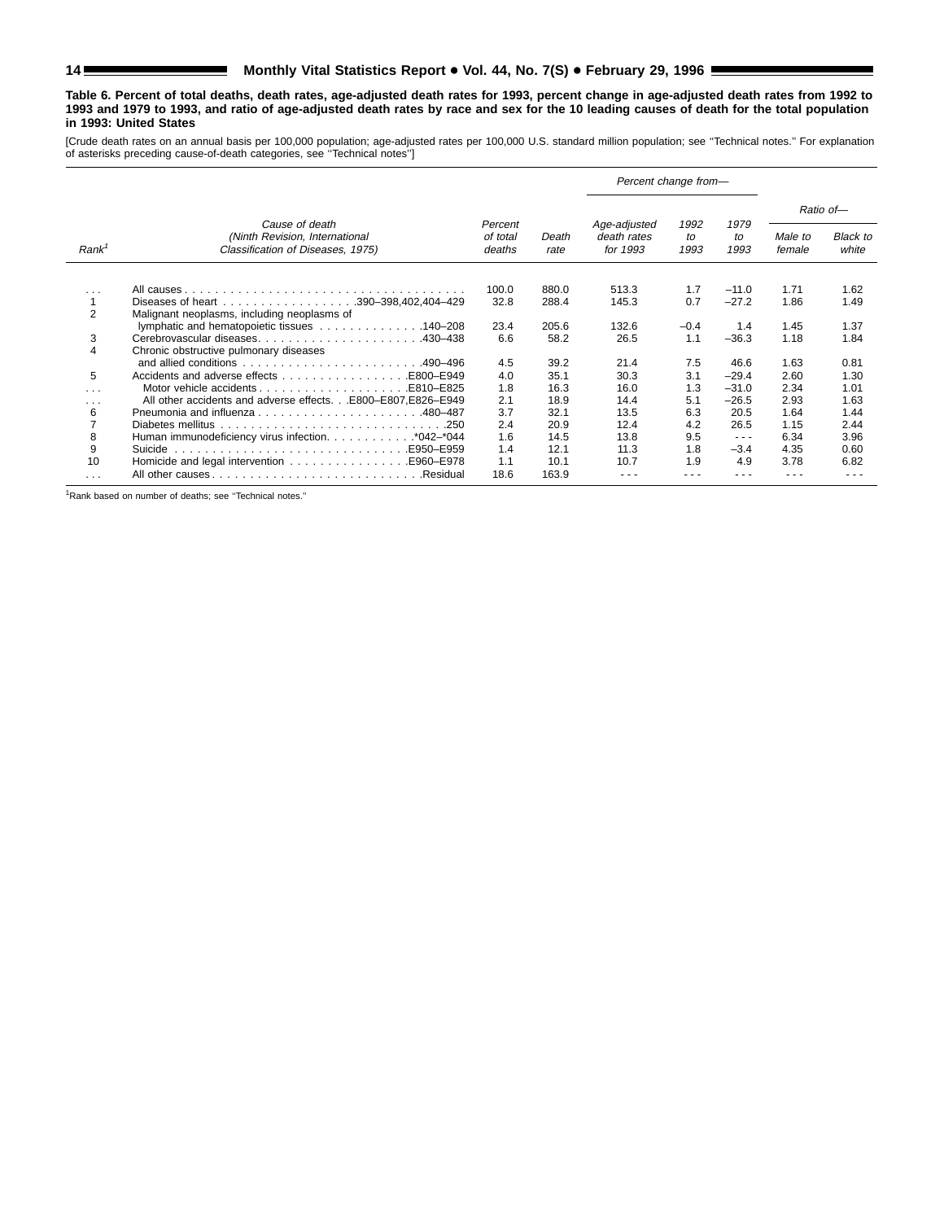**Table 6. Percent of total deaths, death rates, age-adjusted death rates for 1993, percent change in age-adjusted death rates from 1992 to 1993 and 1979 to 1993, and ratio of age-adjusted death rates by race and sex for the 10 leading causes of death for the total population in 1993: United States**

[Crude death rates on an annual basis per 100,000 population; age-adjusted rates per 100,000 U.S. standard million population; see ''Technical notes.'' For explanation of asterisks preceding cause-of-death categories, see ''Technical notes'']

| Rank[1] | Cause of death (Ninth Revision, International Classification of Diseases, 1975) | Percent of total deaths | Death rate | Age-adjusted death rates for 1993 | Percent change from— 1992 to 1993 | 1979 to 1993 | Ratio of— Male to female | Black to white |
|---|---|---|---|---|---|---|---|---|
| . . . | All causes | 100.0 | 880.0 | 513.3 | 1.7 | –11.0 | 1.71 | 1.62 |
| 1 | Diseases of heart . . . 390–398,402,404–429 | 32.8 | 288.4 | 145.3 | 0.7 | –27.2 | 1.86 | 1.49 |
| 2 | Malignant neoplasms, including neoplasms of lymphatic and hematopoietic tissues . . . 140–208 | 23.4 | 205.6 | 132.6 | –0.4 | 1.4 | 1.45 | 1.37 |
| 3 | Cerebrovascular diseases . . . 430–438 | 6.6 | 58.2 | 26.5 | 1.1 | –36.3 | 1.18 | 1.84 |
| 4 | Chronic obstructive pulmonary diseases and allied conditions . . . 490–496 | 4.5 | 39.2 | 21.4 | 7.5 | 46.6 | 1.63 | 0.81 |
| 5 | Accidents and adverse effects . . . E800–E949 | 4.0 | 35.1 | 30.3 | 3.1 | –29.4 | 2.60 | 1.30 |
| . . . | Motor vehicle accidents . . . E810–E825 | 1.8 | 16.3 | 16.0 | 1.3 | –31.0 | 2.34 | 1.01 |
| . . . | All other accidents and adverse effects . . . E800–E807,E826–E949 | 2.1 | 18.9 | 14.4 | 5.1 | –26.5 | 2.93 | 1.63 |
| 6 | Pneumonia and influenza . . . 480–487 | 3.7 | 32.1 | 13.5 | 6.3 | 20.5 | 1.64 | 1.44 |
| 7 | Diabetes mellitus . . . 250 | 2.4 | 20.9 | 12.4 | 4.2 | 26.5 | 1.15 | 2.44 |
| 8 | Human immunodeficiency virus infection . . . *042–*044 | 1.6 | 14.5 | 13.8 | 9.5 | - - - | 6.34 | 3.96 |
| 9 | Suicide . . . E950–E959 | 1.4 | 12.1 | 11.3 | 1.8 | –3.4 | 4.35 | 0.60 |
| 10 | Homicide and legal intervention . . . E960–E978 | 1.1 | 10.1 | 10.7 | 1.9 | 4.9 | 3.78 | 6.82 |
| . . . | All other causes . . . Residual | 18.6 | 163.9 | - - - | - - - | - - - | - - - | - - - |

[1]Rank based on number of deaths; see ''Technical notes.''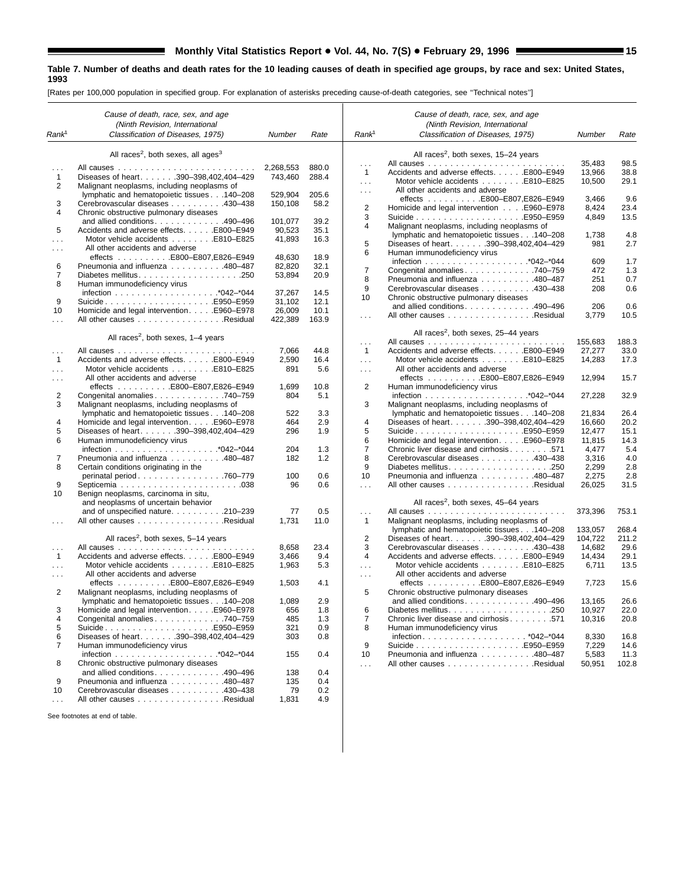**Table 7. Number of deaths and death rates for the 10 leading causes of death in specified age groups, by race and sex: United States, 1993**

[Rates per 100,000 population in specified group. For explanation of asterisks preceding cause-of-death categories, see "Technical notes"]

| Rank[1] | Cause of death, race, sex, and age (Ninth Revision, International Classification of Diseases, 1975) | Number | Rate |
|---|---|---|---|
| | All races[2], both sexes, all ages[3] | | |
| ... | All causes | 2,268,553 | 880.0 |
| 1 | Diseases of heart . . . . . . 390–398,402,404–429 | 743,460 | 288.4 |
| 2 | Malignant neoplasms, including neoplasms of lymphatic and hematopoietic tissues . . . 140–208 | 529,904 | 205.6 |
| 3 | Cerebrovascular diseases . . . . . . . . . . 430–438 | 150,108 | 58.2 |
| 4 | Chronic obstructive pulmonary diseases and allied conditions . . . . . . . . . . . . 490–496 | 101,077 | 39.2 |
| 5 | Accidents and adverse effects . . . . . . E800–E949 | 90,523 | 35.1 |
| ... | Motor vehicle accidents . . . . . . . . E810–E825 | 41,893 | 16.3 |
| ... | All other accidents and adverse effects . . . . . . . . . . E800–E807,E826–E949 | 48,630 | 18.9 |
| 6 | Pneumonia and influenza . . . . . . . . . . 480–487 | 82,820 | 32.1 |
| 7 | Diabetes mellitus . . . . . . . . . . . . . . . . . . 250 | 53,894 | 20.9 |
| 8 | Human immunodeficiency virus infection . . . . . . . . . . . . . . . . . . *042–*044 | 37,267 | 14.5 |
| 9 | Suicide . . . . . . . . . . . . . . . . . . . . E950–E959 | 31,102 | 12.1 |
| 10 | Homicide and legal intervention . . . . . E960–E978 | 26,009 | 10.1 |
| ... | All other causes . . . . . . . . . . . . . . . . Residual | 422,389 | 163.9 |
| | All races[2], both sexes, 1–4 years | | |
| ... | All causes | 7,066 | 44.8 |
| 1 | Accidents and adverse effects . . . . . . E800–E949 | 2,590 | 16.4 |
| ... | Motor vehicle accidents . . . . . . . . E810–E825 | 891 | 5.6 |
| ... | All other accidents and adverse effects . . . . . . . . . . E800–E807,E826–E949 | 1,699 | 10.8 |
| 2 | Congenital anomalies . . . . . . . . . . . . . 740–759 | 804 | 5.1 |
| 3 | Malignant neoplasms, including neoplasms of lymphatic and hematopoietic tissues . . . 140–208 | 522 | 3.3 |
| 4 | Homicide and legal intervention . . . . . E960–E978 | 464 | 2.9 |
| 5 | Diseases of heart . . . . . . 390–398,402,404–429 | 296 | 1.9 |
| 6 | Human immunodeficiency virus infection . . . . . . . . . . . . . . . . . . *042–*044 | 204 | 1.3 |
| 7 | Pneumonia and influenza . . . . . . . . . . 480–487 | 182 | 1.2 |
| 8 | Certain conditions originating in the perinatal period . . . . . . . . . . . . . . . . 760–779 | 100 | 0.6 |
| 9 | Septicemia . . . . . . . . . . . . . . . . . . . . . . 038 | 96 | 0.6 |
| 10 | Benign neoplasms, carcinoma in situ, and neoplasms of uncertain behavior and of unspecified nature . . . . . . . . . . 210–239 | 77 | 0.5 |
| ... | All other causes . . . . . . . . . . . . . . . . Residual | 1,731 | 11.0 |
| | All races[2], both sexes, 5–14 years | | |
| ... | All causes | 8,658 | 23.4 |
| 1 | Accidents and adverse effects . . . . . . E800–E949 | 3,466 | 9.4 |
| ... | Motor vehicle accidents . . . . . . . . E810–E825 | 1,963 | 5.3 |
| ... | All other accidents and adverse effects . . . . . . . . . . E800–E807,E826–E949 | 1,503 | 4.1 |
| 2 | Malignant neoplasms, including neoplasms of lymphatic and hematopoietic tissues . . . 140–208 | 1,089 | 2.9 |
| 3 | Homicide and legal intervention . . . . . E960–E978 | 656 | 1.8 |
| 4 | Congenital anomalies . . . . . . . . . . . . . 740–759 | 485 | 1.3 |
| 5 | Suicide . . . . . . . . . . . . . . . . . . . . E950–E959 | 321 | 0.9 |
| 6 | Diseases of heart . . . . . . 390–398,402,404–429 | 303 | 0.8 |
| 7 | Human immunodeficiency virus infection . . . . . . . . . . . . . . . . . . *042–*044 | 155 | 0.4 |
| 8 | Chronic obstructive pulmonary diseases and allied conditions . . . . . . . . . . . . 490–496 | 138 | 0.4 |
| 9 | Pneumonia and influenza . . . . . . . . . . 480–487 | 135 | 0.4 |
| 10 | Cerebrovascular diseases . . . . . . . . . . 430–438 | 79 | 0.2 |
| ... | All other causes . . . . . . . . . . . . . . . . Residual | 1,831 | 4.9 |
| | All races[2], both sexes, 15–24 years | | |
| ... | All causes | 35,483 | 98.5 |
| 1 | Accidents and adverse effects . . . . . . E800–E949 | 13,966 | 38.8 |
| ... | Motor vehicle accidents . . . . . . . . E810–E825 | 10,500 | 29.1 |
| ... | All other accidents and adverse effects . . . . . . . . . . E800–E807,E826–E949 | 3,466 | 9.6 |
| 2 | Homicide and legal intervention . . . . . E960–E978 | 8,424 | 23.4 |
| 3 | Suicide . . . . . . . . . . . . . . . . . . . . E950–E959 | 4,849 | 13.5 |
| 4 | Malignant neoplasms, including neoplasms of lymphatic and hematopoietic tissues . . . 140–208 | 1,738 | 4.8 |
| 5 | Diseases of heart . . . . . . 390–398,402,404–429 | 981 | 2.7 |
| 6 | Human immunodeficiency virus infection . . . . . . . . . . . . . . . . . . *042–*044 | 609 | 1.7 |
| 7 | Congenital anomalies . . . . . . . . . . . . . 740–759 | 472 | 1.3 |
| 8 | Pneumonia and influenza . . . . . . . . . . 480–487 | 251 | 0.7 |
| 9 | Cerebrovascular diseases . . . . . . . . . . 430–438 | 208 | 0.6 |
| 10 | Chronic obstructive pulmonary diseases and allied conditions . . . . . . . . . . . . 490–496 | 206 | 0.6 |
| ... | All other causes . . . . . . . . . . . . . . . . Residual | 3,779 | 10.5 |
| | All races[2], both sexes, 25–44 years | | |
| ... | All causes | 155,683 | 188.3 |
| 1 | Accidents and adverse effects . . . . . . E800–E949 | 27,277 | 33.0 |
| ... | Motor vehicle accidents . . . . . . . . E810–E825 | 14,283 | 17.3 |
| ... | All other accidents and adverse effects . . . . . . . . . . E800–E807,E826–E949 | 12,994 | 15.7 |
| 2 | Human immunodeficiency virus infection . . . . . . . . . . . . . . . . . . *042–*044 | 27,228 | 32.9 |
| 3 | Malignant neoplasms, including neoplasms of lymphatic and hematopoietic tissues . . . 140–208 | 21,834 | 26.4 |
| 4 | Diseases of heart . . . . . . 390–398,402,404–429 | 16,660 | 20.2 |
| 5 | Suicide . . . . . . . . . . . . . . . . . . . . E950–E959 | 12,477 | 15.1 |
| 6 | Homicide and legal intervention . . . . . E960–E978 | 11,815 | 14.3 |
| 7 | Chronic liver disease and cirrhosis . . . . . . . . 571 | 4,477 | 5.4 |
| 8 | Cerebrovascular diseases . . . . . . . . . . 430–438 | 3,316 | 4.0 |
| 9 | Diabetes mellitus . . . . . . . . . . . . . . . . . . 250 | 2,299 | 2.8 |
| 10 | Pneumonia and influenza . . . . . . . . . . 480–487 | 2,275 | 2.8 |
| ... | All other causes . . . . . . . . . . . . . . . . Residual | 26,025 | 31.5 |
| | All races[2], both sexes, 45–64 years | | |
| ... | All causes | 373,396 | 753.1 |
| 1 | Malignant neoplasms, including neoplasms of lymphatic and hematopoietic tissues . . . 140–208 | 133,057 | 268.4 |
| 2 | Diseases of heart . . . . . . 390–398,402,404–429 | 104,722 | 211.2 |
| 3 | Cerebrovascular diseases . . . . . . . . . . 430–438 | 14,682 | 29.6 |
| 4 | Accidents and adverse effects . . . . . . E800–E949 | 14,434 | 29.1 |
| ... | Motor vehicle accidents . . . . . . . . E810–E825 | 6,711 | 13.5 |
| ... | All other accidents and adverse effects . . . . . . . . . . E800–E807,E826–E949 | 7,723 | 15.6 |
| 5 | Chronic obstructive pulmonary diseases and allied conditions . . . . . . . . . . . . 490–496 | 13,165 | 26.6 |
| 6 | Diabetes mellitus . . . . . . . . . . . . . . . . . . 250 | 10,927 | 22.0 |
| 7 | Chronic liver disease and cirrhosis . . . . . . . . 571 | 10,316 | 20.8 |
| 8 | Human immunodeficiency virus infection . . . . . . . . . . . . . . . . . . *042–*044 | 8,330 | 16.8 |
| 9 | Suicide . . . . . . . . . . . . . . . . . . . . E950–E959 | 7,229 | 14.6 |
| 10 | Pneumonia and influenza . . . . . . . . . . 480–487 | 5,583 | 11.3 |
| ... | All other causes . . . . . . . . . . . . . . . . Residual | 50,951 | 102.8 |

See footnotes at end of table.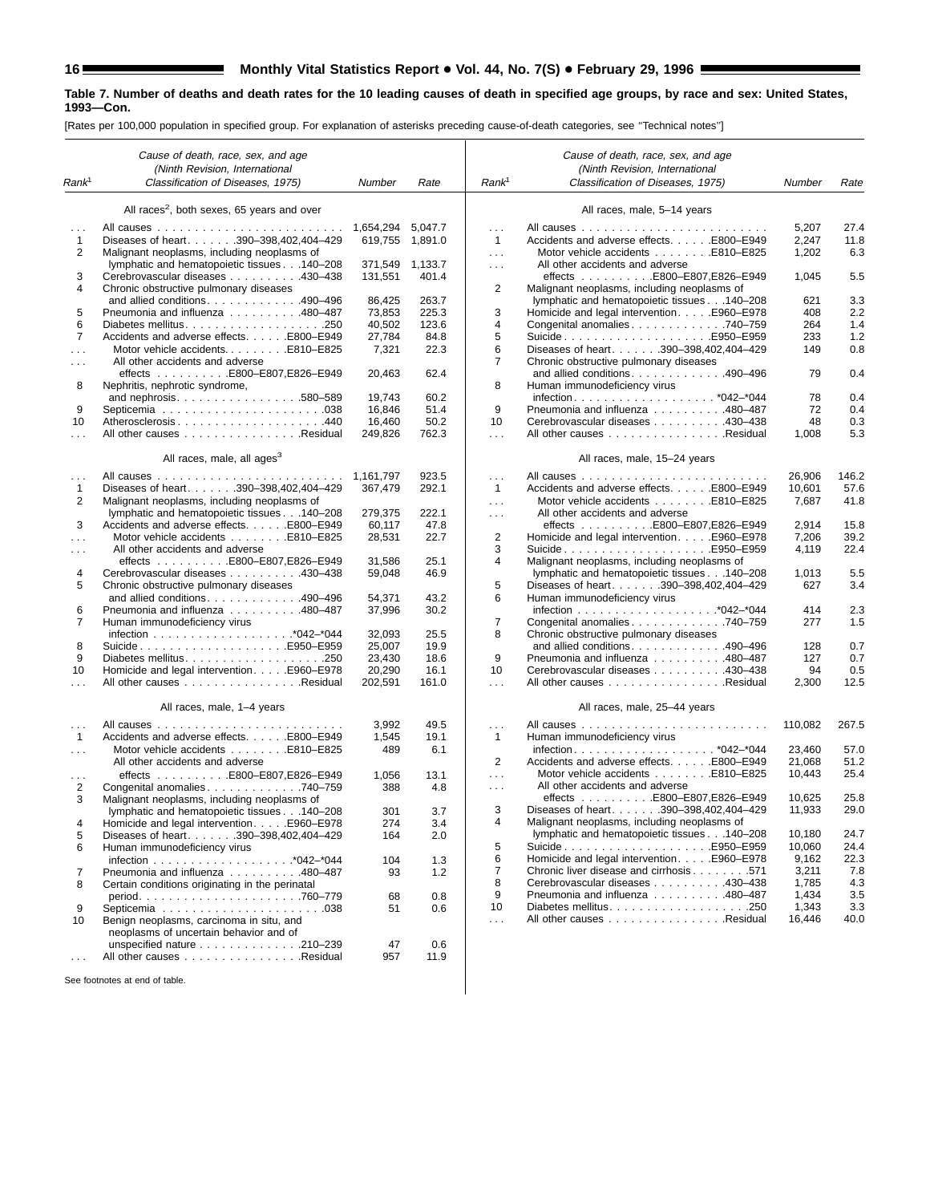**Table 7. Number of deaths and death rates for the 10 leading causes of death in specified age groups, by race and sex: United States, 1993—Con.**

[Rates per 100,000 population in specified group. For explanation of asterisks preceding cause-of-death categories, see ''Technical notes'']

| Rank[1] | Cause of death, race, sex, and age (Ninth Revision, International Classification of Diseases, 1975) | Number | Rate |
|---|---|---|---|
| | **All races[2], both sexes, 65 years and over** | | |
| . . . | All causes | 1,654,294 | 5,047.7 |
| 1 | Diseases of heart . . . 390–398,402,404–429 | 619,755 | 1,891.0 |
| 2 | Malignant neoplasms, including neoplasms of lymphatic and hematopoietic tissues . . . 140–208 | 371,549 | 1,133.7 |
| 3 | Cerebrovascular diseases . . . 430–438 | 131,551 | 401.4 |
| 4 | Chronic obstructive pulmonary diseases and allied conditions . . . 490–496 | 86,425 | 263.7 |
| 5 | Pneumonia and influenza . . . 480–487 | 73,853 | 225.3 |
| 6 | Diabetes mellitus . . . 250 | 40,502 | 123.6 |
| 7 | Accidents and adverse effects . . . E800–E949 | 27,784 | 84.8 |
| . . . | Motor vehicle accidents . . . E810–E825 | 7,321 | 22.3 |
| . . . | All other accidents and adverse effects . . . E800–E807,E826–E949 | 20,463 | 62.4 |
| 8 | Nephritis, nephrotic syndrome, and nephrosis . . . 580–589 | 19,743 | 60.2 |
| 9 | Septicemia . . . 038 | 16,846 | 51.4 |
| 10 | Atherosclerosis . . . 440 | 16,460 | 50.2 |
| . . . | All other causes . . . Residual | 249,826 | 762.3 |
| | **All races, male, all ages[3]** | | |
| . . . | All causes | 1,161,797 | 923.5 |
| 1 | Diseases of heart . . . 390–398,402,404–429 | 367,479 | 292.1 |
| 2 | Malignant neoplasms, including neoplasms of lymphatic and hematopoietic tissues . . . 140–208 | 279,375 | 222.1 |
| 3 | Accidents and adverse effects . . . E800–E949 | 60,117 | 47.8 |
| . . . | Motor vehicle accidents . . . E810–E825 | 28,531 | 22.7 |
| . . . | All other accidents and adverse effects . . . E800–E807,E826–E949 | 31,586 | 25.1 |
| 4 | Cerebrovascular diseases . . . 430–438 | 59,048 | 46.9 |
| 5 | Chronic obstructive pulmonary diseases and allied conditions . . . 490–496 | 54,371 | 43.2 |
| 6 | Pneumonia and influenza . . . 480–487 | 37,996 | 30.2 |
| 7 | Human immunodeficiency virus infection . . . *042–*044 | 32,093 | 25.5 |
| 8 | Suicide . . . E950–E959 | 25,007 | 19.9 |
| 9 | Diabetes mellitus . . . 250 | 23,430 | 18.6 |
| 10 | Homicide and legal intervention . . . E960–E978 | 20,290 | 16.1 |
| . . . | All other causes . . . Residual | 202,591 | 161.0 |
| | **All races, male, 1–4 years** | | |
| . . . | All causes | 3,992 | 49.5 |
| 1 | Accidents and adverse effects . . . E800–E949 | 1,545 | 19.1 |
| . . . | Motor vehicle accidents . . . E810–E825 | 489 | 6.1 |
| . . . | All other accidents and adverse effects . . . E800–E807,E826–E949 | 1,056 | 13.1 |
| 2 | Congenital anomalies . . . 740–759 | 388 | 4.8 |
| 3 | Malignant neoplasms, including neoplasms of lymphatic and hematopoietic tissues . . . 140–208 | 301 | 3.7 |
| 4 | Homicide and legal intervention . . . E960–E978 | 274 | 3.4 |
| 5 | Diseases of heart . . . 390–398,402,404–429 | 164 | 2.0 |
| 6 | Human immunodeficiency virus infection . . . *042–*044 | 104 | 1.3 |
| 7 | Pneumonia and influenza . . . 480–487 | 93 | 1.2 |
| 8 | Certain conditions originating in the perinatal period . . . 760–779 | 68 | 0.8 |
| 9 | Septicemia . . . 038 | 51 | 0.6 |
| 10 | Benign neoplasms, carcinoma in situ, and neoplasms of uncertain behavior and of unspecified nature . . . 210–239 | 47 | 0.6 |
| . . . | All other causes . . . Residual | 957 | 11.9 |
| | **All races, male, 5–14 years** | | |
| . . . | All causes | 5,207 | 27.4 |
| 1 | Accidents and adverse effects . . . E800–E949 | 2,247 | 11.8 |
| . . . | Motor vehicle accidents . . . E810–E825 | 1,202 | 6.3 |
| . . . | All other accidents and adverse effects . . . E800–E807,E826–E949 | 1,045 | 5.5 |
| 2 | Malignant neoplasms, including neoplasms of lymphatic and hematopoietic tissues . . . 140–208 | 621 | 3.3 |
| 3 | Homicide and legal intervention . . . E960–E978 | 408 | 2.2 |
| 4 | Congenital anomalies . . . 740–759 | 264 | 1.4 |
| 5 | Suicide . . . E950–E959 | 233 | 1.2 |
| 6 | Diseases of heart . . . 390–398,402,404–429 | 149 | 0.8 |
| 7 | Chronic obstructive pulmonary diseases and allied conditions . . . 490–496 | 79 | 0.4 |
| 8 | Human immunodeficiency virus infection . . . *042–*044 | 78 | 0.4 |
| 9 | Pneumonia and influenza . . . 480–487 | 72 | 0.4 |
| 10 | Cerebrovascular diseases . . . 430–438 | 48 | 0.3 |
| . . . | All other causes . . . Residual | 1,008 | 5.3 |
| | **All races, male, 15–24 years** | | |
| . . . | All causes | 26,906 | 146.2 |
| 1 | Accidents and adverse effects . . . E800–E949 | 10,601 | 57.6 |
| . . . | Motor vehicle accidents . . . E810–E825 | 7,687 | 41.8 |
| . . . | All other accidents and adverse effects . . . E800–E807,E826–E949 | 2,914 | 15.8 |
| 2 | Homicide and legal intervention . . . E960–E978 | 7,206 | 39.2 |
| 3 | Suicide . . . E950–E959 | 4,119 | 22.4 |
| 4 | Malignant neoplasms, including neoplasms of lymphatic and hematopoietic tissues . . . 140–208 | 1,013 | 5.5 |
| 5 | Diseases of heart . . . 390–398,402,404–429 | 627 | 3.4 |
| 6 | Human immunodeficiency virus infection . . . *042–*044 | 414 | 2.3 |
| 7 | Congenital anomalies . . . 740–759 | 277 | 1.5 |
| 8 | Chronic obstructive pulmonary diseases and allied conditions . . . 490–496 | 128 | 0.7 |
| 9 | Pneumonia and influenza . . . 480–487 | 127 | 0.7 |
| 10 | Cerebrovascular diseases . . . 430–438 | 94 | 0.5 |
| . . . | All other causes . . . Residual | 2,300 | 12.5 |
| | **All races, male, 25–44 years** | | |
| . . . | All causes | 110,082 | 267.5 |
| 1 | Human immunodeficiency virus infection . . . *042–*044 | 23,460 | 57.0 |
| 2 | Accidents and adverse effects . . . E800–E949 | 21,068 | 51.2 |
| . . . | Motor vehicle accidents . . . E810–E825 | 10,443 | 25.4 |
| . . . | All other accidents and adverse effects . . . E800–E807,E826–E949 | 10,625 | 25.8 |
| 3 | Diseases of heart . . . 390–398,402,404–429 | 11,933 | 29.0 |
| 4 | Malignant neoplasms, including neoplasms of lymphatic and hematopoietic tissues . . . 140–208 | 10,180 | 24.7 |
| 5 | Suicide . . . E950–E959 | 10,060 | 24.4 |
| 6 | Homicide and legal intervention . . . E960–E978 | 9,162 | 22.3 |
| 7 | Chronic liver disease and cirrhosis . . . 571 | 3,211 | 7.8 |
| 8 | Cerebrovascular diseases . . . 430–438 | 1,785 | 4.3 |
| 9 | Pneumonia and influenza . . . 480–487 | 1,434 | 3.5 |
| 10 | Diabetes mellitus . . . 250 | 1,343 | 3.3 |
| . . . | All other causes . . . Residual | 16,446 | 40.0 |

See footnotes at end of table.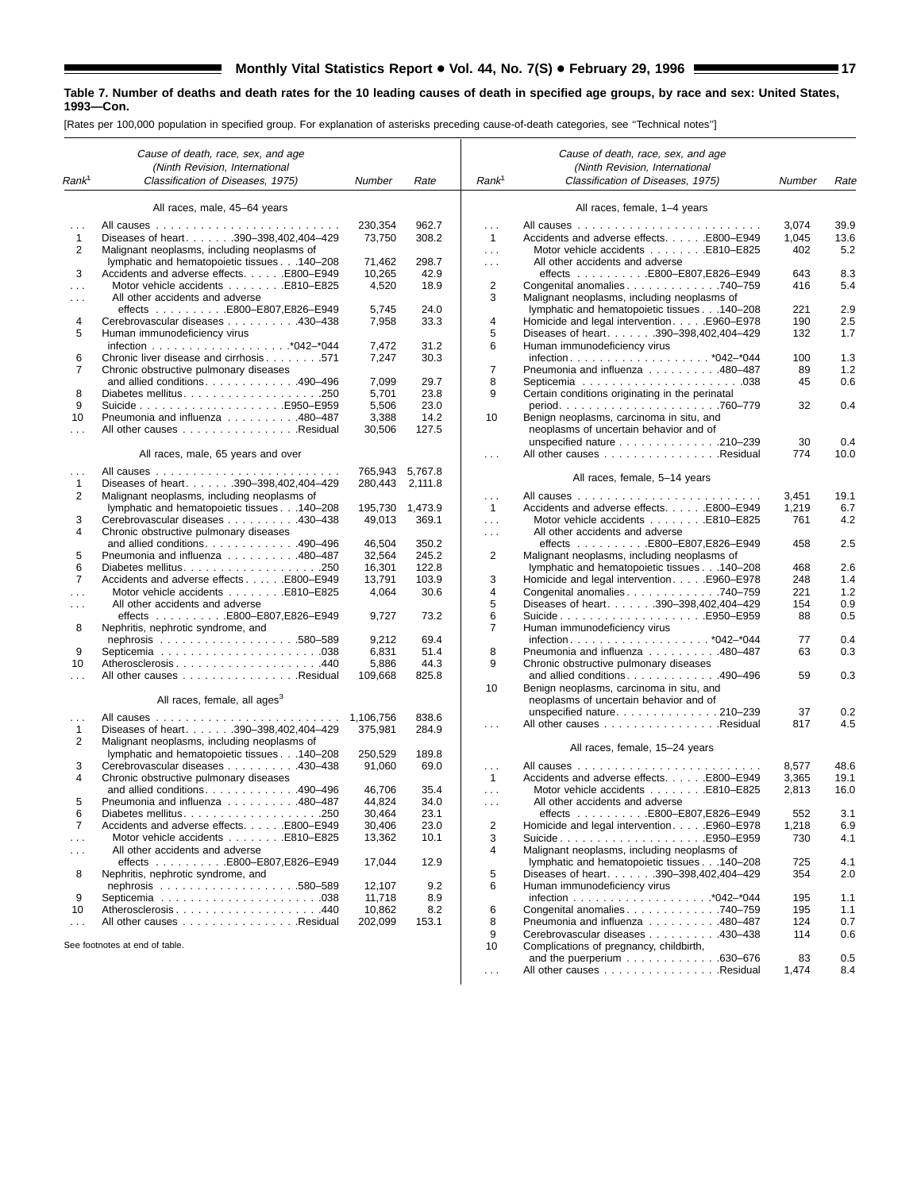**Table 7. Number of deaths and death rates for the 10 leading causes of death in specified age groups, by race and sex: United States, 1993—Con.**

[Rates per 100,000 population in specified group. For explanation of asterisks preceding cause-of-death categories, see ''Technical notes'']

| Rank[1] | Cause of death, race, sex, and age (Ninth Revision, International Classification of Diseases, 1975) | Number | Rate |
|---|---|---|---|
| | **All races, male, 45–64 years** | | |
| . . . | All causes | 230,354 | 962.7 |
| 1 | Diseases of heart . . . 390–398,402,404–429 | 73,750 | 308.2 |
| 2 | Malignant neoplasms, including neoplasms of lymphatic and hematopoietic tissues . . . 140–208 | 71,462 | 298.7 |
| 3 | Accidents and adverse effects . . . E800–E949 | 10,265 | 42.9 |
| . . . | Motor vehicle accidents . . . E810–E825 | 4,520 | 18.9 |
| . . . | All other accidents and adverse effects . . . E800–E807,E826–E949 | 5,745 | 24.0 |
| 4 | Cerebrovascular diseases . . . 430–438 | 7,958 | 33.3 |
| 5 | Human immunodeficiency virus infection . . . *042–*044 | 7,472 | 31.2 |
| 6 | Chronic liver disease and cirrhosis . . . 571 | 7,247 | 30.3 |
| 7 | Chronic obstructive pulmonary diseases and allied conditions . . . 490–496 | 7,099 | 29.7 |
| 8 | Diabetes mellitus . . . 250 | 5,701 | 23.8 |
| 9 | Suicide . . . E950–E959 | 5,506 | 23.0 |
| 10 | Pneumonia and influenza . . . 480–487 | 3,388 | 14.2 |
| . . . | All other causes . . . Residual | 30,506 | 127.5 |
| | **All races, male, 65 years and over** | | |
| . . . | All causes | 765,943 | 5,767.8 |
| 1 | Diseases of heart . . . 390–398,402,404–429 | 280,443 | 2,111.8 |
| 2 | Malignant neoplasms, including neoplasms of lymphatic and hematopoietic tissues . . . 140–208 | 195,730 | 1,473.9 |
| 3 | Cerebrovascular diseases . . . 430–438 | 49,013 | 369.1 |
| 4 | Chronic obstructive pulmonary diseases and allied conditions . . . 490–496 | 46,504 | 350.2 |
| 5 | Pneumonia and influenza . . . 480–487 | 32,564 | 245.2 |
| 6 | Diabetes mellitus . . . 250 | 16,301 | 122.8 |
| 7 | Accidents and adverse effects . . . E800–E949 | 13,791 | 103.9 |
| . . . | Motor vehicle accidents . . . E810–E825 | 4,064 | 30.6 |
| . . . | All other accidents and adverse effects . . . E800–E807,E826–E949 | 9,727 | 73.2 |
| 8 | Nephritis, nephrotic syndrome, and nephrosis . . . 580–589 | 9,212 | 69.4 |
| 9 | Septicemia . . . 038 | 6,831 | 51.4 |
| 10 | Atherosclerosis . . . 440 | 5,886 | 44.3 |
| . . . | All other causes . . . Residual | 109,668 | 825.8 |
| | **All races, female, all ages[3]** | | |
| . . . | All causes | 1,106,756 | 838.6 |
| 1 | Diseases of heart . . . 390–398,402,404–429 | 375,981 | 284.9 |
| 2 | Malignant neoplasms, including neoplasms of lymphatic and hematopoietic tissues . . . 140–208 | 250,529 | 189.8 |
| 3 | Cerebrovascular diseases . . . 430–438 | 91,060 | 69.0 |
| 4 | Chronic obstructive pulmonary diseases and allied conditions . . . 490–496 | 46,706 | 35.4 |
| 5 | Pneumonia and influenza . . . 480–487 | 44,824 | 34.0 |
| 6 | Diabetes mellitus . . . 250 | 30,464 | 23.1 |
| 7 | Accidents and adverse effects . . . E800–E949 | 30,406 | 23.0 |
| . . . | Motor vehicle accidents . . . E810–E825 | 13,362 | 10.1 |
| . . . | All other accidents and adverse effects . . . E800–E807,E826–E949 | 17,044 | 12.9 |
| 8 | Nephritis, nephrotic syndrome, and nephrosis . . . 580–589 | 12,107 | 9.2 |
| 9 | Septicemia . . . 038 | 11,718 | 8.9 |
| 10 | Atherosclerosis . . . 440 | 10,862 | 8.2 |
| . . . | All other causes . . . Residual | 202,099 | 153.1 |
| | **All races, female, 1–4 years** | | |
| . . . | All causes | 3,074 | 39.9 |
| 1 | Accidents and adverse effects . . . E800–E949 | 1,045 | 13.6 |
| . . . | Motor vehicle accidents . . . E810–E825 | 402 | 5.2 |
| . . . | All other accidents and adverse effects . . . E800–E807,E826–E949 | 643 | 8.3 |
| 2 | Congenital anomalies . . . 740–759 | 416 | 5.4 |
| 3 | Malignant neoplasms, including neoplasms of lymphatic and hematopoietic tissues . . . 140–208 | 221 | 2.9 |
| 4 | Homicide and legal intervention . . . E960–E978 | 190 | 2.5 |
| 5 | Diseases of heart . . . 390–398,402,404–429 | 132 | 1.7 |
| 6 | Human immunodeficiency virus infection . . . *042–*044 | 100 | 1.3 |
| 7 | Pneumonia and influenza . . . 480–487 | 89 | 1.2 |
| 8 | Septicemia . . . 038 | 45 | 0.6 |
| 9 | Certain conditions originating in the perinatal period . . . 760–779 | 32 | 0.4 |
| 10 | Benign neoplasms, carcinoma in situ, and neoplasms of uncertain behavior and of unspecified nature . . . 210–239 | 30 | 0.4 |
| . . . | All other causes . . . Residual | 774 | 10.0 |
| | **All races, female, 5–14 years** | | |
| . . . | All causes | 3,451 | 19.1 |
| 1 | Accidents and adverse effects . . . E800–E949 | 1,219 | 6.7 |
| . . . | Motor vehicle accidents . . . E810–E825 | 761 | 4.2 |
| . . . | All other accidents and adverse effects . . . E800–E807,E826–E949 | 458 | 2.5 |
| 2 | Malignant neoplasms, including neoplasms of lymphatic and hematopoietic tissues . . . 140–208 | 468 | 2.6 |
| 3 | Homicide and legal intervention . . . E960–E978 | 248 | 1.4 |
| 4 | Congenital anomalies . . . 740–759 | 221 | 1.2 |
| 5 | Diseases of heart . . . 390–398,402,404–429 | 154 | 0.9 |
| 6 | Suicide . . . E950–E959 | 88 | 0.5 |
| 7 | Human immunodeficiency virus infection . . . *042–*044 | 77 | 0.4 |
| 8 | Pneumonia and influenza . . . 480–487 | 63 | 0.3 |
| 9 | Chronic obstructive pulmonary diseases and allied conditions . . . 490–496 | 59 | 0.3 |
| 10 | Benign neoplasms, carcinoma in situ, and neoplasms of uncertain behavior and of unspecified nature . . . 210–239 | 37 | 0.2 |
| . . . | All other causes . . . Residual | 817 | 4.5 |
| | **All races, female, 15–24 years** | | |
| . . . | All causes | 8,577 | 48.6 |
| 1 | Accidents and adverse effects . . . E800–E949 | 3,365 | 19.1 |
| . . . | Motor vehicle accidents . . . E810–E825 | 2,813 | 16.0 |
| . . . | All other accidents and adverse effects . . . E800–E807,E826–E949 | 552 | 3.1 |
| 2 | Homicide and legal intervention . . . E960–E978 | 1,218 | 6.9 |
| 3 | Suicide . . . E950–E959 | 730 | 4.1 |
| 4 | Malignant neoplasms, including neoplasms of lymphatic and hematopoietic tissues . . . 140–208 | 725 | 4.1 |
| 5 | Diseases of heart . . . 390–398,402,404–429 | 354 | 2.0 |
| 6 | Human immunodeficiency virus infection . . . *042–*044 | 195 | 1.1 |
| 6 | Congenital anomalies . . . 740–759 | 195 | 1.1 |
| 8 | Pneumonia and influenza . . . 480–487 | 124 | 0.7 |
| 9 | Cerebrovascular diseases . . . 430–438 | 114 | 0.6 |
| 10 | Complications of pregnancy, childbirth, and the puerperium . . . 630–676 | 83 | 0.5 |
| . . . | All other causes . . . Residual | 1,474 | 8.4 |

See footnotes at end of table.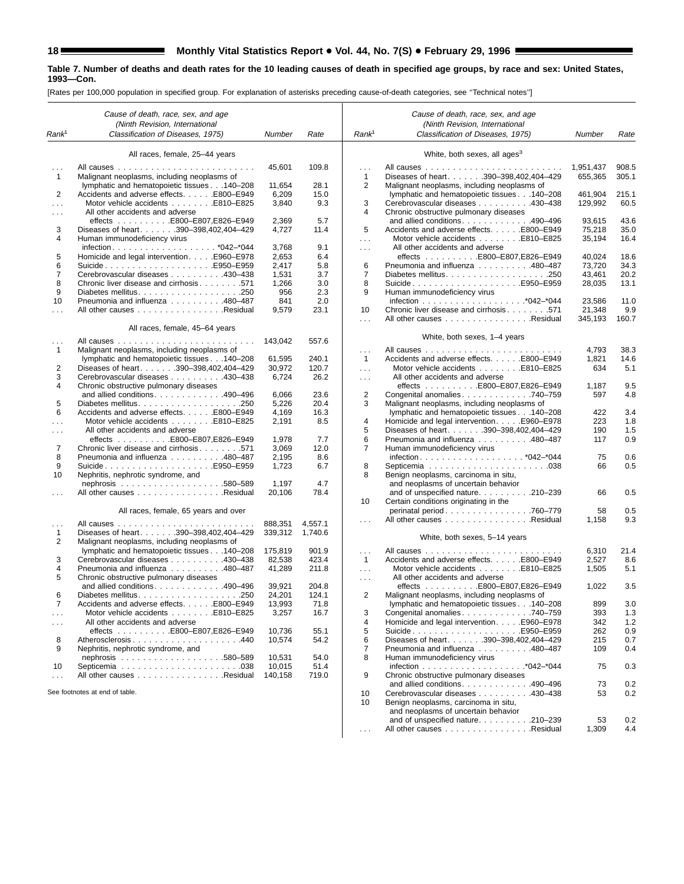**Table 7. Number of deaths and death rates for the 10 leading causes of death in specified age groups, by race and sex: United States, 1993—Con.**

[Rates per 100,000 population in specified group. For explanation of asterisks preceding cause-of-death categories, see "Technical notes"]

| Rank[1] | Cause of death, race, sex, and age (Ninth Revision, International Classification of Diseases, 1975) | Number | Rate |
|---|---|---|---|
| | **All races, female, 25–44 years** | | |
| . . . | All causes | 45,601 | 109.8 |
| 1 | Malignant neoplasms, including neoplasms of lymphatic and hematopoietic tissues . . .140–208 | 11,654 | 28.1 |
| 2 | Accidents and adverse effects. . . . . .E800–E949 | 6,209 | 15.0 |
| . . . | Motor vehicle accidents . . . . . . . .E810–E825 | 3,840 | 9.3 |
| . . . | All other accidents and adverse effects . . . . . . . . . .E800–E807,E826–E949 | 2,369 | 5.7 |
| 3 | Diseases of heart. . . . . . .390–398,402,404–429 | 4,727 | 11.4 |
| 4 | Human immunodeficiency virus infection. . . . . . . . . . . . . . . . . . . .*042–*044 | 3,768 | 9.1 |
| 5 | Homicide and legal intervention. . . . .E960–E978 | 2,653 | 6.4 |
| 6 | Suicide . . . . . . . . . . . . . . . . . . . .E950–E959 | 2,417 | 5.8 |
| 7 | Cerebrovascular diseases . . . . . . . . . .430–438 | 1,531 | 3.7 |
| 8 | Chronic liver disease and cirrhosis . . . . . . . .571 | 1,266 | 3.0 |
| 9 | Diabetes mellitus. . . . . . . . . . . . . . . . . . .250 | 956 | 2.3 |
| 10 | Pneumonia and influenza . . . . . . . . . .480–487 | 841 | 2.0 |
| . . . | All other causes . . . . . . . . . . . . . . . .Residual | 9,579 | 23.1 |
| | **All races, female, 45–64 years** | | |
| . . . | All causes | 143,042 | 557.6 |
| 1 | Malignant neoplasms, including neoplasms of lymphatic and hematopoietic tissues . . .140–208 | 61,595 | 240.1 |
| 2 | Diseases of heart. . . . . . .390–398,402,404–429 | 30,972 | 120.7 |
| 3 | Cerebrovascular diseases . . . . . . . . . .430–438 | 6,724 | 26.2 |
| 4 | Chronic obstructive pulmonary diseases and allied conditions. . . . . . . . . . . . .490–496 | 6,066 | 23.6 |
| 5 | Diabetes mellitus. . . . . . . . . . . . . . . . . . .250 | 5,226 | 20.4 |
| 6 | Accidents and adverse effects. . . . . .E800–E949 | 4,169 | 16.3 |
| . . . | Motor vehicle accidents . . . . . . . .E810–E825 | 2,191 | 8.5 |
| . . . | All other accidents and adverse effects . . . . . . . . . .E800–E807,E826–E949 | 1,978 | 7.7 |
| 7 | Chronic liver disease and cirrhosis . . . . . . . .571 | 3,069 | 12.0 |
| 8 | Pneumonia and influenza . . . . . . . . . .480–487 | 2,195 | 8.6 |
| 9 | Suicide . . . . . . . . . . . . . . . . . . . .E950–E959 | 1,723 | 6.7 |
| 10 | Nephritis, nephrotic syndrome, and nephrosis . . . . . . . . . . . . . . . . . .580–589 | 1,197 | 4.7 |
| . . . | All other causes . . . . . . . . . . . . . . . .Residual | 20,106 | 78.4 |
| | **All races, female, 65 years and over** | | |
| . . . | All causes | 888,351 | 4,557.1 |
| 1 | Diseases of heart. . . . . . .390–398,402,404–429 | 339,312 | 1,740.6 |
| 2 | Malignant neoplasms, including neoplasms of lymphatic and hematopoietic tissues . . .140–208 | 175,819 | 901.9 |
| 3 | Cerebrovascular diseases . . . . . . . . . .430–438 | 82,538 | 423.4 |
| 4 | Pneumonia and influenza . . . . . . . . . .480–487 | 41,289 | 211.8 |
| 5 | Chronic obstructive pulmonary diseases and allied conditions. . . . . . . . . . . . .490–496 | 39,921 | 204.8 |
| 6 | Diabetes mellitus. . . . . . . . . . . . . . . . . . .250 | 24,201 | 124.1 |
| 7 | Accidents and adverse effects. . . . . .E800–E949 | 13,993 | 71.8 |
| . . . | Motor vehicle accidents . . . . . . . .E810–E825 | 3,257 | 16.7 |
| . . . | All other accidents and adverse effects . . . . . . . . . .E800–E807,E826–E949 | 10,736 | 55.1 |
| 8 | Atherosclerosis . . . . . . . . . . . . . . . . . . . .440 | 10,574 | 54.2 |
| 9 | Nephritis, nephrotic syndrome, and nephrosis . . . . . . . . . . . . . . . . . .580–589 | 10,531 | 54.0 |
| 10 | Septicemia . . . . . . . . . . . . . . . . . . . . . .038 | 10,015 | 51.4 |
| . . . | All other causes . . . . . . . . . . . . . . . .Residual | 140,158 | 719.0 |
| | **White, both sexes, all ages[3]** | | |
| . . . | All causes | 1,951,437 | 908.5 |
| 1 | Diseases of heart. . . . . . .390–398,402,404–429 | 655,365 | 305.1 |
| 2 | Malignant neoplasms, including neoplasms of lymphatic and hematopoietic tissues . . .140–208 | 461,904 | 215.1 |
| 3 | Cerebrovascular diseases . . . . . . . . . .430–438 | 129,992 | 60.5 |
| 4 | Chronic obstructive pulmonary diseases and allied conditions. . . . . . . . . . . . .490–496 | 93,615 | 43.6 |
| 5 | Accidents and adverse effects. . . . . .E800–E949 | 75,218 | 35.0 |
| . . . | Motor vehicle accidents . . . . . . . .E810–E825 | 35,194 | 16.4 |
| . . . | All other accidents and adverse effects . . . . . . . . . .E800–E807,E826–E949 | 40,024 | 18.6 |
| 6 | Pneumonia and influenza . . . . . . . . . .480–487 | 73,720 | 34.3 |
| 7 | Diabetes mellitus. . . . . . . . . . . . . . . . . . .250 | 43,461 | 20.2 |
| 8 | Suicide . . . . . . . . . . . . . . . . . . . .E950–E959 | 28,035 | 13.1 |
| 9 | Human immunodeficiency virus infection . . . . . . . . . . . . . . . . . . .*042–*044 | 23,586 | 11.0 |
| 10 | Chronic liver disease and cirrhosis . . . . . . . .571 | 21,348 | 9.9 |
| . . . | All other causes . . . . . . . . . . . . . . . .Residual | 345,193 | 160.7 |
| | **White, both sexes, 1–4 years** | | |
| . . . | All causes | 4,793 | 38.3 |
| 1 | Accidents and adverse effects. . . . . .E800–E949 | 1,821 | 14.6 |
| . . . | Motor vehicle accidents . . . . . . . .E810–E825 | 634 | 5.1 |
| . . . | All other accidents and adverse effects . . . . . . . . . .E800–E807,E826–E949 | 1,187 | 9.5 |
| 2 | Congenital anomalies. . . . . . . . . . . . .740–759 | 597 | 4.8 |
| 3 | Malignant neoplasms, including neoplasms of lymphatic and hematopoietic tissues . . .140–208 | 422 | 3.4 |
| 4 | Homicide and legal intervention. . . . .E960–E978 | 223 | 1.8 |
| 5 | Diseases of heart. . . . . . .390–398,402,404–429 | 190 | 1.5 |
| 6 | Pneumonia and influenza . . . . . . . . . .480–487 | 117 | 0.9 |
| 7 | Human immunodeficiency virus infection. . . . . . . . . . . . . . . . . . . *042–*044 | 75 | 0.6 |
| 8 | Septicemia . . . . . . . . . . . . . . . . . . . . . .038 | 66 | 0.5 |
| 8 | Benign neoplasms, carcinoma in situ, and neoplasms of uncertain behavior and of unspecified nature. . . . . . . . . .210–239 | 66 | 0.5 |
| 10 | Certain conditions originating in the perinatal period . . . . . . . . . . . . . . . .760–779 | 58 | 0.5 |
| . . . | All other causes . . . . . . . . . . . . . . . .Residual | 1,158 | 9.3 |
| | **White, both sexes, 5–14 years** | | |
| . . . | All causes | 6,310 | 21.4 |
| 1 | Accidents and adverse effects. . . . . .E800–E949 | 2,527 | 8.6 |
| . . . | Motor vehicle accidents . . . . . . . .E810–E825 | 1,505 | 5.1 |
| . . . | All other accidents and adverse effects . . . . . . . . . .E800–E807,E826–E949 | 1,022 | 3.5 |
| 2 | Malignant neoplasms, including neoplasms of lymphatic and hematopoietic tissues . . .140–208 | 899 | 3.0 |
| 3 | Congenital anomalies. . . . . . . . . . . . .740–759 | 393 | 1.3 |
| 4 | Homicide and legal intervention. . . . .E960–E978 | 342 | 1.2 |
| 5 | Suicide . . . . . . . . . . . . . . . . . . . .E950–E959 | 262 | 0.9 |
| 6 | Diseases of heart. . . . . . .390–398,402,404–429 | 215 | 0.7 |
| 7 | Pneumonia and influenza . . . . . . . . . .480–487 | 109 | 0.4 |
| 8 | Human immunodeficiency virus infection . . . . . . . . . . . . . . . . . . .*042–*044 | 75 | 0.3 |
| 9 | Chronic obstructive pulmonary diseases and allied conditions. . . . . . . . . . . . .490–496 | 73 | 0.2 |
| 10 | Cerebrovascular diseases . . . . . . . . . .430–438 | 53 | 0.2 |
| 10 | Benign neoplasms, carcinoma in situ, and neoplasms of uncertain behavior and of unspecified nature. . . . . . . . . .210–239 | 53 | 0.2 |
| . . . | All other causes . . . . . . . . . . . . . . . .Residual | 1,309 | 4.4 |

See footnotes at end of table.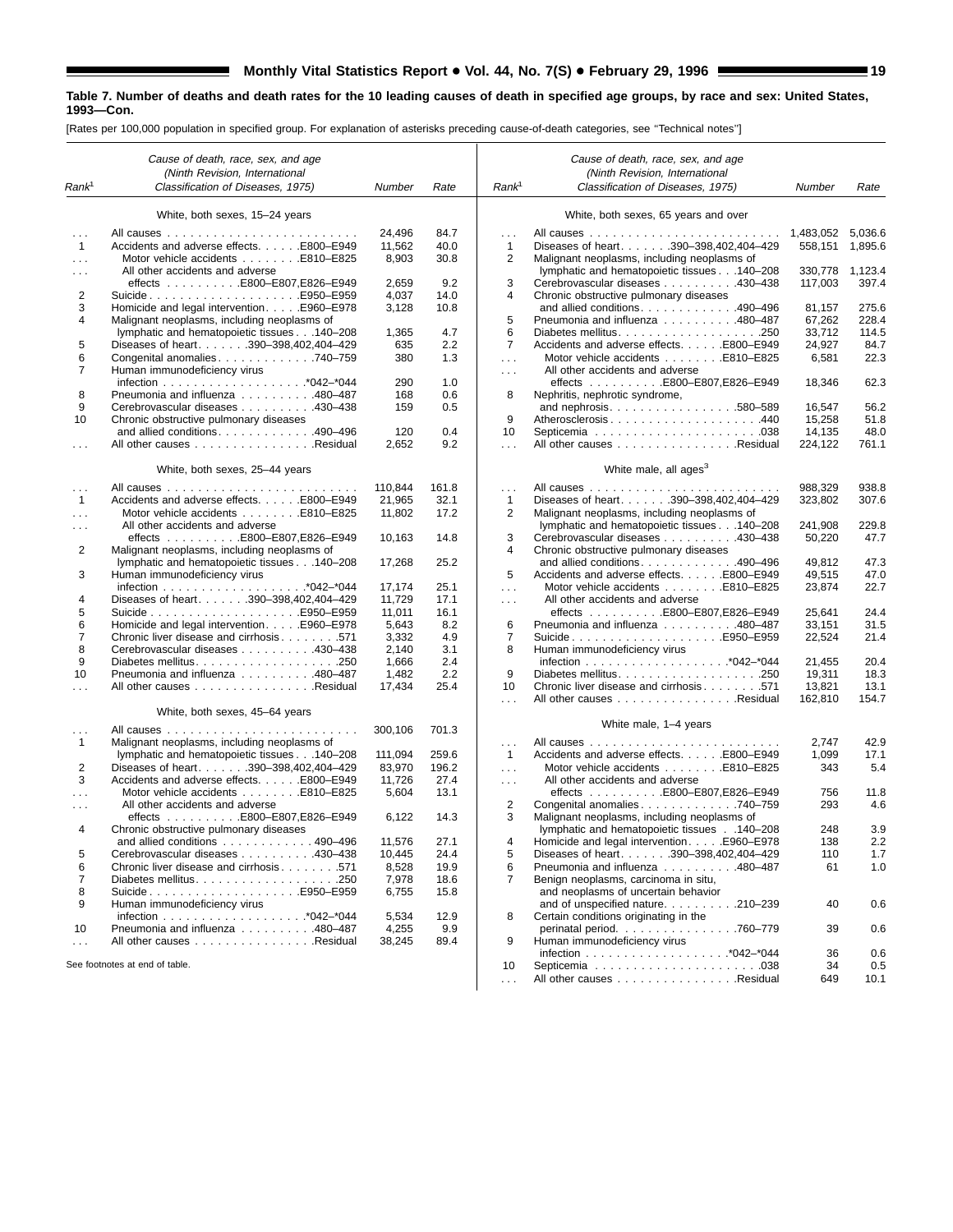**Table 7. Number of deaths and death rates for the 10 leading causes of death in specified age groups, by race and sex: United States, 1993—Con.**

[Rates per 100,000 population in specified group. For explanation of asterisks preceding cause-of-death categories, see ''Technical notes'']

| Rank[1] | Cause of death, race, sex, and age (Ninth Revision, International Classification of Diseases, 1975) | Number | Rate |
|---|---|---|---|
| | **White, both sexes, 15–24 years** | | |
| . . . | All causes | 24,496 | 84.7 |
| 1 | Accidents and adverse effects . . . . . E800–E949 | 11,562 | 40.0 |
| . . . | Motor vehicle accidents . . . . . . . . E810–E825 | 8,903 | 30.8 |
| . . . | All other accidents and adverse effects . . . . . . . . . . E800–E807,E826–E949 | 2,659 | 9.2 |
| 2 | Suicide . . . . . . . . . . . . . . . . . . . . E950–E959 | 4,037 | 14.0 |
| 3 | Homicide and legal intervention . . . . . E960–E978 | 3,128 | 10.8 |
| 4 | Malignant neoplasms, including neoplasms of lymphatic and hematopoietic tissues . . . 140–208 | 1,365 | 4.7 |
| 5 | Diseases of heart . . . . . . . 390–398,402,404–429 | 635 | 2.2 |
| 6 | Congenital anomalies . . . . . . . . . . . . 740–759 | 380 | 1.3 |
| 7 | Human immunodeficiency virus infection . . . . . . . . . . . . . . . . . . *042–*044 | 290 | 1.0 |
| 8 | Pneumonia and influenza . . . . . . . . . . 480–487 | 168 | 0.6 |
| 9 | Cerebrovascular diseases . . . . . . . . . . 430–438 | 159 | 0.5 |
| 10 | Chronic obstructive pulmonary diseases and allied conditions . . . . . . . . . . . . 490–496 | 120 | 0.4 |
| . . . | All other causes . . . . . . . . . . . . . . . . Residual | 2,652 | 9.2 |
| | **White, both sexes, 25–44 years** | | |
| . . . | All causes | 110,844 | 161.8 |
| 1 | Accidents and adverse effects . . . . . E800–E949 | 21,965 | 32.1 |
| . . . | Motor vehicle accidents . . . . . . . . E810–E825 | 11,802 | 17.2 |
| . . . | All other accidents and adverse effects . . . . . . . . . . E800–E807,E826–E949 | 10,163 | 14.8 |
| 2 | Malignant neoplasms, including neoplasms of lymphatic and hematopoietic tissues . . . 140–208 | 17,268 | 25.2 |
| 3 | Human immunodeficiency virus infection . . . . . . . . . . . . . . . . . . *042–*044 | 17,174 | 25.1 |
| 4 | Diseases of heart . . . . . . . 390–398,402,404–429 | 11,729 | 17.1 |
| 5 | Suicide . . . . . . . . . . . . . . . . . . . . E950–E959 | 11,011 | 16.1 |
| 6 | Homicide and legal intervention . . . . . E960–E978 | 5,643 | 8.2 |
| 7 | Chronic liver disease and cirrhosis . . . . . . . . 571 | 3,332 | 4.9 |
| 8 | Cerebrovascular diseases . . . . . . . . . . 430–438 | 2,140 | 3.1 |
| 9 | Diabetes mellitus . . . . . . . . . . . . . . . . . . . 250 | 1,666 | 2.4 |
| 10 | Pneumonia and influenza . . . . . . . . . . 480–487 | 1,482 | 2.2 |
| . . . | All other causes . . . . . . . . . . . . . . . . Residual | 17,434 | 25.4 |
| | **White, both sexes, 45–64 years** | | |
| . . . | All causes | 300,106 | 701.3 |
| 1 | Malignant neoplasms, including neoplasms of lymphatic and hematopoietic tissues . . . 140–208 | 111,094 | 259.6 |
| 2 | Diseases of heart . . . . . . . 390–398,402,404–429 | 83,970 | 196.2 |
| 3 | Accidents and adverse effects . . . . . E800–E949 | 11,726 | 27.4 |
| . . . | Motor vehicle accidents . . . . . . . . E810–E825 | 5,604 | 13.1 |
| . . . | All other accidents and adverse effects . . . . . . . . . . E800–E807,E826–E949 | 6,122 | 14.3 |
| 4 | Chronic obstructive pulmonary diseases and allied conditions . . . . . . . . . . . . 490–496 | 11,576 | 27.1 |
| 5 | Cerebrovascular diseases . . . . . . . . . . 430–438 | 10,445 | 24.4 |
| 6 | Chronic liver disease and cirrhosis . . . . . . . . 571 | 8,528 | 19.9 |
| 7 | Diabetes mellitus . . . . . . . . . . . . . . . . . . . 250 | 7,978 | 18.6 |
| 8 | Suicide . . . . . . . . . . . . . . . . . . . . E950–E959 | 6,755 | 15.8 |
| 9 | Human immunodeficiency virus infection . . . . . . . . . . . . . . . . . . *042–*044 | 5,534 | 12.9 |
| 10 | Pneumonia and influenza . . . . . . . . . . 480–487 | 4,255 | 9.9 |
| . . . | All other causes . . . . . . . . . . . . . . . . Residual | 38,245 | 89.4 |
| | **White, both sexes, 65 years and over** | | |
| . . . | All causes | 1,483,052 | 5,036.6 |
| 1 | Diseases of heart . . . . . . . 390–398,402,404–429 | 558,151 | 1,895.6 |
| 2 | Malignant neoplasms, including neoplasms of lymphatic and hematopoietic tissues . . . 140–208 | 330,778 | 1,123.4 |
| 3 | Cerebrovascular diseases . . . . . . . . . . 430–438 | 117,003 | 397.4 |
| 4 | Chronic obstructive pulmonary diseases and allied conditions . . . . . . . . . . . . 490–496 | 81,157 | 275.6 |
| 5 | Pneumonia and influenza . . . . . . . . . . 480–487 | 67,262 | 228.4 |
| 6 | Diabetes mellitus . . . . . . . . . . . . . . . . . . . 250 | 33,712 | 114.5 |
| 7 | Accidents and adverse effects . . . . . E800–E949 | 24,927 | 84.7 |
| . . . | Motor vehicle accidents . . . . . . . . E810–E825 | 6,581 | 22.3 |
| . . . | All other accidents and adverse effects . . . . . . . . . . E800–E807,E826–E949 | 18,346 | 62.3 |
| 8 | Nephritis, nephrotic syndrome, and nephrosis . . . . . . . . . . . . . . . . . 580–589 | 16,547 | 56.2 |
| 9 | Atherosclerosis . . . . . . . . . . . . . . . . . . . . 440 | 15,258 | 51.8 |
| 10 | Septicemia . . . . . . . . . . . . . . . . . . . . . . 038 | 14,135 | 48.0 |
| . . . | All other causes . . . . . . . . . . . . . . . . Residual | 224,122 | 761.1 |
| | **White male, all ages[3]** | | |
| . . . | All causes | 988,329 | 938.8 |
| 1 | Diseases of heart . . . . . . . 390–398,402,404–429 | 323,802 | 307.6 |
| 2 | Malignant neoplasms, including neoplasms of lymphatic and hematopoietic tissues . . . 140–208 | 241,908 | 229.8 |
| 3 | Cerebrovascular diseases . . . . . . . . . . 430–438 | 50,220 | 47.7 |
| 4 | Chronic obstructive pulmonary diseases and allied conditions . . . . . . . . . . . . 490–496 | 49,812 | 47.3 |
| 5 | Accidents and adverse effects . . . . . E800–E949 | 49,515 | 47.0 |
| . . . | Motor vehicle accidents . . . . . . . . E810–E825 | 23,874 | 22.7 |
| . . . | All other accidents and adverse effects . . . . . . . . . . E800–E807,E826–E949 | 25,641 | 24.4 |
| 6 | Pneumonia and influenza . . . . . . . . . . 480–487 | 33,151 | 31.5 |
| 7 | Suicide . . . . . . . . . . . . . . . . . . . . E950–E959 | 22,524 | 21.4 |
| 8 | Human immunodeficiency virus infection . . . . . . . . . . . . . . . . . . *042–*044 | 21,455 | 20.4 |
| 9 | Diabetes mellitus . . . . . . . . . . . . . . . . . . . 250 | 19,311 | 18.3 |
| 10 | Chronic liver disease and cirrhosis . . . . . . . . 571 | 13,821 | 13.1 |
| . . . | All other causes . . . . . . . . . . . . . . . . Residual | 162,810 | 154.7 |
| | **White male, 1–4 years** | | |
| . . . | All causes | 2,747 | 42.9 |
| 1 | Accidents and adverse effects . . . . . E800–E949 | 1,099 | 17.1 |
| . . . | Motor vehicle accidents . . . . . . . . E810–E825 | 343 | 5.4 |
| . . . | All other accidents and adverse effects . . . . . . . . . . E800–E807,E826–E949 | 756 | 11.8 |
| 2 | Congenital anomalies . . . . . . . . . . . . 740–759 | 293 | 4.6 |
| 3 | Malignant neoplasms, including neoplasms of lymphatic and hematopoietic tissues . 140–208 | 248 | 3.9 |
| 4 | Homicide and legal intervention . . . . . E960–E978 | 138 | 2.2 |
| 5 | Diseases of heart . . . . . . . 390–398,402,404–429 | 110 | 1.7 |
| 6 | Pneumonia and influenza . . . . . . . . . . 480–487 | 61 | 1.0 |
| 7 | Benign neoplasms, carcinoma in situ, and neoplasms of uncertain behavior and of unspecified nature . . . . . . . . . 210–239 | 40 | 0.6 |
| 8 | Certain conditions originating in the perinatal period . . . . . . . . . . . . . . . 760–779 | 39 | 0.6 |
| 9 | Human immunodeficiency virus infection . . . . . . . . . . . . . . . . . . *042–*044 | 36 | 0.6 |
| 10 | Septicemia . . . . . . . . . . . . . . . . . . . . . . 038 | 34 | 0.5 |
| . . . | All other causes . . . . . . . . . . . . . . . . Residual | 649 | 10.1 |

See footnotes at end of table.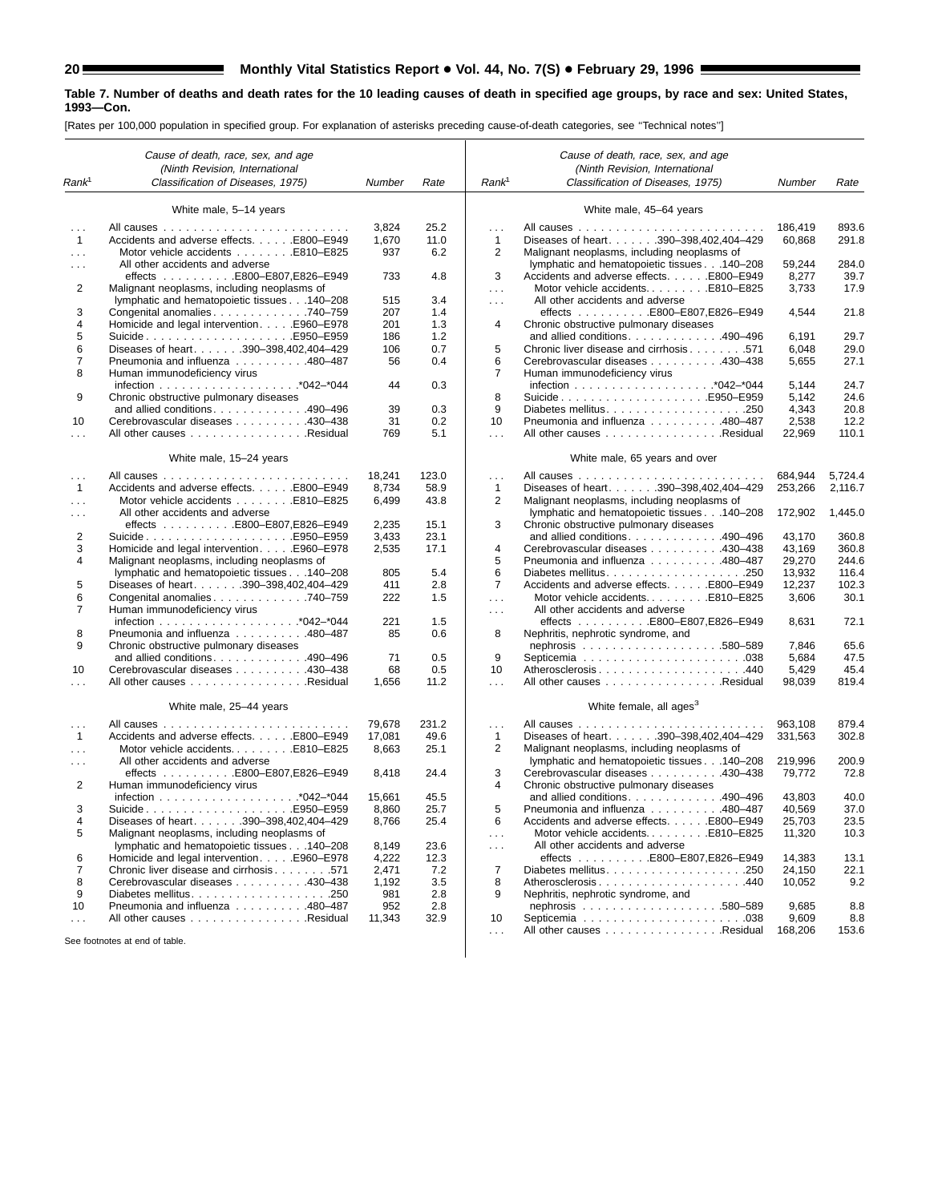**Table 7. Number of deaths and death rates for the 10 leading causes of death in specified age groups, by race and sex: United States, 1993—Con.**

[Rates per 100,000 population in specified group. For explanation of asterisks preceding cause-of-death categories, see ''Technical notes'']

| Rank[1] | Cause of death, race, sex, and age (Ninth Revision, International Classification of Diseases, 1975) | Number | Rate |
|---|---|---|---|
| | **White male, 5–14 years** | | |
| ... | All causes | 3,824 | 25.2 |
| 1 | Accidents and adverse effects . . . . . E800–E949 | 1,670 | 11.0 |
| ... | Motor vehicle accidents . . . . . . . E810–E825 | 937 | 6.2 |
| ... | All other accidents and adverse effects . . . . . . . . . E800–E807,E826–E949 | 733 | 4.8 |
| 2 | Malignant neoplasms, including neoplasms of lymphatic and hematopoietic tissues . . . 140–208 | 515 | 3.4 |
| 3 | Congenital anomalies . . . . . . . . . . . . 740–759 | 207 | 1.4 |
| 4 | Homicide and legal intervention . . . . . E960–E978 | 201 | 1.3 |
| 5 | Suicide . . . . . . . . . . . . . . . . . . . . E950–E959 | 186 | 1.2 |
| 6 | Diseases of heart . . . . . . . 390–398,402,404–429 | 106 | 0.7 |
| 7 | Pneumonia and influenza . . . . . . . . . . 480–487 | 56 | 0.4 |
| 8 | Human immunodeficiency virus infection . . . . . . . . . . . . . . . . . . *042–*044 | 44 | 0.3 |
| 9 | Chronic obstructive pulmonary diseases and allied conditions . . . . . . . . . . . . 490–496 | 39 | 0.3 |
| 10 | Cerebrovascular diseases . . . . . . . . . . 430–438 | 31 | 0.2 |
| ... | All other causes . . . . . . . . . . . . . . . . Residual | 769 | 5.1 |
| | **White male, 15–24 years** | | |
| ... | All causes | 18,241 | 123.0 |
| 1 | Accidents and adverse effects . . . . . E800–E949 | 8,734 | 58.9 |
| ... | Motor vehicle accidents . . . . . . . E810–E825 | 6,499 | 43.8 |
| ... | All other accidents and adverse effects . . . . . . . . . E800–E807,E826–E949 | 2,235 | 15.1 |
| 2 | Suicide . . . . . . . . . . . . . . . . . . . . E950–E959 | 3,433 | 23.1 |
| 3 | Homicide and legal intervention . . . . . E960–E978 | 2,535 | 17.1 |
| 4 | Malignant neoplasms, including neoplasms of lymphatic and hematopoietic tissues . . . 140–208 | 805 | 5.4 |
| 5 | Diseases of heart . . . . . . . 390–398,402,404–429 | 411 | 2.8 |
| 6 | Congenital anomalies . . . . . . . . . . . . 740–759 | 222 | 1.5 |
| 7 | Human immunodeficiency virus infection . . . . . . . . . . . . . . . . . . *042–*044 | 221 | 1.5 |
| 8 | Pneumonia and influenza . . . . . . . . . . 480–487 | 85 | 0.6 |
| 9 | Chronic obstructive pulmonary diseases and allied conditions . . . . . . . . . . . . 490–496 | 71 | 0.5 |
| 10 | Cerebrovascular diseases . . . . . . . . . . 430–438 | 68 | 0.5 |
| ... | All other causes . . . . . . . . . . . . . . . . Residual | 1,656 | 11.2 |
| | **White male, 25–44 years** | | |
| ... | All causes | 79,678 | 231.2 |
| 1 | Accidents and adverse effects . . . . . E800–E949 | 17,081 | 49.6 |
| ... | Motor vehicle accidents . . . . . . . . E810–E825 | 8,663 | 25.1 |
| ... | All other accidents and adverse effects . . . . . . . . . E800–E807,E826–E949 | 8,418 | 24.4 |
| 2 | Human immunodeficiency virus infection . . . . . . . . . . . . . . . . . . *042–*044 | 15,661 | 45.5 |
| 3 | Suicide . . . . . . . . . . . . . . . . . . . . E950–E959 | 8,860 | 25.7 |
| 4 | Diseases of heart . . . . . . . 390–398,402,404–429 | 8,766 | 25.4 |
| 5 | Malignant neoplasms, including neoplasms of lymphatic and hematopoietic tissues . . . 140–208 | 8,149 | 23.6 |
| 6 | Homicide and legal intervention . . . . . E960–E978 | 4,222 | 12.3 |
| 7 | Chronic liver disease and cirrhosis . . . . . . . . 571 | 2,471 | 7.2 |
| 8 | Cerebrovascular diseases . . . . . . . . . . 430–438 | 1,192 | 3.5 |
| 9 | Diabetes mellitus . . . . . . . . . . . . . . . . . . . 250 | 981 | 2.8 |
| 10 | Pneumonia and influenza . . . . . . . . . . 480–487 | 952 | 2.8 |
| ... | All other causes . . . . . . . . . . . . . . . . Residual | 11,343 | 32.9 |
| | **White male, 45–64 years** | | |
| ... | All causes | 186,419 | 893.6 |
| 1 | Diseases of heart . . . . . . . 390–398,402,404–429 | 60,868 | 291.8 |
| 2 | Malignant neoplasms, including neoplasms of lymphatic and hematopoietic tissues . . . 140–208 | 59,244 | 284.0 |
| 3 | Accidents and adverse effects . . . . . E800–E949 | 8,277 | 39.7 |
| ... | Motor vehicle accidents . . . . . . . . E810–E825 | 3,733 | 17.9 |
| ... | All other accidents and adverse effects . . . . . . . . . E800–E807,E826–E949 | 4,544 | 21.8 |
| 4 | Chronic obstructive pulmonary diseases and allied conditions . . . . . . . . . . . . 490–496 | 6,191 | 29.7 |
| 5 | Chronic liver disease and cirrhosis . . . . . . . . 571 | 6,048 | 29.0 |
| 6 | Cerebrovascular diseases . . . . . . . . . . 430–438 | 5,655 | 27.1 |
| 7 | Human immunodeficiency virus infection . . . . . . . . . . . . . . . . . . *042–*044 | 5,144 | 24.7 |
| 8 | Suicide . . . . . . . . . . . . . . . . . . . . E950–E959 | 5,142 | 24.6 |
| 9 | Diabetes mellitus . . . . . . . . . . . . . . . . . . . 250 | 4,343 | 20.8 |
| 10 | Pneumonia and influenza . . . . . . . . . . 480–487 | 2,538 | 12.2 |
| ... | All other causes . . . . . . . . . . . . . . . . Residual | 22,969 | 110.1 |
| | **White male, 65 years and over** | | |
| ... | All causes | 684,944 | 5,724.4 |
| 1 | Diseases of heart . . . . . . . 390–398,402,404–429 | 253,266 | 2,116.7 |
| 2 | Malignant neoplasms, including neoplasms of lymphatic and hematopoietic tissues . . . 140–208 | 172,902 | 1,445.0 |
| 3 | Chronic obstructive pulmonary diseases and allied conditions . . . . . . . . . . . . 490–496 | 43,170 | 360.8 |
| 4 | Cerebrovascular diseases . . . . . . . . . . 430–438 | 43,169 | 360.8 |
| 5 | Pneumonia and influenza . . . . . . . . . . 480–487 | 29,270 | 244.6 |
| 6 | Diabetes mellitus . . . . . . . . . . . . . . . . . . . 250 | 13,932 | 116.4 |
| 7 | Accidents and adverse effects . . . . . E800–E949 | 12,237 | 102.3 |
| ... | Motor vehicle accidents . . . . . . . . E810–E825 | 3,606 | 30.1 |
| ... | All other accidents and adverse effects . . . . . . . . . E800–E807,E826–E949 | 8,631 | 72.1 |
| 8 | Nephritis, nephrotic syndrome, and nephrosis . . . . . . . . . . . . . . . . . . 580–589 | 7,846 | 65.6 |
| 9 | Septicemia . . . . . . . . . . . . . . . . . . . . . . 038 | 5,684 | 47.5 |
| 10 | Atherosclerosis . . . . . . . . . . . . . . . . . . . . 440 | 5,429 | 45.4 |
| ... | All other causes . . . . . . . . . . . . . . . . Residual | 98,039 | 819.4 |
| | **White female, all ages[3]** | | |
| ... | All causes | 963,108 | 879.4 |
| 1 | Diseases of heart . . . . . . . 390–398,402,404–429 | 331,563 | 302.8 |
| 2 | Malignant neoplasms, including neoplasms of lymphatic and hematopoietic tissues . . . 140–208 | 219,996 | 200.9 |
| 3 | Cerebrovascular diseases . . . . . . . . . . 430–438 | 79,772 | 72.8 |
| 4 | Chronic obstructive pulmonary diseases and allied conditions . . . . . . . . . . . . 490–496 | 43,803 | 40.0 |
| 5 | Pneumonia and influenza . . . . . . . . . . 480–487 | 40,569 | 37.0 |
| 6 | Accidents and adverse effects . . . . . E800–E949 | 25,703 | 23.5 |
| ... | Motor vehicle accidents . . . . . . . . E810–E825 | 11,320 | 10.3 |
| ... | All other accidents and adverse effects . . . . . . . . . E800–E807,E826–E949 | 14,383 | 13.1 |
| 7 | Diabetes mellitus . . . . . . . . . . . . . . . . . . . 250 | 24,150 | 22.1 |
| 8 | Atherosclerosis . . . . . . . . . . . . . . . . . . . . 440 | 10,052 | 9.2 |
| 9 | Nephritis, nephrotic syndrome, and nephrosis . . . . . . . . . . . . . . . . . . 580–589 | 9,685 | 8.8 |
| 10 | Septicemia . . . . . . . . . . . . . . . . . . . . . . 038 | 9,609 | 8.8 |
| ... | All other causes . . . . . . . . . . . . . . . . Residual | 168,206 | 153.6 |

See footnotes at end of table.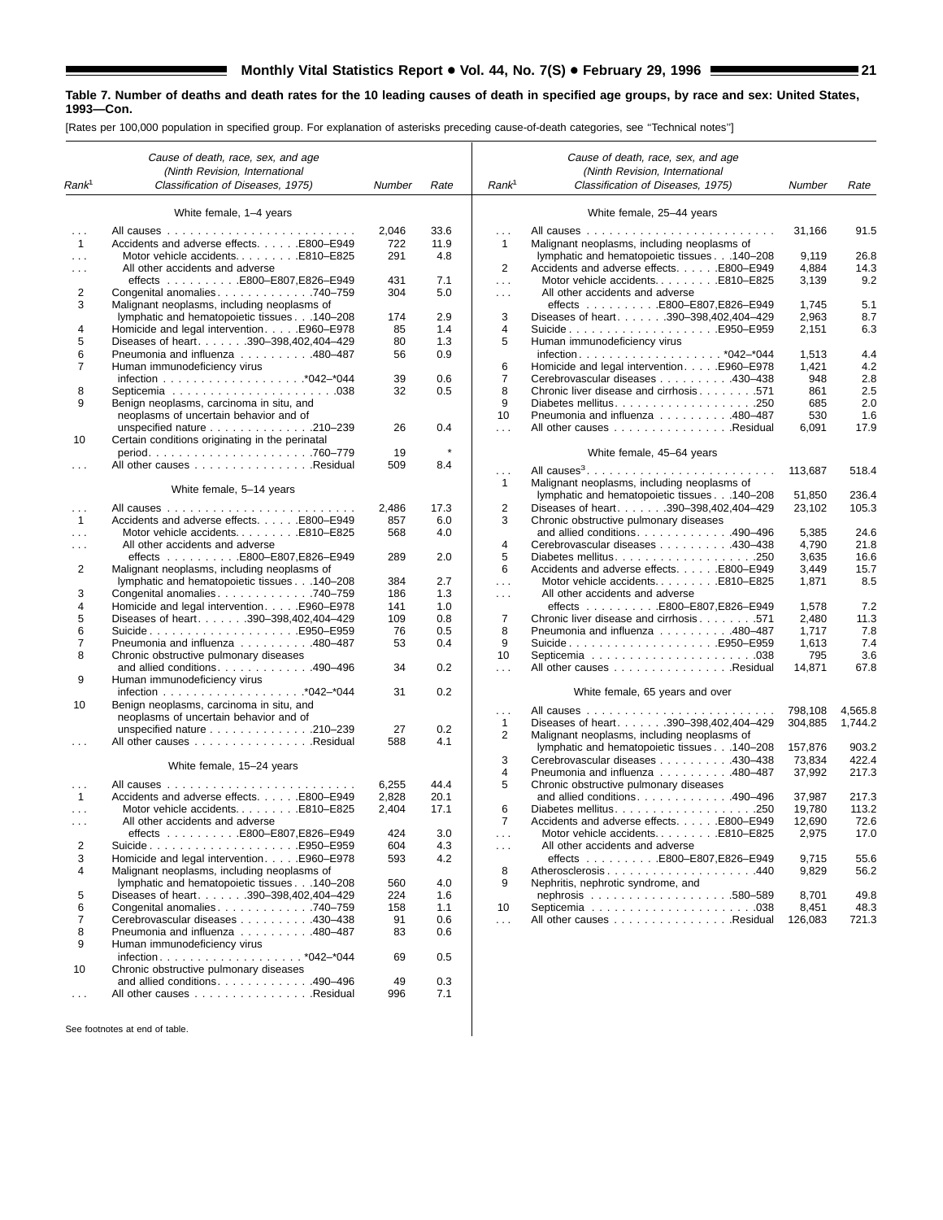**Table 7. Number of deaths and death rates for the 10 leading causes of death in specified age groups, by race and sex: United States, 1993—Con.**

[Rates per 100,000 population in specified group. For explanation of asterisks preceding cause-of-death categories, see "Technical notes"]

| Rank[1] | Cause of death, race, sex, and age (Ninth Revision, International Classification of Diseases, 1975) | Number | Rate |
|---|---|---|---|
| | **White female, 1–4 years** | | |
| . . . | All causes | 2,046 | 33.6 |
| 1 | Accidents and adverse effects . . . . . E800–E949 | 722 | 11.9 |
| . . . | Motor vehicle accidents . . . . . E810–E825 | 291 | 4.8 |
| . . . | All other accidents and adverse effects . . . . . E800–E807,E826–E949 | 431 | 7.1 |
| 2 | Congenital anomalies . . . . . 740–759 | 304 | 5.0 |
| 3 | Malignant neoplasms, including neoplasms of lymphatic and hematopoietic tissues . . . 140–208 | 174 | 2.9 |
| 4 | Homicide and legal intervention . . . . . E960–E978 | 85 | 1.4 |
| 5 | Diseases of heart . . . . . 390–398,402,404–429 | 80 | 1.3 |
| 6 | Pneumonia and influenza . . . . . 480–487 | 56 | 0.9 |
| 7 | Human immunodeficiency virus infection . . . . . *042–*044 | 39 | 0.6 |
| 8 | Septicemia . . . . . 038 | 32 | 0.5 |
| 9 | Benign neoplasms, carcinoma in situ, and neoplasms of uncertain behavior and of unspecified nature . . . . . 210–239 | 26 | 0.4 |
| 10 | Certain conditions originating in the perinatal period . . . . . 760–779 | 19 | * |
| . . . | All other causes . . . . . Residual | 509 | 8.4 |
| | **White female, 5–14 years** | | |
| . . . | All causes | 2,486 | 17.3 |
| 1 | Accidents and adverse effects . . . . . E800–E949 | 857 | 6.0 |
| . . . | Motor vehicle accidents . . . . . E810–E825 | 568 | 4.0 |
| . . . | All other accidents and adverse effects . . . . . E800–E807,E826–E949 | 289 | 2.0 |
| 2 | Malignant neoplasms, including neoplasms of lymphatic and hematopoietic tissues . . . 140–208 | 384 | 2.7 |
| 3 | Congenital anomalies . . . . . 740–759 | 186 | 1.3 |
| 4 | Homicide and legal intervention . . . . . E960–E978 | 141 | 1.0 |
| 5 | Diseases of heart . . . . . 390–398,402,404–429 | 109 | 0.8 |
| 6 | Suicide . . . . . E950–E959 | 76 | 0.5 |
| 7 | Pneumonia and influenza . . . . . 480–487 | 53 | 0.4 |
| 8 | Chronic obstructive pulmonary diseases and allied conditions . . . . . 490–496 | 34 | 0.2 |
| 9 | Human immunodeficiency virus infection . . . . . *042–*044 | 31 | 0.2 |
| 10 | Benign neoplasms, carcinoma in situ, and neoplasms of uncertain behavior and of unspecified nature . . . . . 210–239 | 27 | 0.2 |
| . . . | All other causes . . . . . Residual | 588 | 4.1 |
| | **White female, 15–24 years** | | |
| . . . | All causes | 6,255 | 44.4 |
| 1 | Accidents and adverse effects . . . . . E800–E949 | 2,828 | 20.1 |
| . . . | Motor vehicle accidents . . . . . E810–E825 | 2,404 | 17.1 |
| . . . | All other accidents and adverse effects . . . . . E800–E807,E826–E949 | 424 | 3.0 |
| 2 | Suicide . . . . . E950–E959 | 604 | 4.3 |
| 3 | Homicide and legal intervention . . . . . E960–E978 | 593 | 4.2 |
| 4 | Malignant neoplasms, including neoplasms of lymphatic and hematopoietic tissues . . . 140–208 | 560 | 4.0 |
| 5 | Diseases of heart . . . . . 390–398,402,404–429 | 224 | 1.6 |
| 6 | Congenital anomalies . . . . . 740–759 | 158 | 1.1 |
| 7 | Cerebrovascular diseases . . . . . 430–438 | 91 | 0.6 |
| 8 | Pneumonia and influenza . . . . . 480–487 | 83 | 0.6 |
| 9 | Human immunodeficiency virus infection . . . . . *042–*044 | 69 | 0.5 |
| 10 | Chronic obstructive pulmonary diseases and allied conditions . . . . . 490–496 | 49 | 0.3 |
| . . . | All other causes . . . . . Residual | 996 | 7.1 |
| | **White female, 25–44 years** | | |
| . . . | All causes | 31,166 | 91.5 |
| 1 | Malignant neoplasms, including neoplasms of lymphatic and hematopoietic tissues . . . 140–208 | 9,119 | 26.8 |
| 2 | Accidents and adverse effects . . . . . E800–E949 | 4,884 | 14.3 |
| . . . | Motor vehicle accidents . . . . . E810–E825 | 3,139 | 9.2 |
| . . . | All other accidents and adverse effects . . . . . E800–E807,E826–E949 | 1,745 | 5.1 |
| 3 | Diseases of heart . . . . . 390–398,402,404–429 | 2,963 | 8.7 |
| 4 | Suicide . . . . . E950–E959 | 2,151 | 6.3 |
| 5 | Human immunodeficiency virus infection . . . . . *042–*044 | 1,513 | 4.4 |
| 6 | Homicide and legal intervention . . . . . E960–E978 | 1,421 | 4.2 |
| 7 | Cerebrovascular diseases . . . . . 430–438 | 948 | 2.8 |
| 8 | Chronic liver disease and cirrhosis . . . . . 571 | 861 | 2.5 |
| 9 | Diabetes mellitus . . . . . 250 | 685 | 2.0 |
| 10 | Pneumonia and influenza . . . . . 480–487 | 530 | 1.6 |
| . . . | All other causes . . . . . Residual | 6,091 | 17.9 |
| | **White female, 45–64 years** | | |
| . . . | All causes[3] | 113,687 | 518.4 |
| 1 | Malignant neoplasms, including neoplasms of lymphatic and hematopoietic tissues . . . 140–208 | 51,850 | 236.4 |
| 2 | Diseases of heart . . . . . 390–398,402,404–429 | 23,102 | 105.3 |
| 3 | Chronic obstructive pulmonary diseases and allied conditions . . . . . 490–496 | 5,385 | 24.6 |
| 4 | Cerebrovascular diseases . . . . . 430–438 | 4,790 | 21.8 |
| 5 | Diabetes mellitus . . . . . 250 | 3,635 | 16.6 |
| 6 | Accidents and adverse effects . . . . . E800–E949 | 3,449 | 15.7 |
| . . . | Motor vehicle accidents . . . . . E810–E825 | 1,871 | 8.5 |
| . . . | All other accidents and adverse effects . . . . . E800–E807,E826–E949 | 1,578 | 7.2 |
| 7 | Chronic liver disease and cirrhosis . . . . . 571 | 2,480 | 11.3 |
| 8 | Pneumonia and influenza . . . . . 480–487 | 1,717 | 7.8 |
| 9 | Suicide . . . . . E950–E959 | 1,613 | 7.4 |
| 10 | Septicemia . . . . . 038 | 795 | 3.6 |
| . . . | All other causes . . . . . Residual | 14,871 | 67.8 |
| | **White female, 65 years and over** | | |
| . . . | All causes | 798,108 | 4,565.8 |
| 1 | Diseases of heart . . . . . 390–398,402,404–429 | 304,885 | 1,744.2 |
| 2 | Malignant neoplasms, including neoplasms of lymphatic and hematopoietic tissues . . . 140–208 | 157,876 | 903.2 |
| 3 | Cerebrovascular diseases . . . . . 430–438 | 73,834 | 422.4 |
| 4 | Pneumonia and influenza . . . . . 480–487 | 37,992 | 217.3 |
| 5 | Chronic obstructive pulmonary diseases and allied conditions . . . . . 490–496 | 37,987 | 217.3 |
| 6 | Diabetes mellitus . . . . . 250 | 19,780 | 113.2 |
| 7 | Accidents and adverse effects . . . . . E800–E949 | 12,690 | 72.6 |
| . . . | Motor vehicle accidents . . . . . E810–E825 | 2,975 | 17.0 |
| . . . | All other accidents and adverse effects . . . . . E800–E807,E826–E949 | 9,715 | 55.6 |
| 8 | Atherosclerosis . . . . . 440 | 9,829 | 56.2 |
| 9 | Nephritis, nephrotic syndrome, and nephrosis . . . . . 580–589 | 8,701 | 49.8 |
| 10 | Septicemia . . . . . 038 | 8,451 | 48.3 |
| . . . | All other causes . . . . . Residual | 126,083 | 721.3 |

See footnotes at end of table.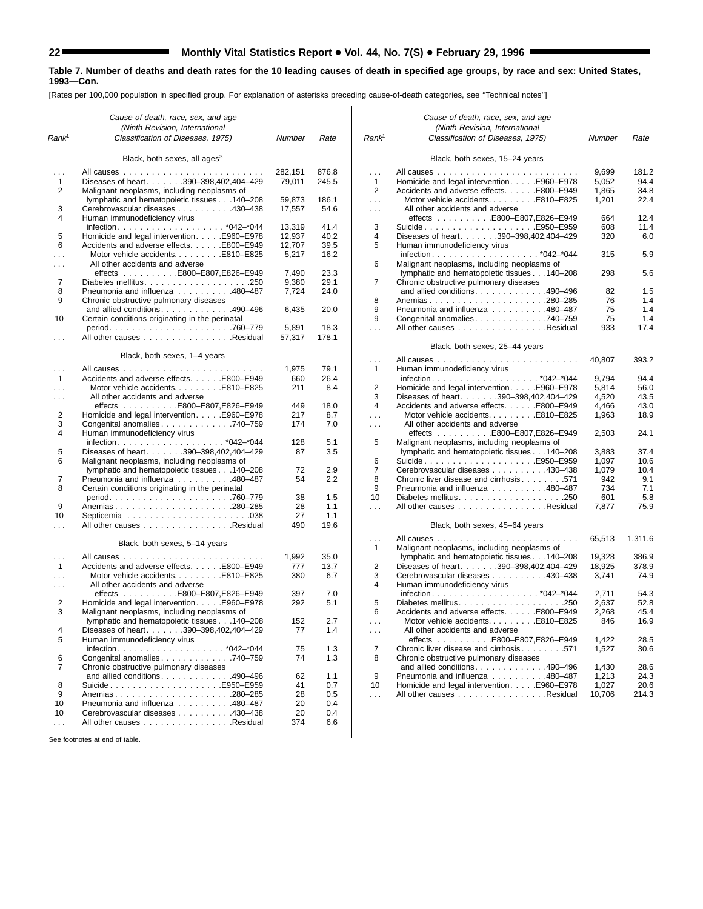**Table 7. Number of deaths and death rates for the 10 leading causes of death in specified age groups, by race and sex: United States, 1993—Con.**

[Rates per 100,000 population in specified group. For explanation of asterisks preceding cause-of-death categories, see ''Technical notes'']

| Rank[1] | Cause of death, race, sex, and age (Ninth Revision, International Classification of Diseases, 1975) | Number | Rate |
|---|---|---|---|
| | **Black, both sexes, all ages[3]** | | |
| ... | All causes | 282,151 | 876.8 |
| 1 | Diseases of heart 390–398,402,404–429 | 79,011 | 245.5 |
| 2 | Malignant neoplasms, including neoplasms of lymphatic and hematopoietic tissues 140–208 | 59,873 | 186.1 |
| 3 | Cerebrovascular diseases 430–438 | 17,557 | 54.6 |
| 4 | Human immunodeficiency virus infection *042–*044 | 13,319 | 41.4 |
| 5 | Homicide and legal intervention E960–E978 | 12,937 | 40.2 |
| 6 | Accidents and adverse effects E800–E949 | 12,707 | 39.5 |
| ... | Motor vehicle accidents E810–E825 | 5,217 | 16.2 |
| ... | All other accidents and adverse effects E800–E807,E826–E949 | 7,490 | 23.3 |
| 7 | Diabetes mellitus 250 | 9,380 | 29.1 |
| 8 | Pneumonia and influenza 480–487 | 7,724 | 24.0 |
| 9 | Chronic obstructive pulmonary diseases and allied conditions 490–496 | 6,435 | 20.0 |
| 10 | Certain conditions originating in the perinatal period 760–779 | 5,891 | 18.3 |
| ... | All other causes Residual | 57,317 | 178.1 |
| | **Black, both sexes, 1–4 years** | | |
| ... | All causes | 1,975 | 79.1 |
| 1 | Accidents and adverse effects E800–E949 | 660 | 26.4 |
| ... | Motor vehicle accidents E810–E825 | 211 | 8.4 |
| ... | All other accidents and adverse effects E800–E807,E826–E949 | 449 | 18.0 |
| 2 | Homicide and legal intervention E960–E978 | 217 | 8.7 |
| 3 | Congenital anomalies 740–759 | 174 | 7.0 |
| 4 | Human immunodeficiency virus infection *042–*044 | 128 | 5.1 |
| 5 | Diseases of heart 390–398,402,404–429 | 87 | 3.5 |
| 6 | Malignant neoplasms, including neoplasms of lymphatic and hematopoietic tissues 140–208 | 72 | 2.9 |
| 7 | Pneumonia and influenza 480–487 | 54 | 2.2 |
| 8 | Certain conditions originating in the perinatal period 760–779 | 38 | 1.5 |
| 9 | Anemias 280–285 | 28 | 1.1 |
| 10 | Septicemia 038 | 27 | 1.1 |
| ... | All other causes Residual | 490 | 19.6 |
| | **Black, both sexes, 5–14 years** | | |
| ... | All causes | 1,992 | 35.0 |
| 1 | Accidents and adverse effects E800–E949 | 777 | 13.7 |
| ... | Motor vehicle accidents E810–E825 | 380 | 6.7 |
| ... | All other accidents and adverse effects E800–E807,E826–E949 | 397 | 7.0 |
| 2 | Homicide and legal intervention E960–E978 | 292 | 5.1 |
| 3 | Malignant neoplasms, including neoplasms of lymphatic and hematopoietic tissues 140–208 | 152 | 2.7 |
| 4 | Diseases of heart 390–398,402,404–429 | 77 | 1.4 |
| 5 | Human immunodeficiency virus infection *042–*044 | 75 | 1.3 |
| 6 | Congenital anomalies 740–759 | 74 | 1.3 |
| 7 | Chronic obstructive pulmonary diseases and allied conditions 490–496 | 62 | 1.1 |
| 8 | Suicide E950–E959 | 41 | 0.7 |
| 9 | Anemias 280–285 | 28 | 0.5 |
| 10 | Pneumonia and influenza 480–487 | 20 | 0.4 |
| 10 | Cerebrovascular diseases 430–438 | 20 | 0.4 |
| ... | All other causes Residual | 374 | 6.6 |
| | **Black, both sexes, 15–24 years** | | |
| ... | All causes | 9,699 | 181.2 |
| 1 | Homicide and legal intervention E960–E978 | 5,052 | 94.4 |
| 2 | Accidents and adverse effects E800–E949 | 1,865 | 34.8 |
| ... | Motor vehicle accidents E810–E825 | 1,201 | 22.4 |
| ... | All other accidents and adverse effects E800–E807,E826–E949 | 664 | 12.4 |
| 3 | Suicide E950–E959 | 608 | 11.4 |
| 4 | Diseases of heart 390–398,402,404–429 | 320 | 6.0 |
| 5 | Human immunodeficiency virus infection *042–*044 | 315 | 5.9 |
| 6 | Malignant neoplasms, including neoplasms of lymphatic and hematopoietic tissues 140–208 | 298 | 5.6 |
| 7 | Chronic obstructive pulmonary diseases and allied conditions 490–496 | 82 | 1.5 |
| 8 | Anemias 280–285 | 76 | 1.4 |
| 9 | Pneumonia and influenza 480–487 | 75 | 1.4 |
| 9 | Congenital anomalies 740–759 | 75 | 1.4 |
| ... | All other causes Residual | 933 | 17.4 |
| | **Black, both sexes, 25–44 years** | | |
| ... | All causes | 40,807 | 393.2 |
| 1 | Human immunodeficiency virus infection *042–*044 | 9,794 | 94.4 |
| 2 | Homicide and legal intervention E960–E978 | 5,814 | 56.0 |
| 3 | Diseases of heart 390–398,402,404–429 | 4,520 | 43.5 |
| 4 | Accidents and adverse effects E800–E949 | 4,466 | 43.0 |
| ... | Motor vehicle accidents E810–E825 | 1,963 | 18.9 |
| ... | All other accidents and adverse effects E800–E807,E826–E949 | 2,503 | 24.1 |
| 5 | Malignant neoplasms, including neoplasms of lymphatic and hematopoietic tissues 140–208 | 3,883 | 37.4 |
| 6 | Suicide E950–E959 | 1,097 | 10.6 |
| 7 | Cerebrovascular diseases 430–438 | 1,079 | 10.4 |
| 8 | Chronic liver disease and cirrhosis 571 | 942 | 9.1 |
| 9 | Pneumonia and influenza 480–487 | 734 | 7.1 |
| 10 | Diabetes mellitus 250 | 601 | 5.8 |
| ... | All other causes Residual | 7,877 | 75.9 |
| | **Black, both sexes, 45–64 years** | | |
| ... | All causes | 65,513 | 1,311.6 |
| 1 | Malignant neoplasms, including neoplasms of lymphatic and hematopoietic tissues 140–208 | 19,328 | 386.9 |
| 2 | Diseases of heart 390–398,402,404–429 | 18,925 | 378.9 |
| 3 | Cerebrovascular diseases 430–438 | 3,741 | 74.9 |
| 4 | Human immunodeficiency virus infection *042–*044 | 2,711 | 54.3 |
| 5 | Diabetes mellitus 250 | 2,637 | 52.8 |
| 6 | Accidents and adverse effects E800–E949 | 2,268 | 45.4 |
| ... | Motor vehicle accidents E810–E825 | 846 | 16.9 |
| ... | All other accidents and adverse effects E800–E807,E826–E949 | 1,422 | 28.5 |
| 7 | Chronic liver disease and cirrhosis 571 | 1,527 | 30.6 |
| 8 | Chronic obstructive pulmonary diseases and allied conditions 490–496 | 1,430 | 28.6 |
| 9 | Pneumonia and influenza 480–487 | 1,213 | 24.3 |
| 10 | Homicide and legal intervention E960–E978 | 1,027 | 20.6 |
| ... | All other causes Residual | 10,706 | 214.3 |

See footnotes at end of table.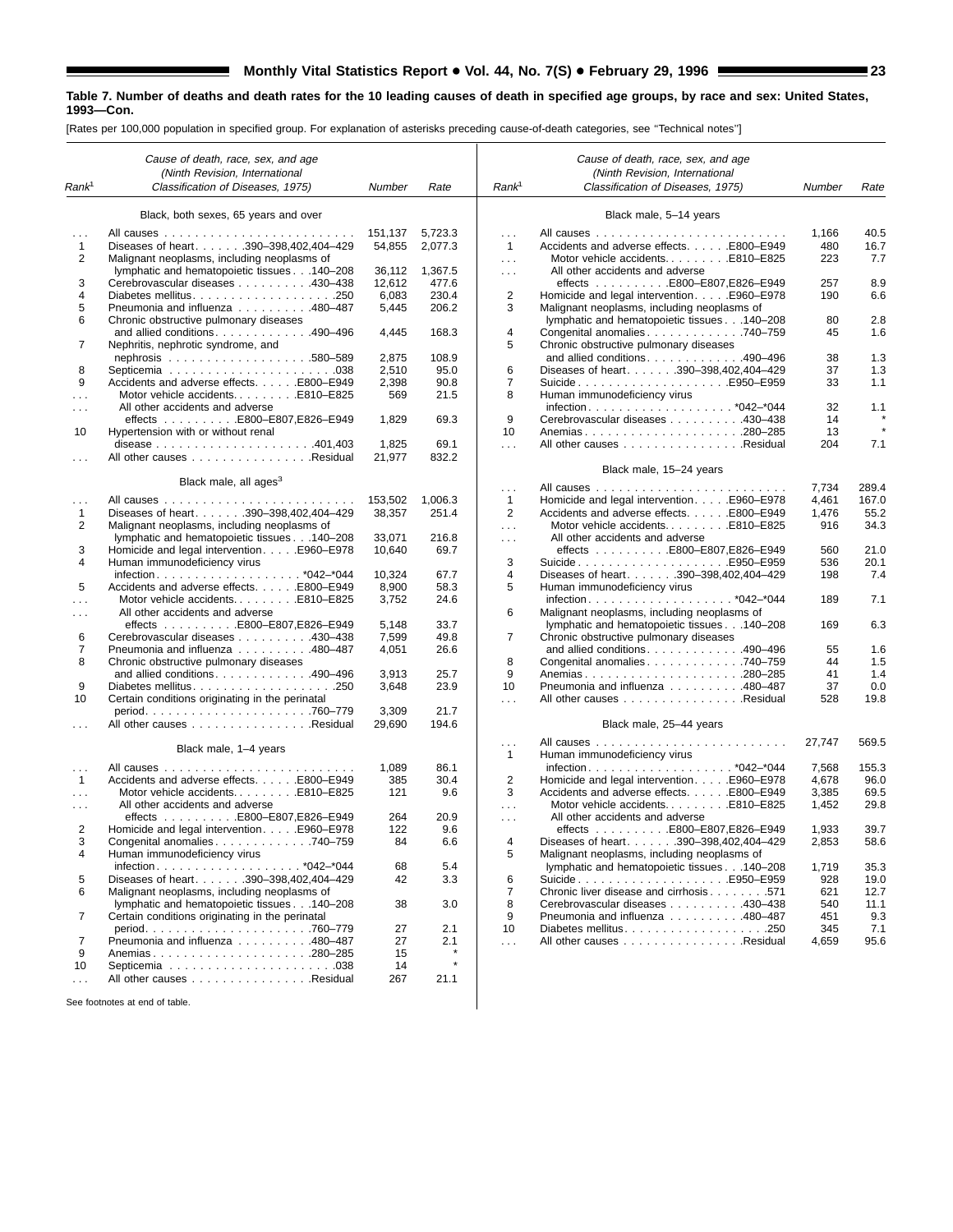**Table 7. Number of deaths and death rates for the 10 leading causes of death in specified age groups, by race and sex: United States, 1993—Con.**

[Rates per 100,000 population in specified group. For explanation of asterisks preceding cause-of-death categories, see ''Technical notes'']

| Rank[1] | Cause of death, race, sex, and age (Ninth Revision, International Classification of Diseases, 1975) | Number | Rate |
|---|---|---|---|
| | **Black, both sexes, 65 years and over** | | |
| . . . | All causes | 151,137 | 5,723.3 |
| 1 | Diseases of heart . . . . . . .390–398,402,404–429 | 54,855 | 2,077.3 |
| 2 | Malignant neoplasms, including neoplasms of lymphatic and hematopoietic tissues . . .140–208 | 36,112 | 1,367.5 |
| 3 | Cerebrovascular diseases . . . . . . . . . .430–438 | 12,612 | 477.6 |
| 4 | Diabetes mellitus . . . . . . .250 | 6,083 | 230.4 |
| 5 | Pneumonia and influenza . . . . . . . . . .480–487 | 5,445 | 206.2 |
| 6 | Chronic obstructive pulmonary diseases and allied conditions . . . . . . . . . . . .490–496 | 4,445 | 168.3 |
| 7 | Nephritis, nephrotic syndrome, and nephrosis . . . . . . . .580–589 | 2,875 | 108.9 |
| 8 | Septicemia . . . . . . . .038 | 2,510 | 95.0 |
| 9 | Accidents and adverse effects . . . . . .E800–E949 | 2,398 | 90.8 |
| . . . | Motor vehicle accidents . . . . . . . . .E810–E825 | 569 | 21.5 |
| . . . | All other accidents and adverse effects . . . . . . . . . .E800–E807,E826–E949 | 1,829 | 69.3 |
| 10 | Hypertension with or without renal disease . . . . . . . .401,403 | 1,825 | 69.1 |
| . . . | All other causes . . . . . . . . . . . . . . . .Residual | 21,977 | 832.2 |
| | **Black male, all ages[3]** | | |
| . . . | All causes | 153,502 | 1,006.3 |
| 1 | Diseases of heart . . . . . . .390–398,402,404–429 | 38,357 | 251.4 |
| 2 | Malignant neoplasms, including neoplasms of lymphatic and hematopoietic tissues . . .140–208 | 33,071 | 216.8 |
| 3 | Homicide and legal intervention . . . . .E960–E978 | 10,640 | 69.7 |
| 4 | Human immunodeficiency virus infection . . . . . . . .*042–*044 | 10,324 | 67.7 |
| 5 | Accidents and adverse effects . . . . . .E800–E949 | 8,900 | 58.3 |
| . . . | Motor vehicle accidents . . . . . . . . .E810–E825 | 3,752 | 24.6 |
| . . . | All other accidents and adverse effects . . . . . . . . . .E800–E807,E826–E949 | 5,148 | 33.7 |
| 6 | Cerebrovascular diseases . . . . . . . . . .430–438 | 7,599 | 49.8 |
| 7 | Pneumonia and influenza . . . . . . . . . .480–487 | 4,051 | 26.6 |
| 8 | Chronic obstructive pulmonary diseases and allied conditions . . . . . . . . . . . .490–496 | 3,913 | 25.7 |
| 9 | Diabetes mellitus . . . . . . .250 | 3,648 | 23.9 |
| 10 | Certain conditions originating in the perinatal period . . . . . . . .760–779 | 3,309 | 21.7 |
| . . . | All other causes . . . . . . . . . . . . . . . .Residual | 29,690 | 194.6 |
| | **Black male, 1–4 years** | | |
| . . . | All causes | 1,089 | 86.1 |
| 1 | Accidents and adverse effects . . . . . .E800–E949 | 385 | 30.4 |
| . . . | Motor vehicle accidents . . . . . . . . .E810–E825 | 121 | 9.6 |
| . . . | All other accidents and adverse effects . . . . . . . . . .E800–E807,E826–E949 | 264 | 20.9 |
| 2 | Homicide and legal intervention . . . . .E960–E978 | 122 | 9.6 |
| 3 | Congenital anomalies . . . . . . . . . . . . .740–759 | 84 | 6.6 |
| 4 | Human immunodeficiency virus infection . . . . . . . .*042–*044 | 68 | 5.4 |
| 5 | Diseases of heart . . . . . . .390–398,402,404–429 | 42 | 3.3 |
| 6 | Malignant neoplasms, including neoplasms of lymphatic and hematopoietic tissues . . .140–208 | 38 | 3.0 |
| 7 | Certain conditions originating in the perinatal period . . . . . . . .760–779 | 27 | 2.1 |
| 7 | Pneumonia and influenza . . . . . . . . . .480–487 | 27 | 2.1 |
| 9 | Anemias . . . . . . . .280–285 | 15 | * |
| 10 | Septicemia . . . . . . . .038 | 14 | * |
| . . . | All other causes . . . . . . . . . . . . . . . .Residual | 267 | 21.1 |
| | **Black male, 5–14 years** | | |
| . . . | All causes | 1,166 | 40.5 |
| 1 | Accidents and adverse effects . . . . . .E800–E949 | 480 | 16.7 |
| . . . | Motor vehicle accidents . . . . . . . . .E810–E825 | 223 | 7.7 |
| . . . | All other accidents and adverse effects . . . . . . . . . .E800–E807,E826–E949 | 257 | 8.9 |
| 2 | Homicide and legal intervention . . . . .E960–E978 | 190 | 6.6 |
| 3 | Malignant neoplasms, including neoplasms of lymphatic and hematopoietic tissues . . .140–208 | 80 | 2.8 |
| 4 | Congenital anomalies . . . . . . . . . . . . .740–759 | 45 | 1.6 |
| 5 | Chronic obstructive pulmonary diseases and allied conditions . . . . . . . . . . . .490–496 | 38 | 1.3 |
| 6 | Diseases of heart . . . . . . .390–398,402,404–429 | 37 | 1.3 |
| 7 | Suicide . . . . . . . .E950–E959 | 33 | 1.1 |
| 8 | Human immunodeficiency virus infection . . . . . . . .*042–*044 | 32 | 1.1 |
| 9 | Cerebrovascular diseases . . . . . . . . . .430–438 | 14 | * |
| 10 | Anemias . . . . . . . .280–285 | 13 | * |
| . . . | All other causes . . . . . . . . . . . . . . . .Residual | 204 | 7.1 |
| | **Black male, 15–24 years** | | |
| . . . | All causes | 7,734 | 289.4 |
| 1 | Homicide and legal intervention . . . . .E960–E978 | 4,461 | 167.0 |
| 2 | Accidents and adverse effects . . . . . .E800–E949 | 1,476 | 55.2 |
| . . . | Motor vehicle accidents . . . . . . . . .E810–E825 | 916 | 34.3 |
| . . . | All other accidents and adverse effects . . . . . . . . . .E800–E807,E826–E949 | 560 | 21.0 |
| 3 | Suicide . . . . . . . .E950–E959 | 536 | 20.1 |
| 4 | Diseases of heart . . . . . . .390–398,402,404–429 | 198 | 7.4 |
| 5 | Human immunodeficiency virus infection . . . . . . . .*042–*044 | 189 | 7.1 |
| 6 | Malignant neoplasms, including neoplasms of lymphatic and hematopoietic tissues . . .140–208 | 169 | 6.3 |
| 7 | Chronic obstructive pulmonary diseases and allied conditions . . . . . . . . . . . .490–496 | 55 | 1.6 |
| 8 | Congenital anomalies . . . . . . . . . . . . .740–759 | 44 | 1.5 |
| 9 | Anemias . . . . . . . .280–285 | 41 | 1.4 |
| 10 | Pneumonia and influenza . . . . . . . . . .480–487 | 37 | 0.0 |
| . . . | All other causes . . . . . . . . . . . . . . . .Residual | 528 | 19.8 |
| | **Black male, 25–44 years** | | |
| . . . | All causes | 27,747 | 569.5 |
| 1 | Human immunodeficiency virus infection . . . . . . . .*042–*044 | 7,568 | 155.3 |
| 2 | Homicide and legal intervention . . . . .E960–E978 | 4,678 | 96.0 |
| 3 | Accidents and adverse effects . . . . . .E800–E949 | 3,385 | 69.5 |
| . . . | Motor vehicle accidents . . . . . . . . .E810–E825 | 1,452 | 29.8 |
| . . . | All other accidents and adverse effects . . . . . . . . . .E800–E807,E826–E949 | 1,933 | 39.7 |
| 4 | Diseases of heart . . . . . . .390–398,402,404–429 | 2,853 | 58.6 |
| 5 | Malignant neoplasms, including neoplasms of lymphatic and hematopoietic tissues . . .140–208 | 1,719 | 35.3 |
| 6 | Suicide . . . . . . . .E950–E959 | 928 | 19.0 |
| 7 | Chronic liver disease and cirrhosis . . . . . . . .571 | 621 | 12.7 |
| 8 | Cerebrovascular diseases . . . . . . . . . .430–438 | 540 | 11.1 |
| 9 | Pneumonia and influenza . . . . . . . . . .480–487 | 451 | 9.3 |
| 10 | Diabetes mellitus . . . . . . .250 | 345 | 7.1 |
| . . . | All other causes . . . . . . . . . . . . . . . .Residual | 4,659 | 95.6 |

See footnotes at end of table.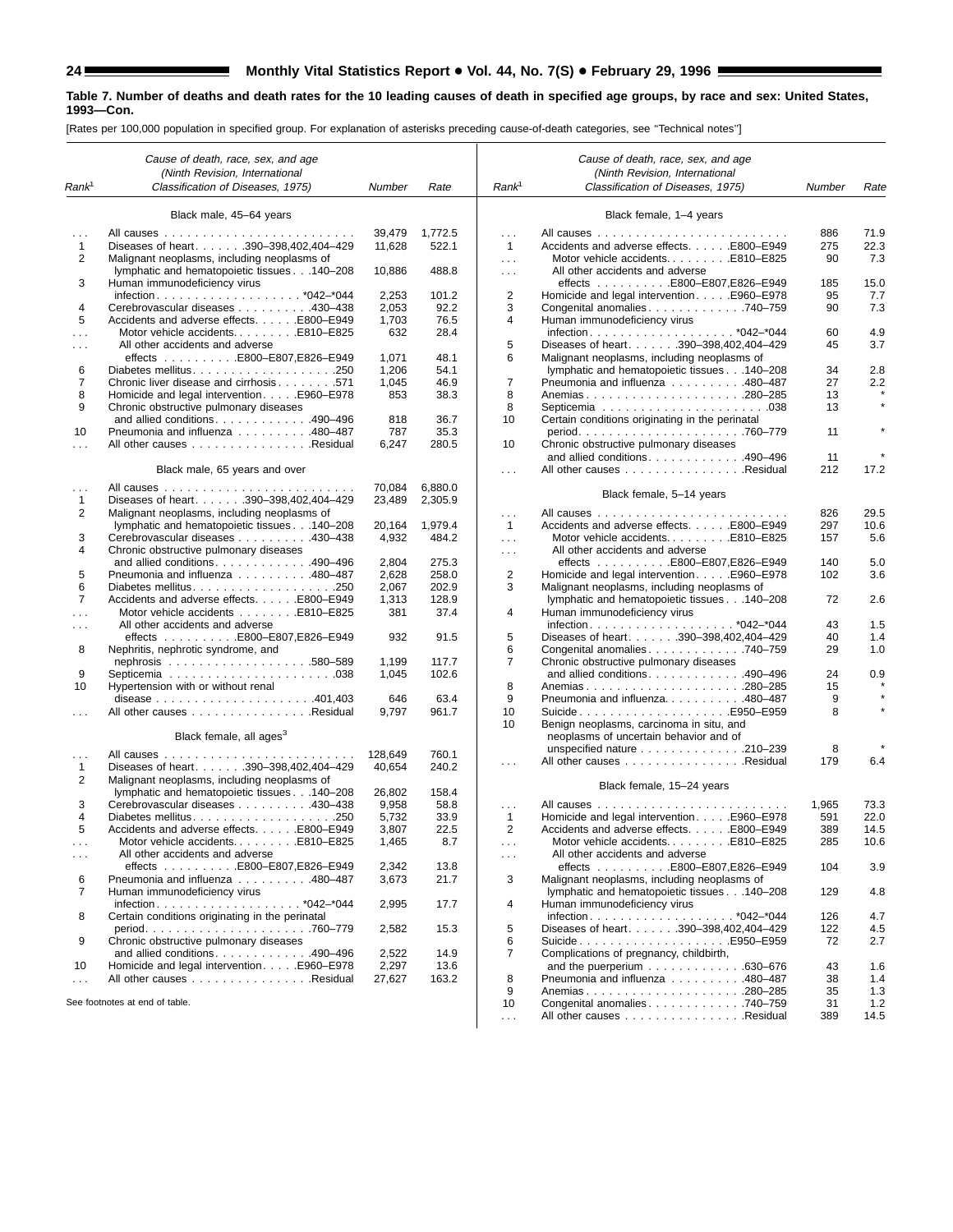**Table 7. Number of deaths and death rates for the 10 leading causes of death in specified age groups, by race and sex: United States, 1993—Con.**

[Rates per 100,000 population in specified group. For explanation of asterisks preceding cause-of-death categories, see "Technical notes"]

| Rank[1] | Cause of death, race, sex, and age (Ninth Revision, International Classification of Diseases, 1975) | Number | Rate |
|---|---|---|---|
| | **Black male, 45–64 years** | | |
| ... | All causes | 39,479 | 1,772.5 |
| 1 | Diseases of heart . . . . . . .390–398,402,404–429 | 11,628 | 522.1 |
| 2 | Malignant neoplasms, including neoplasms of lymphatic and hematopoietic tissues . . .140–208 | 10,886 | 488.8 |
| 3 | Human immunodeficiency virus infection . . . . . . . . . . . . . . . . . . . *042–*044 | 2,253 | 101.2 |
| 4 | Cerebrovascular diseases . . . . . . . . . .430–438 | 2,053 | 92.2 |
| 5 | Accidents and adverse effects. . . . . .E800–E949 | 1,703 | 76.5 |
| ... | Motor vehicle accidents. . . . . . . . .E810–E825 | 632 | 28.4 |
| ... | All other accidents and adverse effects . . . . . . . . . .E800–E807,E826–E949 | 1,071 | 48.1 |
| 6 | Diabetes mellitus. . . . . . . . . . . . . . . . . . .250 | 1,206 | 54.1 |
| 7 | Chronic liver disease and cirrhosis . . . . . . . .571 | 1,045 | 46.9 |
| 8 | Homicide and legal intervention. . . . .E960–E978 | 853 | 38.3 |
| 9 | Chronic obstructive pulmonary diseases and allied conditions. . . . . . . . . . . . .490–496 | 818 | 36.7 |
| 10 | Pneumonia and influenza . . . . . . . . . .480–487 | 787 | 35.3 |
| ... | All other causes . . . . . . . . . . . . . . . .Residual | 6,247 | 280.5 |
| | **Black male, 65 years and over** | | |
| ... | All causes | 70,084 | 6,880.0 |
| 1 | Diseases of heart . . . . . . .390–398,402,404–429 | 23,489 | 2,305.9 |
| 2 | Malignant neoplasms, including neoplasms of lymphatic and hematopoietic tissues . . .140–208 | 20,164 | 1,979.4 |
| 3 | Cerebrovascular diseases . . . . . . . . . .430–438 | 4,932 | 484.2 |
| 4 | Chronic obstructive pulmonary diseases and allied conditions. . . . . . . . . . . . .490–496 | 2,804 | 275.3 |
| 5 | Pneumonia and influenza . . . . . . . . . .480–487 | 2,628 | 258.0 |
| 6 | Diabetes mellitus. . . . . . . . . . . . . . . . . . .250 | 2,067 | 202.9 |
| 7 | Accidents and adverse effects. . . . . .E800–E949 | 1,313 | 128.9 |
| ... | Motor vehicle accidents . . . . . . . .E810–E825 | 381 | 37.4 |
| ... | All other accidents and adverse effects . . . . . . . . . .E800–E807,E826–E949 | 932 | 91.5 |
| 8 | Nephritis, nephrotic syndrome, and nephrosis . . . . . . . . . . . . . . . . . . .580–589 | 1,199 | 117.7 |
| 9 | Septicemia . . . . . . . . . . . . . . . . . . . . . .038 | 1,045 | 102.6 |
| 10 | Hypertension with or without renal disease . . . . . . . . . . . . . . . . . . . . .401,403 | 646 | 63.4 |
| ... | All other causes . . . . . . . . . . . . . . . .Residual | 9,797 | 961.7 |
| | **Black female, all ages[3]** | | |
| ... | All causes | 128,649 | 760.1 |
| 1 | Diseases of heart . . . . . . .390–398,402,404–429 | 40,654 | 240.2 |
| 2 | Malignant neoplasms, including neoplasms of lymphatic and hematopoietic tissues . . .140–208 | 26,802 | 158.4 |
| 3 | Cerebrovascular diseases . . . . . . . . . .430–438 | 9,958 | 58.8 |
| 4 | Diabetes mellitus. . . . . . . . . . . . . . . . . . .250 | 5,732 | 33.9 |
| 5 | Accidents and adverse effects. . . . . .E800–E949 | 3,807 | 22.5 |
| ... | Motor vehicle accidents. . . . . . . . .E810–E825 | 1,465 | 8.7 |
| ... | All other accidents and adverse effects . . . . . . . . . .E800–E807,E826–E949 | 2,342 | 13.8 |
| 6 | Pneumonia and influenza . . . . . . . . . .480–487 | 3,673 | 21.7 |
| 7 | Human immunodeficiency virus infection . . . . . . . . . . . . . . . . . . . *042–*044 | 2,995 | 17.7 |
| 8 | Certain conditions originating in the perinatal period . . . . . . . . . . . . . . . . . . . . . .760–779 | 2,582 | 15.3 |
| 9 | Chronic obstructive pulmonary diseases and allied conditions. . . . . . . . . . . . .490–496 | 2,522 | 14.9 |
| 10 | Homicide and legal intervention. . . . .E960–E978 | 2,297 | 13.6 |
| ... | All other causes . . . . . . . . . . . . . . . .Residual | 27,627 | 163.2 |
| | **Black female, 1–4 years** | | |
| ... | All causes | 886 | 71.9 |
| 1 | Accidents and adverse effects. . . . . .E800–E949 | 275 | 22.3 |
| ... | Motor vehicle accidents. . . . . . . . .E810–E825 | 90 | 7.3 |
| ... | All other accidents and adverse effects . . . . . . . . . .E800–E807,E826–E949 | 185 | 15.0 |
| 2 | Homicide and legal intervention. . . . .E960–E978 | 95 | 7.7 |
| 3 | Congenital anomalies. . . . . . . . . . . . .740–759 | 90 | 7.3 |
| 4 | Human immunodeficiency virus infection . . . . . . . . . . . . . . . . . . . *042–*044 | 60 | 4.9 |
| 5 | Diseases of heart . . . . . . .390–398,402,404–429 | 45 | 3.7 |
| 6 | Malignant neoplasms, including neoplasms of lymphatic and hematopoietic tissues . . .140–208 | 34 | 2.8 |
| 7 | Pneumonia and influenza . . . . . . . . . .480–487 | 27 | 2.2 |
| 8 | Anemias . . . . . . . . . . . . . . . . . . . . .280–285 | 13 | * |
| 8 | Septicemia . . . . . . . . . . . . . . . . . . . . . .038 | 13 | * |
| 10 | Certain conditions originating in the perinatal period . . . . . . . . . . . . . . . . . . . . . .760–779 | 11 | * |
| 10 | Chronic obstructive pulmonary diseases and allied conditions. . . . . . . . . . . . .490–496 | 11 | * |
| ... | All other causes . . . . . . . . . . . . . . . .Residual | 212 | 17.2 |
| | **Black female, 5–14 years** | | |
| ... | All causes | 826 | 29.5 |
| 1 | Accidents and adverse effects. . . . . .E800–E949 | 297 | 10.6 |
| ... | Motor vehicle accidents. . . . . . . . .E810–E825 | 157 | 5.6 |
| ... | All other accidents and adverse effects . . . . . . . . . .E800–E807,E826–E949 | 140 | 5.0 |
| 2 | Homicide and legal intervention. . . . .E960–E978 | 102 | 3.6 |
| 3 | Malignant neoplasms, including neoplasms of lymphatic and hematopoietic tissues . . .140–208 | 72 | 2.6 |
| 4 | Human immunodeficiency virus infection . . . . . . . . . . . . . . . . . . . *042–*044 | 43 | 1.5 |
| 5 | Diseases of heart . . . . . . .390–398,402,404–429 | 40 | 1.4 |
| 6 | Congenital anomalies. . . . . . . . . . . . .740–759 | 29 | 1.0 |
| 7 | Chronic obstructive pulmonary diseases and allied conditions. . . . . . . . . . . . .490–496 | 24 | 0.9 |
| 8 | Anemias . . . . . . . . . . . . . . . . . . . . .280–285 | 15 | * |
| 9 | Pneumonia and influenza. . . . . . . . . . .480–487 | 9 | * |
| 10 | Suicide . . . . . . . . . . . . . . . . . . . .E950–E959 | 8 | * |
| 10 | Benign neoplasms, carcinoma in situ, and neoplasms of uncertain behavior and of unspecified nature . . . . . . . . . . . . . .210–239 | 8 | * |
| ... | All other causes . . . . . . . . . . . . . . . .Residual | 179 | 6.4 |
| | **Black female, 15–24 years** | | |
| ... | All causes | 1,965 | 73.3 |
| 1 | Homicide and legal intervention. . . . .E960–E978 | 591 | 22.0 |
| 2 | Accidents and adverse effects. . . . . .E800–E949 | 389 | 14.5 |
| ... | Motor vehicle accidents. . . . . . . . .E810–E825 | 285 | 10.6 |
| ... | All other accidents and adverse effects . . . . . . . . . .E800–E807,E826–E949 | 104 | 3.9 |
| 3 | Malignant neoplasms, including neoplasms of lymphatic and hematopoietic tissues . . .140–208 | 129 | 4.8 |
| 4 | Human immunodeficiency virus infection . . . . . . . . . . . . . . . . . . . *042–*044 | 126 | 4.7 |
| 5 | Diseases of heart . . . . . . .390–398,402,404–429 | 122 | 4.5 |
| 6 | Suicide . . . . . . . . . . . . . . . . . . . .E950–E959 | 72 | 2.7 |
| 7 | Complications of pregnancy, childbirth, and the puerperium . . . . . . . . . . . . .630–676 | 43 | 1.6 |
| 8 | Pneumonia and influenza . . . . . . . . . .480–487 | 38 | 1.4 |
| 9 | Anemias . . . . . . . . . . . . . . . . . . . . .280–285 | 35 | 1.3 |
| 10 | Congenital anomalies. . . . . . . . . . . . .740–759 | 31 | 1.2 |
| ... | All other causes . . . . . . . . . . . . . . . .Residual | 389 | 14.5 |

See footnotes at end of table.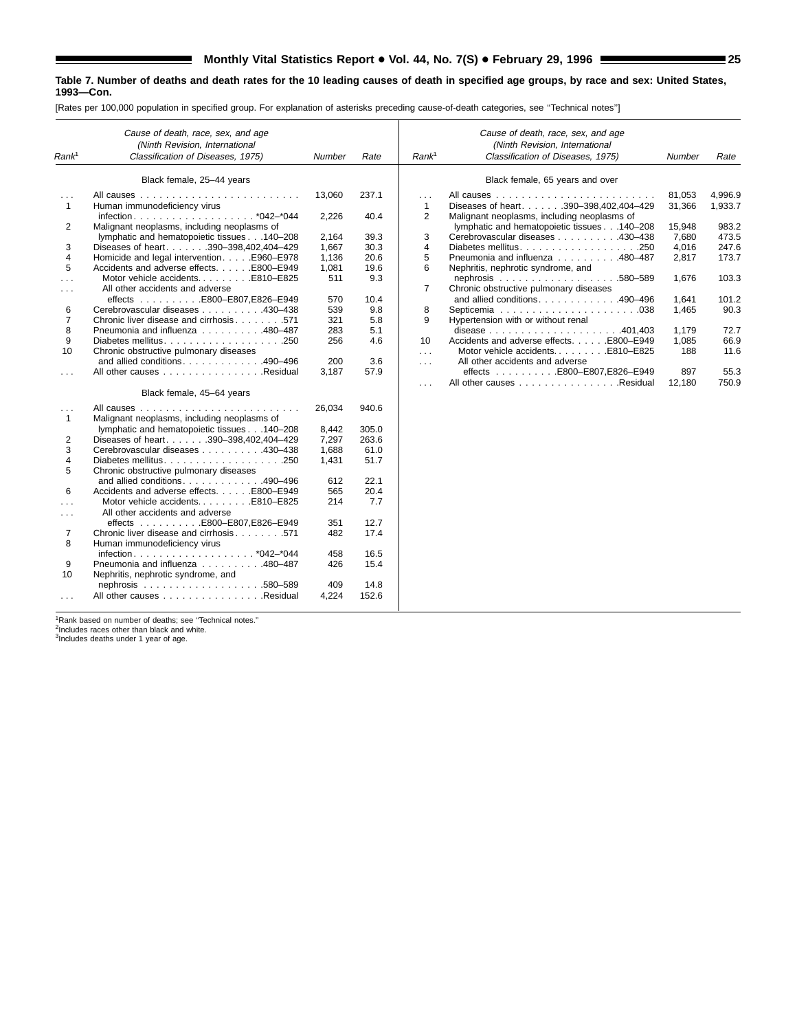**Table 7. Number of deaths and death rates for the 10 leading causes of death in specified age groups, by race and sex: United States, 1993—Con.**

[Rates per 100,000 population in specified group. For explanation of asterisks preceding cause-of-death categories, see ''Technical notes'']

| Rank[1] | Cause of death, race, sex, and age (Ninth Revision, International Classification of Diseases, 1975) | Number | Rate |
|---|---|---|---|
| | **Black female, 25–44 years** | | |
| . . . | All causes | 13,060 | 237.1 |
| 1 | Human immunodeficiency virus infection . . . *042–*044 | 2,226 | 40.4 |
| 2 | Malignant neoplasms, including neoplasms of lymphatic and hematopoietic tissues . . .140–208 | 2,164 | 39.3 |
| 3 | Diseases of heart . . .390–398,402,404–429 | 1,667 | 30.3 |
| 4 | Homicide and legal intervention . . .E960–E978 | 1,136 | 20.6 |
| 5 | Accidents and adverse effects . . .E800–E949 | 1,081 | 19.6 |
| . . . | Motor vehicle accidents . . .E810–E825 | 511 | 9.3 |
| . . . | All other accidents and adverse effects . . .E800–E807,E826–E949 | 570 | 10.4 |
| 6 | Cerebrovascular diseases . . .430–438 | 539 | 9.8 |
| 7 | Chronic liver disease and cirrhosis . . .571 | 321 | 5.8 |
| 8 | Pneumonia and influenza . . .480–487 | 283 | 5.1 |
| 9 | Diabetes mellitus . . .250 | 256 | 4.6 |
| 10 | Chronic obstructive pulmonary diseases and allied conditions . . .490–496 | 200 | 3.6 |
| . . . | All other causes . . .Residual | 3,187 | 57.9 |
| | **Black female, 45–64 years** | | |
| . . . | All causes | 26,034 | 940.6 |
| 1 | Malignant neoplasms, including neoplasms of lymphatic and hematopoietic tissues . . .140–208 | 8,442 | 305.0 |
| 2 | Diseases of heart . . .390–398,402,404–429 | 7,297 | 263.6 |
| 3 | Cerebrovascular diseases . . .430–438 | 1,688 | 61.0 |
| 4 | Diabetes mellitus . . .250 | 1,431 | 51.7 |
| 5 | Chronic obstructive pulmonary diseases and allied conditions . . .490–496 | 612 | 22.1 |
| 6 | Accidents and adverse effects . . .E800–E949 | 565 | 20.4 |
| . . . | Motor vehicle accidents . . .E810–E825 | 214 | 7.7 |
| . . . | All other accidents and adverse effects . . .E800–E807,E826–E949 | 351 | 12.7 |
| 7 | Chronic liver disease and cirrhosis . . .571 | 482 | 17.4 |
| 8 | Human immunodeficiency virus infection . . . *042–*044 | 458 | 16.5 |
| 9 | Pneumonia and influenza . . .480–487 | 426 | 15.4 |
| 10 | Nephritis, nephrotic syndrome, and nephrosis . . .580–589 | 409 | 14.8 |
| . . . | All other causes . . .Residual | 4,224 | 152.6 |
| | **Black female, 65 years and over** | | |
| . . . | All causes | 81,053 | 4,996.9 |
| 1 | Diseases of heart . . .390–398,402,404–429 | 31,366 | 1,933.7 |
| 2 | Malignant neoplasms, including neoplasms of lymphatic and hematopoietic tissues . . .140–208 | 15,948 | 983.2 |
| 3 | Cerebrovascular diseases . . .430–438 | 7,680 | 473.5 |
| 4 | Diabetes mellitus . . .250 | 4,016 | 247.6 |
| 5 | Pneumonia and influenza . . .480–487 | 2,817 | 173.7 |
| 6 | Nephritis, nephrotic syndrome, and nephrosis . . .580–589 | 1,676 | 103.3 |
| 7 | Chronic obstructive pulmonary diseases and allied conditions . . .490–496 | 1,641 | 101.2 |
| 8 | Septicemia . . .038 | 1,465 | 90.3 |
| 9 | Hypertension with or without renal disease . . .401,403 | 1,179 | 72.7 |
| 10 | Accidents and adverse effects . . .E800–E949 | 1,085 | 66.9 |
| . . . | Motor vehicle accidents . . .E810–E825 | 188 | 11.6 |
| . . . | All other accidents and adverse effects . . .E800–E807,E826–E949 | 897 | 55.3 |
| . . . | All other causes . . .Residual | 12,180 | 750.9 |

[1]Rank based on number of deaths; see ''Technical notes.''
[2]Includes races other than black and white.
[3]Includes deaths under 1 year of age.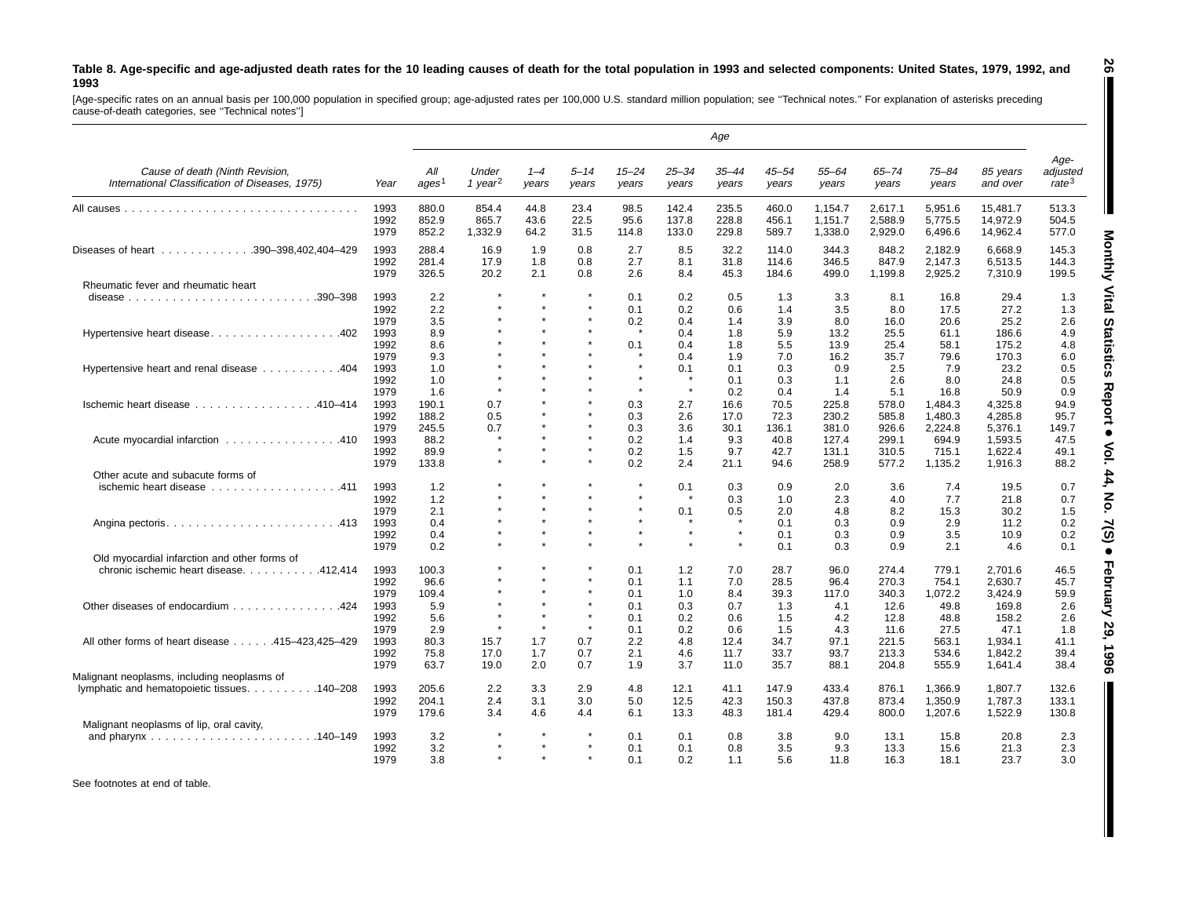**Table 8. Age-specific and age-adjusted death rates for the 10 leading causes of death for the total population in 1993 and selected components: United States, 1979, 1992, and 1993**

[Age-specific rates on an annual basis per 100,000 population in specified group; age-adjusted rates per 100,000 U.S. standard million population; see ''Technical notes.'' For explanation of asterisks preceding cause-of-death categories, see ''Technical notes'']

| Cause of death (Ninth Revision, International Classification of Diseases, 1975) | Year | All ages[1] | Under 1 year[2] | 1–4 years | 5–14 years | 15–24 years | 25–34 years | 35–44 years | 45–54 years | 55–64 years | 65–74 years | 75–84 years | 85 years and over | Age-adjusted rate[3] |
|---|---|---|---|---|---|---|---|---|---|---|---|---|---|---|
| All causes | 1993 | 880.0 | 854.4 | 44.8 | 23.4 | 98.5 | 142.4 | 235.5 | 460.0 | 1,154.7 | 2,617.1 | 5,951.6 | 15,481.7 | 513.3 |
| | 1992 | 852.9 | 865.7 | 43.6 | 22.5 | 95.6 | 137.8 | 228.8 | 456.1 | 1,151.7 | 2,588.9 | 5,775.5 | 14,972.9 | 504.5 |
| | 1979 | 852.2 | 1,332.9 | 64.2 | 31.5 | 114.8 | 133.0 | 229.8 | 589.7 | 1,338.0 | 2,929.0 | 6,496.6 | 14,962.4 | 577.0 |
| Diseases of heart . . . 390–398,402,404–429 | 1993 | 288.4 | 16.9 | 1.9 | 0.8 | 2.7 | 8.5 | 32.2 | 114.0 | 344.3 | 848.2 | 2,182.9 | 6,668.9 | 145.3 |
| | 1992 | 281.4 | 17.9 | 1.8 | 0.8 | 2.7 | 8.1 | 31.8 | 114.6 | 346.5 | 847.9 | 2,147.3 | 6,513.5 | 144.3 |
| | 1979 | 326.5 | 20.2 | 2.1 | 0.8 | 2.6 | 8.4 | 45.3 | 184.6 | 499.0 | 1,199.8 | 2,925.2 | 7,310.9 | 199.5 |
| Rheumatic fever and rheumatic heart disease . . . 390–398 | 1993 | 2.2 | * | * | * | 0.1 | 0.2 | 0.5 | 1.3 | 3.3 | 8.1 | 16.8 | 29.4 | 1.3 |
| | 1992 | 2.2 | * | * | * | 0.1 | 0.2 | 0.6 | 1.4 | 3.5 | 8.0 | 17.5 | 27.2 | 1.3 |
| | 1979 | 3.5 | * | * | * | 0.2 | 0.4 | 1.4 | 3.9 | 8.0 | 16.0 | 20.6 | 25.2 | 2.6 |
| Hypertensive heart disease . . . 402 | 1993 | 8.9 | * | * | * | * | 0.4 | 1.8 | 5.9 | 13.2 | 25.5 | 61.1 | 186.6 | 4.9 |
| | 1992 | 8.6 | * | * | * | 0.1 | 0.4 | 1.8 | 5.5 | 13.9 | 25.4 | 58.1 | 175.2 | 4.8 |
| | 1979 | 9.3 | * | * | * | * | 0.4 | 1.9 | 7.0 | 16.2 | 35.7 | 79.6 | 170.3 | 6.0 |
| Hypertensive heart and renal disease . . . 404 | 1993 | 1.0 | * | * | * | * | 0.1 | 0.1 | 0.3 | 0.9 | 2.5 | 7.9 | 23.2 | 0.5 |
| | 1992 | 1.0 | * | * | * | * | * | 0.1 | 0.3 | 1.1 | 2.6 | 8.0 | 24.8 | 0.5 |
| | 1979 | 1.6 | * | * | * | * | * | 0.2 | 0.4 | 1.4 | 5.1 | 16.8 | 50.9 | 0.9 |
| Ischemic heart disease . . . 410–414 | 1993 | 190.1 | 0.7 | * | * | 0.3 | 2.7 | 16.6 | 70.5 | 225.8 | 578.0 | 1,484.3 | 4,325.8 | 94.9 |
| | 1992 | 188.2 | 0.5 | * | * | 0.3 | 2.6 | 17.0 | 72.3 | 230.2 | 585.8 | 1,480.3 | 4,285.8 | 95.7 |
| | 1979 | 245.5 | 0.7 | * | * | 0.3 | 3.6 | 30.1 | 136.1 | 381.0 | 926.6 | 2,224.8 | 5,376.1 | 149.7 |
| Acute myocardial infarction . . . 410 | 1993 | 88.2 | * | * | * | 0.2 | 1.4 | 9.3 | 40.8 | 127.4 | 299.1 | 694.9 | 1,593.5 | 47.5 |
| | 1992 | 89.9 | * | * | * | 0.2 | 1.5 | 9.7 | 42.7 | 131.1 | 310.5 | 715.1 | 1,622.4 | 49.1 |
| | 1979 | 133.8 | * | * | * | 0.2 | 2.4 | 21.1 | 94.6 | 258.9 | 577.2 | 1,135.2 | 1,916.3 | 88.2 |
| Other acute and subacute forms of ischemic heart disease . . . 411 | 1993 | 1.2 | * | * | * | * | 0.1 | 0.3 | 0.9 | 2.0 | 3.6 | 7.4 | 19.5 | 0.7 |
| | 1992 | 1.2 | * | * | * | * | * | 0.3 | 1.0 | 2.3 | 4.0 | 7.7 | 21.8 | 0.7 |
| | 1979 | 2.1 | * | * | * | * | 0.1 | 0.5 | 2.0 | 4.8 | 8.2 | 15.3 | 30.2 | 1.5 |
| Angina pectoris . . . 413 | 1993 | 0.4 | * | * | * | * | * | * | 0.1 | 0.3 | 0.9 | 2.9 | 11.2 | 0.2 |
| | 1992 | 0.4 | * | * | * | * | * | * | 0.1 | 0.3 | 0.9 | 3.5 | 10.9 | 0.2 |
| | 1979 | 0.2 | * | * | * | * | * | * | 0.1 | 0.3 | 0.9 | 2.1 | 4.6 | 0.1 |
| Old myocardial infarction and other forms of chronic ischemic heart disease . . . 412,414 | 1993 | 100.3 | * | * | * | 0.1 | 1.2 | 7.0 | 28.7 | 96.0 | 274.4 | 779.1 | 2,701.6 | 46.5 |
| | 1992 | 96.6 | * | * | * | 0.1 | 1.1 | 7.0 | 28.5 | 96.4 | 270.3 | 754.1 | 2,630.7 | 45.7 |
| | 1979 | 109.4 | * | * | * | 0.1 | 1.0 | 8.4 | 39.3 | 117.0 | 340.3 | 1,072.2 | 3,424.9 | 59.9 |
| Other diseases of endocardium . . . 424 | 1993 | 5.9 | * | * | * | 0.1 | 0.3 | 0.7 | 1.3 | 4.1 | 12.6 | 49.8 | 169.8 | 2.6 |
| | 1992 | 5.6 | * | * | * | 0.1 | 0.2 | 0.6 | 1.5 | 4.2 | 12.8 | 48.8 | 158.2 | 2.6 |
| | 1979 | 2.9 | * | * | * | 0.1 | 0.2 | 0.6 | 1.5 | 4.3 | 11.6 | 27.5 | 47.1 | 1.8 |
| All other forms of heart disease . . . 415–423,425–429 | 1993 | 80.3 | 15.7 | 1.7 | 0.7 | 2.2 | 4.8 | 12.4 | 34.7 | 97.1 | 221.5 | 563.1 | 1,934.1 | 41.1 |
| | 1992 | 75.8 | 17.0 | 1.7 | 0.7 | 2.1 | 4.6 | 11.7 | 33.7 | 93.7 | 213.3 | 534.6 | 1,842.2 | 39.4 |
| | 1979 | 63.7 | 19.0 | 2.0 | 0.7 | 1.9 | 3.7 | 11.0 | 35.7 | 88.1 | 204.8 | 555.9 | 1,641.4 | 38.4 |
| Malignant neoplasms, including neoplasms of lymphatic and hematopoietic tissues . . . 140–208 | 1993 | 205.6 | 2.2 | 3.3 | 2.9 | 4.8 | 12.1 | 41.1 | 147.9 | 433.4 | 876.1 | 1,366.9 | 1,807.7 | 132.6 |
| | 1992 | 204.1 | 2.4 | 3.1 | 3.0 | 5.0 | 12.5 | 42.3 | 150.3 | 437.8 | 873.4 | 1,350.9 | 1,787.3 | 133.1 |
| | 1979 | 179.6 | 3.4 | 4.6 | 4.4 | 6.1 | 13.3 | 48.3 | 181.4 | 429.4 | 800.0 | 1,207.6 | 1,522.9 | 130.8 |
| Malignant neoplasms of lip, oral cavity, and pharynx . . . 140–149 | 1993 | 3.2 | * | * | * | 0.1 | 0.1 | 0.8 | 3.8 | 9.0 | 13.1 | 15.8 | 20.8 | 2.3 |
| | 1992 | 3.2 | * | * | * | 0.1 | 0.1 | 0.8 | 3.5 | 9.3 | 13.3 | 15.6 | 21.3 | 2.3 |
| | 1979 | 3.8 | * | * | * | 0.1 | 0.2 | 1.1 | 5.6 | 11.8 | 16.3 | 18.1 | 23.7 | 3.0 |

See footnotes at end of table.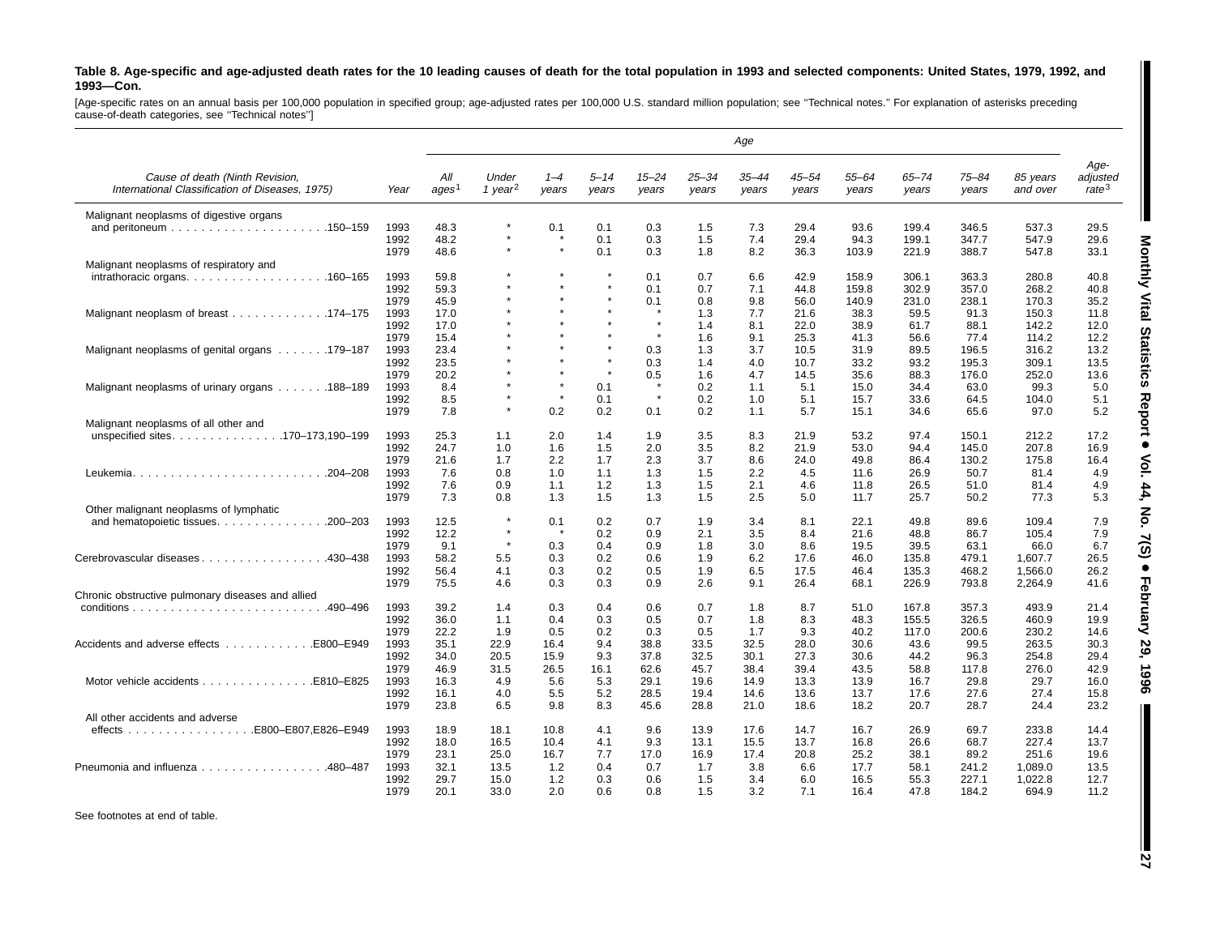**Table 8. Age-specific and age-adjusted death rates for the 10 leading causes of death for the total population in 1993 and selected components: United States, 1979, 1992, and 1993—Con.**

[Age-specific rates on an annual basis per 100,000 population in specified group; age-adjusted rates per 100,000 U.S. standard million population; see "Technical notes." For explanation of asterisks preceding cause-of-death categories, see "Technical notes"]

| Cause of death (Ninth Revision, International Classification of Diseases, 1975) | Year | Age | | | | | | | | | | | | Age-adjusted rate[3] |
|---|---|---|---|---|---|---|---|---|---|---|---|---|---|---|
| | | All ages[1] | Under 1 year[2] | 1–4 years | 5–14 years | 15–24 years | 25–34 years | 35–44 years | 45–54 years | 55–64 years | 65–74 years | 75–84 years | 85 years and over | |
| Malignant neoplasms of digestive organs and peritoneum . . . . . . . . . . . . . . . . . . . . .150–159 | 1993 | 48.3 | * | 0.1 | 0.1 | 0.3 | 1.5 | 7.3 | 29.4 | 93.6 | 199.4 | 346.5 | 537.3 | 29.5 |
| | 1992 | 48.2 | * | * | 0.1 | 0.3 | 1.5 | 7.4 | 29.4 | 94.3 | 199.1 | 347.7 | 547.9 | 29.6 |
| | 1979 | 48.6 | * | * | 0.1 | 0.3 | 1.8 | 8.2 | 36.3 | 103.9 | 221.9 | 388.7 | 547.8 | 33.1 |
| Malignant neoplasms of respiratory and intrathoracic organs. . . . . . . . . . . . . . . . . . .160–165 | 1993 | 59.8 | * | * | * | 0.1 | 0.7 | 6.6 | 42.9 | 158.9 | 306.1 | 363.3 | 280.8 | 40.8 |
| | 1992 | 59.3 | * | * | * | 0.1 | 0.7 | 7.1 | 44.8 | 159.8 | 302.9 | 357.0 | 268.2 | 40.8 |
| | 1979 | 45.9 | * | * | * | 0.1 | 0.8 | 9.8 | 56.0 | 140.9 | 231.0 | 238.1 | 170.3 | 35.2 |
| Malignant neoplasm of breast . . . . . . . . . . . . .174–175 | 1993 | 17.0 | * | * | * | * | 1.3 | 7.7 | 21.6 | 38.3 | 59.5 | 91.3 | 150.3 | 11.8 |
| | 1992 | 17.0 | * | * | * | * | 1.4 | 8.1 | 22.0 | 38.9 | 61.7 | 88.1 | 142.2 | 12.0 |
| | 1979 | 15.4 | * | * | * | * | 1.6 | 9.1 | 25.3 | 41.3 | 56.6 | 77.4 | 114.2 | 12.2 |
| Malignant neoplasms of genital organs . . . . . . .179–187 | 1993 | 23.4 | * | * | * | 0.3 | 1.3 | 3.7 | 10.5 | 31.9 | 89.5 | 196.5 | 316.2 | 13.2 |
| | 1992 | 23.5 | * | * | * | 0.3 | 1.4 | 4.0 | 10.7 | 33.2 | 93.2 | 195.3 | 309.1 | 13.5 |
| | 1979 | 20.2 | * | * | * | 0.5 | 1.6 | 4.7 | 14.5 | 35.6 | 88.3 | 176.0 | 252.0 | 13.6 |
| Malignant neoplasms of urinary organs . . . . . . .188–189 | 1993 | 8.4 | * | * | 0.1 | * | 0.2 | 1.1 | 5.1 | 15.0 | 34.4 | 63.0 | 99.3 | 5.0 |
| | 1992 | 8.5 | * | * | 0.1 | * | 0.2 | 1.0 | 5.1 | 15.7 | 33.6 | 64.5 | 104.0 | 5.1 |
| | 1979 | 7.8 | * | 0.2 | 0.2 | 0.1 | 0.2 | 1.1 | 5.7 | 15.1 | 34.6 | 65.6 | 97.0 | 5.2 |
| Malignant neoplasms of all other and unspecified sites. . . . . . . . . . . . . . .170–173,190–199 | 1993 | 25.3 | 1.1 | 2.0 | 1.4 | 1.9 | 3.5 | 8.3 | 21.9 | 53.2 | 97.4 | 150.1 | 212.2 | 17.2 |
| | 1992 | 24.7 | 1.0 | 1.6 | 1.5 | 2.0 | 3.5 | 8.2 | 21.9 | 53.0 | 94.4 | 145.0 | 207.8 | 16.9 |
| | 1979 | 21.6 | 1.7 | 2.2 | 1.7 | 2.3 | 3.7 | 8.6 | 24.0 | 49.8 | 86.4 | 130.2 | 175.8 | 16.4 |
| Leukemia. . . . . . . . . . . . . . . . . . . . . . . . . .204–208 | 1993 | 7.6 | 0.8 | 1.0 | 1.1 | 1.3 | 1.5 | 2.2 | 4.5 | 11.6 | 26.9 | 50.7 | 81.4 | 4.9 |
| | 1992 | 7.6 | 0.9 | 1.1 | 1.2 | 1.3 | 1.5 | 2.1 | 4.6 | 11.8 | 26.5 | 51.0 | 81.4 | 4.9 |
| | 1979 | 7.3 | 0.8 | 1.3 | 1.5 | 1.3 | 1.5 | 2.5 | 5.0 | 11.7 | 25.7 | 50.2 | 77.3 | 5.3 |
| Other malignant neoplasms of lymphatic and hematopoietic tissues. . . . . . . . . . . . . . .200–203 | 1993 | 12.5 | * | 0.1 | 0.2 | 0.7 | 1.9 | 3.4 | 8.1 | 22.1 | 49.8 | 89.6 | 109.4 | 7.9 |
| | 1992 | 12.2 | * | * | 0.2 | 0.9 | 2.1 | 3.5 | 8.4 | 21.6 | 48.8 | 86.7 | 105.4 | 7.9 |
| | 1979 | 9.1 | * | 0.3 | 0.4 | 0.9 | 1.8 | 3.0 | 8.6 | 19.5 | 39.5 | 63.1 | 66.0 | 6.7 |
| Cerebrovascular diseases . . . . . . . . . . . . . . . . .430–438 | 1993 | 58.2 | 5.5 | 0.3 | 0.2 | 0.6 | 1.9 | 6.2 | 17.6 | 46.0 | 135.8 | 479.1 | 1,607.7 | 26.5 |
| | 1992 | 56.4 | 4.1 | 0.3 | 0.2 | 0.5 | 1.9 | 6.5 | 17.5 | 46.4 | 135.3 | 468.2 | 1,566.0 | 26.2 |
| | 1979 | 75.5 | 4.6 | 0.3 | 0.3 | 0.9 | 2.6 | 9.1 | 26.4 | 68.1 | 226.9 | 793.8 | 2,264.9 | 41.6 |
| Chronic obstructive pulmonary diseases and allied conditions . . . . . . . . . . . . . . . . . . . . . . . . . .490–496 | 1993 | 39.2 | 1.4 | 0.3 | 0.4 | 0.6 | 0.7 | 1.8 | 8.7 | 51.0 | 167.8 | 357.3 | 493.9 | 21.4 |
| | 1992 | 36.0 | 1.1 | 0.4 | 0.3 | 0.5 | 0.7 | 1.8 | 8.3 | 48.3 | 155.5 | 326.5 | 460.9 | 19.9 |
| | 1979 | 22.2 | 1.9 | 0.5 | 0.2 | 0.3 | 0.5 | 1.7 | 9.3 | 40.2 | 117.0 | 200.6 | 230.2 | 14.6 |
| Accidents and adverse effects . . . . . . . . . . . .E800–E949 | 1993 | 35.1 | 22.9 | 16.4 | 9.4 | 38.8 | 33.5 | 32.5 | 28.0 | 30.6 | 43.6 | 99.5 | 263.5 | 30.3 |
| | 1992 | 34.0 | 20.5 | 15.9 | 9.3 | 37.8 | 32.5 | 30.1 | 27.3 | 30.6 | 44.2 | 96.3 | 254.8 | 29.4 |
| | 1979 | 46.9 | 31.5 | 26.5 | 16.1 | 62.6 | 45.7 | 38.4 | 39.4 | 43.5 | 58.8 | 117.8 | 276.0 | 42.9 |
| Motor vehicle accidents . . . . . . . . . . . . . . .E810–E825 | 1993 | 16.3 | 4.9 | 5.6 | 5.3 | 29.1 | 19.6 | 14.9 | 13.3 | 13.9 | 16.7 | 29.8 | 29.7 | 16.0 |
| | 1992 | 16.1 | 4.0 | 5.5 | 5.2 | 28.5 | 19.4 | 14.6 | 13.6 | 13.7 | 17.6 | 27.6 | 27.4 | 15.8 |
| | 1979 | 23.8 | 6.5 | 9.8 | 8.3 | 45.6 | 28.8 | 21.0 | 18.6 | 18.2 | 20.7 | 28.7 | 24.4 | 23.2 |
| All other accidents and adverse effects . . . . . . . . . . . . . . . . .E800–E807,E826–E949 | 1993 | 18.9 | 18.1 | 10.8 | 4.1 | 9.6 | 13.9 | 17.6 | 14.7 | 16.7 | 26.9 | 69.7 | 233.8 | 14.4 |
| | 1992 | 18.0 | 16.5 | 10.4 | 4.1 | 9.3 | 13.1 | 15.5 | 13.7 | 16.8 | 26.6 | 68.7 | 227.4 | 13.7 |
| | 1979 | 23.1 | 25.0 | 16.7 | 7.7 | 17.0 | 16.9 | 17.4 | 20.8 | 25.2 | 38.1 | 89.2 | 251.6 | 19.6 |
| Pneumonia and influenza . . . . . . . . . . . . . . . . .480–487 | 1993 | 32.1 | 13.5 | 1.2 | 0.4 | 0.7 | 1.7 | 3.8 | 6.6 | 17.7 | 58.1 | 241.2 | 1,089.0 | 13.5 |
| | 1992 | 29.7 | 15.0 | 1.2 | 0.3 | 0.6 | 1.5 | 3.4 | 6.0 | 16.5 | 55.3 | 227.1 | 1,022.8 | 12.7 |
| | 1979 | 20.1 | 33.0 | 2.0 | 0.6 | 0.8 | 1.5 | 3.2 | 7.1 | 16.4 | 47.8 | 184.2 | 694.9 | 11.2 |

See footnotes at end of table.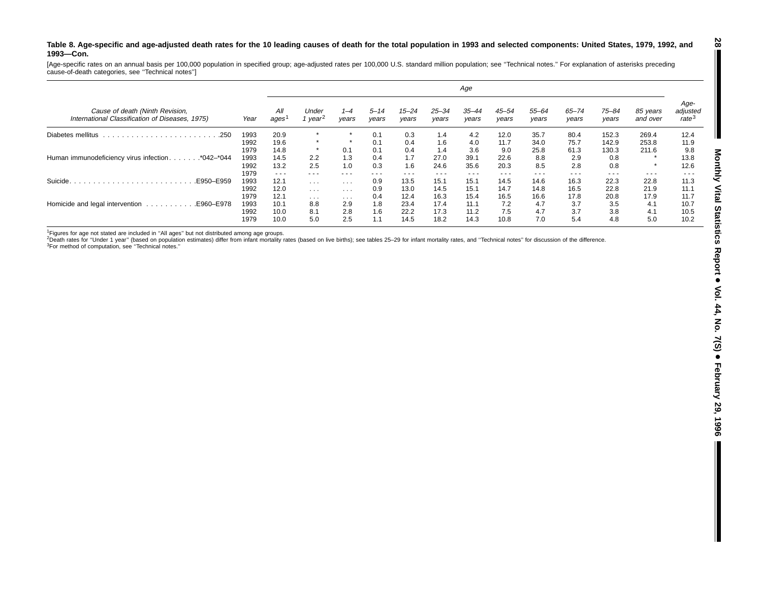**Table 8. Age-specific and age-adjusted death rates for the 10 leading causes of death for the total population in 1993 and selected components: United States, 1979, 1992, and 1993—Con.**

[Age-specific rates on an annual basis per 100,000 population in specified group; age-adjusted rates per 100,000 U.S. standard million population; see ''Technical notes.'' For explanation of asterisks preceding cause-of-death categories, see ''Technical notes'']

| Cause of death (Ninth Revision, International Classification of Diseases, 1975) | Year | Age | | | | | | | | | | | | Age-adjusted rate[3] |
|---|---|---|---|---|---|---|---|---|---|---|---|---|---|---|
| | | All ages[1] | Under 1 year[2] | 1–4 years | 5–14 years | 15–24 years | 25–34 years | 35–44 years | 45–54 years | 55–64 years | 65–74 years | 75–84 years | 85 years and over | |
| Diabetes mellitus .250 | 1993 | 20.9 | * | * | 0.1 | 0.3 | 1.4 | 4.2 | 12.0 | 35.7 | 80.4 | 152.3 | 269.4 | 12.4 |
| | 1992 | 19.6 | * | * | 0.1 | 0.4 | 1.6 | 4.0 | 11.7 | 34.0 | 75.7 | 142.9 | 253.8 | 11.9 |
| | 1979 | 14.8 | * | 0.1 | 0.1 | 0.4 | 1.4 | 3.6 | 9.0 | 25.8 | 61.3 | 130.3 | 211.6 | 9.8 |
| Human immunodeficiency virus infection *042–*044 | 1993 | 14.5 | 2.2 | 1.3 | 0.4 | 1.7 | 27.0 | 39.1 | 22.6 | 8.8 | 2.9 | 0.8 | * | 13.8 |
| | 1992 | 13.2 | 2.5 | 1.0 | 0.3 | 1.6 | 24.6 | 35.6 | 20.3 | 8.5 | 2.8 | 0.8 | * | 12.6 |
| | 1979 | - - - | - - - | - - - | - - - | - - - | - - - | - - - | - - - | - - - | - - - | - - - | - - - | - - - |
| Suicide E950–E959 | 1993 | 12.1 | . . . | . . . | 0.9 | 13.5 | 15.1 | 15.1 | 14.5 | 14.6 | 16.3 | 22.3 | 22.8 | 11.3 |
| | 1992 | 12.0 | . . . | . . . | 0.9 | 13.0 | 14.5 | 15.1 | 14.7 | 14.8 | 16.5 | 22.8 | 21.9 | 11.1 |
| | 1979 | 12.1 | . . . | . . . | 0.4 | 12.4 | 16.3 | 15.4 | 16.5 | 16.6 | 17.8 | 20.8 | 17.9 | 11.7 |
| Homicide and legal intervention E960–E978 | 1993 | 10.1 | 8.8 | 2.9 | 1.8 | 23.4 | 17.4 | 11.1 | 7.2 | 4.7 | 3.7 | 3.5 | 4.1 | 10.7 |
| | 1992 | 10.0 | 8.1 | 2.8 | 1.6 | 22.2 | 17.3 | 11.2 | 7.5 | 4.7 | 3.7 | 3.8 | 4.1 | 10.5 |
| | 1979 | 10.0 | 5.0 | 2.5 | 1.1 | 14.5 | 18.2 | 14.3 | 10.8 | 7.0 | 5.4 | 4.8 | 5.0 | 10.2 |

[1]Figures for age not stated are included in ''All ages'' but not distributed among age groups.
[2]Death rates for ''Under 1 year'' (based on population estimates) differ from infant mortality rates (based on live births); see tables 25–29 for infant mortality rates, and ''Technical notes'' for discussion of the difference.
[3]For method of computation, see ''Technical notes.''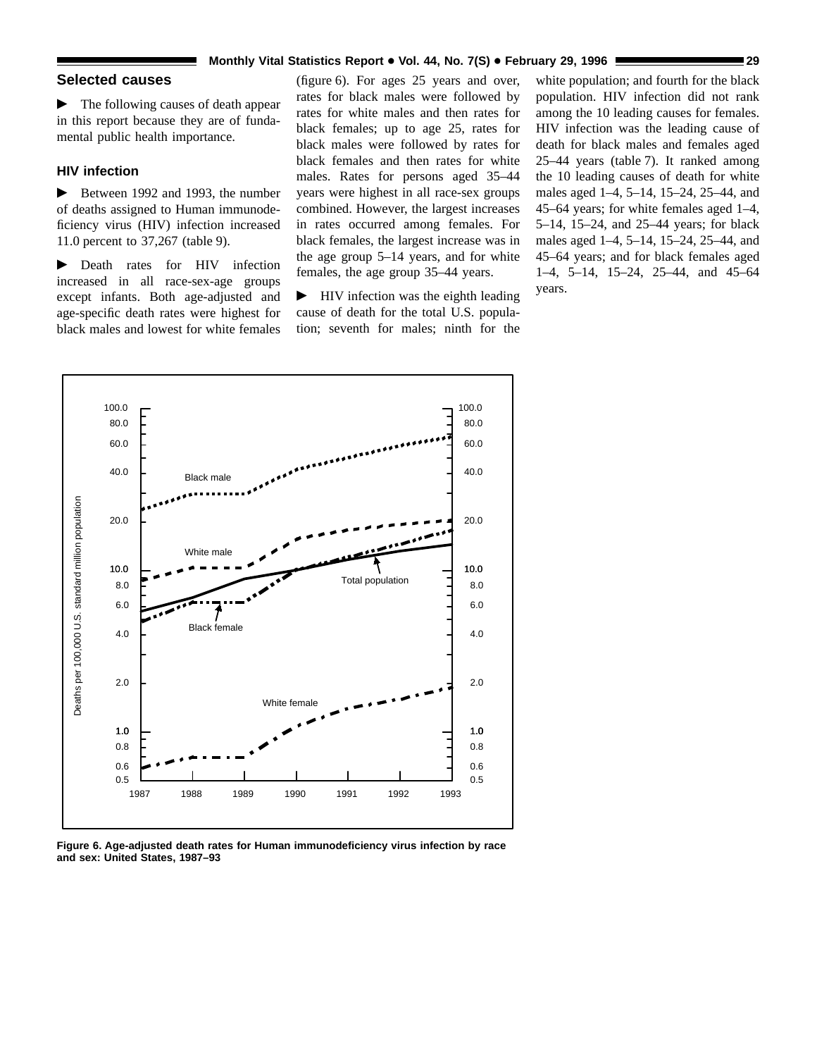## Selected causes

► The following causes of death appear in this report because they are of fundamental public health importance.

### HIV infection

► Between 1992 and 1993, the number of deaths assigned to Human immunodeficiency virus (HIV) infection increased 11.0 percent to 37,267 (table 9).

► Death rates for HIV infection increased in all race-sex-age groups except infants. Both age-adjusted and age-specific death rates were highest for black males and lowest for white females (figure 6). For ages 25 years and over, rates for black males were followed by rates for white males and then rates for black females; up to age 25, rates for black males were followed by rates for black females and then rates for white males. Rates for persons aged 35–44 years were highest in all race-sex groups combined. However, the largest increases in rates occurred among females. For black females, the largest increase was in the age group 5–14 years, and for white females, the age group 35–44 years.

► HIV infection was the eighth leading cause of death for the total U.S. population; seventh for males; ninth for the white population; and fourth for the black population. HIV infection did not rank among the 10 leading causes for females. HIV infection was the leading cause of death for black males and females aged 25–44 years (table 7). It ranked among the 10 leading causes of death for white males aged 1–4, 5–14, 15–24, 25–44, and 45–64 years; for white females aged 1–4, 5–14, 15–24, and 25–44 years; for black males aged 1–4, 5–14, 15–24, 25–44, and 45–64 years; and for black females aged 1–4, 5–14, 15–24, 25–44, and 45–64 years.

**Figure 6. Age-adjusted death rates for Human immunodeficiency virus infection by race and sex: United States, 1987–93**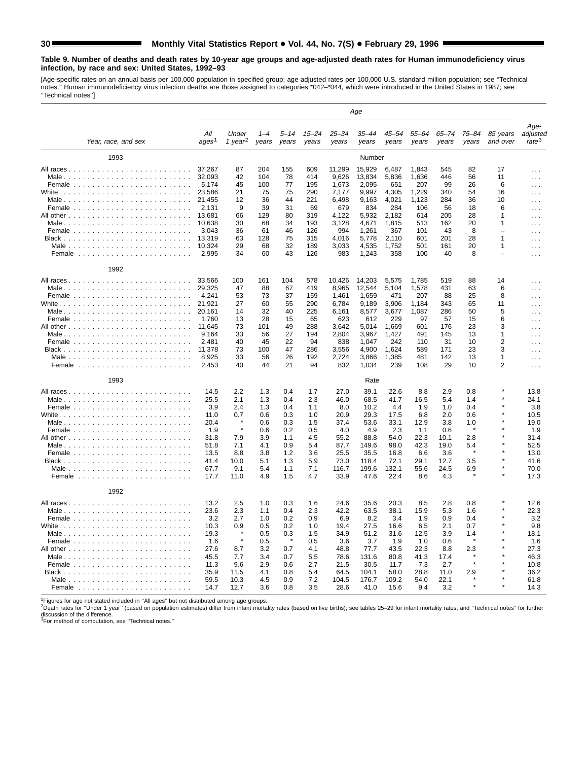### Table 9. Number of deaths and death rates by 10-year age groups and age-adjusted death rates for Human immunodeficiency virus infection, by race and sex: United States, 1992–93

[Age-specific rates on an annual basis per 100,000 population in specified group; age-adjusted rates per 100,000 U.S. standard million population; see ''Technical notes.'' Human immunodeficiency virus infection deaths are those assigned to categories *042–*044, which were introduced in the United States in 1987; see ''Technical notes'']

| Year, race, and sex | All ages[1] | Under 1 year[2] | 1–4 years | 5–14 years | 15–24 years | 25–34 years | 35–44 years | 45–54 years | 55–64 years | 65–74 years | 75–84 years | 85 years and over | Age-adjusted rate[3] |
|---|---|---|---|---|---|---|---|---|---|---|---|---|---|
| **1993** | | | | | | Number | | | | | | | |
| All races | 37,267 | 87 | 204 | 155 | 609 | 11,299 | 15,929 | 6,487 | 1,843 | 545 | 82 | 17 | . . . |
| Male | 32,093 | 42 | 104 | 78 | 414 | 9,626 | 13,834 | 5,836 | 1,636 | 446 | 56 | 11 | . . . |
| Female | 5,174 | 45 | 100 | 77 | 195 | 1,673 | 2,095 | 651 | 207 | 99 | 26 | 6 | . . . |
| White | 23,586 | 21 | 75 | 75 | 290 | 7,177 | 9,997 | 4,305 | 1,229 | 340 | 54 | 16 | . . . |
| Male | 21,455 | 12 | 36 | 44 | 221 | 6,498 | 9,163 | 4,021 | 1,123 | 284 | 36 | 10 | . . . |
| Female | 2,131 | 9 | 39 | 31 | 69 | 679 | 834 | 284 | 106 | 56 | 18 | 6 | . . . |
| All other | 13,681 | 66 | 129 | 80 | 319 | 4,122 | 5,932 | 2,182 | 614 | 205 | 28 | 1 | . . . |
| Male | 10,638 | 30 | 68 | 34 | 193 | 3,128 | 4,671 | 1,815 | 513 | 162 | 20 | 1 | . . . |
| Female | 3,043 | 36 | 61 | 46 | 126 | 994 | 1,261 | 367 | 101 | 43 | 8 | – | . . . |
| Black | 13,319 | 63 | 128 | 75 | 315 | 4,016 | 5,778 | 2,110 | 601 | 201 | 28 | 1 | . . . |
| Male | 10,324 | 29 | 68 | 32 | 189 | 3,033 | 4,535 | 1,752 | 501 | 161 | 20 | 1 | . . . |
| Female | 2,995 | 34 | 60 | 43 | 126 | 983 | 1,243 | 358 | 100 | 40 | 8 | – | . . . |
| **1992** | | | | | | | | | | | | | |
| All races | 33,566 | 100 | 161 | 104 | 578 | 10,426 | 14,203 | 5,575 | 1,785 | 519 | 88 | 14 | . . . |
| Male | 29,325 | 47 | 88 | 67 | 419 | 8,965 | 12,544 | 5,104 | 1,578 | 431 | 63 | 6 | . . . |
| Female | 4,241 | 53 | 73 | 37 | 159 | 1,461 | 1,659 | 471 | 207 | 88 | 25 | 8 | . . . |
| White | 21,921 | 27 | 60 | 55 | 290 | 6,784 | 9,189 | 3,906 | 1,184 | 343 | 65 | 11 | . . . |
| Male | 20,161 | 14 | 32 | 40 | 225 | 6,161 | 8,577 | 3,677 | 1,087 | 286 | 50 | 5 | . . . |
| Female | 1,760 | 13 | 28 | 15 | 65 | 623 | 612 | 229 | 97 | 57 | 15 | 6 | . . . |
| All other | 11,645 | 73 | 101 | 49 | 288 | 3,642 | 5,014 | 1,669 | 601 | 176 | 23 | 3 | . . . |
| Male | 9,164 | 33 | 56 | 27 | 194 | 2,804 | 3,967 | 1,427 | 491 | 145 | 13 | 1 | . . . |
| Female | 2,481 | 40 | 45 | 22 | 94 | 838 | 1,047 | 242 | 110 | 31 | 10 | 2 | . . . |
| Black | 11,378 | 73 | 100 | 47 | 286 | 3,556 | 4,900 | 1,624 | 589 | 171 | 23 | 3 | . . . |
| Male | 8,925 | 33 | 56 | 26 | 192 | 2,724 | 3,866 | 1,385 | 481 | 142 | 13 | 1 | . . . |
| Female | 2,453 | 40 | 44 | 21 | 94 | 832 | 1,034 | 239 | 108 | 29 | 10 | 2 | . . . |
| **1993** | | | | | | Rate | | | | | | | |
| All races | 14.5 | 2.2 | 1.3 | 0.4 | 1.7 | 27.0 | 39.1 | 22.6 | 8.8 | 2.9 | 0.8 | * | 13.8 |
| Male | 25.5 | 2.1 | 1.3 | 0.4 | 2.3 | 46.0 | 68.5 | 41.7 | 16.5 | 5.4 | 1.4 | * | 24.1 |
| Female | 3.9 | 2.4 | 1.3 | 0.4 | 1.1 | 8.0 | 10.2 | 4.4 | 1.9 | 1.0 | 0.4 | * | 3.8 |
| White | 11.0 | 0.7 | 0.6 | 0.3 | 1.0 | 20.9 | 29.3 | 17.5 | 6.8 | 2.0 | 0.6 | * | 10.5 |
| Male | 20.4 | * | 0.6 | 0.3 | 1.5 | 37.4 | 53.6 | 33.1 | 12.9 | 3.8 | 1.0 | * | 19.0 |
| Female | 1.9 | * | 0.6 | 0.2 | 0.5 | 4.0 | 4.9 | 2.3 | 1.1 | 0.6 | * | * | 1.9 |
| All other | 31.8 | 7.9 | 3.9 | 1.1 | 4.5 | 55.2 | 88.8 | 54.0 | 22.3 | 10.1 | 2.8 | * | 31.4 |
| Male | 51.8 | 7.1 | 4.1 | 0.9 | 5.4 | 87.7 | 149.6 | 98.0 | 42.3 | 19.0 | 5.4 | * | 52.5 |
| Female | 13.5 | 8.8 | 3.8 | 1.2 | 3.6 | 25.5 | 35.5 | 16.8 | 6.6 | 3.6 | * | * | 13.0 |
| Black | 41.4 | 10.0 | 5.1 | 1.3 | 5.9 | 73.0 | 118.4 | 72.1 | 29.1 | 12.7 | 3.5 | * | 41.6 |
| Male | 67.7 | 9.1 | 5.4 | 1.1 | 7.1 | 116.7 | 199.6 | 132.1 | 55.6 | 24.5 | 6.9 | * | 70.0 |
| Female | 17.7 | 11.0 | 4.9 | 1.5 | 4.7 | 33.9 | 47.6 | 22.4 | 8.6 | 4.3 | * | * | 17.3 |
| **1992** | | | | | | | | | | | | | |
| All races | 13.2 | 2.5 | 1.0 | 0.3 | 1.6 | 24.6 | 35.6 | 20.3 | 8.5 | 2.8 | 0.8 | * | 12.6 |
| Male | 23.6 | 2.3 | 1.1 | 0.4 | 2.3 | 42.2 | 63.5 | 38.1 | 15.9 | 5.3 | 1.6 | * | 22.3 |
| Female | 3.2 | 2.7 | 1.0 | 0.2 | 0.9 | 6.9 | 8.2 | 3.4 | 1.9 | 0.9 | 0.4 | * | 3.2 |
| White | 10.3 | 0.9 | 0.5 | 0.2 | 1.0 | 19.4 | 27.5 | 16.6 | 6.5 | 2.1 | 0.7 | * | 9.8 |
| Male | 19.3 | * | 0.5 | 0.3 | 1.5 | 34.9 | 51.2 | 31.6 | 12.5 | 3.9 | 1.4 | * | 18.1 |
| Female | 1.6 | * | 0.5 | * | 0.5 | 3.6 | 3.7 | 1.9 | 1.0 | 0.6 | * | * | 1.6 |
| All other | 27.6 | 8.7 | 3.2 | 0.7 | 4.1 | 48.8 | 77.7 | 43.5 | 22.3 | 8.8 | 2.3 | * | 27.3 |
| Male | 45.5 | 7.7 | 3.4 | 0.7 | 5.5 | 78.6 | 131.6 | 80.8 | 41.3 | 17.4 | * | * | 46.3 |
| Female | 11.3 | 9.6 | 2.9 | 0.6 | 2.7 | 21.5 | 30.5 | 11.7 | 7.3 | 2.7 | * | * | 10.8 |
| Black | 35.9 | 11.5 | 4.1 | 0.8 | 5.4 | 64.5 | 104.1 | 58.0 | 28.8 | 11.0 | 2.9 | * | 36.2 |
| Male | 59.5 | 10.3 | 4.5 | 0.9 | 7.2 | 104.5 | 176.7 | 109.2 | 54.0 | 22.1 | * | * | 61.8 |
| Female | 14.7 | 12.7 | 3.6 | 0.8 | 3.5 | 28.6 | 41.0 | 15.6 | 9.4 | 3.2 | * | * | 14.3 |

[1]Figures for age not stated included in ''All ages'' but not distributed among age groups.
[2]Death rates for ''Under 1 year'' (based on population estimates) differ from infant mortality rates (based on live births); see tables 25–29 for infant mortality rates, and ''Technical notes'' for further discussion of the difference.
[3]For method of computation, see ''Technical notes.''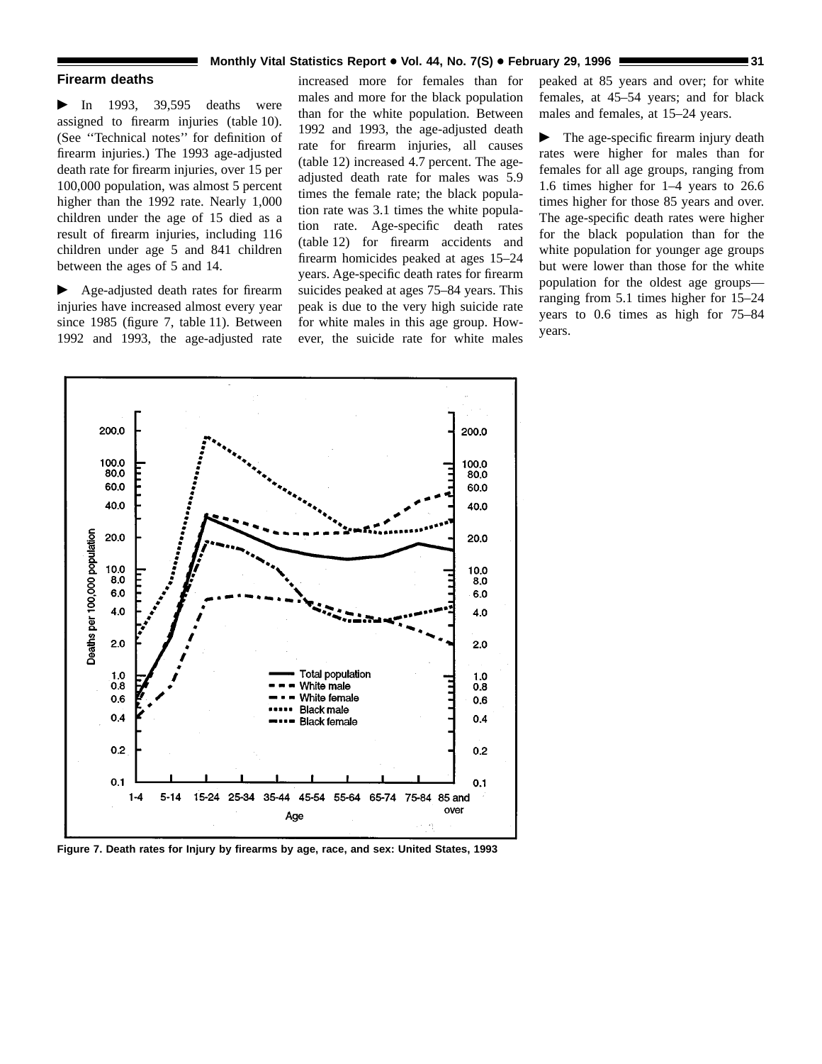## Firearm deaths

► In 1993, 39,595 deaths were assigned to firearm injuries (table 10). (See ''Technical notes'' for definition of firearm injuries.) The 1993 age-adjusted death rate for firearm injuries, over 15 per 100,000 population, was almost 5 percent higher than the 1992 rate. Nearly 1,000 children under the age of 15 died as a result of firearm injuries, including 116 children under age 5 and 841 children between the ages of 5 and 14.

► Age-adjusted death rates for firearm injuries have increased almost every year since 1985 (figure 7, table 11). Between 1992 and 1993, the age-adjusted rate increased more for females than for males and more for the black population than for the white population. Between 1992 and 1993, the age-adjusted death rate for firearm injuries, all causes (table 12) increased 4.7 percent. The age-adjusted death rate for males was 5.9 times the female rate; the black population rate was 3.1 times the white population rate. Age-specific death rates (table 12) for firearm accidents and firearm homicides peaked at ages 15–24 years. Age-specific death rates for firearm suicides peaked at ages 75–84 years. This peak is due to the very high suicide rate for white males in this age group. However, the suicide rate for white males peaked at 85 years and over; for white females, at 45–54 years; and for black males and females, at 15–24 years.

► The age-specific firearm injury death rates were higher for males than for females for all age groups, ranging from 1.6 times higher for 1–4 years to 26.6 times higher for those 85 years and over. The age-specific death rates were higher for the black population than for the white population for younger age groups but were lower than those for the white population for the oldest age groups—ranging from 5.1 times higher for 15–24 years to 0.6 times as high for 75–84 years.

**Figure 7. Death rates for Injury by firearms by age, race, and sex: United States, 1993**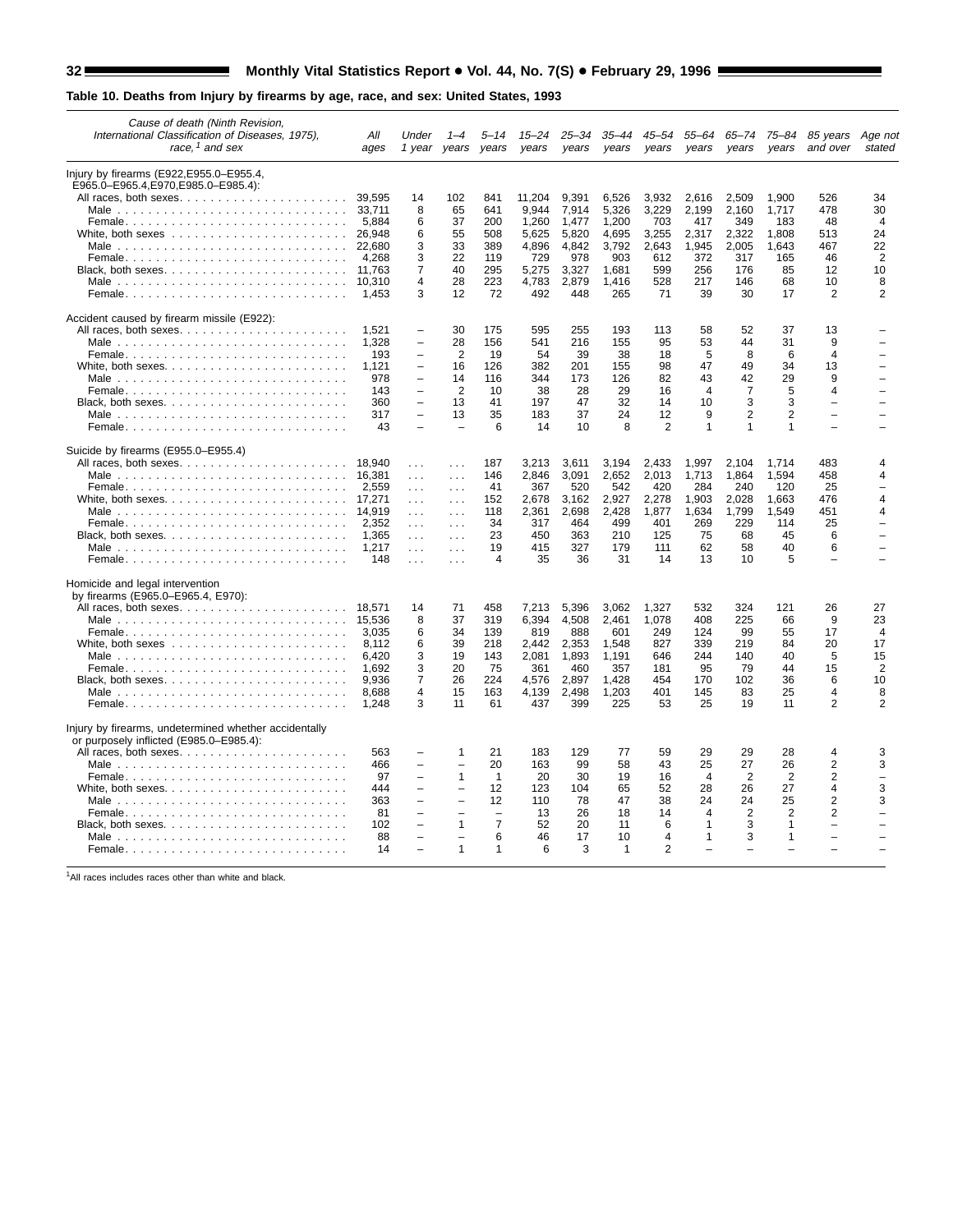**Table 10. Deaths from Injury by firearms by age, race, and sex: United States, 1993**

| Cause of death (Ninth Revision, International Classification of Diseases, 1975), race,[1] and sex | All ages | Under 1 year | 1–4 years | 5–14 years | 15–24 years | 25–34 years | 35–44 years | 45–54 years | 55–64 years | 65–74 years | 75–84 years | 85 years and over | Age not stated |
|---|---|---|---|---|---|---|---|---|---|---|---|---|---|
| Injury by firearms (E922,E955.0–E955.4, E965.0–E965.4,E970,E985.0–E985.4): | | | | | | | | | | | | | |
| All races, both sexes | 39,595 | 14 | 102 | 841 | 11,204 | 9,391 | 6,526 | 3,932 | 2,616 | 2,509 | 1,900 | 526 | 34 |
| Male | 33,711 | 8 | 65 | 641 | 9,944 | 7,914 | 5,326 | 3,229 | 2,199 | 2,160 | 1,717 | 478 | 30 |
| Female | 5,884 | 6 | 37 | 200 | 1,260 | 1,477 | 1,200 | 703 | 417 | 349 | 183 | 48 | 4 |
| White, both sexes | 26,948 | 6 | 55 | 508 | 5,625 | 5,820 | 4,695 | 3,255 | 2,317 | 2,322 | 1,808 | 513 | 24 |
| Male | 22,680 | 3 | 33 | 389 | 4,896 | 4,842 | 3,792 | 2,643 | 1,945 | 2,005 | 1,643 | 467 | 22 |
| Female | 4,268 | 3 | 22 | 119 | 729 | 978 | 903 | 612 | 372 | 317 | 165 | 46 | 2 |
| Black, both sexes | 11,763 | 7 | 40 | 295 | 5,275 | 3,327 | 1,681 | 599 | 256 | 176 | 85 | 12 | 10 |
| Male | 10,310 | 4 | 28 | 223 | 4,783 | 2,879 | 1,416 | 528 | 217 | 146 | 68 | 10 | 8 |
| Female | 1,453 | 3 | 12 | 72 | 492 | 448 | 265 | 71 | 39 | 30 | 17 | 2 | 2 |
| Accident caused by firearm missile (E922): | | | | | | | | | | | | | |
| All races, both sexes | 1,521 | – | 30 | 175 | 595 | 255 | 193 | 113 | 58 | 52 | 37 | 13 | – |
| Male | 1,328 | – | 28 | 156 | 541 | 216 | 155 | 95 | 53 | 44 | 31 | 9 | – |
| Female | 193 | – | 2 | 19 | 54 | 39 | 38 | 18 | 5 | 8 | 6 | 4 | – |
| White, both sexes | 1,121 | – | 16 | 126 | 382 | 201 | 155 | 98 | 47 | 49 | 34 | 13 | – |
| Male | 978 | – | 14 | 116 | 344 | 173 | 126 | 82 | 43 | 42 | 29 | 9 | – |
| Female | 143 | – | 2 | 10 | 38 | 28 | 29 | 16 | 4 | 7 | 5 | 4 | – |
| Black, both sexes | 360 | – | 13 | 41 | 197 | 47 | 32 | 14 | 10 | 3 | 3 | – | – |
| Male | 317 | – | 13 | 35 | 183 | 37 | 24 | 12 | 9 | 2 | 2 | – | – |
| Female | 43 | – | – | 6 | 14 | 10 | 8 | 2 | 1 | 1 | 1 | – | – |
| Suicide by firearms (E955.0–E955.4) | | | | | | | | | | | | | |
| All races, both sexes | 18,940 | . . . | . . . | 187 | 3,213 | 3,611 | 3,194 | 2,433 | 1,997 | 2,104 | 1,714 | 483 | 4 |
| Male | 16,381 | . . . | . . . | 146 | 2,846 | 3,091 | 2,652 | 2,013 | 1,713 | 1,864 | 1,594 | 458 | 4 |
| Female | 2,559 | . . . | . . . | 41 | 367 | 520 | 542 | 420 | 284 | 240 | 120 | 25 | – |
| White, both sexes | 17,271 | . . . | . . . | 152 | 2,678 | 3,162 | 2,927 | 2,278 | 1,903 | 2,028 | 1,663 | 476 | 4 |
| Male | 14,919 | . . . | . . . | 118 | 2,361 | 2,698 | 2,428 | 1,877 | 1,634 | 1,799 | 1,549 | 451 | 4 |
| Female | 2,352 | . . . | . . . | 34 | 317 | 464 | 499 | 401 | 269 | 229 | 114 | 25 | – |
| Black, both sexes | 1,365 | . . . | . . . | 23 | 450 | 363 | 210 | 125 | 75 | 68 | 45 | 6 | – |
| Male | 1,217 | . . . | . . . | 19 | 415 | 327 | 179 | 111 | 62 | 58 | 40 | 6 | – |
| Female | 148 | . . . | . . . | 4 | 35 | 36 | 31 | 14 | 13 | 10 | 5 | – | – |
| Homicide and legal intervention by firearms (E965.0–E965.4, E970): | | | | | | | | | | | | | |
| All races, both sexes | 18,571 | 14 | 71 | 458 | 7,213 | 5,396 | 3,062 | 1,327 | 532 | 324 | 121 | 26 | 27 |
| Male | 15,536 | 8 | 37 | 319 | 6,394 | 4,508 | 2,461 | 1,078 | 408 | 225 | 66 | 9 | 23 |
| Female | 3,035 | 6 | 34 | 139 | 819 | 888 | 601 | 249 | 124 | 99 | 55 | 17 | 4 |
| White, both sexes | 8,112 | 6 | 39 | 218 | 2,442 | 2,353 | 1,548 | 827 | 339 | 219 | 84 | 20 | 17 |
| Male | 6,420 | 3 | 19 | 143 | 2,081 | 1,893 | 1,191 | 646 | 244 | 140 | 40 | 5 | 15 |
| Female | 1,692 | 3 | 20 | 75 | 361 | 460 | 357 | 181 | 95 | 79 | 44 | 15 | 2 |
| Black, both sexes | 9,936 | 7 | 26 | 224 | 4,576 | 2,897 | 1,428 | 454 | 170 | 102 | 36 | 6 | 10 |
| Male | 8,688 | 4 | 15 | 163 | 4,139 | 2,498 | 1,203 | 401 | 145 | 83 | 25 | 4 | 8 |
| Female | 1,248 | 3 | 11 | 61 | 437 | 399 | 225 | 53 | 25 | 19 | 11 | 2 | 2 |
| Injury by firearms, undetermined whether accidentally or purposely inflicted (E985.0–E985.4): | | | | | | | | | | | | | |
| All races, both sexes | 563 | – | 1 | 21 | 183 | 129 | 77 | 59 | 29 | 29 | 28 | 4 | 3 |
| Male | 466 | – | – | 20 | 163 | 99 | 58 | 43 | 25 | 27 | 26 | 2 | 3 |
| Female | 97 | – | 1 | 1 | 20 | 30 | 19 | 16 | 4 | 2 | 2 | 2 | – |
| White, both sexes | 444 | – | – | 12 | 123 | 104 | 65 | 52 | 28 | 26 | 27 | 4 | 3 |
| Male | 363 | – | – | 12 | 110 | 78 | 47 | 38 | 24 | 24 | 25 | 2 | 3 |
| Female | 81 | – | – | – | 13 | 26 | 18 | 14 | 4 | 2 | 2 | 2 | – |
| Black, both sexes | 102 | – | 1 | 7 | 52 | 20 | 11 | 6 | 1 | 3 | 1 | – | – |
| Male | 88 | – | – | 6 | 46 | 17 | 10 | 4 | 1 | 3 | 1 | – | – |
| Female | 14 | – | 1 | 1 | 6 | 3 | 1 | 2 | – | – | – | – | – |

[1]All races includes races other than white and black.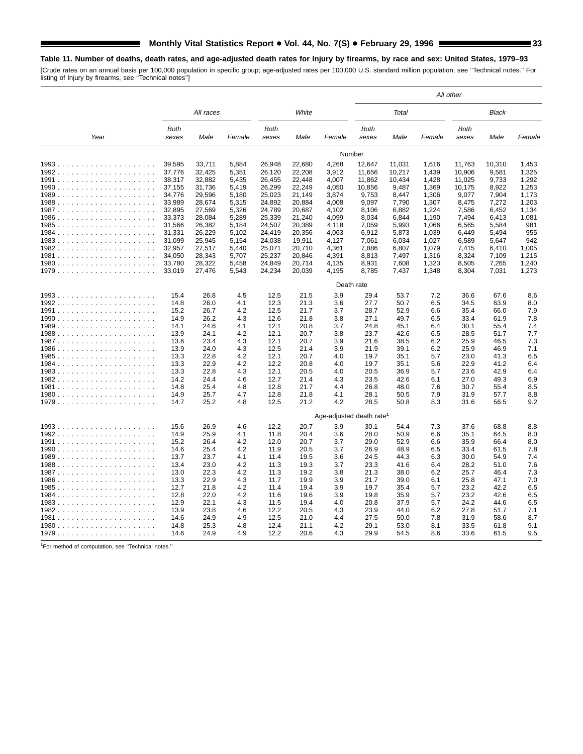**Table 11. Number of deaths, death rates, and age-adjusted death rates for Injury by firearms, by race and sex: United States, 1979–93**

[Crude rates on an annual basis per 100,000 population in specific group; age-adjusted rates per 100,000 U.S. standard million population; see ''Technical notes.'' For listing of Injury by firearms, see ''Technical notes'']

| Year | All races | | | White | | | All other | | | | | |
|---|---|---|---|---|---|---|---|---|---|---|---|---|
| | | | | | | | Total | | | Black | | |
| | Both sexes | Male | Female | Both sexes | Male | Female | Both sexes | Male | Female | Both sexes | Male | Female |
| | | | | | | Number | | | | | | |
| 1993 | 39,595 | 33,711 | 5,884 | 26,948 | 22,680 | 4,268 | 12,647 | 11,031 | 1,616 | 11,763 | 10,310 | 1,453 |
| 1992 | 37,776 | 32,425 | 5,351 | 26,120 | 22,208 | 3,912 | 11,656 | 10,217 | 1,439 | 10,906 | 9,581 | 1,325 |
| 1991 | 38,317 | 32,882 | 5,435 | 26,455 | 22,448 | 4,007 | 11,862 | 10,434 | 1,428 | 11,025 | 9,733 | 1,292 |
| 1990 | 37,155 | 31,736 | 5,419 | 26,299 | 22,249 | 4,050 | 10,856 | 9,487 | 1,369 | 10,175 | 8,922 | 1,253 |
| 1989 | 34,776 | 29,596 | 5,180 | 25,023 | 21,149 | 3,874 | 9,753 | 8,447 | 1,306 | 9,077 | 7,904 | 1,173 |
| 1988 | 33,989 | 28,674 | 5,315 | 24,892 | 20,884 | 4,008 | 9,097 | 7,790 | 1,307 | 8,475 | 7,272 | 1,203 |
| 1987 | 32,895 | 27,569 | 5,326 | 24,789 | 20,687 | 4,102 | 8,106 | 6,882 | 1,224 | 7,586 | 6,452 | 1,134 |
| 1986 | 33,373 | 28,084 | 5,289 | 25,339 | 21,240 | 4,099 | 8,034 | 6,844 | 1,190 | 7,494 | 6,413 | 1,081 |
| 1985 | 31,566 | 26,382 | 5,184 | 24,507 | 20,389 | 4,118 | 7,059 | 5,993 | 1,066 | 6,565 | 5,584 | 981 |
| 1984 | 31,331 | 26,229 | 5,102 | 24,419 | 20,356 | 4,063 | 6,912 | 5,873 | 1,039 | 6,449 | 5,494 | 955 |
| 1983 | 31,099 | 25,945 | 5,154 | 24,038 | 19,911 | 4,127 | 7,061 | 6,034 | 1,027 | 6,589 | 5,647 | 942 |
| 1982 | 32,957 | 27,517 | 5,440 | 25,071 | 20,710 | 4,361 | 7,886 | 6,807 | 1,079 | 7,415 | 6,410 | 1,005 |
| 1981 | 34,050 | 28,343 | 5,707 | 25,237 | 20,846 | 4,391 | 8,813 | 7,497 | 1,316 | 8,324 | 7,109 | 1,215 |
| 1980 | 33,780 | 28,322 | 5,458 | 24,849 | 20,714 | 4,135 | 8,931 | 7,608 | 1,323 | 8,505 | 7,265 | 1,240 |
| 1979 | 33,019 | 27,476 | 5,543 | 24,234 | 20,039 | 4,195 | 8,785 | 7,437 | 1,348 | 8,304 | 7,031 | 1,273 |
| | | | | | | Death rate | | | | | | |
| 1993 | 15.4 | 26.8 | 4.5 | 12.5 | 21.5 | 3.9 | 29.4 | 53.7 | 7.2 | 36.6 | 67.6 | 8.6 |
| 1992 | 14.8 | 26.0 | 4.1 | 12.3 | 21.3 | 3.6 | 27.7 | 50.7 | 6.5 | 34.5 | 63.9 | 8.0 |
| 1991 | 15.2 | 26.7 | 4.2 | 12.5 | 21.7 | 3.7 | 28.7 | 52.9 | 6.6 | 35.4 | 66.0 | 7.9 |
| 1990 | 14.9 | 26.2 | 4.3 | 12.6 | 21.8 | 3.8 | 27.1 | 49.7 | 6.5 | 33.4 | 61.9 | 7.8 |
| 1989 | 14.1 | 24.6 | 4.1 | 12.1 | 20.8 | 3.7 | 24.8 | 45.1 | 6.4 | 30.1 | 55.4 | 7.4 |
| 1988 | 13.9 | 24.1 | 4.2 | 12.1 | 20.7 | 3.8 | 23.7 | 42.6 | 6.5 | 28.5 | 51.7 | 7.7 |
| 1987 | 13.6 | 23.4 | 4.3 | 12.1 | 20.7 | 3.9 | 21.6 | 38.5 | 6.2 | 25.9 | 46.5 | 7.3 |
| 1986 | 13.9 | 24.0 | 4.3 | 12.5 | 21.4 | 3.9 | 21.9 | 39.1 | 6.2 | 25.9 | 46.9 | 7.1 |
| 1985 | 13.3 | 22.8 | 4.2 | 12.1 | 20.7 | 4.0 | 19.7 | 35.1 | 5.7 | 23.0 | 41.3 | 6.5 |
| 1984 | 13.3 | 22.9 | 4.2 | 12.2 | 20.8 | 4.0 | 19.7 | 35.1 | 5.6 | 22.9 | 41.2 | 6.4 |
| 1983 | 13.3 | 22.8 | 4.3 | 12.1 | 20.5 | 4.0 | 20.5 | 36.9 | 5.7 | 23.6 | 42.9 | 6.4 |
| 1982 | 14.2 | 24.4 | 4.6 | 12.7 | 21.4 | 4.3 | 23.5 | 42.6 | 6.1 | 27.0 | 49.3 | 6.9 |
| 1981 | 14.8 | 25.4 | 4.8 | 12.8 | 21.7 | 4.4 | 26.8 | 48.0 | 7.6 | 30.7 | 55.4 | 8.5 |
| 1980 | 14.9 | 25.7 | 4.7 | 12.8 | 21.8 | 4.1 | 28.1 | 50.5 | 7.9 | 31.9 | 57.7 | 8.8 |
| 1979 | 14.7 | 25.2 | 4.8 | 12.5 | 21.2 | 4.2 | 28.5 | 50.8 | 8.3 | 31.6 | 56.5 | 9.2 |
| | | | | | | Age-adjusted death rate[1] | | | | | | |
| 1993 | 15.6 | 26.9 | 4.6 | 12.2 | 20.7 | 3.9 | 30.1 | 54.4 | 7.3 | 37.6 | 68.8 | 8.8 |
| 1992 | 14.9 | 25.9 | 4.1 | 11.8 | 20.4 | 3.6 | 28.0 | 50.9 | 6.6 | 35.1 | 64.5 | 8.0 |
| 1991 | 15.2 | 26.4 | 4.2 | 12.0 | 20.7 | 3.7 | 29.0 | 52.9 | 6.6 | 35.9 | 66.4 | 8.0 |
| 1990 | 14.6 | 25.4 | 4.2 | 11.9 | 20.5 | 3.7 | 26.9 | 48.9 | 6.5 | 33.4 | 61.5 | 7.8 |
| 1989 | 13.7 | 23.7 | 4.1 | 11.4 | 19.5 | 3.6 | 24.5 | 44.3 | 6.3 | 30.0 | 54.9 | 7.4 |
| 1988 | 13.4 | 23.0 | 4.2 | 11.3 | 19.3 | 3.7 | 23.3 | 41.6 | 6.4 | 28.2 | 51.0 | 7.6 |
| 1987 | 13.0 | 22.3 | 4.2 | 11.3 | 19.2 | 3.8 | 21.3 | 38.0 | 6.2 | 25.7 | 46.4 | 7.3 |
| 1986 | 13.3 | 22.9 | 4.3 | 11.7 | 19.9 | 3.9 | 21.7 | 39.0 | 6.1 | 25.8 | 47.1 | 7.0 |
| 1985 | 12.7 | 21.8 | 4.2 | 11.4 | 19.4 | 3.9 | 19.7 | 35.4 | 5.7 | 23.2 | 42.2 | 6.5 |
| 1984 | 12.8 | 22.0 | 4.2 | 11.6 | 19.6 | 3.9 | 19.8 | 35.9 | 5.7 | 23.2 | 42.6 | 6.5 |
| 1983 | 12.9 | 22.1 | 4.3 | 11.5 | 19.4 | 4.0 | 20.8 | 37.9 | 5.7 | 24.2 | 44.6 | 6.5 |
| 1982 | 13.9 | 23.8 | 4.6 | 12.2 | 20.5 | 4.3 | 23.9 | 44.0 | 6.2 | 27.8 | 51.7 | 7.1 |
| 1981 | 14.6 | 24.9 | 4.9 | 12.5 | 21.0 | 4.4 | 27.5 | 50.0 | 7.8 | 31.9 | 58.6 | 8.7 |
| 1980 | 14.8 | 25.3 | 4.8 | 12.4 | 21.1 | 4.2 | 29.1 | 53.0 | 8.1 | 33.5 | 61.8 | 9.1 |
| 1979 | 14.6 | 24.9 | 4.9 | 12.2 | 20.6 | 4.3 | 29.9 | 54.5 | 8.6 | 33.6 | 61.5 | 9.5 |

[1]For method of computation, see ''Technical notes.''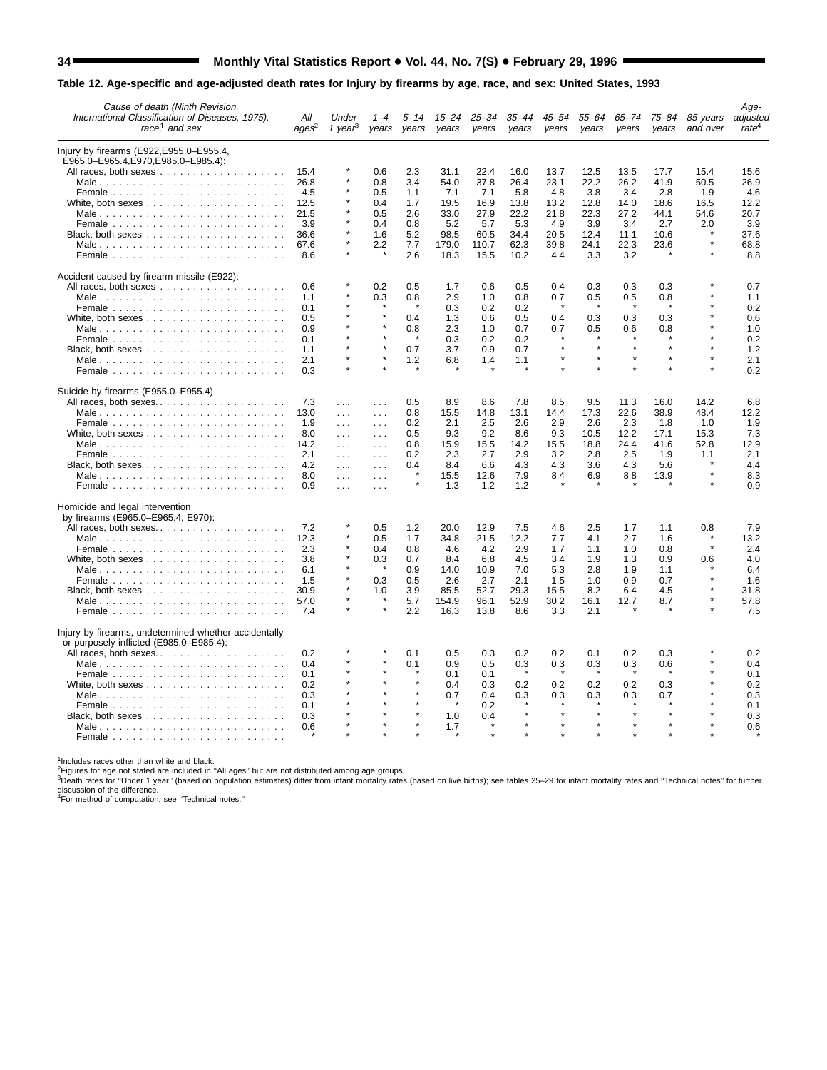**Table 12. Age-specific and age-adjusted death rates for Injury by firearms by age, race, and sex: United States, 1993**

| Cause of death (Ninth Revision, International Classification of Diseases, 1975), race[1] and sex | All ages[2] | Under 1 year[3] | 1–4 years | 5–14 years | 15–24 years | 25–34 years | 35–44 years | 45–54 years | 55–64 years | 65–74 years | 75–84 years | 85 years and over | Age-adjusted rate[4] |
|---|---|---|---|---|---|---|---|---|---|---|---|---|---|
| **Injury by firearms (E922,E955.0–E955.4, E965.0–E965.4,E970,E985.0–E985.4):** | | | | | | | | | | | | | |
| All races, both sexes | 15.4 | * | 0.6 | 2.3 | 31.1 | 22.4 | 16.0 | 13.7 | 12.5 | 13.5 | 17.7 | 15.4 | 15.6 |
| Male | 26.8 | * | 0.8 | 3.4 | 54.0 | 37.8 | 26.4 | 23.1 | 22.2 | 26.2 | 41.9 | 50.5 | 26.9 |
| Female | 4.5 | * | 0.5 | 1.1 | 7.1 | 7.1 | 5.8 | 4.8 | 3.8 | 3.4 | 2.8 | 1.9 | 4.6 |
| White, both sexes | 12.5 | * | 0.4 | 1.7 | 19.5 | 16.9 | 13.8 | 13.2 | 12.8 | 14.0 | 18.6 | 16.5 | 12.2 |
| Male | 21.5 | * | 0.5 | 2.6 | 33.0 | 27.9 | 22.2 | 21.8 | 22.3 | 27.2 | 44.1 | 54.6 | 20.7 |
| Female | 3.9 | * | 0.4 | 0.8 | 5.2 | 5.7 | 5.3 | 4.9 | 3.9 | 3.4 | 2.7 | 2.0 | 3.9 |
| Black, both sexes | 36.6 | * | 1.6 | 5.2 | 98.5 | 60.5 | 34.4 | 20.5 | 12.4 | 11.1 | 10.6 | * | 37.6 |
| Male | 67.6 | * | 2.2 | 7.7 | 179.0 | 110.7 | 62.3 | 39.8 | 24.1 | 22.3 | 23.6 | * | 68.8 |
| Female | 8.6 | * | * | 2.6 | 18.3 | 15.5 | 10.2 | 4.4 | 3.3 | 3.2 | * | * | 8.8 |
| **Accident caused by firearm missile (E922):** | | | | | | | | | | | | | |
| All races, both sexes | 0.6 | * | 0.2 | 0.5 | 1.7 | 0.6 | 0.5 | 0.4 | 0.3 | 0.3 | 0.3 | * | 0.7 |
| Male | 1.1 | * | 0.3 | 0.8 | 2.9 | 1.0 | 0.8 | 0.7 | 0.5 | 0.5 | 0.8 | * | 1.1 |
| Female | 0.1 | * | * | * | 0.3 | 0.2 | 0.2 | * | * | * | * | * | 0.2 |
| White, both sexes | 0.5 | * | * | 0.4 | 1.3 | 0.6 | 0.5 | 0.4 | 0.3 | 0.3 | 0.3 | * | 0.6 |
| Male | 0.9 | * | * | 0.8 | 2.3 | 1.0 | 0.7 | 0.7 | 0.5 | 0.6 | 0.8 | * | 1.0 |
| Female | 0.1 | * | * | * | 0.3 | 0.2 | 0.2 | * | * | * | * | * | 0.2 |
| Black, both sexes | 1.1 | * | * | 0.7 | 3.7 | 0.9 | 0.7 | * | * | * | * | * | 1.2 |
| Male | 2.1 | * | * | 1.2 | 6.8 | 1.4 | 1.1 | * | * | * | * | * | 2.1 |
| Female | 0.3 | * | * | * | * | * | * | * | * | * | * | * | 0.2 |
| **Suicide by firearms (E955.0–E955.4)** | | | | | | | | | | | | | |
| All races, both sexes | 7.3 | . . . | . . . | 0.5 | 8.9 | 8.6 | 7.8 | 8.5 | 9.5 | 11.3 | 16.0 | 14.2 | 6.8 |
| Male | 13.0 | . . . | . . . | 0.8 | 15.5 | 14.8 | 13.1 | 14.4 | 17.3 | 22.6 | 38.9 | 48.4 | 12.2 |
| Female | 1.9 | . . . | . . . | 0.2 | 2.1 | 2.5 | 2.6 | 2.9 | 2.6 | 2.3 | 1.8 | 1.0 | 1.9 |
| White, both sexes | 8.0 | . . . | . . . | 0.5 | 9.3 | 9.2 | 8.6 | 9.3 | 10.5 | 12.2 | 17.1 | 15.3 | 7.3 |
| Male | 14.2 | . . . | . . . | 0.8 | 15.9 | 15.5 | 14.2 | 15.5 | 18.8 | 24.4 | 41.6 | 52.8 | 12.9 |
| Female | 2.1 | . . . | . . . | 0.2 | 2.3 | 2.7 | 2.9 | 3.2 | 2.8 | 2.5 | 1.9 | 1.1 | 2.1 |
| Black, both sexes | 4.2 | . . . | . . . | 0.4 | 8.4 | 6.6 | 4.3 | 4.3 | 3.6 | 4.3 | 5.6 | * | 4.4 |
| Male | 8.0 | . . . | . . . | * | 15.5 | 12.6 | 7.9 | 8.4 | 6.9 | 8.8 | 13.9 | * | 8.3 |
| Female | 0.9 | . . . | . . . | * | 1.3 | 1.2 | 1.2 | * | * | * | * | * | 0.9 |
| **Homicide and legal intervention by firearms (E965.0–E965.4, E970):** | | | | | | | | | | | | | |
| All races, both sexes | 7.2 | * | 0.5 | 1.2 | 20.0 | 12.9 | 7.5 | 4.6 | 2.5 | 1.7 | 1.1 | 0.8 | 7.9 |
| Male | 12.3 | * | 0.5 | 1.7 | 34.8 | 21.5 | 12.2 | 7.7 | 4.1 | 2.7 | 1.6 | * | 13.2 |
| Female | 2.3 | * | 0.4 | 0.8 | 4.6 | 4.2 | 2.9 | 1.7 | 1.1 | 1.0 | 0.8 | * | 2.4 |
| White, both sexes | 3.8 | * | 0.3 | 0.7 | 8.4 | 6.8 | 4.5 | 3.4 | 1.9 | 1.3 | 0.9 | 0.6 | 4.0 |
| Male | 6.1 | * | * | 0.9 | 14.0 | 10.9 | 7.0 | 5.3 | 2.8 | 1.9 | 1.1 | * | 6.4 |
| Female | 1.5 | * | 0.3 | 0.5 | 2.6 | 2.7 | 2.1 | 1.5 | 1.0 | 0.9 | 0.7 | * | 1.6 |
| Black, both sexes | 30.9 | * | 1.0 | 3.9 | 85.5 | 52.7 | 29.3 | 15.5 | 8.2 | 6.4 | 4.5 | * | 31.8 |
| Male | 57.0 | * | * | 5.7 | 154.9 | 96.1 | 52.9 | 30.2 | 16.1 | 12.7 | 8.7 | * | 57.8 |
| Female | 7.4 | * | * | 2.2 | 16.3 | 13.8 | 8.6 | 3.3 | 2.1 | * | * | * | 7.5 |
| **Injury by firearms, undetermined whether accidentally or purposely inflicted (E985.0–E985.4):** | | | | | | | | | | | | | |
| All races, both sexes | 0.2 | * | * | 0.1 | 0.5 | 0.3 | 0.2 | 0.2 | 0.1 | 0.2 | 0.3 | * | 0.2 |
| Male | 0.4 | * | * | 0.1 | 0.9 | 0.5 | 0.3 | 0.3 | 0.3 | 0.3 | 0.6 | * | 0.4 |
| Female | 0.1 | * | * | * | 0.1 | 0.1 | * | * | * | * | * | * | 0.1 |
| White, both sexes | 0.2 | * | * | * | 0.4 | 0.3 | 0.2 | 0.2 | 0.2 | 0.2 | 0.3 | * | 0.2 |
| Male | 0.3 | * | * | * | 0.7 | 0.4 | 0.3 | 0.3 | 0.3 | 0.3 | 0.7 | * | 0.3 |
| Female | 0.1 | * | * | * | * | 0.2 | * | * | * | * | * | * | 0.1 |
| Black, both sexes | 0.3 | * | * | * | 1.0 | 0.4 | * | * | * | * | * | * | 0.3 |
| Male | 0.6 | * | * | * | 1.7 | * | * | * | * | * | * | * | 0.6 |
| Female | * | * | * | * | * | * | * | * | * | * | * | * | * |

[1]Includes races other than white and black.
[2]Figures for age not stated are included in ''All ages'' but are not distributed among age groups.
[3]Death rates for ''Under 1 year'' (based on population estimates) differ from infant mortality rates (based on live births); see tables 25–29 for infant mortality rates and ''Technical notes'' for further discussion of the difference.
[4]For method of computation, see ''Technical notes.''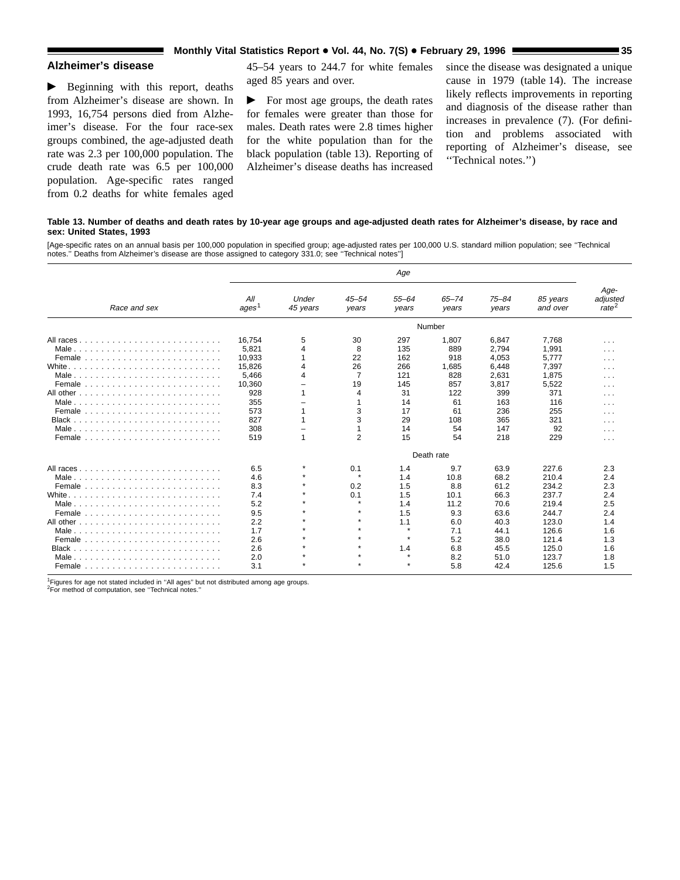## Alzheimer's disease

► Beginning with this report, deaths from Alzheimer's disease are shown. In 1993, 16,754 persons died from Alzheimer's disease. For the four race-sex groups combined, the age-adjusted death rate was 2.3 per 100,000 population. The crude death rate was 6.5 per 100,000 population. Age-specific rates ranged from 0.2 deaths for white females aged 45–54 years to 244.7 for white females aged 85 years and over.

► For most age groups, the death rates for females were greater than those for males. Death rates were 2.8 times higher for the white population than for the black population (table 13). Reporting of Alzheimer's disease deaths has increased since the disease was designated a unique cause in 1979 (table 14). The increase likely reflects improvements in reporting and diagnosis of the disease rather than increases in prevalence (7). (For definition and problems associated with reporting of Alzheimer's disease, see ''Technical notes.'')

**Table 13. Number of deaths and death rates by 10-year age groups and age-adjusted death rates for Alzheimer's disease, by race and sex: United States, 1993**

[Age-specific rates on an annual basis per 100,000 population in specified group; age-adjusted rates per 100,000 U.S. standard million population; see ''Technical notes.'' Deaths from Alzheimer's disease are those assigned to category 331.0; see ''Technical notes'']

| Race and sex | Age | | | | | | | | Age-adjusted rate[2] |
|---|---|---|---|---|---|---|---|---|---|
| | All ages[1] | Under 45 years | 45–54 years | 55–64 years | 65–74 years | 75–84 years | 85 years and over | |
| | Number | | | | | | | | |
| All races | 16,754 | 5 | 30 | 297 | 1,807 | 6,847 | 7,768 | . . . |
| Male | 5,821 | 4 | 8 | 135 | 889 | 2,794 | 1,991 | . . . |
| Female | 10,933 | 1 | 22 | 162 | 918 | 4,053 | 5,777 | . . . |
| White | 15,826 | 4 | 26 | 266 | 1,685 | 6,448 | 7,397 | . . . |
| Male | 5,466 | 4 | 7 | 121 | 828 | 2,631 | 1,875 | . . . |
| Female | 10,360 | – | 19 | 145 | 857 | 3,817 | 5,522 | . . . |
| All other | 928 | 1 | 4 | 31 | 122 | 399 | 371 | . . . |
| Male | 355 | – | 1 | 14 | 61 | 163 | 116 | . . . |
| Female | 573 | 1 | 3 | 17 | 61 | 236 | 255 | . . . |
| Black | 827 | 1 | 3 | 29 | 108 | 365 | 321 | . . . |
| Male | 308 | – | 1 | 14 | 54 | 147 | 92 | . . . |
| Female | 519 | 1 | 2 | 15 | 54 | 218 | 229 | . . . |
| | Death rate | | | | | | | |
| All races | 6.5 | * | 0.1 | 1.4 | 9.7 | 63.9 | 227.6 | 2.3 |
| Male | 4.6 | * | * | 1.4 | 10.8 | 68.2 | 210.4 | 2.4 |
| Female | 8.3 | * | 0.2 | 1.5 | 8.8 | 61.2 | 234.2 | 2.3 |
| White | 7.4 | * | 0.1 | 1.5 | 10.1 | 66.3 | 237.7 | 2.4 |
| Male | 5.2 | * | * | 1.4 | 11.2 | 70.6 | 219.4 | 2.5 |
| Female | 9.5 | * | * | 1.5 | 9.3 | 63.6 | 244.7 | 2.4 |
| All other | 2.2 | * | * | 1.1 | 6.0 | 40.3 | 123.0 | 1.4 |
| Male | 1.7 | * | * | * | 7.1 | 44.1 | 126.6 | 1.6 |
| Female | 2.6 | * | * | * | 5.2 | 38.0 | 121.4 | 1.3 |
| Black | 2.6 | * | * | 1.4 | 6.8 | 45.5 | 125.0 | 1.6 |
| Male | 2.0 | * | * | * | 8.2 | 51.0 | 123.7 | 1.8 |
| Female | 3.1 | * | * | * | 5.8 | 42.4 | 125.6 | 1.5 |

[1]Figures for age not stated included in ''All ages'' but not distributed among age groups.
[2]For method of computation, see ''Technical notes.''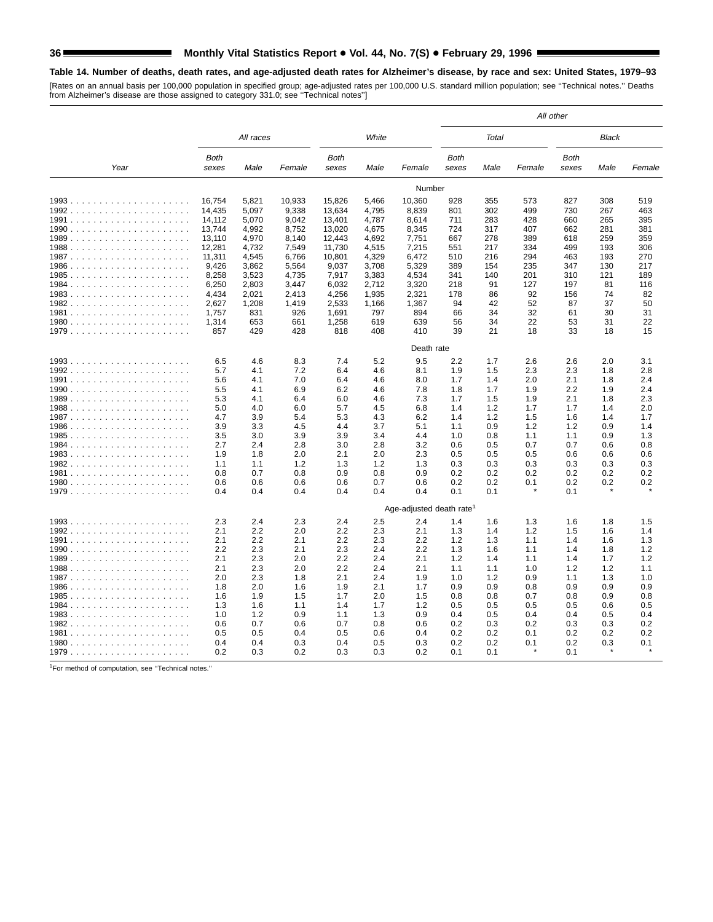**Table 14. Number of deaths, death rates, and age-adjusted death rates for Alzheimer's disease, by race and sex: United States, 1979–93**

[Rates on an annual basis per 100,000 population in specified group; age-adjusted rates per 100,000 U.S. standard million population; see ''Technical notes.'' Deaths from Alzheimer's disease are those assigned to category 331.0; see ''Technical notes'']

| Year | All races | | | White | | | All other | | | | | |
|---|---|---|---|---|---|---|---|---|---|---|---|---|
| | | | | | | | Total | | | Black | | |
| | Both sexes | Male | Female | Both sexes | Male | Female | Both sexes | Male | Female | Both sexes | Male | Female |
| | | | | | | Number | | | | | | |
| 1993 | 16,754 | 5,821 | 10,933 | 15,826 | 5,466 | 10,360 | 928 | 355 | 573 | 827 | 308 | 519 |
| 1992 | 14,435 | 5,097 | 9,338 | 13,634 | 4,795 | 8,839 | 801 | 302 | 499 | 730 | 267 | 463 |
| 1991 | 14,112 | 5,070 | 9,042 | 13,401 | 4,787 | 8,614 | 711 | 283 | 428 | 660 | 265 | 395 |
| 1990 | 13,744 | 4,992 | 8,752 | 13,020 | 4,675 | 8,345 | 724 | 317 | 407 | 662 | 281 | 381 |
| 1989 | 13,110 | 4,970 | 8,140 | 12,443 | 4,692 | 7,751 | 667 | 278 | 389 | 618 | 259 | 359 |
| 1988 | 12,281 | 4,732 | 7,549 | 11,730 | 4,515 | 7,215 | 551 | 217 | 334 | 499 | 193 | 306 |
| 1987 | 11,311 | 4,545 | 6,766 | 10,801 | 4,329 | 6,472 | 510 | 216 | 294 | 463 | 193 | 270 |
| 1986 | 9,426 | 3,862 | 5,564 | 9,037 | 3,708 | 5,329 | 389 | 154 | 235 | 347 | 130 | 217 |
| 1985 | 8,258 | 3,523 | 4,735 | 7,917 | 3,383 | 4,534 | 341 | 140 | 201 | 310 | 121 | 189 |
| 1984 | 6,250 | 2,803 | 3,447 | 6,032 | 2,712 | 3,320 | 218 | 91 | 127 | 197 | 81 | 116 |
| 1983 | 4,434 | 2,021 | 2,413 | 4,256 | 1,935 | 2,321 | 178 | 86 | 92 | 156 | 74 | 82 |
| 1982 | 2,627 | 1,208 | 1,419 | 2,533 | 1,166 | 1,367 | 94 | 42 | 52 | 87 | 37 | 50 |
| 1981 | 1,757 | 831 | 926 | 1,691 | 797 | 894 | 66 | 34 | 32 | 61 | 30 | 31 |
| 1980 | 1,314 | 653 | 661 | 1,258 | 619 | 639 | 56 | 34 | 22 | 53 | 31 | 22 |
| 1979 | 857 | 429 | 428 | 818 | 408 | 410 | 39 | 21 | 18 | 33 | 18 | 15 |
| | | | | | | Death rate | | | | | | |
| 1993 | 6.5 | 4.6 | 8.3 | 7.4 | 5.2 | 9.5 | 2.2 | 1.7 | 2.6 | 2.6 | 2.0 | 3.1 |
| 1992 | 5.7 | 4.1 | 7.2 | 6.4 | 4.6 | 8.1 | 1.9 | 1.5 | 2.3 | 2.3 | 1.8 | 2.8 |
| 1991 | 5.6 | 4.1 | 7.0 | 6.4 | 4.6 | 8.0 | 1.7 | 1.4 | 2.0 | 2.1 | 1.8 | 2.4 |
| 1990 | 5.5 | 4.1 | 6.9 | 6.2 | 4.6 | 7.8 | 1.8 | 1.7 | 1.9 | 2.2 | 1.9 | 2.4 |
| 1989 | 5.3 | 4.1 | 6.4 | 6.0 | 4.6 | 7.3 | 1.7 | 1.5 | 1.9 | 2.1 | 1.8 | 2.3 |
| 1988 | 5.0 | 4.0 | 6.0 | 5.7 | 4.5 | 6.8 | 1.4 | 1.2 | 1.7 | 1.7 | 1.4 | 2.0 |
| 1987 | 4.7 | 3.9 | 5.4 | 5.3 | 4.3 | 6.2 | 1.4 | 1.2 | 1.5 | 1.6 | 1.4 | 1.7 |
| 1986 | 3.9 | 3.3 | 4.5 | 4.4 | 3.7 | 5.1 | 1.1 | 0.9 | 1.2 | 1.2 | 0.9 | 1.4 |
| 1985 | 3.5 | 3.0 | 3.9 | 3.9 | 3.4 | 4.4 | 1.0 | 0.8 | 1.1 | 1.1 | 0.9 | 1.3 |
| 1984 | 2.7 | 2.4 | 2.8 | 3.0 | 2.8 | 3.2 | 0.6 | 0.5 | 0.7 | 0.7 | 0.6 | 0.8 |
| 1983 | 1.9 | 1.8 | 2.0 | 2.1 | 2.0 | 2.3 | 0.5 | 0.5 | 0.5 | 0.6 | 0.6 | 0.6 |
| 1982 | 1.1 | 1.1 | 1.2 | 1.3 | 1.2 | 1.3 | 0.3 | 0.3 | 0.3 | 0.3 | 0.3 | 0.3 |
| 1981 | 0.8 | 0.7 | 0.8 | 0.9 | 0.8 | 0.9 | 0.2 | 0.2 | 0.2 | 0.2 | 0.2 | 0.2 |
| 1980 | 0.6 | 0.6 | 0.6 | 0.6 | 0.7 | 0.6 | 0.2 | 0.2 | 0.1 | 0.2 | 0.2 | 0.2 |
| 1979 | 0.4 | 0.4 | 0.4 | 0.4 | 0.4 | 0.4 | 0.1 | 0.1 | * | 0.1 | * | * |
| | | | | | | Age-adjusted death rate[1] | | | | | | |
| 1993 | 2.3 | 2.4 | 2.3 | 2.4 | 2.5 | 2.4 | 1.4 | 1.6 | 1.3 | 1.6 | 1.8 | 1.5 |
| 1992 | 2.1 | 2.2 | 2.0 | 2.2 | 2.3 | 2.1 | 1.3 | 1.4 | 1.2 | 1.5 | 1.6 | 1.4 |
| 1991 | 2.1 | 2.2 | 2.1 | 2.2 | 2.3 | 2.2 | 1.2 | 1.3 | 1.1 | 1.4 | 1.6 | 1.3 |
| 1990 | 2.2 | 2.3 | 2.1 | 2.3 | 2.4 | 2.2 | 1.3 | 1.6 | 1.1 | 1.4 | 1.8 | 1.2 |
| 1989 | 2.1 | 2.3 | 2.0 | 2.2 | 2.4 | 2.1 | 1.2 | 1.4 | 1.1 | 1.4 | 1.7 | 1.2 |
| 1988 | 2.1 | 2.3 | 2.0 | 2.2 | 2.4 | 2.1 | 1.1 | 1.1 | 1.0 | 1.2 | 1.2 | 1.1 |
| 1987 | 2.0 | 2.3 | 1.8 | 2.1 | 2.4 | 1.9 | 1.0 | 1.2 | 0.9 | 1.1 | 1.3 | 1.0 |
| 1986 | 1.8 | 2.0 | 1.6 | 1.9 | 2.1 | 1.7 | 0.9 | 0.9 | 0.8 | 0.9 | 0.9 | 0.9 |
| 1985 | 1.6 | 1.9 | 1.5 | 1.7 | 2.0 | 1.5 | 0.8 | 0.8 | 0.7 | 0.8 | 0.9 | 0.8 |
| 1984 | 1.3 | 1.6 | 1.1 | 1.4 | 1.7 | 1.2 | 0.5 | 0.5 | 0.5 | 0.5 | 0.6 | 0.5 |
| 1983 | 1.0 | 1.2 | 0.9 | 1.1 | 1.3 | 0.9 | 0.4 | 0.5 | 0.4 | 0.4 | 0.5 | 0.4 |
| 1982 | 0.6 | 0.7 | 0.6 | 0.7 | 0.8 | 0.6 | 0.2 | 0.3 | 0.2 | 0.3 | 0.3 | 0.2 |
| 1981 | 0.5 | 0.5 | 0.4 | 0.5 | 0.6 | 0.4 | 0.2 | 0.2 | 0.1 | 0.2 | 0.2 | 0.2 |
| 1980 | 0.4 | 0.4 | 0.3 | 0.4 | 0.5 | 0.3 | 0.2 | 0.2 | 0.1 | 0.2 | 0.3 | 0.1 |
| 1979 | 0.2 | 0.3 | 0.2 | 0.3 | 0.3 | 0.2 | 0.1 | 0.1 | * | 0.1 | * | * |

[1]For method of computation, see ''Technical notes.''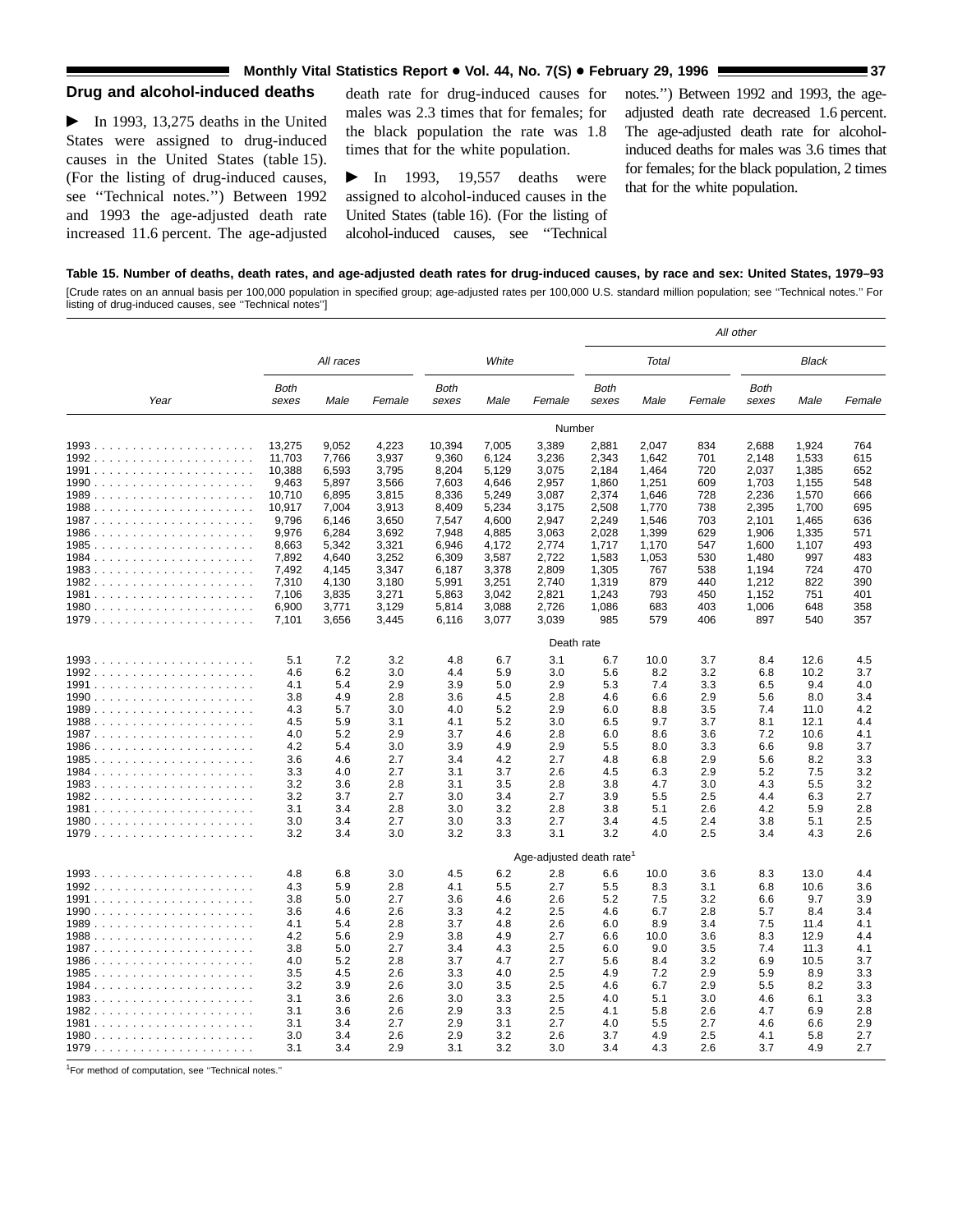## Drug and alcohol-induced deaths

► In 1993, 13,275 deaths in the United States were assigned to drug-induced causes in the United States (table 15). (For the listing of drug-induced causes, see ''Technical notes.'') Between 1992 and 1993 the age-adjusted death rate increased 11.6 percent. The age-adjusted death rate for drug-induced causes for males was 2.3 times that for females; for the black population the rate was 1.8 times that for the white population.

► In 1993, 19,557 deaths were assigned to alcohol-induced causes in the United States (table 16). (For the listing of alcohol-induced causes, see ''Technical notes.'') Between 1992 and 1993, the age-adjusted death rate decreased 1.6 percent. The age-adjusted death rate for alcohol-induced deaths for males was 3.6 times that for females; for the black population, 2 times that for the white population.

**Table 15. Number of deaths, death rates, and age-adjusted death rates for drug-induced causes, by race and sex: United States, 1979–93**

[Crude rates on an annual basis per 100,000 population in specified group; age-adjusted rates per 100,000 U.S. standard million population; see ''Technical notes.'' For listing of drug-induced causes, see ''Technical notes'']

| Year | All races | | | White | | | All other | | | | | |
|---|---|---|---|---|---|---|---|---|---|---|---|---|
| | | | | | | | Total | | | Black | | |
| | Both sexes | Male | Female | Both sexes | Male | Female | Both sexes | Male | Female | Both sexes | Male | Female |
| | | | | | | Number | | | | | | |
| 1993 | 13,275 | 9,052 | 4,223 | 10,394 | 7,005 | 3,389 | 2,881 | 2,047 | 834 | 2,688 | 1,924 | 764 |
| 1992 | 11,703 | 7,766 | 3,937 | 9,360 | 6,124 | 3,236 | 2,343 | 1,642 | 701 | 2,148 | 1,533 | 615 |
| 1991 | 10,388 | 6,593 | 3,795 | 8,204 | 5,129 | 3,075 | 2,184 | 1,464 | 720 | 2,037 | 1,385 | 652 |
| 1990 | 9,463 | 5,897 | 3,566 | 7,603 | 4,646 | 2,957 | 1,860 | 1,251 | 609 | 1,703 | 1,155 | 548 |
| 1989 | 10,710 | 6,895 | 3,815 | 8,336 | 5,249 | 3,087 | 2,374 | 1,646 | 728 | 2,236 | 1,570 | 666 |
| 1988 | 10,917 | 7,004 | 3,913 | 8,409 | 5,234 | 3,175 | 2,508 | 1,770 | 738 | 2,395 | 1,700 | 695 |
| 1987 | 9,796 | 6,146 | 3,650 | 7,547 | 4,600 | 2,947 | 2,249 | 1,546 | 703 | 2,101 | 1,465 | 636 |
| 1986 | 9,976 | 6,284 | 3,692 | 7,948 | 4,885 | 3,063 | 2,028 | 1,399 | 629 | 1,906 | 1,335 | 571 |
| 1985 | 8,663 | 5,342 | 3,321 | 6,946 | 4,172 | 2,774 | 1,717 | 1,170 | 547 | 1,600 | 1,107 | 493 |
| 1984 | 7,892 | 4,640 | 3,252 | 6,309 | 3,587 | 2,722 | 1,583 | 1,053 | 530 | 1,480 | 997 | 483 |
| 1983 | 7,492 | 4,145 | 3,347 | 6,187 | 3,378 | 2,809 | 1,305 | 767 | 538 | 1,194 | 724 | 470 |
| 1982 | 7,310 | 4,130 | 3,180 | 5,991 | 3,251 | 2,740 | 1,319 | 879 | 440 | 1,212 | 822 | 390 |
| 1981 | 7,106 | 3,835 | 3,271 | 5,863 | 3,042 | 2,821 | 1,243 | 793 | 450 | 1,152 | 751 | 401 |
| 1980 | 6,900 | 3,771 | 3,129 | 5,814 | 3,088 | 2,726 | 1,086 | 683 | 403 | 1,006 | 648 | 358 |
| 1979 | 7,101 | 3,656 | 3,445 | 6,116 | 3,077 | 3,039 | 985 | 579 | 406 | 897 | 540 | 357 |
| | | | | | | Death rate | | | | | | |
| 1993 | 5.1 | 7.2 | 3.2 | 4.8 | 6.7 | 3.1 | 6.7 | 10.0 | 3.7 | 8.4 | 12.6 | 4.5 |
| 1992 | 4.6 | 6.2 | 3.0 | 4.4 | 5.9 | 3.0 | 5.6 | 8.2 | 3.2 | 6.8 | 10.2 | 3.7 |
| 1991 | 4.1 | 5.4 | 2.9 | 3.9 | 5.0 | 2.9 | 5.3 | 7.4 | 3.3 | 6.5 | 9.4 | 4.0 |
| 1990 | 3.8 | 4.9 | 2.8 | 3.6 | 4.5 | 2.8 | 4.6 | 6.6 | 2.9 | 5.6 | 8.0 | 3.4 |
| 1989 | 4.3 | 5.7 | 3.0 | 4.0 | 5.2 | 2.9 | 6.0 | 8.8 | 3.5 | 7.4 | 11.0 | 4.2 |
| 1988 | 4.5 | 5.9 | 3.1 | 4.1 | 5.2 | 3.0 | 6.5 | 9.7 | 3.7 | 8.1 | 12.1 | 4.4 |
| 1987 | 4.0 | 5.2 | 2.9 | 3.7 | 4.6 | 2.8 | 6.0 | 8.6 | 3.6 | 7.2 | 10.6 | 4.1 |
| 1986 | 4.2 | 5.4 | 3.0 | 3.9 | 4.9 | 2.9 | 5.5 | 8.0 | 3.3 | 6.6 | 9.8 | 3.7 |
| 1985 | 3.6 | 4.6 | 2.7 | 3.4 | 4.2 | 2.7 | 4.8 | 6.8 | 2.9 | 5.6 | 8.2 | 3.3 |
| 1984 | 3.3 | 4.0 | 2.7 | 3.1 | 3.7 | 2.6 | 4.5 | 6.3 | 2.9 | 5.2 | 7.5 | 3.2 |
| 1983 | 3.2 | 3.6 | 2.8 | 3.1 | 3.5 | 2.8 | 3.8 | 4.7 | 3.0 | 4.3 | 5.5 | 3.2 |
| 1982 | 3.2 | 3.7 | 2.7 | 3.0 | 3.4 | 2.7 | 3.9 | 5.5 | 2.5 | 4.4 | 6.3 | 2.7 |
| 1981 | 3.1 | 3.4 | 2.8 | 3.0 | 3.2 | 2.8 | 3.8 | 5.1 | 2.6 | 4.2 | 5.9 | 2.8 |
| 1980 | 3.0 | 3.4 | 2.7 | 3.0 | 3.3 | 2.7 | 3.4 | 4.5 | 2.4 | 3.8 | 5.1 | 2.5 |
| 1979 | 3.2 | 3.4 | 3.0 | 3.2 | 3.3 | 3.1 | 3.2 | 4.0 | 2.5 | 3.4 | 4.3 | 2.6 |
| | | | | | | Age-adjusted death rate[1] | | | | | | |
| 1993 | 4.8 | 6.8 | 3.0 | 4.5 | 6.2 | 2.8 | 6.6 | 10.0 | 3.6 | 8.3 | 13.0 | 4.4 |
| 1992 | 4.3 | 5.9 | 2.8 | 4.1 | 5.5 | 2.7 | 5.5 | 8.3 | 3.1 | 6.8 | 10.6 | 3.6 |
| 1991 | 3.8 | 5.0 | 2.7 | 3.6 | 4.6 | 2.6 | 5.2 | 7.5 | 3.2 | 6.6 | 9.7 | 3.9 |
| 1990 | 3.6 | 4.6 | 2.6 | 3.3 | 4.2 | 2.5 | 4.6 | 6.7 | 2.8 | 5.7 | 8.4 | 3.4 |
| 1989 | 4.1 | 5.4 | 2.8 | 3.7 | 4.8 | 2.6 | 6.0 | 8.9 | 3.4 | 7.5 | 11.4 | 4.1 |
| 1988 | 4.2 | 5.6 | 2.9 | 3.8 | 4.9 | 2.7 | 6.6 | 10.0 | 3.6 | 8.3 | 12.9 | 4.4 |
| 1987 | 3.8 | 5.0 | 2.7 | 3.4 | 4.3 | 2.5 | 6.0 | 9.0 | 3.5 | 7.4 | 11.3 | 4.1 |
| 1986 | 4.0 | 5.2 | 2.8 | 3.7 | 4.7 | 2.7 | 5.6 | 8.4 | 3.2 | 6.9 | 10.5 | 3.7 |
| 1985 | 3.5 | 4.5 | 2.6 | 3.3 | 4.0 | 2.5 | 4.9 | 7.2 | 2.9 | 5.9 | 8.9 | 3.3 |
| 1984 | 3.2 | 3.9 | 2.6 | 3.0 | 3.5 | 2.5 | 4.6 | 6.7 | 2.9 | 5.5 | 8.2 | 3.3 |
| 1983 | 3.1 | 3.6 | 2.6 | 3.0 | 3.3 | 2.5 | 4.0 | 5.1 | 3.0 | 4.6 | 6.1 | 3.3 |
| 1982 | 3.1 | 3.6 | 2.6 | 2.9 | 3.3 | 2.5 | 4.1 | 5.8 | 2.6 | 4.7 | 6.9 | 2.8 |
| 1981 | 3.1 | 3.4 | 2.7 | 2.9 | 3.1 | 2.7 | 4.0 | 5.5 | 2.7 | 4.6 | 6.6 | 2.9 |
| 1980 | 3.0 | 3.4 | 2.6 | 2.9 | 3.2 | 2.6 | 3.7 | 4.9 | 2.5 | 4.1 | 5.8 | 2.7 |
| 1979 | 3.1 | 3.4 | 2.9 | 3.1 | 3.2 | 3.0 | 3.4 | 4.3 | 2.6 | 3.7 | 4.9 | 2.7 |

[1]For method of computation, see ''Technical notes.''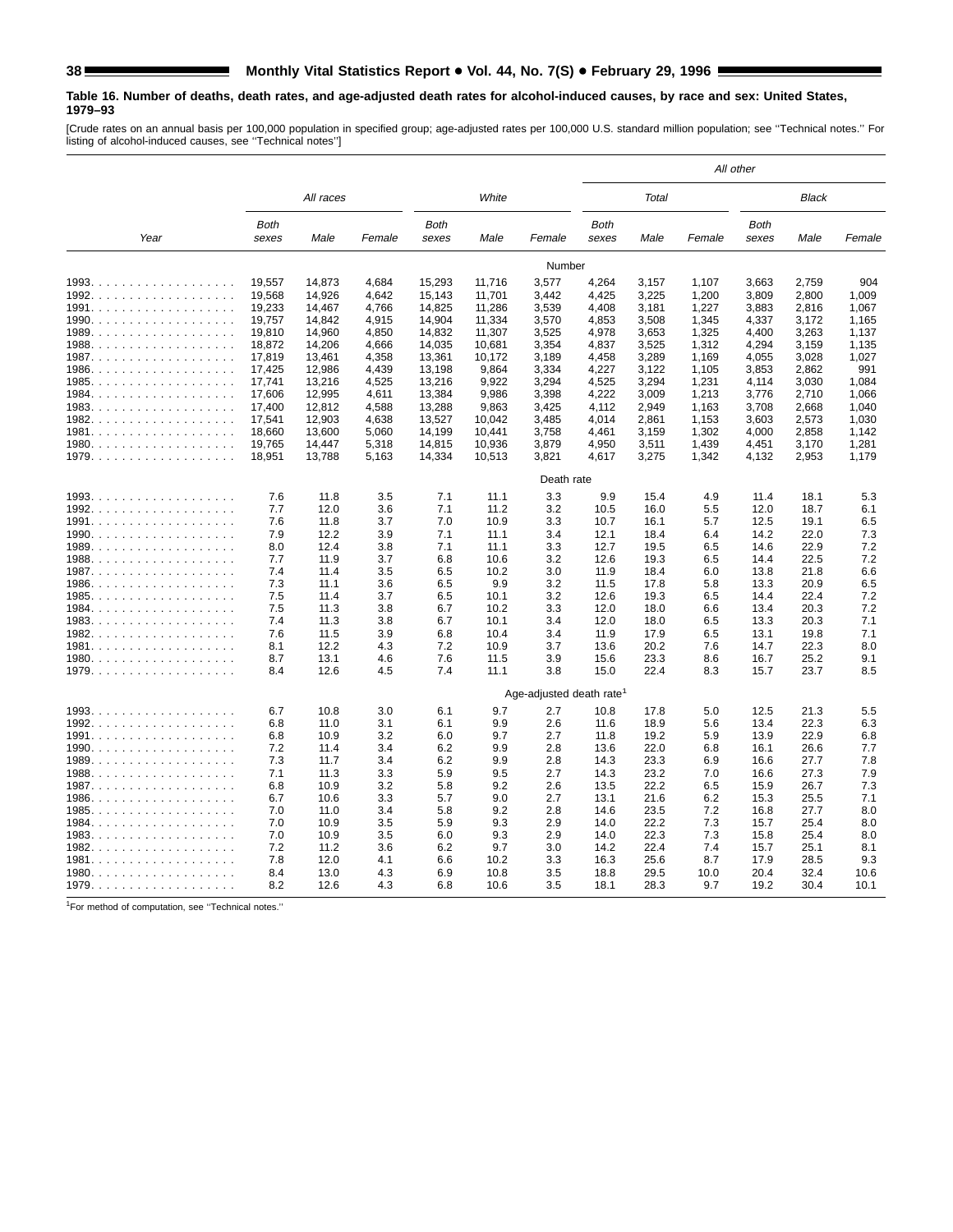**Table 16. Number of deaths, death rates, and age-adjusted death rates for alcohol-induced causes, by race and sex: United States, 1979–93**

[Crude rates on an annual basis per 100,000 population in specified group; age-adjusted rates per 100,000 U.S. standard million population; see ''Technical notes.'' For listing of alcohol-induced causes, see ''Technical notes'']

| Year | All races | | | White | | | All other | | | | | |
|---|---|---|---|---|---|---|---|---|---|---|---|---|
| | | | | | | | Total | | | Black | | |
| | Both sexes | Male | Female | Both sexes | Male | Female | Both sexes | Male | Female | Both sexes | Male | Female |
| | | | | | | Number | | | | | | |
| 1993 | 19,557 | 14,873 | 4,684 | 15,293 | 11,716 | 3,577 | 4,264 | 3,157 | 1,107 | 3,663 | 2,759 | 904 |
| 1992 | 19,568 | 14,926 | 4,642 | 15,143 | 11,701 | 3,442 | 4,425 | 3,225 | 1,200 | 3,809 | 2,800 | 1,009 |
| 1991 | 19,233 | 14,467 | 4,766 | 14,825 | 11,286 | 3,539 | 4,408 | 3,181 | 1,227 | 3,883 | 2,816 | 1,067 |
| 1990 | 19,757 | 14,842 | 4,915 | 14,904 | 11,334 | 3,570 | 4,853 | 3,508 | 1,345 | 4,337 | 3,172 | 1,165 |
| 1989 | 19,810 | 14,960 | 4,850 | 14,832 | 11,307 | 3,525 | 4,978 | 3,653 | 1,325 | 4,400 | 3,263 | 1,137 |
| 1988 | 18,872 | 14,206 | 4,666 | 14,035 | 10,681 | 3,354 | 4,837 | 3,525 | 1,312 | 4,294 | 3,159 | 1,135 |
| 1987 | 17,819 | 13,461 | 4,358 | 13,361 | 10,172 | 3,189 | 4,458 | 3,289 | 1,169 | 4,055 | 3,028 | 1,027 |
| 1986 | 17,425 | 12,986 | 4,439 | 13,198 | 9,864 | 3,334 | 4,227 | 3,122 | 1,105 | 3,853 | 2,862 | 991 |
| 1985 | 17,741 | 13,216 | 4,525 | 13,216 | 9,922 | 3,294 | 4,525 | 3,294 | 1,231 | 4,114 | 3,030 | 1,084 |
| 1984 | 17,606 | 12,995 | 4,611 | 13,384 | 9,986 | 3,398 | 4,222 | 3,009 | 1,213 | 3,776 | 2,710 | 1,066 |
| 1983 | 17,400 | 12,812 | 4,588 | 13,288 | 9,863 | 3,425 | 4,112 | 2,949 | 1,163 | 3,708 | 2,668 | 1,040 |
| 1982 | 17,541 | 12,903 | 4,638 | 13,527 | 10,042 | 3,485 | 4,014 | 2,861 | 1,153 | 3,603 | 2,573 | 1,030 |
| 1981 | 18,660 | 13,600 | 5,060 | 14,199 | 10,441 | 3,758 | 4,461 | 3,159 | 1,302 | 4,000 | 2,858 | 1,142 |
| 1980 | 19,765 | 14,447 | 5,318 | 14,815 | 10,936 | 3,879 | 4,950 | 3,511 | 1,439 | 4,451 | 3,170 | 1,281 |
| 1979 | 18,951 | 13,788 | 5,163 | 14,334 | 10,513 | 3,821 | 4,617 | 3,275 | 1,342 | 4,132 | 2,953 | 1,179 |
| | | | | | | Death rate | | | | | | |
| 1993 | 7.6 | 11.8 | 3.5 | 7.1 | 11.1 | 3.3 | 9.9 | 15.4 | 4.9 | 11.4 | 18.1 | 5.3 |
| 1992 | 7.7 | 12.0 | 3.6 | 7.1 | 11.2 | 3.2 | 10.5 | 16.0 | 5.5 | 12.0 | 18.7 | 6.1 |
| 1991 | 7.6 | 11.8 | 3.7 | 7.0 | 10.9 | 3.3 | 10.7 | 16.1 | 5.7 | 12.5 | 19.1 | 6.5 |
| 1990 | 7.9 | 12.2 | 3.9 | 7.1 | 11.1 | 3.4 | 12.1 | 18.4 | 6.4 | 14.2 | 22.0 | 7.3 |
| 1989 | 8.0 | 12.4 | 3.8 | 7.1 | 11.1 | 3.3 | 12.7 | 19.5 | 6.5 | 14.6 | 22.9 | 7.2 |
| 1988 | 7.7 | 11.9 | 3.7 | 6.8 | 10.6 | 3.2 | 12.6 | 19.3 | 6.5 | 14.4 | 22.5 | 7.2 |
| 1987 | 7.4 | 11.4 | 3.5 | 6.5 | 10.2 | 3.0 | 11.9 | 18.4 | 6.0 | 13.8 | 21.8 | 6.6 |
| 1986 | 7.3 | 11.1 | 3.6 | 6.5 | 9.9 | 3.2 | 11.5 | 17.8 | 5.8 | 13.3 | 20.9 | 6.5 |
| 1985 | 7.5 | 11.4 | 3.7 | 6.5 | 10.1 | 3.2 | 12.6 | 19.3 | 6.5 | 14.4 | 22.4 | 7.2 |
| 1984 | 7.5 | 11.3 | 3.8 | 6.7 | 10.2 | 3.3 | 12.0 | 18.0 | 6.6 | 13.4 | 20.3 | 7.2 |
| 1983 | 7.4 | 11.3 | 3.8 | 6.7 | 10.1 | 3.4 | 12.0 | 18.0 | 6.5 | 13.3 | 20.3 | 7.1 |
| 1982 | 7.6 | 11.5 | 3.9 | 6.8 | 10.4 | 3.4 | 11.9 | 17.9 | 6.5 | 13.1 | 19.8 | 7.1 |
| 1981 | 8.1 | 12.2 | 4.3 | 7.2 | 10.9 | 3.7 | 13.6 | 20.2 | 7.6 | 14.7 | 22.3 | 8.0 |
| 1980 | 8.7 | 13.1 | 4.6 | 7.6 | 11.5 | 3.9 | 15.6 | 23.3 | 8.6 | 16.7 | 25.2 | 9.1 |
| 1979 | 8.4 | 12.6 | 4.5 | 7.4 | 11.1 | 3.8 | 15.0 | 22.4 | 8.3 | 15.7 | 23.7 | 8.5 |
| | | | | | | Age-adjusted death rate[1] | | | | | | |
| 1993 | 6.7 | 10.8 | 3.0 | 6.1 | 9.7 | 2.7 | 10.8 | 17.8 | 5.0 | 12.5 | 21.3 | 5.5 |
| 1992 | 6.8 | 11.0 | 3.1 | 6.1 | 9.9 | 2.6 | 11.6 | 18.9 | 5.6 | 13.4 | 22.3 | 6.3 |
| 1991 | 6.8 | 10.9 | 3.2 | 6.0 | 9.7 | 2.7 | 11.8 | 19.2 | 5.9 | 13.9 | 22.9 | 6.8 |
| 1990 | 7.2 | 11.4 | 3.4 | 6.2 | 9.9 | 2.8 | 13.6 | 22.0 | 6.8 | 16.1 | 26.6 | 7.7 |
| 1989 | 7.3 | 11.7 | 3.4 | 6.2 | 9.9 | 2.8 | 14.3 | 23.3 | 6.9 | 16.6 | 27.7 | 7.8 |
| 1988 | 7.1 | 11.3 | 3.3 | 5.9 | 9.5 | 2.7 | 14.3 | 23.2 | 7.0 | 16.6 | 27.3 | 7.9 |
| 1987 | 6.8 | 10.9 | 3.2 | 5.8 | 9.2 | 2.6 | 13.5 | 22.2 | 6.5 | 15.9 | 26.7 | 7.3 |
| 1986 | 6.7 | 10.6 | 3.3 | 5.7 | 9.0 | 2.7 | 13.1 | 21.6 | 6.2 | 15.3 | 25.5 | 7.1 |
| 1985 | 7.0 | 11.0 | 3.4 | 5.8 | 9.2 | 2.8 | 14.6 | 23.5 | 7.2 | 16.8 | 27.7 | 8.0 |
| 1984 | 7.0 | 10.9 | 3.5 | 5.9 | 9.3 | 2.9 | 14.0 | 22.2 | 7.3 | 15.7 | 25.4 | 8.0 |
| 1983 | 7.0 | 10.9 | 3.5 | 6.0 | 9.3 | 2.9 | 14.0 | 22.3 | 7.3 | 15.8 | 25.4 | 8.0 |
| 1982 | 7.2 | 11.2 | 3.6 | 6.2 | 9.7 | 3.0 | 14.2 | 22.4 | 7.4 | 15.7 | 25.1 | 8.1 |
| 1981 | 7.8 | 12.0 | 4.1 | 6.6 | 10.2 | 3.3 | 16.3 | 25.6 | 8.7 | 17.9 | 28.5 | 9.3 |
| 1980 | 8.4 | 13.0 | 4.3 | 6.9 | 10.8 | 3.5 | 18.8 | 29.5 | 10.0 | 20.4 | 32.4 | 10.6 |
| 1979 | 8.2 | 12.6 | 4.3 | 6.8 | 10.6 | 3.5 | 18.1 | 28.3 | 9.7 | 19.2 | 30.4 | 10.1 |

[1]For method of computation, see ''Technical notes.''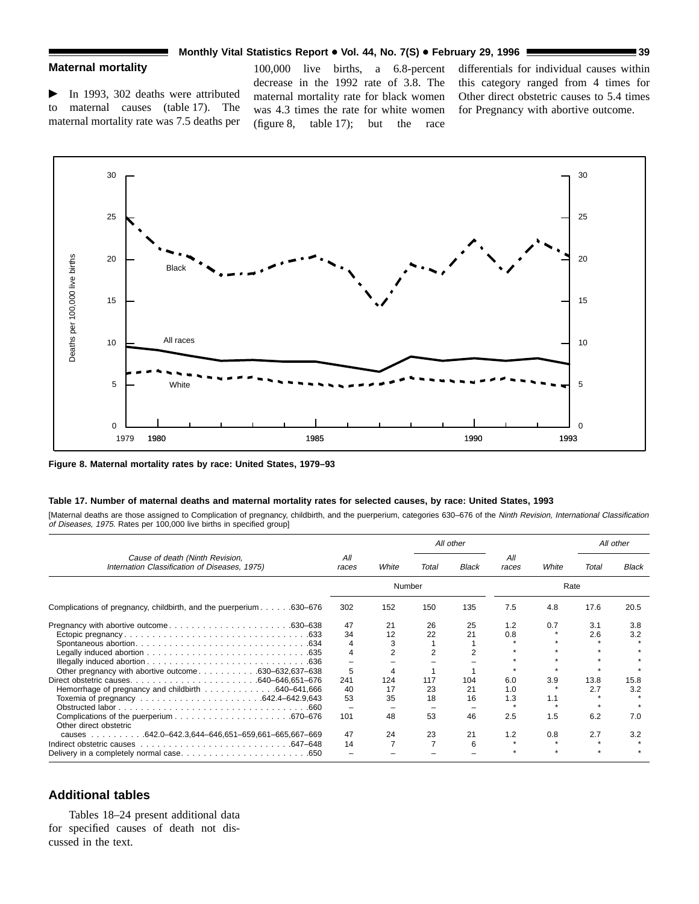## Maternal mortality

▶ In 1993, 302 deaths were attributed to maternal causes (table 17). The maternal mortality rate was 7.5 deaths per 100,000 live births, a 6.8-percent decrease in the 1992 rate of 3.8. The maternal mortality rate for black women was 4.3 times the rate for white women (figure 8, table 17); but the race differentials for individual causes within this category ranged from 4 times for Other direct obstetric causes to 5.4 times for Pregnancy with abortive outcome.

**Figure 8. Maternal mortality rates by race: United States, 1979–93**

**Table 17. Number of maternal deaths and maternal mortality rates for selected causes, by race: United States, 1993**

[Maternal deaths are those assigned to Complication of pregnancy, childbirth, and the puerperium, categories 630–676 of the *Ninth Revision, International Classification of Diseases, 1975*. Rates per 100,000 live births in specified group]

| *Cause of death (Ninth Revision, International Classification of Diseases, 1975)* | *All races* | *White* | *All other* | | *All races* | *White* | *All other* | |
|---|---|---|---|---|---|---|---|---|
| | | | *Total* | *Black* | | | *Total* | *Black* |
| | Number | | | | Rate | | | |
| Complications of pregnancy, childbirth, and the puerperium . . . . . .630–676 | 302 | 152 | 150 | 135 | 7.5 | 4.8 | 17.6 | 20.5 |
| Pregnancy with abortive outcome . . . . . . . . . . . . . . . . . . . . . .630–638 | 47 | 21 | 26 | 25 | 1.2 | 0.7 | 3.1 | 3.8 |
| Ectopic pregnancy . . . . . . . . . . . . . . . . . . . . . . . . . . . . . . . . .633 | 34 | 12 | 22 | 21 | 0.8 | * | 2.6 | 3.2 |
| Spontaneous abortion. . . . . . . . . . . . . . . . . . . . . . . . . . . . . .634 | 4 | 3 | 1 | 1 | * | * | * | * |
| Legally induced abortion . . . . . . . . . . . . . . . . . . . . . . . . . . . .635 | 4 | 2 | 2 | 2 | * | * | * | * |
| Illegally induced abortion . . . . . . . . . . . . . . . . . . . . . . . . . . . .636 | – | – | – | – | * | * | * | * |
| Other pregnancy with abortive outcome . . . . . . . . . . .630–632,637–638 | 5 | 4 | 1 | 1 | * | * | * | * |
| Direct obstetric causes. . . . . . . . . . . . . . . . . . . . . .640–646,651–676 | 241 | 124 | 117 | 104 | 6.0 | 3.9 | 13.8 | 15.8 |
| Hemorrhage of pregnancy and childbirth . . . . . . . . . . . . .640–641,666 | 40 | 17 | 23 | 21 | 1.0 | * | 2.7 | 3.2 |
| Toxemia of pregnancy . . . . . . . . . . . . . . . . . . . . . .642.4–642.9,643 | 53 | 35 | 18 | 16 | 1.3 | 1.1 | * | * |
| Obstructed labor . . . . . . . . . . . . . . . . . . . . . . . . . . . . . . . . . .660 | – | – | – | – | * | * | * | * |
| Complications of the puerperium . . . . . . . . . . . . . . . . . . . . .670–676 | 101 | 48 | 53 | 46 | 2.5 | 1.5 | 6.2 | 7.0 |
| Other direct obstetric causes . . . . . . . . . .642.0–642.3,644–646,651–659,661–665,667–669 | 47 | 24 | 23 | 21 | 1.2 | 0.8 | 2.7 | 3.2 |
| Indirect obstetric causes . . . . . . . . . . . . . . . . . . . . . . . . . . .647–648 | 14 | 7 | 7 | 6 | * | * | * | * |
| Delivery in a completely normal case. . . . . . . . . . . . . . . . . . . . . . .650 | – | – | – | – | * | * | * | * |

## Additional tables

Tables 18–24 present additional data for specified causes of death not discussed in the text.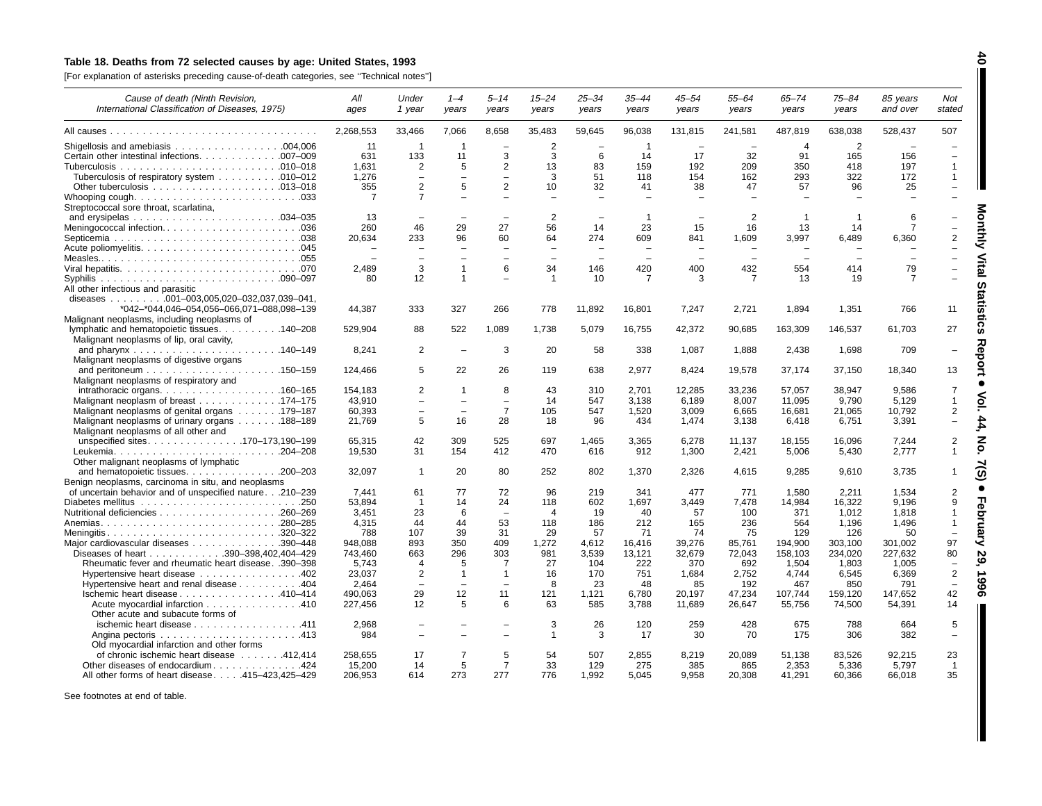**Table 18. Deaths from 72 selected causes by age: United States, 1993**

[For explanation of asterisks preceding cause-of-death categories, see ''Technical notes'']

| Cause of death (Ninth Revision, International Classification of Diseases, 1975) | All ages | Under 1 year | 1–4 years | 5–14 years | 15–24 years | 25–34 years | 35–44 years | 45–54 years | 55–64 years | 65–74 years | 75–84 years | 85 years and over | Not stated |
|---|---|---|---|---|---|---|---|---|---|---|---|---|---|
| All causes | 2,268,553 | 33,466 | 7,066 | 8,658 | 35,483 | 59,645 | 96,038 | 131,815 | 241,581 | 487,819 | 638,038 | 528,437 | 507 |
| Shigellosis and amebiasis . . . 004,006 | 11 | 1 | 1 | – | 2 | – | 1 | – | – | 4 | 2 | – | – |
| Certain other intestinal infections . . . 007–009 | 631 | 133 | 11 | 3 | 3 | 6 | 14 | 17 | 32 | 91 | 165 | 156 | – |
| Tuberculosis . . . 010–018 | 1,631 | 2 | 5 | 2 | 13 | 83 | 159 | 192 | 209 | 350 | 418 | 197 | 1 |
| Tuberculosis of respiratory system . . . 010–012 | 1,276 | – | – | – | 3 | 51 | 118 | 154 | 162 | 293 | 322 | 172 | 1 |
| Other tuberculosis . . . 013–018 | 355 | 2 | 5 | 2 | 10 | 32 | 41 | 38 | 47 | 57 | 96 | 25 | – |
| Whooping cough . . . 033 | 7 | 7 | – | – | – | – | – | – | – | – | – | – | – |
| Streptococcal sore throat, scarlatina, and erysipelas . . . 034–035 | 13 | – | – | – | 2 | – | 1 | – | 2 | 1 | 1 | 6 | – |
| Meningococcal infection . . . 036 | 260 | 46 | 29 | 27 | 56 | 14 | 23 | 15 | 16 | 13 | 14 | 7 | – |
| Septicemia . . . 038 | 20,634 | 233 | 96 | 60 | 64 | 274 | 609 | 841 | 1,609 | 3,997 | 6,489 | 6,360 | 2 |
| Acute poliomyelitis . . . 045 | – | – | – | – | – | – | – | – | – | – | – | – | – |
| Measles . . . 055 | – | – | – | – | – | – | – | – | – | – | – | – | – |
| Viral hepatitis . . . 070 | 2,489 | 3 | 1 | 6 | 34 | 146 | 420 | 400 | 432 | 554 | 414 | 79 | – |
| Syphilis . . . 090–097 | 80 | 12 | 1 | – | 1 | 10 | 7 | 3 | 7 | 13 | 19 | 7 | – |
| All other infectious and parasitic diseases . . . 001–003,005,020–032,037,039–041, *042–*044,046–054,056–066,071–088,098–139 | 44,387 | 333 | 327 | 266 | 778 | 11,892 | 16,801 | 7,247 | 2,721 | 1,894 | 1,351 | 766 | 11 |
| Malignant neoplasms, including neoplasms of lymphatic and hematopoietic tissues . . . 140–208 | 529,904 | 88 | 522 | 1,089 | 1,738 | 5,079 | 16,755 | 42,372 | 90,685 | 163,309 | 146,537 | 61,703 | 27 |
| Malignant neoplasms of lip, oral cavity, and pharynx . . . 140–149 | 8,241 | 2 | – | 3 | 20 | 58 | 338 | 1,087 | 1,888 | 2,438 | 1,698 | 709 | – |
| Malignant neoplasms of digestive organs and peritoneum . . . 150–159 | 124,466 | 5 | 22 | 26 | 119 | 638 | 2,977 | 8,424 | 19,578 | 37,174 | 37,150 | 18,340 | 13 |
| Malignant neoplasms of respiratory and intrathoracic organs . . . 160–165 | 154,183 | 2 | 1 | 8 | 43 | 310 | 2,701 | 12,285 | 33,236 | 57,057 | 38,947 | 9,586 | 7 |
| Malignant neoplasm of breast . . . 174–175 | 43,910 | – | – | – | 14 | 547 | 3,138 | 6,189 | 8,007 | 11,095 | 9,790 | 5,129 | 1 |
| Malignant neoplasms of genital organs . . . 179–187 | 60,393 | – | – | 7 | 105 | 547 | 1,520 | 3,009 | 6,665 | 16,681 | 21,065 | 10,792 | 2 |
| Malignant neoplasms of urinary organs . . . 188–189 | 21,769 | 5 | 16 | 28 | 18 | 96 | 434 | 1,474 | 3,138 | 6,418 | 6,751 | 3,391 | – |
| Malignant neoplasms of all other and unspecified sites . . . 170–173,190–199 | 65,315 | 42 | 309 | 525 | 697 | 1,465 | 3,365 | 6,278 | 11,137 | 18,155 | 16,096 | 7,244 | 2 |
| Leukemia . . . 204–208 | 19,530 | 31 | 154 | 412 | 470 | 616 | 912 | 1,300 | 2,421 | 5,006 | 5,430 | 2,777 | 1 |
| Other malignant neoplasms of lymphatic and hematopoietic tissues . . . 200–203 | 32,097 | 1 | 20 | 80 | 252 | 802 | 1,370 | 2,326 | 4,615 | 9,285 | 9,610 | 3,735 | 1 |
| Benign neoplasms, carcinoma in situ, and neoplasms of uncertain behavior and of unspecified nature . . . 210–239 | 7,441 | 61 | 77 | 72 | 96 | 219 | 341 | 477 | 771 | 1,580 | 2,211 | 1,534 | 2 |
| Diabetes mellitus . . . 250 | 53,894 | 1 | 14 | 24 | 118 | 602 | 1,697 | 3,449 | 7,478 | 14,984 | 16,322 | 9,196 | 9 |
| Nutritional deficiencies . . . 260–269 | 3,451 | 23 | 6 | – | 4 | 19 | 40 | 57 | 100 | 371 | 1,012 | 1,818 | 1 |
| Anemias . . . 280–285 | 4,315 | 44 | 44 | 53 | 118 | 186 | 212 | 165 | 236 | 564 | 1,196 | 1,496 | 1 |
| Meningitis . . . 320–322 | 788 | 107 | 39 | 31 | 29 | 57 | 71 | 74 | 75 | 129 | 126 | 50 | – |
| Major cardiovascular diseases . . . 390–448 | 948,088 | 893 | 350 | 409 | 1,272 | 4,612 | 16,416 | 39,276 | 85,761 | 194,900 | 303,100 | 301,002 | 97 |
| Diseases of heart . . . 390–398,402,404–429 | 743,460 | 663 | 296 | 303 | 981 | 3,539 | 13,121 | 32,679 | 72,043 | 158,103 | 234,020 | 227,632 | 80 |
| Rheumatic fever and rheumatic heart disease . . . 390–398 | 5,743 | 4 | 5 | 7 | 27 | 104 | 222 | 370 | 692 | 1,504 | 1,803 | 1,005 | – |
| Hypertensive heart disease . . . 402 | 23,037 | 2 | 1 | 1 | 16 | 170 | 751 | 1,684 | 2,752 | 4,744 | 6,545 | 6,369 | 2 |
| Hypertensive heart and renal disease . . . 404 | 2,464 | – | – | – | 8 | 23 | 48 | 85 | 192 | 467 | 850 | 791 | – |
| Ischemic heart disease . . . 410–414 | 490,063 | 29 | 12 | 11 | 121 | 1,121 | 6,780 | 20,197 | 47,234 | 107,744 | 159,120 | 147,652 | 42 |
| Acute myocardial infarction . . . 410 | 227,456 | 12 | 5 | 6 | 63 | 585 | 3,788 | 11,689 | 26,647 | 55,756 | 74,500 | 54,391 | 14 |
| Other acute and subacute forms of ischemic heart disease . . . 411 | 2,968 | – | – | – | 3 | 26 | 120 | 259 | 428 | 675 | 788 | 664 | 5 |
| Angina pectoris . . . 413 | 984 | – | – | – | 1 | 3 | 17 | 30 | 70 | 175 | 306 | 382 | – |
| Old myocardial infarction and other forms of chronic ischemic heart disease . . . 412,414 | 258,655 | 17 | 7 | 5 | 54 | 507 | 2,855 | 8,219 | 20,089 | 51,138 | 83,526 | 92,215 | 23 |
| Other diseases of endocardium . . . 424 | 15,200 | 14 | 5 | 7 | 33 | 129 | 275 | 385 | 865 | 2,353 | 5,336 | 5,797 | 1 |
| All other forms of heart disease . . . 415–423,425–429 | 206,953 | 614 | 273 | 277 | 776 | 1,992 | 5,045 | 9,958 | 20,308 | 41,291 | 60,366 | 66,018 | 35 |

See footnotes at end of table.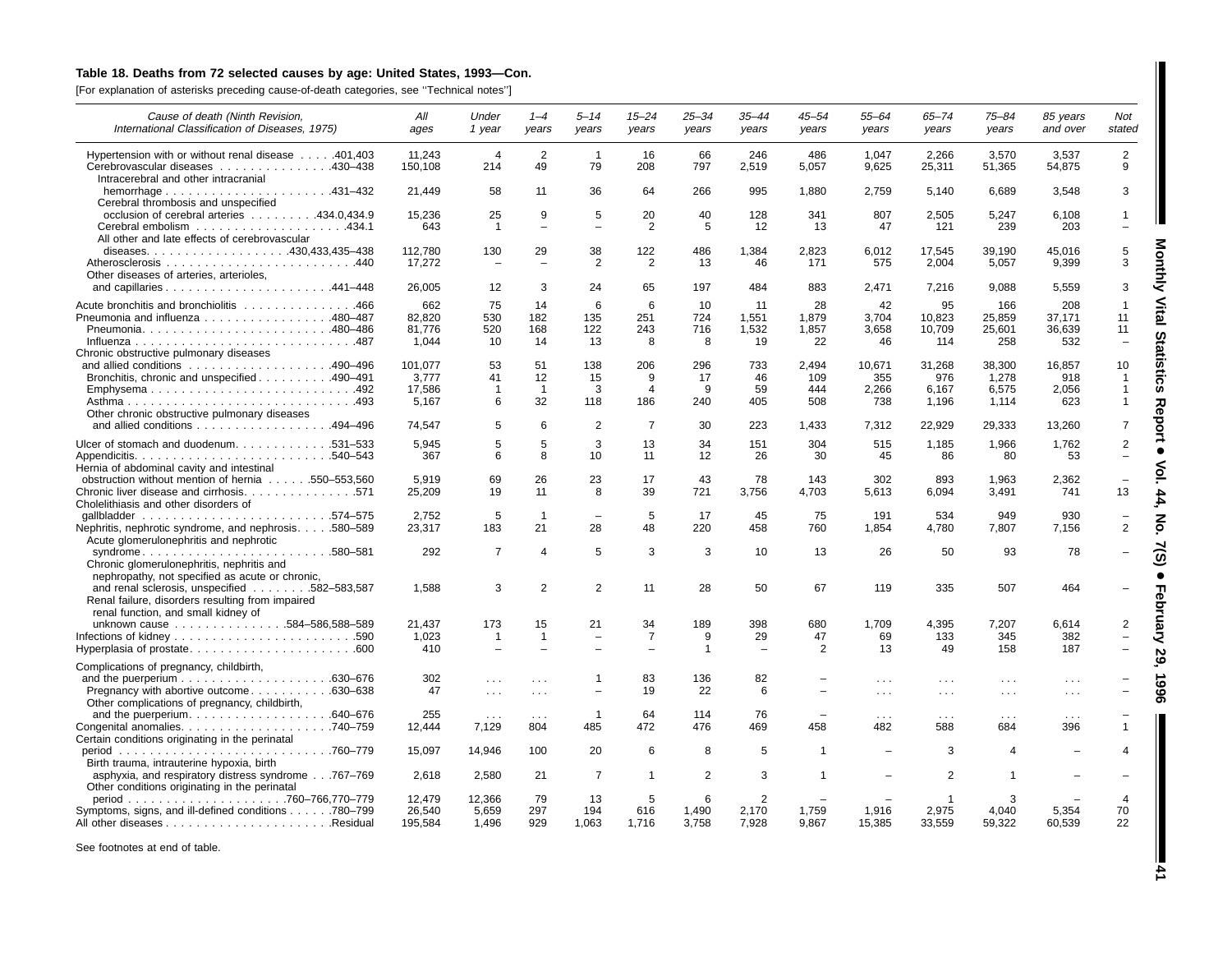### Table 18. Deaths from 72 selected causes by age: United States, 1993—Con.

[For explanation of asterisks preceding cause-of-death categories, see ''Technical notes'']

| Cause of death (Ninth Revision, International Classification of Diseases, 1975) | All ages | Under 1 year | 1–4 years | 5–14 years | 15–24 years | 25–34 years | 35–44 years | 45–54 years | 55–64 years | 65–74 years | 75–84 years | 85 years and over | Not stated |
|---|---|---|---|---|---|---|---|---|---|---|---|---|---|
| Hypertension with or without renal disease . . . . .401,403 | 11,243 | 4 | 2 | 1 | 16 | 66 | 246 | 486 | 1,047 | 2,266 | 3,570 | 3,537 | 2 |
| Cerebrovascular diseases . . . . . . . . . . . . . . .430–438 | 150,108 | 214 | 49 | 79 | 208 | 797 | 2,519 | 5,057 | 9,625 | 25,311 | 51,365 | 54,875 | 9 |
| Intracerebral and other intracranial hemorrhage . . . . . . . . . . . . . . . . . . . . . .431–432 | 21,449 | 58 | 11 | 36 | 64 | 266 | 995 | 1,880 | 2,759 | 5,140 | 6,689 | 3,548 | 3 |
| Cerebral thrombosis and unspecified occlusion of cerebral arteries . . . . . . . . .434.0,434.9 | 15,236 | 25 | 9 | 5 | 20 | 40 | 128 | 341 | 807 | 2,505 | 5,247 | 6,108 | 1 |
| Cerebral embolism . . . . . . . . . . . . . . . . . . . .434.1 | 643 | 1 | – | – | 2 | 5 | 12 | 13 | 47 | 121 | 239 | 203 | – |
| All other and late effects of cerebrovascular diseases. . . . . . . . . . . . . . . . . .430,433,435–438 | 112,780 | 130 | 29 | 38 | 122 | 486 | 1,384 | 2,823 | 6,012 | 17,545 | 39,190 | 45,016 | 5 |
| Atherosclerosis . . . . . . . . . . . . . . . . . . . . . . . . .440 | 17,272 | – | – | 2 | 2 | 13 | 46 | 171 | 575 | 2,004 | 5,057 | 9,399 | 3 |
| Other diseases of arteries, arterioles, and capillaries . . . . . . . . . . . . . . . . . . . . . .441–448 | 26,005 | 12 | 3 | 24 | 65 | 197 | 484 | 883 | 2,471 | 7,216 | 9,088 | 5,559 | 3 |
| Acute bronchitis and bronchiolitis . . . . . . . . . . . . . . .466 | 662 | 75 | 14 | 6 | 6 | 10 | 11 | 28 | 42 | 95 | 166 | 208 | 1 |
| Pneumonia and influenza . . . . . . . . . . . . . . . . .480–487 | 82,820 | 530 | 182 | 135 | 251 | 724 | 1,551 | 1,879 | 3,704 | 10,823 | 25,859 | 37,171 | 11 |
| Pneumonia. . . . . . . . . . . . . . . . . . . . . . . . .480–486 | 81,776 | 520 | 168 | 122 | 243 | 716 | 1,532 | 1,857 | 3,658 | 10,709 | 25,601 | 36,639 | 11 |
| Influenza . . . . . . . . . . . . . . . . . . . . . . . . . . . .487 | 1,044 | 10 | 14 | 13 | 8 | 8 | 19 | 22 | 46 | 114 | 258 | 532 | – |
| Chronic obstructive pulmonary diseases and allied conditions . . . . . . . . . . . . . . . . . .490–496 | 101,077 | 53 | 51 | 138 | 206 | 296 | 733 | 2,494 | 10,671 | 31,268 | 38,300 | 16,857 | 10 |
| Bronchitis, chronic and unspecified . . . . . . . . . .490–491 | 3,777 | 41 | 12 | 15 | 9 | 17 | 46 | 109 | 355 | 976 | 1,278 | 918 | 1 |
| Emphysema . . . . . . . . . . . . . . . . . . . . . . . . . .492 | 17,586 | 1 | 1 | 3 | 4 | 9 | 59 | 444 | 2,266 | 6,167 | 6,575 | 2,056 | 1 |
| Asthma . . . . . . . . . . . . . . . . . . . . . . . . . . . . .493 | 5,167 | 6 | 32 | 118 | 186 | 240 | 405 | 508 | 738 | 1,196 | 1,114 | 623 | 1 |
| Other chronic obstructive pulmonary diseases and allied conditions . . . . . . . . . . . . . . . . .494–496 | 74,547 | 5 | 6 | 2 | 7 | 30 | 223 | 1,433 | 7,312 | 22,929 | 29,333 | 13,260 | 7 |
| Ulcer of stomach and duodenum. . . . . . . . . . . . .531–533 | 5,945 | 5 | 5 | 3 | 13 | 34 | 151 | 304 | 515 | 1,185 | 1,966 | 1,762 | 2 |
| Appendicitis. . . . . . . . . . . . . . . . . . . . . . . . . .540–543 | 367 | 6 | 8 | 10 | 11 | 12 | 26 | 30 | 45 | 86 | 80 | 53 | – |
| Hernia of abdominal cavity and intestinal obstruction without mention of hernia . . . . . .550–553,560 | 5,919 | 69 | 26 | 23 | 17 | 43 | 78 | 143 | 302 | 893 | 1,963 | 2,362 | – |
| Chronic liver disease and cirrhosis. . . . . . . . . . . . . . .571 | 25,209 | 19 | 11 | 8 | 39 | 721 | 3,756 | 4,703 | 5,613 | 6,094 | 3,491 | 741 | 13 |
| Cholelithiasis and other disorders of gallbladder . . . . . . . . . . . . . . . . . . . . . . . . .574–575 | 2,752 | 5 | 1 | – | 5 | 17 | 45 | 75 | 191 | 534 | 949 | 930 | – |
| Nephritis, nephrotic syndrome, and nephrosis. . . . .580–589 | 23,317 | 183 | 21 | 28 | 48 | 220 | 458 | 760 | 1,854 | 4,780 | 7,807 | 7,156 | 2 |
| Acute glomerulonephritis and nephrotic syndrome. . . . . . . . . . . . . . . . . . . . . . . . .580–581 | 292 | 7 | 4 | 5 | 3 | 3 | 10 | 13 | 26 | 50 | 93 | 78 | – |
| Chronic glomerulonephritis, nephritis and nephropathy, not specified as acute or chronic, and renal sclerosis, unspecified . . . . . . . .582–583,587 | 1,588 | 3 | 2 | 2 | 11 | 28 | 50 | 67 | 119 | 335 | 507 | 464 | – |
| Renal failure, disorders resulting from impaired renal function, and small kidney of unknown cause . . . . . . . . . . . . . . .584–586,588–589 | 21,437 | 173 | 15 | 21 | 34 | 189 | 398 | 680 | 1,709 | 4,395 | 7,207 | 6,614 | 2 |
| Infections of kidney . . . . . . . . . . . . . . . . . . . . . . .590 | 1,023 | 1 | 1 | – | 7 | 9 | 29 | 47 | 69 | 133 | 345 | 382 | – |
| Hyperplasia of prostate. . . . . . . . . . . . . . . . . . . . .600 | 410 | – | – | – | – | 1 | – | 2 | 13 | 49 | 158 | 187 | – |
| Complications of pregnancy, childbirth, and the puerperium . . . . . . . . . . . . . . . . . . .630–676 | 302 | . . . | . . . | 1 | 83 | 136 | 82 | – | . . . | . . . | . . . | . . . | – |
| Pregnancy with abortive outcome. . . . . . . . . . .630–638 | 47 | . . . | . . . | – | 19 | 22 | 6 | – | . . . | . . . | . . . | . . . | – |
| Other complications of pregnancy, childbirth, and the puerperium. . . . . . . . . . . . . . . . . .640–676 | 255 | . . . | . . . | 1 | 64 | 114 | 76 | – | . . . | . . . | . . . | . . . | – |
| Congenital anomalies. . . . . . . . . . . . . . . . . . . .740–759 | 12,444 | 7,129 | 804 | 485 | 472 | 476 | 469 | 458 | 482 | 588 | 684 | 396 | 1 |
| Certain conditions originating in the perinatal period . . . . . . . . . . . . . . . . . . . . . . . . . . .760–779 | 15,097 | 14,946 | 100 | 20 | 6 | 8 | 5 | 1 | – | 3 | 4 | – | 4 |
| Birth trauma, intrauterine hypoxia, birth asphyxia, and respiratory distress syndrome . . .767–769 | 2,618 | 2,580 | 21 | 7 | 1 | 2 | 3 | 1 | – | 2 | 1 | – | – |
| Other conditions originating in the perinatal period . . . . . . . . . . . . . . . . . . . . .760–766,770–779 | 12,479 | 12,366 | 79 | 13 | 5 | 6 | 2 | – | – | 1 | 3 | – | 4 |
| Symptoms, signs, and ill-defined conditions . . . . . .780–799 | 26,540 | 5,659 | 297 | 194 | 616 | 1,490 | 2,170 | 1,759 | 1,916 | 2,975 | 4,040 | 5,354 | 70 |
| All other diseases . . . . . . . . . . . . . . . . . . . . . .Residual | 195,584 | 1,496 | 929 | 1,063 | 1,716 | 3,758 | 7,928 | 9,867 | 15,385 | 33,559 | 59,322 | 60,539 | 22 |

See footnotes at end of table.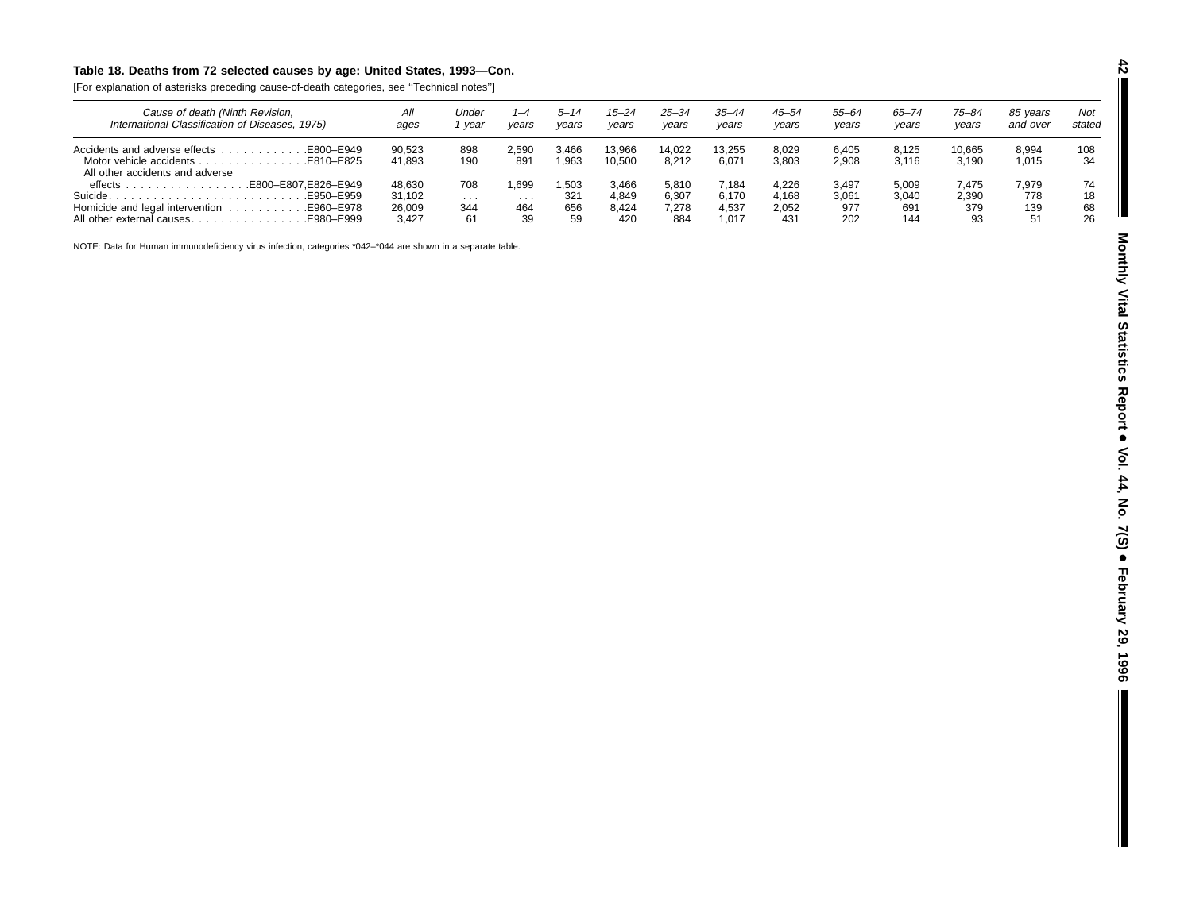**Table 18. Deaths from 72 selected causes by age: United States, 1993—Con.**

[For explanation of asterisks preceding cause-of-death categories, see ''Technical notes'']

| *Cause of death (Ninth Revision, International Classification of Diseases, 1975)* | *All ages* | *Under 1 year* | *1–4 years* | *5–14 years* | *15–24 years* | *25–34 years* | *35–44 years* | *45–54 years* | *55–64 years* | *65–74 years* | *75–84 years* | *85 years and over* | *Not stated* |
|---|---|---|---|---|---|---|---|---|---|---|---|---|---|
| Accidents and adverse effects . . . . . . . . . . . .E800–E949 | 90,523 | 898 | 2,590 | 3,466 | 13,966 | 14,022 | 13,255 | 8,029 | 6,405 | 8,125 | 10,665 | 8,994 | 108 |
| Motor vehicle accidents . . . . . . . . . . . . . . .E810–E825 | 41,893 | 190 | 891 | 1,963 | 10,500 | 8,212 | 6,071 | 3,803 | 2,908 | 3,116 | 3,190 | 1,015 | 34 |
| All other accidents and adverse effects . . . . . . . . . . . . . . . . .E800–E807,E826–E949 | 48,630 | 708 | 1,699 | 1,503 | 3,466 | 5,810 | 7,184 | 4,226 | 3,497 | 5,009 | 7,475 | 7,979 | 74 |
| Suicide. . . . . . . . . . . . . . . . . . . . . . . . . .E950–E959 | 31,102 | . . . | . . . | 321 | 4,849 | 6,307 | 6,170 | 4,168 | 3,061 | 3,040 | 2,390 | 778 | 18 |
| Homicide and legal intervention . . . . . . . . . . .E960–E978 | 26,009 | 344 | 464 | 656 | 8,424 | 7,278 | 4,537 | 2,052 | 977 | 691 | 379 | 139 | 68 |
| All other external causes. . . . . . . . . . . . . . . .E980–E999 | 3,427 | 61 | 39 | 59 | 420 | 884 | 1,017 | 431 | 202 | 144 | 93 | 51 | 26 |

NOTE: Data for Human immunodeficiency virus infection, categories *042–*044 are shown in a separate table.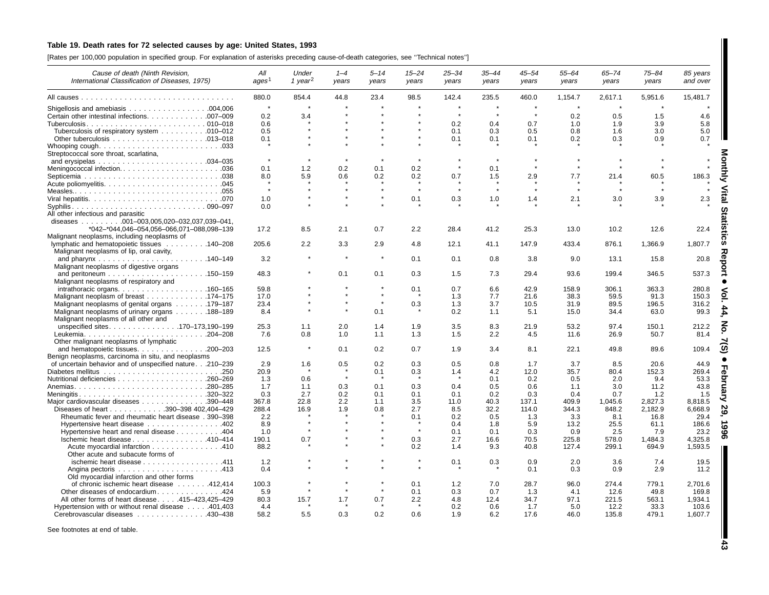### Table 19. Death rates for 72 selected causes by age: United States, 1993

[Rates per 100,000 population in specified group. For explanation of asterisks preceding cause-of-death categories, see ''Technical notes'']

| Cause of death (Ninth Revision, International Classification of Diseases, 1975) | All ages[1] | Under 1 year[2] | 1–4 years | 5–14 years | 15–24 years | 25–34 years | 35–44 years | 45–54 years | 55–64 years | 65–74 years | 75–84 years | 85 years and over |
|---|---|---|---|---|---|---|---|---|---|---|---|---|
| All causes | 880.0 | 854.4 | 44.8 | 23.4 | 98.5 | 142.4 | 235.5 | 460.0 | 1,154.7 | 2,617.1 | 5,951.6 | 15,481.7 |
| Shigellosis and amebiasis .004,006 | * | * | * | * | * | * | * | * | * | * | * | * |
| Certain other intestinal infections .007–009 | 0.2 | 3.4 | * | * | * | * | * | * | 0.2 | 0.5 | 1.5 | 4.6 |
| Tuberculosis 010–018 | 0.6 | * | * | * | * | 0.2 | 0.4 | 0.7 | 1.0 | 1.9 | 3.9 | 5.8 |
| Tuberculosis of respiratory system .010–012 | 0.5 | * | * | * | * | 0.1 | 0.3 | 0.5 | 0.8 | 1.6 | 3.0 | 5.0 |
| Other tuberculosis .013–018 | 0.1 | * | * | * | * | 0.1 | 0.1 | 0.1 | 0.2 | 0.3 | 0.9 | 0.7 |
| Whooping cough .033 | * | * | * | * | * | * | * | * | * | * | * | * |
| Streptococcal sore throat, scarlatina, and erysipelas .034–035 | * | * | * | * | * | * | * | * | * | * | * | * |
| Meningococcal infection .036 | 0.1 | 1.2 | 0.2 | 0.1 | 0.2 | * | 0.1 | * | * | * | * | * |
| Septicemia .038 | 8.0 | 5.9 | 0.6 | 0.2 | 0.2 | 0.7 | 1.5 | 2.9 | 7.7 | 21.4 | 60.5 | 186.3 |
| Acute poliomyelitis .045 | * | * | * | * | * | * | * | * | * | * | * | * |
| Measles .055 | * | * | * | * | * | * | * | * | * | * | * | * |
| Viral hepatitis .070 | 1.0 | * | * | * | 0.1 | 0.3 | 1.0 | 1.4 | 2.1 | 3.0 | 3.9 | 2.3 |
| Syphilis 090–097 | 0.0 | * | * | * | * | * | * | * | * | * | * | * |
| All other infectious and parasitic diseases .001–003,005,020–032,037,039–041, *042–*044,046–054,056–066,071–088,098–139 | 17.2 | 8.5 | 2.1 | 0.7 | 2.2 | 28.4 | 41.2 | 25.3 | 13.0 | 10.2 | 12.6 | 22.4 |
| Malignant neoplasms, including neoplasms of lymphatic and hematopoietic tissues .140–208 | 205.6 | 2.2 | 3.3 | 2.9 | 4.8 | 12.1 | 41.1 | 147.9 | 433.4 | 876.1 | 1,366.9 | 1,807.7 |
| Malignant neoplasms of lip, oral cavity, and pharynx .140–149 | 3.2 | * | * | * | 0.1 | 0.1 | 0.8 | 3.8 | 9.0 | 13.1 | 15.8 | 20.8 |
| Malignant neoplasms of digestive organs and peritoneum .150–159 | 48.3 | * | 0.1 | 0.1 | 0.3 | 1.5 | 7.3 | 29.4 | 93.6 | 199.4 | 346.5 | 537.3 |
| Malignant neoplasms of respiratory and intrathoracic organs .160–165 | 59.8 | * | * | * | 0.1 | 0.7 | 6.6 | 42.9 | 158.9 | 306.1 | 363.3 | 280.8 |
| Malignant neoplasm of breast .174–175 | 17.0 | * | * | * | * | 1.3 | 7.7 | 21.6 | 38.3 | 59.5 | 91.3 | 150.3 |
| Malignant neoplasms of genital organs .179–187 | 23.4 | * | * | * | 0.3 | 1.3 | 3.7 | 10.5 | 31.9 | 89.5 | 196.5 | 316.2 |
| Malignant neoplasms of urinary organs .188–189 | 8.4 | * | * | 0.1 | * | 0.2 | 1.1 | 5.1 | 15.0 | 34.4 | 63.0 | 99.3 |
| Malignant neoplasms of all other and unspecified sites .170–173,190–199 | 25.3 | 1.1 | 2.0 | 1.4 | 1.9 | 3.5 | 8.3 | 21.9 | 53.2 | 97.4 | 150.1 | 212.2 |
| Leukemia .204–208 | 7.6 | 0.8 | 1.0 | 1.1 | 1.3 | 1.5 | 2.2 | 4.5 | 11.6 | 26.9 | 50.7 | 81.4 |
| Other malignant neoplasms of lymphatic and hematopoietic tissues .200–203 | 12.5 | * | 0.1 | 0.2 | 0.7 | 1.9 | 3.4 | 8.1 | 22.1 | 49.8 | 89.6 | 109.4 |
| Benign neoplasms, carcinoma in situ, and neoplasms of uncertain behavior and of unspecified nature .210–239 | 2.9 | 1.6 | 0.5 | 0.2 | 0.3 | 0.5 | 0.8 | 1.7 | 3.7 | 8.5 | 20.6 | 44.9 |
| Diabetes mellitus .250 | 20.9 | * | * | 0.1 | 0.3 | 1.4 | 4.2 | 12.0 | 35.7 | 80.4 | 152.3 | 269.4 |
| Nutritional deficiencies .260–269 | 1.3 | 0.6 | * | * | * | * | 0.1 | 0.2 | 0.5 | 2.0 | 9.4 | 53.3 |
| Anemias .280–285 | 1.7 | 1.1 | 0.3 | 0.1 | 0.3 | 0.4 | 0.5 | 0.6 | 1.1 | 3.0 | 11.2 | 43.8 |
| Meningitis .320–322 | 0.3 | 2.7 | 0.2 | 0.1 | 0.1 | 0.1 | 0.2 | 0.3 | 0.4 | 0.7 | 1.2 | 1.5 |
| Major cardiovascular diseases .390–448 | 367.8 | 22.8 | 2.2 | 1.1 | 3.5 | 11.0 | 40.3 | 137.1 | 409.9 | 1,045.6 | 2,827.3 | 8,818.5 |
| Diseases of heart .390–398 402,404–429 | 288.4 | 16.9 | 1.9 | 0.8 | 2.7 | 8.5 | 32.2 | 114.0 | 344.3 | 848.2 | 2,182.9 | 6,668.9 |
| Rheumatic fever and rheumatic heart disease .390–398 | 2.2 | * | * | * | 0.1 | 0.2 | 0.5 | 1.3 | 3.3 | 8.1 | 16.8 | 29.4 |
| Hypertensive heart disease .402 | 8.9 | * | * | * | * | 0.4 | 1.8 | 5.9 | 13.2 | 25.5 | 61.1 | 186.6 |
| Hypertensive heart and renal disease .404 | 1.0 | * | * | * | * | 0.1 | 0.1 | 0.3 | 0.9 | 2.5 | 7.9 | 23.2 |
| Ischemic heart disease .410–414 | 190.1 | 0.7 | * | * | 0.3 | 2.7 | 16.6 | 70.5 | 225.8 | 578.0 | 1,484.3 | 4,325.8 |
| Acute myocardial infarction .410 | 88.2 | * | * | * | 0.2 | 1.4 | 9.3 | 40.8 | 127.4 | 299.1 | 694.9 | 1,593.5 |
| Other acute and subacute forms of ischemic heart disease .411 | 1.2 | * | * | * | * | 0.1 | 0.3 | 0.9 | 2.0 | 3.6 | 7.4 | 19.5 |
| Angina pectoris .413 | 0.4 | * | * | * | * | * | * | 0.1 | 0.3 | 0.9 | 2.9 | 11.2 |
| Old myocardial infarction and other forms of chronic ischemic heart disease .412,414 | 100.3 | * | * | * | 0.1 | 1.2 | 7.0 | 28.7 | 96.0 | 274.4 | 779.1 | 2,701.6 |
| Other diseases of endocardium .424 | 5.9 | * | * | * | 0.1 | 0.3 | 0.7 | 1.3 | 4.1 | 12.6 | 49.8 | 169.8 |
| All other forms of heart disease .415–423,425–429 | 80.3 | 15.7 | 1.7 | 0.7 | 2.2 | 4.8 | 12.4 | 34.7 | 97.1 | 221.5 | 563.1 | 1,934.1 |
| Hypertension with or without renal disease .401,403 | 4.4 | * | * | * | * | 0.2 | 0.6 | 1.7 | 5.0 | 12.2 | 33.3 | 103.6 |
| Cerebrovascular diseases .430–438 | 58.2 | 5.5 | 0.3 | 0.2 | 0.6 | 1.9 | 6.2 | 17.6 | 46.0 | 135.8 | 479.1 | 1,607.7 |

See footnotes at end of table.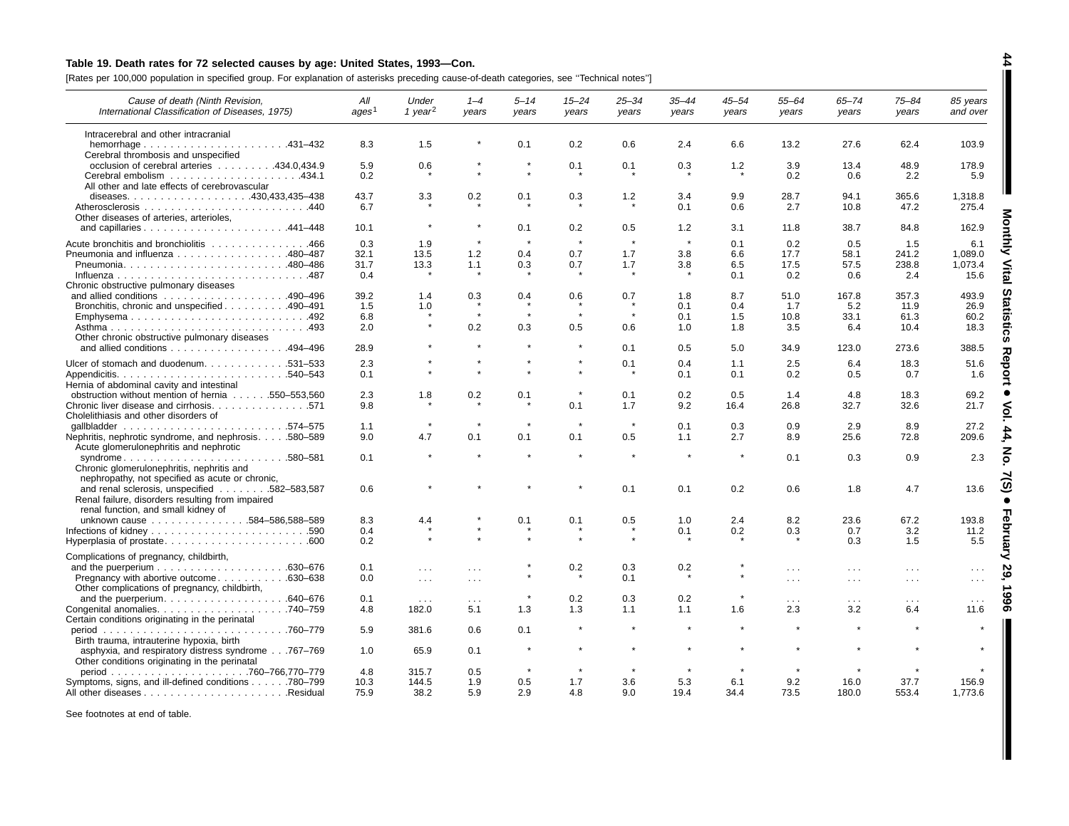### Table 19. Death rates for 72 selected causes by age: United States, 1993—Con.

[Rates per 100,000 population in specified group. For explanation of asterisks preceding cause-of-death categories, see ''Technical notes'']

| Cause of death (Ninth Revision, International Classification of Diseases, 1975) | All ages[1] | Under 1 year[2] | 1–4 years | 5–14 years | 15–24 years | 25–34 years | 35–44 years | 45–54 years | 55–64 years | 65–74 years | 75–84 years | 85 years and over |
|---|---|---|---|---|---|---|---|---|---|---|---|---|
| Intracerebral and other intracranial hemorrhage . . . . . . . . . . . . . . . . . . . . . .431–432 | 8.3 | 1.5 | * | 0.1 | 0.2 | 0.6 | 2.4 | 6.6 | 13.2 | 27.6 | 62.4 | 103.9 |
| Cerebral thrombosis and unspecified occlusion of cerebral arteries . . . . . . . . .434.0,434.9 | 5.9 | 0.6 | * | * | 0.1 | 0.1 | 0.3 | 1.2 | 3.9 | 13.4 | 48.9 | 178.9 |
| Cerebral embolism . . . . . . . . . . . . . . . . . . . .434.1 | 0.2 | * | * | * | * | * | * | * | 0.2 | 0.6 | 2.2 | 5.9 |
| All other and late effects of cerebrovascular diseases. . . . . . . . . . . . . . . . . .430,433,435–438 | 43.7 | 3.3 | 0.2 | 0.1 | 0.3 | 1.2 | 3.4 | 9.9 | 28.7 | 94.1 | 365.6 | 1,318.8 |
| Atherosclerosis . . . . . . . . . . . . . . . . . . . . . . . . .440 | 6.7 | * | * | * | * | * | 0.1 | 0.6 | 2.7 | 10.8 | 47.2 | 275.4 |
| Other diseases of arteries, arterioles, and capillaries . . . . . . . . . . . . . . . . . . . . . .441–448 | 10.1 | * | * | 0.1 | 0.2 | 0.5 | 1.2 | 3.1 | 11.8 | 38.7 | 84.8 | 162.9 |
| Acute bronchitis and bronchiolitis . . . . . . . . . . . . . . .466 | 0.3 | 1.9 | * | * | * | * | * | 0.1 | 0.2 | 0.5 | 1.5 | 6.1 |
| Pneumonia and influenza . . . . . . . . . . . . . . . .480–487 | 32.1 | 13.5 | 1.2 | 0.4 | 0.7 | 1.7 | 3.8 | 6.6 | 17.7 | 58.1 | 241.2 | 1,089.0 |
| Pneumonia. . . . . . . . . . . . . . . . . . . . . . . . .480–486 | 31.7 | 13.3 | 1.1 | 0.3 | 0.7 | 1.7 | 3.8 | 6.5 | 17.5 | 57.5 | 238.8 | 1,073.4 |
| Influenza . . . . . . . . . . . . . . . . . . . . . . . . . . . .487 | 0.4 | * | * | * | * | * | * | 0.1 | 0.2 | 0.6 | 2.4 | 15.6 |
| Chronic obstructive pulmonary diseases and allied conditions . . . . . . . . . . . . . . . . . .490–496 | 39.2 | 1.4 | 0.3 | 0.4 | 0.6 | 0.7 | 1.8 | 8.7 | 51.0 | 167.8 | 357.3 | 493.9 |
| Bronchitis, chronic and unspecified . . . . . . . . .490–491 | 1.5 | 1.0 | * | * | * | * | 0.1 | 0.4 | 1.7 | 5.2 | 11.9 | 26.9 |
| Emphysema . . . . . . . . . . . . . . . . . . . . . . . . . . .492 | 6.8 | * | * | * | * | * | 0.1 | 1.5 | 10.8 | 33.1 | 61.3 | 60.2 |
| Asthma . . . . . . . . . . . . . . . . . . . . . . . . . . . . . .493 | 2.0 | * | 0.2 | 0.3 | 0.5 | 0.6 | 1.0 | 1.8 | 3.5 | 6.4 | 10.4 | 18.3 |
| Other chronic obstructive pulmonary diseases and allied conditions . . . . . . . . . . . . . . . . .494–496 | 28.9 | * | * | * | * | 0.1 | 0.5 | 5.0 | 34.9 | 123.0 | 273.6 | 388.5 |
| Ulcer of stomach and duodenum. . . . . . . . . . . . .531–533 | 2.3 | * | * | * | * | 0.1 | 0.4 | 1.1 | 2.5 | 6.4 | 18.3 | 51.6 |
| Appendicitis. . . . . . . . . . . . . . . . . . . . . . . . .540–543 | 0.1 | * | * | * | * | * | 0.1 | 0.1 | 0.2 | 0.5 | 0.7 | 1.6 |
| Hernia of abdominal cavity and intestinal obstruction without mention of hernia . . . . . .550–553,560 | 2.3 | 1.8 | 0.2 | 0.1 | * | 0.1 | 0.2 | 0.5 | 1.4 | 4.8 | 18.3 | 69.2 |
| Chronic liver disease and cirrhosis. . . . . . . . . . . . . . .571 | 9.8 | * | * | * | 0.1 | 1.7 | 9.2 | 16.4 | 26.8 | 32.7 | 32.6 | 21.7 |
| Cholelithiasis and other disorders of gallbladder . . . . . . . . . . . . . . . . . . . . . . . . .574–575 | 1.1 | * | * | * | * | * | 0.1 | 0.3 | 0.9 | 2.9 | 8.9 | 27.2 |
| Nephritis, nephrotic syndrome, and nephrosis. . . . .580–589 | 9.0 | 4.7 | 0.1 | 0.1 | 0.1 | 0.5 | 1.1 | 2.7 | 8.9 | 25.6 | 72.8 | 209.6 |
| Acute glomerulonephritis and nephrotic syndrome. . . . . . . . . . . . . . . . . . . . . . . . .580–581 | 0.1 | * | * | * | * | * | * | * | 0.1 | 0.3 | 0.9 | 2.3 |
| Chronic glomerulonephritis, nephritis and nephropathy, not specified as acute or chronic, and renal sclerosis, unspecified . . . . . . . .582–583,587 | 0.6 | * | * | * | * | 0.1 | 0.1 | 0.2 | 0.6 | 1.8 | 4.7 | 13.6 |
| Renal failure, disorders resulting from impaired renal function, and small kidney of unknown cause . . . . . . . . . . . . . . .584–586,588–589 | 8.3 | 4.4 | * | 0.1 | 0.1 | 0.5 | 1.0 | 2.4 | 8.2 | 23.6 | 67.2 | 193.8 |
| Infections of kidney . . . . . . . . . . . . . . . . . . . . . . . .590 | 0.4 | * | * | * | * | * | 0.1 | 0.2 | 0.3 | 0.7 | 3.2 | 11.2 |
| Hyperplasia of prostate. . . . . . . . . . . . . . . . . . . . . .600 | 0.2 | * | * | * | * | * | * | * | * | 0.3 | 1.5 | 5.5 |
| Complications of pregnancy, childbirth, and the puerperium . . . . . . . . . . . . . . . . . . .630–676 | 0.1 | . . . | . . . | * | 0.2 | 0.3 | 0.2 | * | . . . | . . . | . . . | . . . |
| Pregnancy with abortive outcome. . . . . . . . . . .630–638 | 0.0 | . . . | . . . | * | * | 0.1 | * | * | . . . | . . . | . . . | . . . |
| Other complications of pregnancy, childbirth, and the puerperium. . . . . . . . . . . . . . . . . .640–676 | 0.1 | . . . | . . . | * | 0.2 | 0.3 | 0.2 | * | . . . | . . . | . . . | . . . |
| Congenital anomalies. . . . . . . . . . . . . . . . . . . .740–759 | 4.8 | 182.0 | 5.1 | 1.3 | 1.3 | 1.1 | 1.1 | 1.6 | 2.3 | 3.2 | 6.4 | 11.6 |
| Certain conditions originating in the perinatal period . . . . . . . . . . . . . . . . . . . . . . . . . . .760–779 | 5.9 | 381.6 | 0.6 | 0.1 | * | * | * | * | * | * | * | * |
| Birth trauma, intrauterine hypoxia, birth asphyxia, and respiratory distress syndrome . . .767–769 | 1.0 | 65.9 | 0.1 | * | * | * | * | * | * | * | * | * |
| Other conditions originating in the perinatal period . . . . . . . . . . . . . . . . . . . . .760–766,770–779 | 4.8 | 315.7 | 0.5 | * | * | * | * | * | * | * | * | * |
| Symptoms, signs, and ill-defined conditions . . . . . .780–799 | 10.3 | 144.5 | 1.9 | 0.5 | 1.7 | 3.6 | 5.3 | 6.1 | 9.2 | 16.0 | 37.7 | 156.9 |
| All other diseases . . . . . . . . . . . . . . . . . . . . . .Residual | 75.9 | 38.2 | 5.9 | 2.9 | 4.8 | 9.0 | 19.4 | 34.4 | 73.5 | 180.0 | 553.4 | 1,773.6 |

See footnotes at end of table.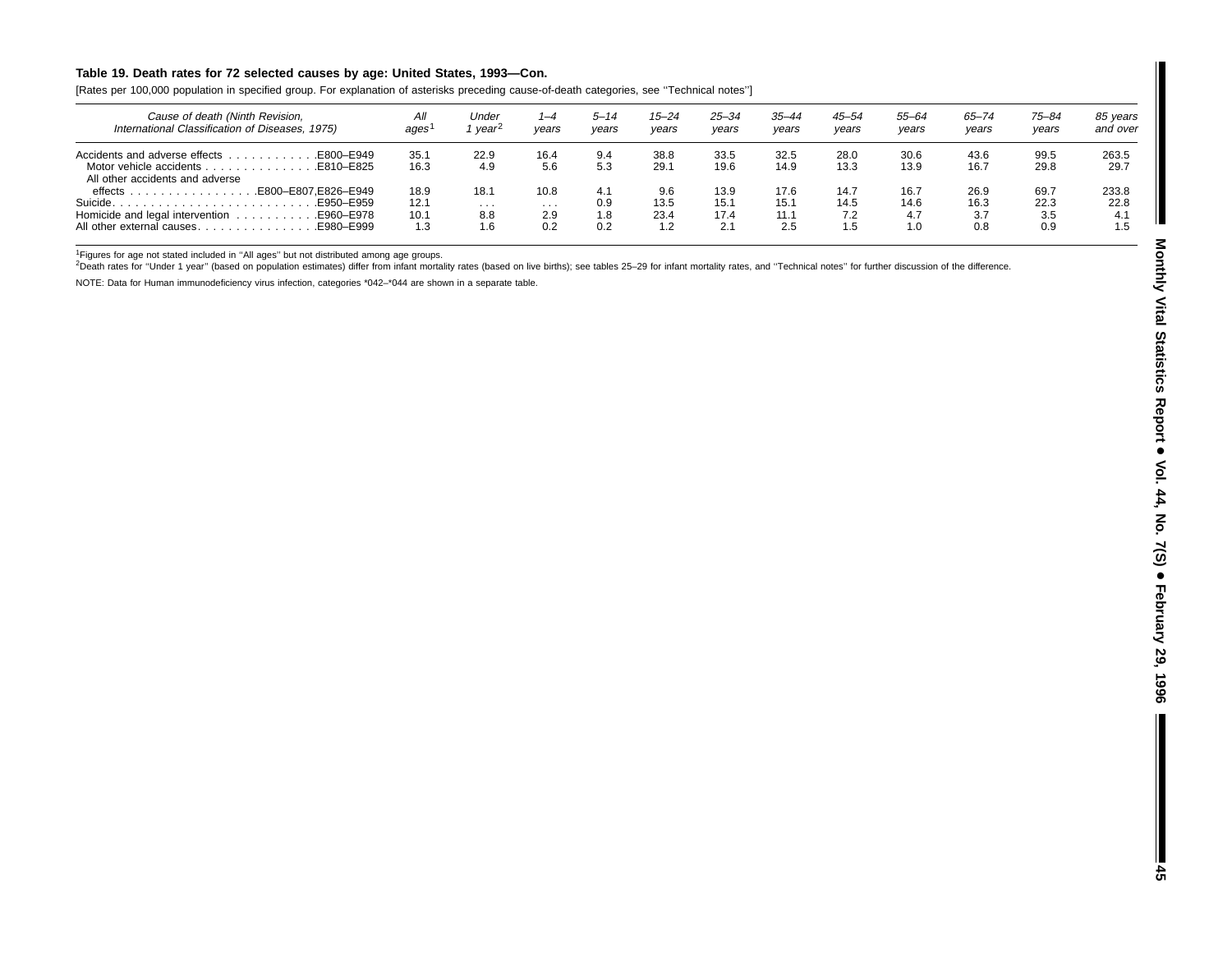**Table 19. Death rates for 72 selected causes by age: United States, 1993—Con.**

[Rates per 100,000 population in specified group. For explanation of asterisks preceding cause-of-death categories, see ''Technical notes'']

| *Cause of death (Ninth Revision, International Classification of Diseases, 1975)* | *All ages*[1] | *Under 1 year*[2] | *1–4 years* | *5–14 years* | *15–24 years* | *25–34 years* | *35–44 years* | *45–54 years* | *55–64 years* | *65–74 years* | *75–84 years* | *85 years and over* |
|---|---|---|---|---|---|---|---|---|---|---|---|---|
| Accidents and adverse effects . . . . . . . . . . . .E800–E949 | 35.1 | 22.9 | 16.4 | 9.4 | 38.8 | 33.5 | 32.5 | 28.0 | 30.6 | 43.6 | 99.5 | 263.5 |
| Motor vehicle accidents . . . . . . . . . . . . . . .E810–E825 | 16.3 | 4.9 | 5.6 | 5.3 | 29.1 | 19.6 | 14.9 | 13.3 | 13.9 | 16.7 | 29.8 | 29.7 |
| All other accidents and adverse effects . . . . . . . . . . . . . . . . .E800–E807,E826–E949 | 18.9 | 18.1 | 10.8 | 4.1 | 9.6 | 13.9 | 17.6 | 14.7 | 16.7 | 26.9 | 69.7 | 233.8 |
| Suicide. . . . . . . . . . . . . . . . . . . . . . . . . .E950–E959 | 12.1 | . . . | . . . | 0.9 | 13.5 | 15.1 | 15.1 | 14.5 | 14.6 | 16.3 | 22.3 | 22.8 |
| Homicide and legal intervention . . . . . . . . . . .E960–E978 | 10.1 | 8.8 | 2.9 | 1.8 | 23.4 | 17.4 | 11.1 | 7.2 | 4.7 | 3.7 | 3.5 | 4.1 |
| All other external causes. . . . . . . . . . . . . . . .E980–E999 | 1.3 | 1.6 | 0.2 | 0.2 | 1.2 | 2.1 | 2.5 | 1.5 | 1.0 | 0.8 | 0.9 | 1.5 |

[1]Figures for age not stated included in ''All ages'' but not distributed among age groups.

[2]Death rates for ''Under 1 year'' (based on population estimates) differ from infant mortality rates (based on live births); see tables 25–29 for infant mortality rates, and ''Technical notes'' for further discussion of the difference.

NOTE: Data for Human immunodeficiency virus infection, categories *042–*044 are shown in a separate table.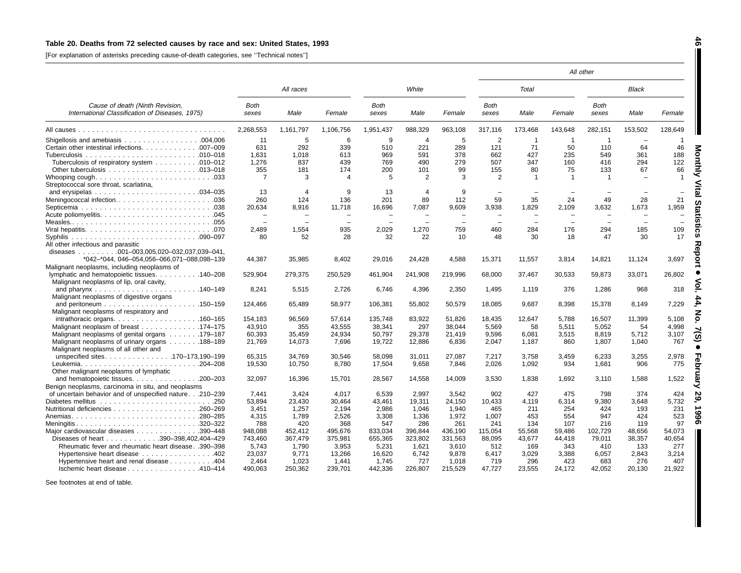### Table 20. Deaths from 72 selected causes by race and sex: United States, 1993

[For explanation of asterisks preceding cause-of-death categories, see ''Technical notes'']

| Cause of death (Ninth Revision, International Classification of Diseases, 1975) | All races | | | White | | | All other | | | | | |
|---|---|---|---|---|---|---|---|---|---|---|---|---|
| | | | | | | | Total | | | Black | | |
| | Both sexes | Male | Female | Both sexes | Male | Female | Both sexes | Male | Female | Both sexes | Male | Female |
| All causes | 2,268,553 | 1,161,797 | 1,106,756 | 1,951,437 | 988,329 | 963,108 | 317,116 | 173,468 | 143,648 | 282,151 | 153,502 | 128,649 |
| Shigellosis and amebiasis .004,006 | 11 | 5 | 6 | 9 | 4 | 5 | 2 | 1 | 1 | 1 | – | 1 |
| Certain other intestinal infections .007–009 | 631 | 292 | 339 | 510 | 221 | 289 | 121 | 71 | 50 | 110 | 64 | 46 |
| Tuberculosis .010–018 | 1,631 | 1,018 | 613 | 969 | 591 | 378 | 662 | 427 | 235 | 549 | 361 | 188 |
| Tuberculosis of respiratory system .010–012 | 1,276 | 837 | 439 | 769 | 490 | 279 | 507 | 347 | 160 | 416 | 294 | 122 |
| Other tuberculosis .013–018 | 355 | 181 | 174 | 200 | 101 | 99 | 155 | 80 | 75 | 133 | 67 | 66 |
| Whooping cough .033 | 7 | 3 | 4 | 5 | 2 | 3 | 2 | 1 | 1 | 1 | – | 1 |
| Streptococcal sore throat, scarlatina, and erysipelas .034–035 | 13 | 4 | 9 | 13 | 4 | 9 | – | – | – | – | – | – |
| Meningococcal infection .036 | 260 | 124 | 136 | 201 | 89 | 112 | 59 | 35 | 24 | 49 | 28 | 21 |
| Septicemia .038 | 20,634 | 8,916 | 11,718 | 16,696 | 7,087 | 9,609 | 3,938 | 1,829 | 2,109 | 3,632 | 1,673 | 1,959 |
| Acute poliomyelitis .045 | – | – | – | – | – | – | – | – | – | – | – | – |
| Measles .055 | – | – | – | – | – | – | – | – | – | – | – | – |
| Viral hepatitis .070 | 2,489 | 1,554 | 935 | 2,029 | 1,270 | 759 | 460 | 284 | 176 | 294 | 185 | 109 |
| Syphilis .090–097 | 80 | 52 | 28 | 32 | 22 | 10 | 48 | 30 | 18 | 47 | 30 | 17 |
| All other infectious and parasitic diseases .001–003,005,020–032,037,039–041, *042–*044, 046–054,056–066,071–088,098–139 | 44,387 | 35,985 | 8,402 | 29,016 | 24,428 | 4,588 | 15,371 | 11,557 | 3,814 | 14,821 | 11,124 | 3,697 |
| Malignant neoplasms, including neoplasms of lymphatic and hematopoietic tissues .140–208 | 529,904 | 279,375 | 250,529 | 461,904 | 241,908 | 219,996 | 68,000 | 37,467 | 30,533 | 59,873 | 33,071 | 26,802 |
| Malignant neoplasms of lip, oral cavity, and pharynx .140–149 | 8,241 | 5,515 | 2,726 | 6,746 | 4,396 | 2,350 | 1,495 | 1,119 | 376 | 1,286 | 968 | 318 |
| Malignant neoplasms of digestive organs and peritoneum .150–159 | 124,466 | 65,489 | 58,977 | 106,381 | 55,802 | 50,579 | 18,085 | 9,687 | 8,398 | 15,378 | 8,149 | 7,229 |
| Malignant neoplasms of respiratory and intrathoracic organs .160–165 | 154,183 | 96,569 | 57,614 | 135,748 | 83,922 | 51,826 | 18,435 | 12,647 | 5,788 | 16,507 | 11,399 | 5,108 |
| Malignant neoplasm of breast .174–175 | 43,910 | 355 | 43,555 | 38,341 | 297 | 38,044 | 5,569 | 58 | 5,511 | 5,052 | 54 | 4,998 |
| Malignant neoplasms of genital organs .179–187 | 60,393 | 35,459 | 24,934 | 50,797 | 29,378 | 21,419 | 9,596 | 6,081 | 3,515 | 8,819 | 5,712 | 3,107 |
| Malignant neoplasms of urinary organs .188–189 | 21,769 | 14,073 | 7,696 | 19,722 | 12,886 | 6,836 | 2,047 | 1,187 | 860 | 1,807 | 1,040 | 767 |
| Malignant neoplasms of all other and unspecified sites .170–173,190–199 | 65,315 | 34,769 | 30,546 | 58,098 | 31,011 | 27,087 | 7,217 | 3,758 | 3,459 | 6,233 | 3,255 | 2,978 |
| Leukemia .204–208 | 19,530 | 10,750 | 8,780 | 17,504 | 9,658 | 7,846 | 2,026 | 1,092 | 934 | 1,681 | 906 | 775 |
| Other malignant neoplasms of lymphatic and hematopoietic tissues .200–203 | 32,097 | 16,396 | 15,701 | 28,567 | 14,558 | 14,009 | 3,530 | 1,838 | 1,692 | 3,110 | 1,588 | 1,522 |
| Benign neoplasms, carcinoma in situ, and neoplasms of uncertain behavior and of unspecified nature .210–239 | 7,441 | 3,424 | 4,017 | 6,539 | 2,997 | 3,542 | 902 | 427 | 475 | 798 | 374 | 424 |
| Diabetes mellitus .250 | 53,894 | 23,430 | 30,464 | 43,461 | 19,311 | 24,150 | 10,433 | 4,119 | 6,314 | 9,380 | 3,648 | 5,732 |
| Nutritional deficiencies .260–269 | 3,451 | 1,257 | 2,194 | 2,986 | 1,046 | 1,940 | 465 | 211 | 254 | 424 | 193 | 231 |
| Anemias .280–285 | 4,315 | 1,789 | 2,526 | 3,308 | 1,336 | 1,972 | 1,007 | 453 | 554 | 947 | 424 | 523 |
| Meningitis .320–322 | 788 | 420 | 368 | 547 | 286 | 261 | 241 | 134 | 107 | 216 | 119 | 97 |
| Major cardiovascular diseases .390–448 | 948,088 | 452,412 | 495,676 | 833,034 | 396,844 | 436,190 | 115,054 | 55,568 | 59,486 | 102,729 | 48,656 | 54,073 |
| Diseases of heart .390–398,402,404–429 | 743,460 | 367,479 | 375,981 | 655,365 | 323,802 | 331,563 | 88,095 | 43,677 | 44,418 | 79,011 | 38,357 | 40,654 |
| Rheumatic fever and rheumatic heart disease .390–398 | 5,743 | 1,790 | 3,953 | 5,231 | 1,621 | 3,610 | 512 | 169 | 343 | 410 | 133 | 277 |
| Hypertensive heart disease .402 | 23,037 | 9,771 | 13,266 | 16,620 | 6,742 | 9,878 | 6,417 | 3,029 | 3,388 | 6,057 | 2,843 | 3,214 |
| Hypertensive heart and renal disease .404 | 2,464 | 1,023 | 1,441 | 1,745 | 727 | 1,018 | 719 | 296 | 423 | 683 | 276 | 407 |
| Ischemic heart disease .410–414 | 490,063 | 250,362 | 239,701 | 442,336 | 226,807 | 215,529 | 47,727 | 23,555 | 24,172 | 42,052 | 20,130 | 21,922 |

See footnotes at end of table.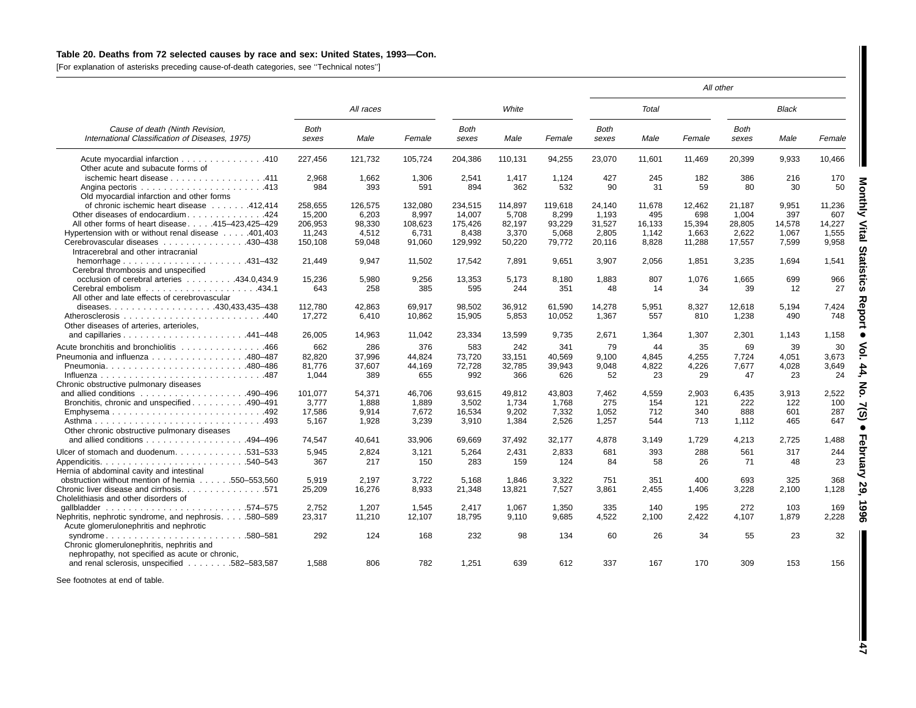**Table 20. Deaths from 72 selected causes by race and sex: United States, 1993—Con.**

[For explanation of asterisks preceding cause-of-death categories, see ''Technical notes'']

| Cause of death (Ninth Revision, International Classification of Diseases, 1975) | All races | | | White | | | All other | | | | | |
|---|---|---|---|---|---|---|---|---|---|---|---|---|
| | | | | | | | Total | | | Black | | |
| | Both sexes | Male | Female | Both sexes | Male | Female | Both sexes | Male | Female | Both sexes | Male | Female |
| Acute myocardial infarction . . . . . . . . . . . . . . .410 | 227,456 | 121,732 | 105,724 | 204,386 | 110,131 | 94,255 | 23,070 | 11,601 | 11,469 | 20,399 | 9,933 | 10,466 |
| Other acute and subacute forms of ischemic heart disease . . . . . . . . . . . . . . . . .411 | 2,968 | 1,662 | 1,306 | 2,541 | 1,417 | 1,124 | 427 | 245 | 182 | 386 | 216 | 170 |
| Angina pectoris . . . . . . . . . . . . . . . . . . . . .413 | 984 | 393 | 591 | 894 | 362 | 532 | 90 | 31 | 59 | 80 | 30 | 50 |
| Old myocardial infarction and other forms of chronic ischemic heart disease . . . . . . .412,414 | 258,655 | 126,575 | 132,080 | 234,515 | 114,897 | 119,618 | 24,140 | 11,678 | 12,462 | 21,187 | 9,951 | 11,236 |
| Other diseases of endocardium . . . . . . . . . . . . .424 | 15,200 | 6,203 | 8,997 | 14,007 | 5,708 | 8,299 | 1,193 | 495 | 698 | 1,004 | 397 | 607 |
| All other forms of heart disease . . . . .415–423,425–429 | 206,953 | 98,330 | 108,623 | 175,426 | 82,197 | 93,229 | 31,527 | 16,133 | 15,394 | 28,805 | 14,578 | 14,227 |
| Hypertension with or without renal disease . . . . .401,403 | 11,243 | 4,512 | 6,731 | 8,438 | 3,370 | 5,068 | 2,805 | 1,142 | 1,663 | 2,622 | 1,067 | 1,555 |
| Cerebrovascular diseases . . . . . . . . . . . . . . .430–438 | 150,108 | 59,048 | 91,060 | 129,992 | 50,220 | 79,772 | 20,116 | 8,828 | 11,288 | 17,557 | 7,599 | 9,958 |
| Intracerebral and other intracranial hemorrhage . . . . . . . . . . . . . . . . . . . . . .431–432 | 21,449 | 9,947 | 11,502 | 17,542 | 7,891 | 9,651 | 3,907 | 2,056 | 1,851 | 3,235 | 1,694 | 1,541 |
| Cerebral thrombosis and unspecified occlusion of cerebral arteries . . . . . . . . .434.0,434.9 | 15,236 | 5,980 | 9,256 | 13,353 | 5,173 | 8,180 | 1,883 | 807 | 1,076 | 1,665 | 699 | 966 |
| Cerebral embolism . . . . . . . . . . . . . . . . . . . .434.1 | 643 | 258 | 385 | 595 | 244 | 351 | 48 | 14 | 34 | 39 | 12 | 27 |
| All other and late effects of cerebrovascular diseases. . . . . . . . . . . . . . . . . .430,433,435–438 | 112,780 | 42,863 | 69,917 | 98,502 | 36,912 | 61,590 | 14,278 | 5,951 | 8,327 | 12,618 | 5,194 | 7,424 |
| Atherosclerosis . . . . . . . . . . . . . . . . . . . . . . . . .440 | 17,272 | 6,410 | 10,862 | 15,905 | 5,853 | 10,052 | 1,367 | 557 | 810 | 1,238 | 490 | 748 |
| Other diseases of arteries, arterioles, and capillaries . . . . . . . . . . . . . . . . . . . . .441–448 | 26,005 | 14,963 | 11,042 | 23,334 | 13,599 | 9,735 | 2,671 | 1,364 | 1,307 | 2,301 | 1,143 | 1,158 |
| Acute bronchitis and bronchiolitis . . . . . . . . . . . . . .466 | 662 | 286 | 376 | 583 | 242 | 341 | 79 | 44 | 35 | 69 | 39 | 30 |
| Pneumonia and influenza . . . . . . . . . . . . . . . . .480–487 | 82,820 | 37,996 | 44,824 | 73,720 | 33,151 | 40,569 | 9,100 | 4,845 | 4,255 | 7,724 | 4,051 | 3,673 |
| Pneumonia. . . . . . . . . . . . . . . . . . . . . . . . .480–486 | 81,776 | 37,607 | 44,169 | 72,728 | 32,785 | 39,943 | 9,048 | 4,822 | 4,226 | 7,677 | 4,028 | 3,649 |
| Influenza . . . . . . . . . . . . . . . . . . . . . . . . . . . .487 | 1,044 | 389 | 655 | 992 | 366 | 626 | 52 | 23 | 29 | 47 | 23 | 24 |
| Chronic obstructive pulmonary diseases and allied conditions . . . . . . . . . . . . . . . . . .490–496 | 101,077 | 54,371 | 46,706 | 93,615 | 49,812 | 43,803 | 7,462 | 4,559 | 2,903 | 6,435 | 3,913 | 2,522 |
| Bronchitis, chronic and unspecified . . . . . . . . . .490–491 | 3,777 | 1,888 | 1,889 | 3,502 | 1,734 | 1,768 | 275 | 154 | 121 | 222 | 122 | 100 |
| Emphysema . . . . . . . . . . . . . . . . . . . . . . . . . . .492 | 17,586 | 9,914 | 7,672 | 16,534 | 9,202 | 7,332 | 1,052 | 712 | 340 | 888 | 601 | 287 |
| Asthma . . . . . . . . . . . . . . . . . . . . . . . . . . . . .493 | 5,167 | 1,928 | 3,239 | 3,910 | 1,384 | 2,526 | 1,257 | 544 | 713 | 1,112 | 465 | 647 |
| Other chronic obstructive pulmonary diseases and allied conditions . . . . . . . . . . . . . . . . .494–496 | 74,547 | 40,641 | 33,906 | 69,669 | 37,492 | 32,177 | 4,878 | 3,149 | 1,729 | 4,213 | 2,725 | 1,488 |
| Ulcer of stomach and duodenum. . . . . . . . . . . . .531–533 | 5,945 | 2,824 | 3,121 | 5,264 | 2,431 | 2,833 | 681 | 393 | 288 | 561 | 317 | 244 |
| Appendicitis. . . . . . . . . . . . . . . . . . . . . . . . .540–543 | 367 | 217 | 150 | 283 | 159 | 124 | 84 | 58 | 26 | 71 | 48 | 23 |
| Hernia of abdominal cavity and intestinal obstruction without mention of hernia . . . . . .550–553,560 | 5,919 | 2,197 | 3,722 | 5,168 | 1,846 | 3,322 | 751 | 351 | 400 | 693 | 325 | 368 |
| Chronic liver disease and cirrhosis. . . . . . . . . . . . . . .571 | 25,209 | 16,276 | 8,933 | 21,348 | 13,821 | 7,527 | 3,861 | 2,455 | 1,406 | 3,228 | 2,100 | 1,128 |
| Cholelithiasis and other disorders of gallbladder . . . . . . . . . . . . . . . . . . . . . . . .574–575 | 2,752 | 1,207 | 1,545 | 2,417 | 1,067 | 1,350 | 335 | 140 | 195 | 272 | 103 | 169 |
| Nephritis, nephrotic syndrome, and nephrosis. . . . .580–589 | 23,317 | 11,210 | 12,107 | 18,795 | 9,110 | 9,685 | 4,522 | 2,100 | 2,422 | 4,107 | 1,879 | 2,228 |
| Acute glomerulonephritis and nephrotic syndrome. . . . . . . . . . . . . . . . . . . . . . . .580–581 | 292 | 124 | 168 | 232 | 98 | 134 | 60 | 26 | 34 | 55 | 23 | 32 |
| Chronic glomerulonephritis, nephritis and nephropathy, not specified as acute or chronic, and renal sclerosis, unspecified . . . . . . . .582–583,587 | 1,588 | 806 | 782 | 1,251 | 639 | 612 | 337 | 167 | 170 | 309 | 153 | 156 |

See footnotes at end of table.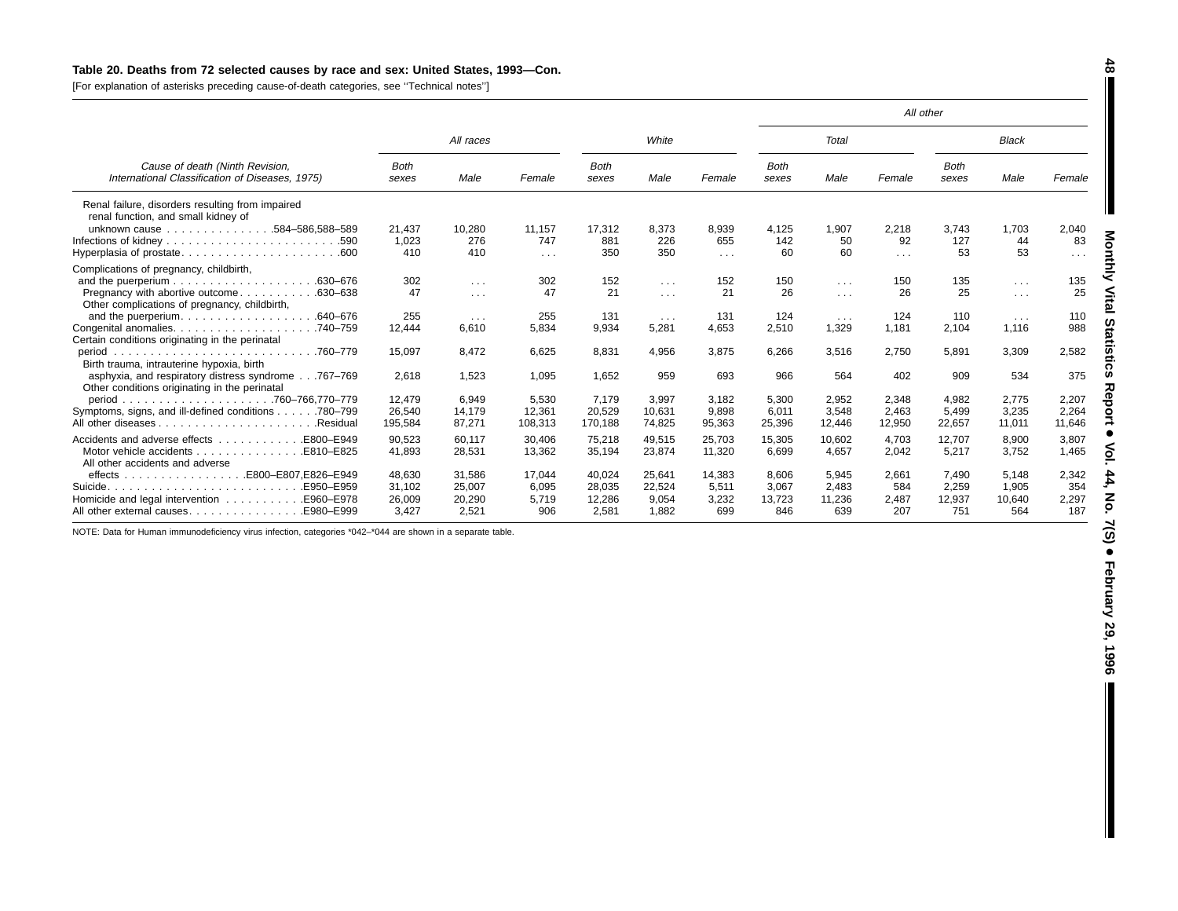**Table 20. Deaths from 72 selected causes by race and sex: United States, 1993—Con.**

[For explanation of asterisks preceding cause-of-death categories, see ''Technical notes'']

| Cause of death (Ninth Revision, International Classification of Diseases, 1975) | All races | | | White | | | All other | | | | | |
|---|---|---|---|---|---|---|---|---|---|---|---|---|
| | | | | | | | Total | | | Black | | |
| | Both sexes | Male | Female | Both sexes | Male | Female | Both sexes | Male | Female | Both sexes | Male | Female |
| Renal failure, disorders resulting from impaired renal function, and small kidney of unknown cause . . . . . . . . . . . . . . .584–586,588–589 | 21,437 | 10,280 | 11,157 | 17,312 | 8,373 | 8,939 | 4,125 | 1,907 | 2,218 | 3,743 | 1,703 | 2,040 |
| Infections of kidney . . . . . . . . . . . . . . . . . . . . . . . .590 | 1,023 | 276 | 747 | 881 | 226 | 655 | 142 | 50 | 92 | 127 | 44 | 83 |
| Hyperplasia of prostate. . . . . . . . . . . . . . . . . . . . . .600 | 410 | 410 | . . . | 350 | 350 | . . . | 60 | 60 | . . . | 53 | 53 | . . . |
| Complications of pregnancy, childbirth, and the puerperium . . . . . . . . . . . . . . . . . . . .630–676 | 302 | . . . | 302 | 152 | . . . | 152 | 150 | . . . | 150 | 135 | . . . | 135 |
| Pregnancy with abortive outcome . . . . . . . . . . .630–638 | 47 | . . . | 47 | 21 | . . . | 21 | 26 | . . . | 26 | 25 | . . . | 25 |
| Other complications of pregnancy, childbirth, and the puerperium. . . . . . . . . . . . . . . . . . .640–676 | 255 | . . . | 255 | 131 | . . . | 131 | 124 | . . . | 124 | 110 | . . . | 110 |
| Congenital anomalies. . . . . . . . . . . . . . . . . . . .740–759 | 12,444 | 6,610 | 5,834 | 9,934 | 5,281 | 4,653 | 2,510 | 1,329 | 1,181 | 2,104 | 1,116 | 988 |
| Certain conditions originating in the perinatal period . . . . . . . . . . . . . . . . . . . . . . . . . . . .760–779 | 15,097 | 8,472 | 6,625 | 8,831 | 4,956 | 3,875 | 6,266 | 3,516 | 2,750 | 5,891 | 3,309 | 2,582 |
| Birth trauma, intrauterine hypoxia, birth asphyxia, and respiratory distress syndrome . . .767–769 | 2,618 | 1,523 | 1,095 | 1,652 | 959 | 693 | 966 | 564 | 402 | 909 | 534 | 375 |
| Other conditions originating in the perinatal period . . . . . . . . . . . . . . . . . . . . .760–766,770–779 | 12,479 | 6,949 | 5,530 | 7,179 | 3,997 | 3,182 | 5,300 | 2,952 | 2,348 | 4,982 | 2,775 | 2,207 |
| Symptoms, signs, and ill-defined conditions . . . . . .780–799 | 26,540 | 14,179 | 12,361 | 20,529 | 10,631 | 9,898 | 6,011 | 3,548 | 2,463 | 5,499 | 3,235 | 2,264 |
| All other diseases . . . . . . . . . . . . . . . . . . . . . .Residual | 195,584 | 87,271 | 108,313 | 170,188 | 74,825 | 95,363 | 25,396 | 12,446 | 12,950 | 22,657 | 11,011 | 11,646 |
| Accidents and adverse effects . . . . . . . . . . . .E800–E949 | 90,523 | 60,117 | 30,406 | 75,218 | 49,515 | 25,703 | 15,305 | 10,602 | 4,703 | 12,707 | 8,900 | 3,807 |
| Motor vehicle accidents . . . . . . . . . . . . . . .E810–E825 | 41,893 | 28,531 | 13,362 | 35,194 | 23,874 | 11,320 | 6,699 | 4,657 | 2,042 | 5,217 | 3,752 | 1,465 |
| All other accidents and adverse effects . . . . . . . . . . . . . . . . .E800–E807,E826–E949 | 48,630 | 31,586 | 17,044 | 40,024 | 25,641 | 14,383 | 8,606 | 5,945 | 2,661 | 7,490 | 5,148 | 2,342 |
| Suicide. . . . . . . . . . . . . . . . . . . . . . . . . . .E950–E959 | 31,102 | 25,007 | 6,095 | 28,035 | 22,524 | 5,511 | 3,067 | 2,483 | 584 | 2,259 | 1,905 | 354 |
| Homicide and legal intervention . . . . . . . . . . .E960–E978 | 26,009 | 20,290 | 5,719 | 12,286 | 9,054 | 3,232 | 13,723 | 11,236 | 2,487 | 12,937 | 10,640 | 2,297 |
| All other external causes. . . . . . . . . . . . . . . .E980–E999 | 3,427 | 2,521 | 906 | 2,581 | 1,882 | 699 | 846 | 639 | 207 | 751 | 564 | 187 |

NOTE: Data for Human immunodeficiency virus infection, categories *042–*044 are shown in a separate table.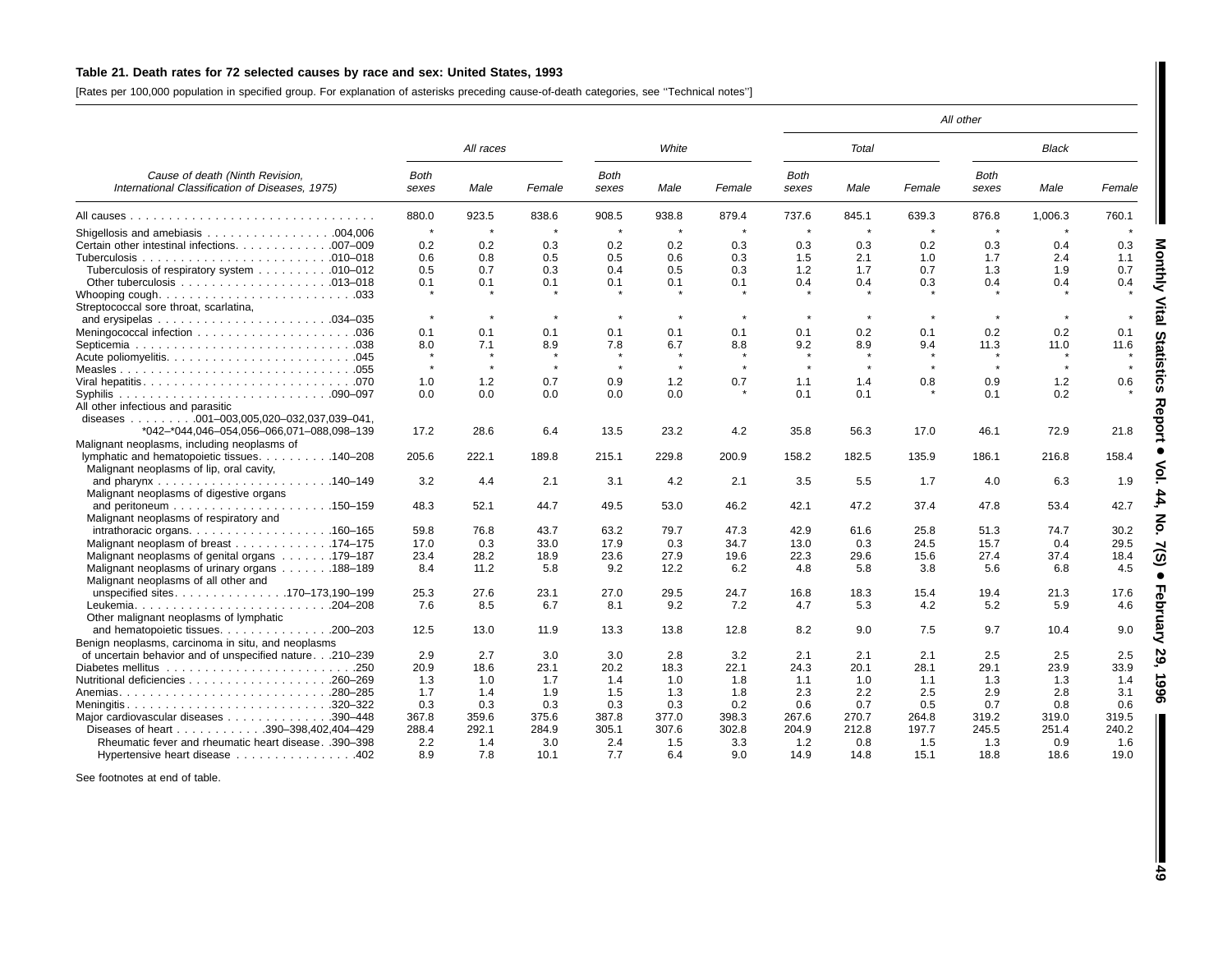**Table 21. Death rates for 72 selected causes by race and sex: United States, 1993**

[Rates per 100,000 population in specified group. For explanation of asterisks preceding cause-of-death categories, see ''Technical notes'']

| Cause of death (Ninth Revision, International Classification of Diseases, 1975) | All races | | | White | | | All other | | | | | |
|---|---|---|---|---|---|---|---|---|---|---|---|---|
| | | | | | | | Total | | | Black | | |
| | Both sexes | Male | Female | Both sexes | Male | Female | Both sexes | Male | Female | Both sexes | Male | Female |
| All causes | 880.0 | 923.5 | 838.6 | 908.5 | 938.8 | 879.4 | 737.6 | 845.1 | 639.3 | 876.8 | 1,006.3 | 760.1 |
| Shigellosis and amebiasis . . . 004,006 | * | * | * | * | * | * | * | * | * | * | * | * |
| Certain other intestinal infections . . . 007–009 | 0.2 | 0.2 | 0.3 | 0.2 | 0.2 | 0.3 | 0.3 | 0.3 | 0.2 | 0.3 | 0.4 | 0.3 |
| Tuberculosis . . . 010–018 | 0.6 | 0.8 | 0.5 | 0.5 | 0.6 | 0.3 | 1.5 | 2.1 | 1.0 | 1.7 | 2.4 | 1.1 |
| Tuberculosis of respiratory system . . . 010–012 | 0.5 | 0.7 | 0.3 | 0.4 | 0.5 | 0.3 | 1.2 | 1.7 | 0.7 | 1.3 | 1.9 | 0.7 |
| Other tuberculosis . . . 013–018 | 0.1 | 0.1 | 0.1 | 0.1 | 0.1 | 0.1 | 0.4 | 0.4 | 0.3 | 0.4 | 0.4 | 0.4 |
| Whooping cough . . . 033 | * | * | * | * | * | * | * | * | * | * | * | * |
| Streptococcal sore throat, scarlatina, and erysipelas . . . 034–035 | * | * | * | * | * | * | * | * | * | * | * | * |
| Meningococcal infection . . . 036 | 0.1 | 0.1 | 0.1 | 0.1 | 0.1 | 0.1 | 0.1 | 0.2 | 0.1 | 0.2 | 0.2 | 0.1 |
| Septicemia . . . 038 | 8.0 | 7.1 | 8.9 | 7.8 | 6.7 | 8.8 | 9.2 | 8.9 | 9.4 | 11.3 | 11.0 | 11.6 |
| Acute poliomyelitis . . . 045 | * | * | * | * | * | * | * | * | * | * | * | * |
| Measles . . . 055 | * | * | * | * | * | * | * | * | * | * | * | * |
| Viral hepatitis . . . 070 | 1.0 | 1.2 | 0.7 | 0.9 | 1.2 | 0.7 | 1.1 | 1.4 | 0.8 | 0.9 | 1.2 | 0.6 |
| Syphilis . . . 090–097 | 0.0 | 0.0 | 0.0 | 0.0 | 0.0 | * | 0.1 | 0.1 | * | 0.1 | 0.2 | * |
| All other infectious and parasitic diseases . . . 001–003,005,020–032,037,039–041, *042–*044,046–054,056–066,071–088,098–139 | 17.2 | 28.6 | 6.4 | 13.5 | 23.2 | 4.2 | 35.8 | 56.3 | 17.0 | 46.1 | 72.9 | 21.8 |
| Malignant neoplasms, including neoplasms of lymphatic and hematopoietic tissues . . . 140–208 | 205.6 | 222.1 | 189.8 | 215.1 | 229.8 | 200.9 | 158.2 | 182.5 | 135.9 | 186.1 | 216.8 | 158.4 |
| Malignant neoplasms of lip, oral cavity, and pharynx . . . 140–149 | 3.2 | 4.4 | 2.1 | 3.1 | 4.2 | 2.1 | 3.5 | 5.5 | 1.7 | 4.0 | 6.3 | 1.9 |
| Malignant neoplasms of digestive organs and peritoneum . . . 150–159 | 48.3 | 52.1 | 44.7 | 49.5 | 53.0 | 46.2 | 42.1 | 47.2 | 37.4 | 47.8 | 53.4 | 42.7 |
| Malignant neoplasms of respiratory and intrathoracic organs . . . 160–165 | 59.8 | 76.8 | 43.7 | 63.2 | 79.7 | 47.3 | 42.9 | 61.6 | 25.8 | 51.3 | 74.7 | 30.2 |
| Malignant neoplasm of breast . . . 174–175 | 17.0 | 0.3 | 33.0 | 17.9 | 0.3 | 34.7 | 13.0 | 0.3 | 24.5 | 15.7 | 0.4 | 29.5 |
| Malignant neoplasms of genital organs . . . 179–187 | 23.4 | 28.2 | 18.9 | 23.6 | 27.9 | 19.6 | 22.3 | 29.6 | 15.6 | 27.4 | 37.4 | 18.4 |
| Malignant neoplasms of urinary organs . . . 188–189 | 8.4 | 11.2 | 5.8 | 9.2 | 12.2 | 6.2 | 4.8 | 5.8 | 3.8 | 5.6 | 6.8 | 4.5 |
| Malignant neoplasms of all other and unspecified sites . . . 170–173,190–199 | 25.3 | 27.6 | 23.1 | 27.0 | 29.5 | 24.7 | 16.8 | 18.3 | 15.4 | 19.4 | 21.3 | 17.6 |
| Leukemia . . . 204–208 | 7.6 | 8.5 | 6.7 | 8.1 | 9.2 | 7.2 | 4.7 | 5.3 | 4.2 | 5.2 | 5.9 | 4.6 |
| Other malignant neoplasms of lymphatic and hematopoietic tissues . . . 200–203 | 12.5 | 13.0 | 11.9 | 13.3 | 13.8 | 12.8 | 8.2 | 9.0 | 7.5 | 9.7 | 10.4 | 9.0 |
| Benign neoplasms, carcinoma in situ, and neoplasms of uncertain behavior and of unspecified nature . . . 210–239 | 2.9 | 2.7 | 3.0 | 3.0 | 2.8 | 3.2 | 2.1 | 2.1 | 2.1 | 2.5 | 2.5 | 2.5 |
| Diabetes mellitus . . . 250 | 20.9 | 18.6 | 23.1 | 20.2 | 18.3 | 22.1 | 24.3 | 20.1 | 28.1 | 29.1 | 23.9 | 33.9 |
| Nutritional deficiencies . . . 260–269 | 1.3 | 1.0 | 1.7 | 1.4 | 1.0 | 1.8 | 1.1 | 1.0 | 1.1 | 1.3 | 1.3 | 1.4 |
| Anemias . . . 280–285 | 1.7 | 1.4 | 1.9 | 1.5 | 1.3 | 1.8 | 2.3 | 2.2 | 2.5 | 2.9 | 2.8 | 3.1 |
| Meningitis . . . 320–322 | 0.3 | 0.3 | 0.3 | 0.3 | 0.3 | 0.2 | 0.6 | 0.7 | 0.5 | 0.7 | 0.8 | 0.6 |
| Major cardiovascular diseases . . . 390–448 | 367.8 | 359.6 | 375.6 | 387.8 | 377.0 | 398.3 | 267.6 | 270.7 | 264.8 | 319.2 | 319.0 | 319.5 |
| Diseases of heart . . . 390–398,402,404–429 | 288.4 | 292.1 | 284.9 | 305.1 | 307.6 | 302.8 | 204.9 | 212.8 | 197.7 | 245.5 | 251.4 | 240.2 |
| Rheumatic fever and rheumatic heart disease . . . 390–398 | 2.2 | 1.4 | 3.0 | 2.4 | 1.5 | 3.3 | 1.2 | 0.8 | 1.5 | 1.3 | 0.9 | 1.6 |
| Hypertensive heart disease . . . 402 | 8.9 | 7.8 | 10.1 | 7.7 | 6.4 | 9.0 | 14.9 | 14.8 | 15.1 | 18.8 | 18.6 | 19.0 |

See footnotes at end of table.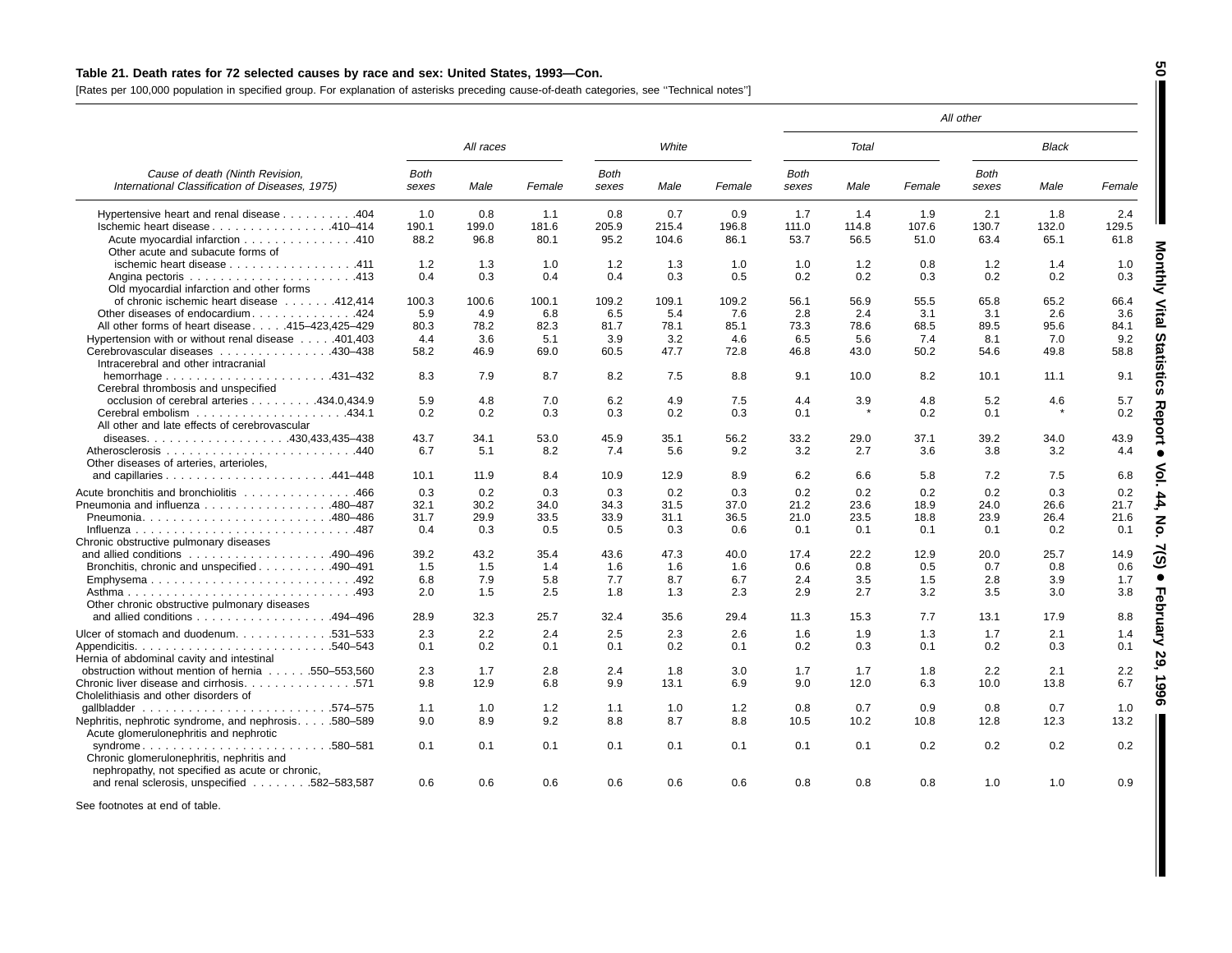**Table 21. Death rates for 72 selected causes by race and sex: United States, 1993—Con.**

[Rates per 100,000 population in specified group. For explanation of asterisks preceding cause-of-death categories, see ''Technical notes'']

| Cause of death (Ninth Revision, International Classification of Diseases, 1975) | All races | | | White | | | All other | | | | | |
|---|---|---|---|---|---|---|---|---|---|---|---|---|
| | | | | | | | Total | | | Black | | |
| | Both sexes | Male | Female | Both sexes | Male | Female | Both sexes | Male | Female | Both sexes | Male | Female |
| Hypertensive heart and renal disease . . . . . . . . . .404 | 1.0 | 0.8 | 1.1 | 0.8 | 0.7 | 0.9 | 1.7 | 1.4 | 1.9 | 2.1 | 1.8 | 2.4 |
| Ischemic heart disease . . . . . . . . . . . . . . . .410–414 | 190.1 | 199.0 | 181.6 | 205.9 | 215.4 | 196.8 | 111.0 | 114.8 | 107.6 | 130.7 | 132.0 | 129.5 |
| Acute myocardial infarction . . . . . . . . . . . . . . .410 | 88.2 | 96.8 | 80.1 | 95.2 | 104.6 | 86.1 | 53.7 | 56.5 | 51.0 | 63.4 | 65.1 | 61.8 |
| Other acute and subacute forms of ischemic heart disease . . . . . . . . . . . . . . . . .411 | 1.2 | 1.3 | 1.0 | 1.2 | 1.3 | 1.0 | 1.0 | 1.2 | 0.8 | 1.2 | 1.4 | 1.0 |
| Angina pectoris . . . . . . . . . . . . . . . . . . . . . .413 | 0.4 | 0.3 | 0.4 | 0.4 | 0.3 | 0.5 | 0.2 | 0.2 | 0.3 | 0.2 | 0.2 | 0.3 |
| Old myocardial infarction and other forms of chronic ischemic heart disease . . . . . . .412,414 | 100.3 | 100.6 | 100.1 | 109.2 | 109.1 | 109.2 | 56.1 | 56.9 | 55.5 | 65.8 | 65.2 | 66.4 |
| Other diseases of endocardium . . . . . . . . . . . . .424 | 5.9 | 4.9 | 6.8 | 6.5 | 5.4 | 7.6 | 2.8 | 2.4 | 3.1 | 3.1 | 2.6 | 3.6 |
| All other forms of heart disease . . . . .415–423,425–429 | 80.3 | 78.2 | 82.3 | 81.7 | 78.1 | 85.1 | 73.3 | 78.6 | 68.5 | 89.5 | 95.6 | 84.1 |
| Hypertension with or without renal disease . . . . .401,403 | 4.4 | 3.6 | 5.1 | 3.9 | 3.2 | 4.6 | 6.5 | 5.6 | 7.4 | 8.1 | 7.0 | 9.2 |
| Cerebrovascular diseases . . . . . . . . . . . . . .430–438 | 58.2 | 46.9 | 69.0 | 60.5 | 47.7 | 72.8 | 46.8 | 43.0 | 50.2 | 54.6 | 49.8 | 58.8 |
| Intracerebral and other intracranial hemorrhage . . . . . . . . . . . . . . . . . . . . . .431–432 | 8.3 | 7.9 | 8.7 | 8.2 | 7.5 | 8.8 | 9.1 | 10.0 | 8.2 | 10.1 | 11.1 | 9.1 |
| Cerebral thrombosis and unspecified occlusion of cerebral arteries . . . . . . . . .434.0,434.9 | 5.9 | 4.8 | 7.0 | 6.2 | 4.9 | 7.5 | 4.4 | 3.9 | 4.8 | 5.2 | 4.6 | 5.7 |
| Cerebral embolism . . . . . . . . . . . . . . . . . . .434.1 | 0.2 | 0.2 | 0.3 | 0.3 | 0.2 | 0.3 | 0.1 | * | 0.2 | 0.1 | * | 0.2 |
| All other and late effects of cerebrovascular diseases. . . . . . . . . . . . . . . . . .430,433,435–438 | 43.7 | 34.1 | 53.0 | 45.9 | 35.1 | 56.2 | 33.2 | 29.0 | 37.1 | 39.2 | 34.0 | 43.9 |
| Atherosclerosis . . . . . . . . . . . . . . . . . . . . . . . . .440 | 6.7 | 5.1 | 8.2 | 7.4 | 5.6 | 9.2 | 3.2 | 2.7 | 3.6 | 3.8 | 3.2 | 4.4 |
| Other diseases of arteries, arterioles, and capillaries . . . . . . . . . . . . . . . . . . . . .441–448 | 10.1 | 11.9 | 8.4 | 10.9 | 12.9 | 8.9 | 6.2 | 6.6 | 5.8 | 7.2 | 7.5 | 6.8 |
| Acute bronchitis and bronchiolitis . . . . . . . . . . . . . .466 | 0.3 | 0.2 | 0.3 | 0.3 | 0.2 | 0.3 | 0.2 | 0.2 | 0.2 | 0.2 | 0.3 | 0.2 |
| Pneumonia and influenza . . . . . . . . . . . . . . . . .480–487 | 32.1 | 30.2 | 34.0 | 34.3 | 31.5 | 37.0 | 21.2 | 23.6 | 18.9 | 24.0 | 26.6 | 21.7 |
| Pneumonia. . . . . . . . . . . . . . . . . . . . . . . . .480–486 | 31.7 | 29.9 | 33.5 | 33.9 | 31.1 | 36.5 | 21.0 | 23.5 | 18.8 | 23.9 | 26.4 | 21.6 |
| Influenza . . . . . . . . . . . . . . . . . . . . . . . . . . . .487 | 0.4 | 0.3 | 0.5 | 0.5 | 0.3 | 0.6 | 0.1 | 0.1 | 0.1 | 0.1 | 0.2 | 0.1 |
| Chronic obstructive pulmonary diseases and allied conditions . . . . . . . . . . . . . . . . . .490–496 | 39.2 | 43.2 | 35.4 | 43.6 | 47.3 | 40.0 | 17.4 | 22.2 | 12.9 | 20.0 | 25.7 | 14.9 |
| Bronchitis, chronic and unspecified . . . . . . . . .490–491 | 1.5 | 1.5 | 1.4 | 1.6 | 1.6 | 1.6 | 0.6 | 0.8 | 0.5 | 0.7 | 0.8 | 0.6 |
| Emphysema . . . . . . . . . . . . . . . . . . . . . . . . . . .492 | 6.8 | 7.9 | 5.8 | 7.7 | 8.7 | 6.7 | 2.4 | 3.5 | 1.5 | 2.8 | 3.9 | 1.7 |
| Asthma . . . . . . . . . . . . . . . . . . . . . . . . . . . . .493 | 2.0 | 1.5 | 2.5 | 1.8 | 1.3 | 2.3 | 2.9 | 2.7 | 3.2 | 3.5 | 3.0 | 3.8 |
| Other chronic obstructive pulmonary diseases and allied conditions . . . . . . . . . . . . . . . . .494–496 | 28.9 | 32.3 | 25.7 | 32.4 | 35.6 | 29.4 | 11.3 | 15.3 | 7.7 | 13.1 | 17.9 | 8.8 |
| Ulcer of stomach and duodenum. . . . . . . . . . . . .531–533 | 2.3 | 2.2 | 2.4 | 2.5 | 2.3 | 2.6 | 1.6 | 1.9 | 1.3 | 1.7 | 2.1 | 1.4 |
| Appendicitis. . . . . . . . . . . . . . . . . . . . . . . . . .540–543 | 0.1 | 0.2 | 0.1 | 0.1 | 0.2 | 0.1 | 0.2 | 0.3 | 0.1 | 0.2 | 0.3 | 0.1 |
| Hernia of abdominal cavity and intestinal obstruction without mention of hernia . . . . . .550–553,560 | 2.3 | 1.7 | 2.8 | 2.4 | 1.8 | 3.0 | 1.7 | 1.7 | 1.8 | 2.2 | 2.1 | 2.2 |
| Chronic liver disease and cirrhosis. . . . . . . . . . . . . . .571 | 9.8 | 12.9 | 6.8 | 9.9 | 13.1 | 6.9 | 9.0 | 12.0 | 6.3 | 10.0 | 13.8 | 6.7 |
| Cholelithiasis and other disorders of gallbladder . . . . . . . . . . . . . . . . . . . . . . . .574–575 | 1.1 | 1.0 | 1.2 | 1.1 | 1.0 | 1.2 | 0.8 | 0.7 | 0.9 | 0.8 | 0.7 | 1.0 |
| Nephritis, nephrotic syndrome, and nephrosis. . . . .580–589 | 9.0 | 8.9 | 9.2 | 8.8 | 8.7 | 8.8 | 10.5 | 10.2 | 10.8 | 12.8 | 12.3 | 13.2 |
| Acute glomerulonephritis and nephrotic syndrome . . . . . . . . . . . . . . . . . . . . . . .580–581 | 0.1 | 0.1 | 0.1 | 0.1 | 0.1 | 0.1 | 0.1 | 0.1 | 0.2 | 0.2 | 0.2 | 0.2 |
| Chronic glomerulonephritis, nephritis and nephropathy, not specified as acute or chronic, and renal sclerosis, unspecified . . . . . . . .582–583,587 | 0.6 | 0.6 | 0.6 | 0.6 | 0.6 | 0.6 | 0.8 | 0.8 | 0.8 | 1.0 | 1.0 | 0.9 |

See footnotes at end of table.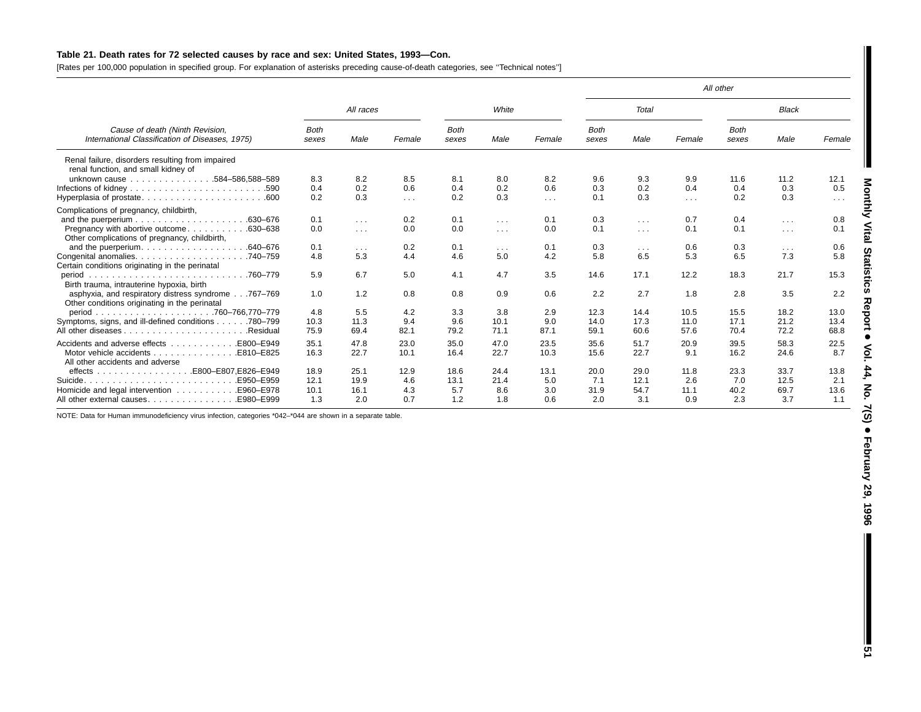**Table 21. Death rates for 72 selected causes by race and sex: United States, 1993—Con.**

[Rates per 100,000 population in specified group. For explanation of asterisks preceding cause-of-death categories, see ''Technical notes'']

| Cause of death (Ninth Revision, International Classification of Diseases, 1975) | All races | | | White | | | All other | | | | | |
|---|---|---|---|---|---|---|---|---|---|---|---|---|
| | | | | | | | Total | | | Black | | |
| | Both sexes | Male | Female | Both sexes | Male | Female | Both sexes | Male | Female | Both sexes | Male | Female |
| Renal failure, disorders resulting from impaired renal function, and small kidney of unknown cause . . . . . . . . . . . . . . .584–586,588–589 | 8.3 | 8.2 | 8.5 | 8.1 | 8.0 | 8.2 | 9.6 | 9.3 | 9.9 | 11.6 | 11.2 | 12.1 |
| Infections of kidney . . . . . . . . . . . . . . . . . . . . . . . .590 | 0.4 | 0.2 | 0.6 | 0.4 | 0.2 | 0.6 | 0.3 | 0.2 | 0.4 | 0.4 | 0.3 | 0.5 |
| Hyperplasia of prostate. . . . . . . . . . . . . . . . . . . . . .600 | 0.2 | 0.3 | . . . | 0.2 | 0.3 | . . . | 0.1 | 0.3 | . . . | 0.2 | 0.3 | . . . |
| Complications of pregnancy, childbirth, and the puerperium . . . . . . . . . . . . . . . . . . . .630–676 | 0.1 | . . . | 0.2 | 0.1 | . . . | 0.1 | 0.3 | . . . | 0.7 | 0.4 | . . . | 0.8 |
| Pregnancy with abortive outcome . . . . . . . . . . .630–638 | 0.0 | . . . | 0.0 | 0.0 | . . . | 0.0 | 0.1 | . . . | 0.1 | 0.1 | . . . | 0.1 |
| Other complications of pregnancy, childbirth, and the puerperium. . . . . . . . . . . . . . . . . . .640–676 | 0.1 | . . . | 0.2 | 0.1 | . . . | 0.1 | 0.3 | . . . | 0.6 | 0.3 | . . . | 0.6 |
| Congenital anomalies. . . . . . . . . . . . . . . . . . . .740–759 | 4.8 | 5.3 | 4.4 | 4.6 | 5.0 | 4.2 | 5.8 | 6.5 | 5.3 | 6.5 | 7.3 | 5.8 |
| Certain conditions originating in the perinatal period . . . . . . . . . . . . . . . . . . . . . . . . . . .760–779 | 5.9 | 6.7 | 5.0 | 4.1 | 4.7 | 3.5 | 14.6 | 17.1 | 12.2 | 18.3 | 21.7 | 15.3 |
| Birth trauma, intrauterine hypoxia, birth asphyxia, and respiratory distress syndrome . . .767–769 | 1.0 | 1.2 | 0.8 | 0.8 | 0.9 | 0.6 | 2.2 | 2.7 | 1.8 | 2.8 | 3.5 | 2.2 |
| Other conditions originating in the perinatal period . . . . . . . . . . . . . . . . . . . . .760–766,770–779 | 4.8 | 5.5 | 4.2 | 3.3 | 3.8 | 2.9 | 12.3 | 14.4 | 10.5 | 15.5 | 18.2 | 13.0 |
| Symptoms, signs, and ill-defined conditions . . . . . .780–799 | 10.3 | 11.3 | 9.4 | 9.6 | 10.1 | 9.0 | 14.0 | 17.3 | 11.0 | 17.1 | 21.2 | 13.4 |
| All other diseases . . . . . . . . . . . . . . . . . . . . . .Residual | 75.9 | 69.4 | 82.1 | 79.2 | 71.1 | 87.1 | 59.1 | 60.6 | 57.6 | 70.4 | 72.2 | 68.8 |
| Accidents and adverse effects . . . . . . . . . . . .E800–E949 | 35.1 | 47.8 | 23.0 | 35.0 | 47.0 | 23.5 | 35.6 | 51.7 | 20.9 | 39.5 | 58.3 | 22.5 |
| Motor vehicle accidents . . . . . . . . . . . . . . .E810–E825 | 16.3 | 22.7 | 10.1 | 16.4 | 22.7 | 10.3 | 15.6 | 22.7 | 9.1 | 16.2 | 24.6 | 8.7 |
| All other accidents and adverse effects . . . . . . . . . . . . . . . . .E800–E807,E826–E949 | 18.9 | 25.1 | 12.9 | 18.6 | 24.4 | 13.1 | 20.0 | 29.0 | 11.8 | 23.3 | 33.7 | 13.8 |
| Suicide. . . . . . . . . . . . . . . . . . . . . . . . . . .E950–E959 | 12.1 | 19.9 | 4.6 | 13.1 | 21.4 | 5.0 | 7.1 | 12.1 | 2.6 | 7.0 | 12.5 | 2.1 |
| Homicide and legal intervention . . . . . . . . . . .E960–E978 | 10.1 | 16.1 | 4.3 | 5.7 | 8.6 | 3.0 | 31.9 | 54.7 | 11.1 | 40.2 | 69.7 | 13.6 |
| All other external causes. . . . . . . . . . . . . . . .E980–E999 | 1.3 | 2.0 | 0.7 | 1.2 | 1.8 | 0.6 | 2.0 | 3.1 | 0.9 | 2.3 | 3.7 | 1.1 |

NOTE: Data for Human immunodeficiency virus infection, categories *042–*044 are shown in a separate table.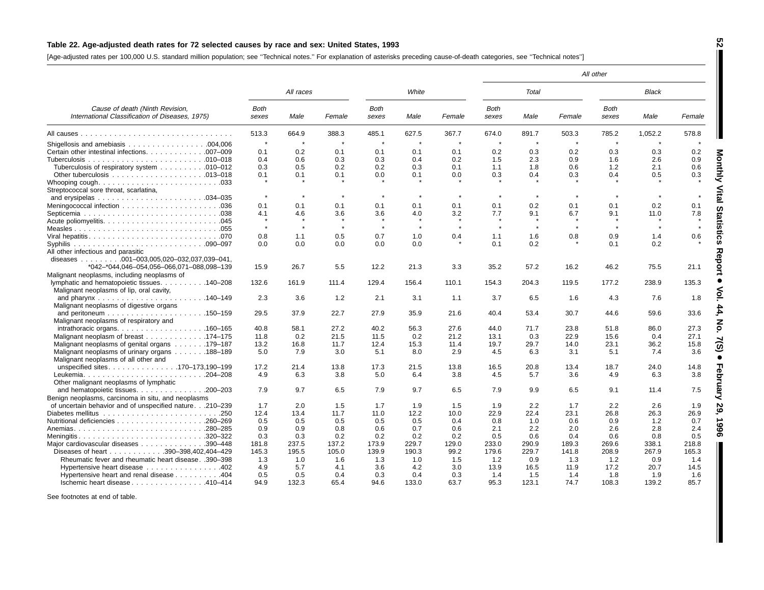**Table 22. Age-adjusted death rates for 72 selected causes by race and sex: United States, 1993**

[Age-adjusted rates per 100,000 U.S. standard million population; see ''Technical notes.'' For explanation of asterisks preceding cause-of-death categories, see ''Technical notes'']

| Cause of death (Ninth Revision, International Classification of Diseases, 1975) | All races | | | White | | | All other | | | | | |
|---|---|---|---|---|---|---|---|---|---|---|---|---|
| | | | | | | | Total | | | Black | | |
| | Both sexes | Male | Female | Both sexes | Male | Female | Both sexes | Male | Female | Both sexes | Male | Female |
| All causes | 513.3 | 664.9 | 388.3 | 485.1 | 627.5 | 367.7 | 674.0 | 891.7 | 503.3 | 785.2 | 1,052.2 | 578.8 |
| Shigellosis and amebiasis .004,006 | * | * | * | * | * | * | * | * | * | * | * | * |
| Certain other intestinal infections .007–009 | 0.1 | 0.2 | 0.1 | 0.1 | 0.1 | 0.1 | 0.2 | 0.3 | 0.2 | 0.3 | 0.3 | 0.2 |
| Tuberculosis .010–018 | 0.4 | 0.6 | 0.3 | 0.3 | 0.4 | 0.2 | 1.5 | 2.3 | 0.9 | 1.6 | 2.6 | 0.9 |
| Tuberculosis of respiratory system .010–012 | 0.3 | 0.5 | 0.2 | 0.2 | 0.3 | 0.1 | 1.1 | 1.8 | 0.6 | 1.2 | 2.1 | 0.6 |
| Other tuberculosis .013–018 | 0.1 | 0.1 | 0.1 | 0.0 | 0.1 | 0.0 | 0.3 | 0.4 | 0.3 | 0.4 | 0.5 | 0.3 |
| Whooping cough .033 | * | * | * | * | * | * | * | * | * | * | * | * |
| Streptococcal sore throat, scarlatina, and erysipelas .034–035 | * | * | * | * | * | * | * | * | * | * | * | * |
| Meningococcal infection .036 | 0.1 | 0.1 | 0.1 | 0.1 | 0.1 | 0.1 | 0.1 | 0.2 | 0.1 | 0.1 | 0.2 | 0.1 |
| Septicemia .038 | 4.1 | 4.6 | 3.6 | 3.6 | 4.0 | 3.2 | 7.7 | 9.1 | 6.7 | 9.1 | 11.0 | 7.8 |
| Acute poliomyelitis .045 | * | * | * | * | * | * | * | * | * | * | * | * |
| Measles .055 | * | * | * | * | * | * | * | * | * | * | * | * |
| Viral hepatitis .070 | 0.8 | 1.1 | 0.5 | 0.7 | 1.0 | 0.4 | 1.1 | 1.6 | 0.8 | 0.9 | 1.4 | 0.6 |
| Syphilis .090–097 | 0.0 | 0.0 | 0.0 | 0.0 | 0.0 | * | 0.1 | 0.2 | * | 0.1 | 0.2 | * |
| All other infectious and parasitic diseases .001–003,005,020–032,037,039–041, *042–*044,046–054,056–066,071–088,098–139 | 15.9 | 26.7 | 5.5 | 12.2 | 21.3 | 3.3 | 35.2 | 57.2 | 16.2 | 46.2 | 75.5 | 21.1 |
| Malignant neoplasms, including neoplasms of lymphatic and hematopoietic tissues .140–208 | 132.6 | 161.9 | 111.4 | 129.4 | 156.4 | 110.1 | 154.3 | 204.3 | 119.5 | 177.2 | 238.9 | 135.3 |
| Malignant neoplasms of lip, oral cavity, and pharynx .140–149 | 2.3 | 3.6 | 1.2 | 2.1 | 3.1 | 1.1 | 3.7 | 6.5 | 1.6 | 4.3 | 7.6 | 1.8 |
| Malignant neoplasms of digestive organs and peritoneum .150–159 | 29.5 | 37.9 | 22.7 | 27.9 | 35.9 | 21.6 | 40.4 | 53.4 | 30.7 | 44.6 | 59.6 | 33.6 |
| Malignant neoplasms of respiratory and intrathoracic organs .160–165 | 40.8 | 58.1 | 27.2 | 40.2 | 56.3 | 27.6 | 44.0 | 71.7 | 23.8 | 51.8 | 86.0 | 27.3 |
| Malignant neoplasm of breast .174–175 | 11.8 | 0.2 | 21.5 | 11.5 | 0.2 | 21.2 | 13.1 | 0.3 | 22.9 | 15.6 | 0.4 | 27.1 |
| Malignant neoplasms of genital organs .179–187 | 13.2 | 16.8 | 11.7 | 12.4 | 15.3 | 11.4 | 19.7 | 29.7 | 14.0 | 23.1 | 36.2 | 15.8 |
| Malignant neoplasms of urinary organs .188–189 | 5.0 | 7.9 | 3.0 | 5.1 | 8.0 | 2.9 | 4.5 | 6.3 | 3.1 | 5.1 | 7.4 | 3.6 |
| Malignant neoplasms of all other and unspecified sites .170–173,190–199 | 17.2 | 21.4 | 13.8 | 17.3 | 21.5 | 13.8 | 16.5 | 20.8 | 13.4 | 18.7 | 24.0 | 14.8 |
| Leukemia .204–208 | 4.9 | 6.3 | 3.8 | 5.0 | 6.4 | 3.8 | 4.5 | 5.7 | 3.6 | 4.9 | 6.3 | 3.8 |
| Other malignant neoplasms of lymphatic and hematopoietic tissues .200–203 | 7.9 | 9.7 | 6.5 | 7.9 | 9.7 | 6.5 | 7.9 | 9.9 | 6.5 | 9.1 | 11.4 | 7.5 |
| Benign neoplasms, carcinoma in situ, and neoplasms of uncertain behavior and of unspecified nature .210–239 | 1.7 | 2.0 | 1.5 | 1.7 | 1.9 | 1.5 | 1.9 | 2.2 | 1.7 | 2.2 | 2.6 | 1.9 |
| Diabetes mellitus .250 | 12.4 | 13.4 | 11.7 | 11.0 | 12.2 | 10.0 | 22.9 | 22.4 | 23.1 | 26.8 | 26.3 | 26.9 |
| Nutritional deficiencies .260–269 | 0.5 | 0.5 | 0.5 | 0.5 | 0.5 | 0.4 | 0.8 | 1.0 | 0.6 | 0.9 | 1.2 | 0.7 |
| Anemias .280–285 | 0.9 | 0.9 | 0.8 | 0.6 | 0.7 | 0.6 | 2.1 | 2.2 | 2.0 | 2.6 | 2.8 | 2.4 |
| Meningitis .320–322 | 0.3 | 0.3 | 0.2 | 0.2 | 0.2 | 0.2 | 0.5 | 0.6 | 0.4 | 0.6 | 0.8 | 0.5 |
| Major cardiovascular diseases .390–448 | 181.8 | 237.5 | 137.2 | 173.9 | 229.7 | 129.0 | 233.0 | 290.9 | 189.3 | 269.6 | 338.1 | 218.8 |
| Diseases of heart .390–398,402,404–429 | 145.3 | 195.5 | 105.0 | 139.9 | 190.3 | 99.2 | 179.6 | 229.7 | 141.8 | 208.9 | 267.9 | 165.3 |
| Rheumatic fever and rheumatic heart disease .390–398 | 1.3 | 1.0 | 1.6 | 1.3 | 1.0 | 1.5 | 1.2 | 0.9 | 1.3 | 1.2 | 0.9 | 1.4 |
| Hypertensive heart disease .402 | 4.9 | 5.7 | 4.1 | 3.6 | 4.2 | 3.0 | 13.9 | 16.5 | 11.9 | 17.2 | 20.7 | 14.5 |
| Hypertensive heart and renal disease .404 | 0.5 | 0.5 | 0.4 | 0.3 | 0.4 | 0.3 | 1.4 | 1.5 | 1.4 | 1.8 | 1.9 | 1.6 |
| Ischemic heart disease .410–414 | 94.9 | 132.3 | 65.4 | 94.6 | 133.0 | 63.7 | 95.3 | 123.1 | 74.7 | 108.3 | 139.2 | 85.7 |

See footnotes at end of table.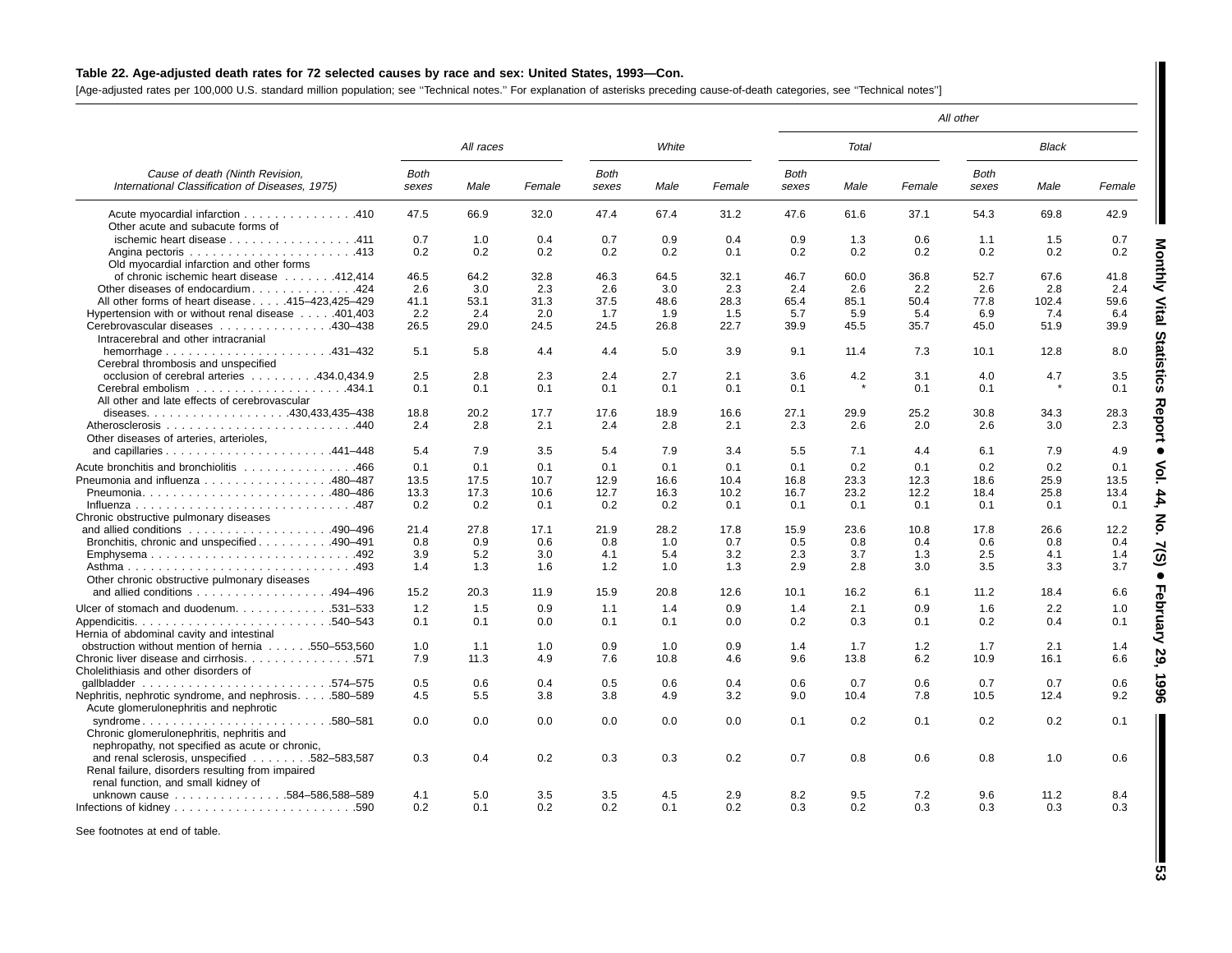**Table 22. Age-adjusted death rates for 72 selected causes by race and sex: United States, 1993—Con.**

[Age-adjusted rates per 100,000 U.S. standard million population; see ''Technical notes.'' For explanation of asterisks preceding cause-of-death categories, see ''Technical notes'']

| Cause of death (Ninth Revision, International Classification of Diseases, 1975) | All races | | | White | | | All other | | | | | |
|---|---|---|---|---|---|---|---|---|---|---|---|---|
| | | | | | | | Total | | | Black | | |
| | Both sexes | Male | Female | Both sexes | Male | Female | Both sexes | Male | Female | Both sexes | Male | Female |
| Acute myocardial infarction . . . . . . . . . . . . . . .410 | 47.5 | 66.9 | 32.0 | 47.4 | 67.4 | 31.2 | 47.6 | 61.6 | 37.1 | 54.3 | 69.8 | 42.9 |
| Other acute and subacute forms of ischemic heart disease . . . . . . . . . . . . . . . . .411 | 0.7 | 1.0 | 0.4 | 0.7 | 0.9 | 0.4 | 0.9 | 1.3 | 0.6 | 1.1 | 1.5 | 0.7 |
| Angina pectoris . . . . . . . . . . . . . . . . . . . . . .413 | 0.2 | 0.2 | 0.2 | 0.2 | 0.2 | 0.1 | 0.2 | 0.2 | 0.2 | 0.2 | 0.2 | 0.2 |
| Old myocardial infarction and other forms of chronic ischemic heart disease . . . . . . .412,414 | 46.5 | 64.2 | 32.8 | 46.3 | 64.5 | 32.1 | 46.7 | 60.0 | 36.8 | 52.7 | 67.6 | 41.8 |
| Other diseases of endocardium . . . . . . . . . . . . .424 | 2.6 | 3.0 | 2.3 | 2.6 | 3.0 | 2.3 | 2.4 | 2.6 | 2.2 | 2.6 | 2.8 | 2.4 |
| All other forms of heart disease . . . . .415–423,425–429 | 41.1 | 53.1 | 31.3 | 37.5 | 48.6 | 28.3 | 65.4 | 85.1 | 50.4 | 77.8 | 102.4 | 59.6 |
| Hypertension with or without renal disease . . . . .401,403 | 2.2 | 2.4 | 2.0 | 1.7 | 1.9 | 1.5 | 5.7 | 5.9 | 5.4 | 6.9 | 7.4 | 6.4 |
| Cerebrovascular diseases . . . . . . . . . . . . . .430–438 | 26.5 | 29.0 | 24.5 | 24.5 | 26.8 | 22.7 | 39.9 | 45.5 | 35.7 | 45.0 | 51.9 | 39.9 |
| Intracerebral and other intracranial hemorrhage . . . . . . . . . . . . . . . . . . . . . .431–432 | 5.1 | 5.8 | 4.4 | 4.4 | 5.0 | 3.9 | 9.1 | 11.4 | 7.3 | 10.1 | 12.8 | 8.0 |
| Cerebral thrombosis and unspecified occlusion of cerebral arteries . . . . . . . . .434.0,434.9 | 2.5 | 2.8 | 2.3 | 2.4 | 2.7 | 2.1 | 3.6 | 4.2 | 3.1 | 4.0 | 4.7 | 3.5 |
| Cerebral embolism . . . . . . . . . . . . . . . . . . . .434.1 | 0.1 | 0.1 | 0.1 | 0.1 | 0.1 | 0.1 | 0.1 | * | 0.1 | 0.1 | * | 0.1 |
| All other and late effects of cerebrovascular diseases. . . . . . . . . . . . . . . . . .430,433,435–438 | 18.8 | 20.2 | 17.7 | 17.6 | 18.9 | 16.6 | 27.1 | 29.9 | 25.2 | 30.8 | 34.3 | 28.3 |
| Atherosclerosis . . . . . . . . . . . . . . . . . . . . . . . . .440 | 2.4 | 2.8 | 2.1 | 2.4 | 2.8 | 2.1 | 2.3 | 2.6 | 2.0 | 2.6 | 3.0 | 2.3 |
| Other diseases of arteries, arterioles, and capillaries . . . . . . . . . . . . . . . . . . . . . .441–448 | 5.4 | 7.9 | 3.5 | 5.4 | 7.9 | 3.4 | 5.5 | 7.1 | 4.4 | 6.1 | 7.9 | 4.9 |
| Acute bronchitis and bronchiolitis . . . . . . . . . . . . . . .466 | 0.1 | 0.1 | 0.1 | 0.1 | 0.1 | 0.1 | 0.1 | 0.2 | 0.1 | 0.2 | 0.2 | 0.1 |
| Pneumonia and influenza . . . . . . . . . . . . . . . . .480–487 | 13.5 | 17.5 | 10.7 | 12.9 | 16.6 | 10.4 | 16.8 | 23.3 | 12.3 | 18.6 | 25.9 | 13.5 |
| Pneumonia. . . . . . . . . . . . . . . . . . . . . . . . .480–486 | 13.3 | 17.3 | 10.6 | 12.7 | 16.3 | 10.2 | 16.7 | 23.2 | 12.2 | 18.4 | 25.8 | 13.4 |
| Influenza . . . . . . . . . . . . . . . . . . . . . . . . . . . .487 | 0.2 | 0.2 | 0.1 | 0.2 | 0.2 | 0.1 | 0.1 | 0.1 | 0.1 | 0.1 | 0.1 | 0.1 |
| Chronic obstructive pulmonary diseases and allied conditions . . . . . . . . . . . . . . . . . . .490–496 | 21.4 | 27.8 | 17.1 | 21.9 | 28.2 | 17.8 | 15.9 | 23.6 | 10.8 | 17.8 | 26.6 | 12.2 |
| Bronchitis, chronic and unspecified . . . . . . . . . .490–491 | 0.8 | 0.9 | 0.6 | 0.8 | 1.0 | 0.7 | 0.5 | 0.8 | 0.4 | 0.6 | 0.8 | 0.4 |
| Emphysema . . . . . . . . . . . . . . . . . . . . . . . . . . .492 | 3.9 | 5.2 | 3.0 | 4.1 | 5.4 | 3.2 | 2.3 | 3.7 | 1.3 | 2.5 | 4.1 | 1.4 |
| Asthma . . . . . . . . . . . . . . . . . . . . . . . . . . . . .493 | 1.4 | 1.3 | 1.6 | 1.2 | 1.0 | 1.3 | 2.9 | 2.8 | 3.0 | 3.5 | 3.3 | 3.7 |
| Other chronic obstructive pulmonary diseases and allied conditions . . . . . . . . . . . . . . . . .494–496 | 15.2 | 20.3 | 11.9 | 15.9 | 20.8 | 12.6 | 10.1 | 16.2 | 6.1 | 11.2 | 18.4 | 6.6 |
| Ulcer of stomach and duodenum. . . . . . . . . . . . .531–533 | 1.2 | 1.5 | 0.9 | 1.1 | 1.4 | 0.9 | 1.4 | 2.1 | 0.9 | 1.6 | 2.2 | 1.0 |
| Appendicitis. . . . . . . . . . . . . . . . . . . . . . . . . .540–543 | 0.1 | 0.1 | 0.0 | 0.1 | 0.1 | 0.0 | 0.2 | 0.3 | 0.1 | 0.2 | 0.4 | 0.1 |
| Hernia of abdominal cavity and intestinal obstruction without mention of hernia . . . . . .550–553,560 | 1.0 | 1.1 | 1.0 | 0.9 | 1.0 | 0.9 | 1.4 | 1.7 | 1.2 | 1.7 | 2.1 | 1.4 |
| Chronic liver disease and cirrhosis. . . . . . . . . . . . . . .571 | 7.9 | 11.3 | 4.9 | 7.6 | 10.8 | 4.6 | 9.6 | 13.8 | 6.2 | 10.9 | 16.1 | 6.6 |
| Cholelithiasis and other disorders of gallbladder . . . . . . . . . . . . . . . . . . . . . . . . .574–575 | 0.5 | 0.6 | 0.4 | 0.5 | 0.6 | 0.4 | 0.6 | 0.7 | 0.6 | 0.7 | 0.7 | 0.6 |
| Nephritis, nephrotic syndrome, and nephrosis. . . . .580–589 | 4.5 | 5.5 | 3.8 | 3.8 | 4.9 | 3.2 | 9.0 | 10.4 | 7.8 | 10.5 | 12.4 | 9.2 |
| Acute glomerulonephritis and nephrotic syndrome. . . . . . . . . . . . . . . . . . . . . . . . .580–581 | 0.0 | 0.0 | 0.0 | 0.0 | 0.0 | 0.0 | 0.1 | 0.2 | 0.1 | 0.2 | 0.2 | 0.1 |
| Chronic glomerulonephritis, nephritis and nephropathy, not specified as acute or chronic, and renal sclerosis, unspecified . . . . . . . .582–583,587 | 0.3 | 0.4 | 0.2 | 0.3 | 0.3 | 0.2 | 0.7 | 0.8 | 0.6 | 0.8 | 1.0 | 0.6 |
| Renal failure, disorders resulting from impaired renal function, and small kidney of unknown cause . . . . . . . . . . . . . . .584–586,588–589 | 4.1 | 5.0 | 3.5 | 3.5 | 4.5 | 2.9 | 8.2 | 9.5 | 7.2 | 9.6 | 11.2 | 8.4 |
| Infections of kidney . . . . . . . . . . . . . . . . . . . . . . . .590 | 0.2 | 0.1 | 0.2 | 0.2 | 0.1 | 0.2 | 0.3 | 0.2 | 0.3 | 0.3 | 0.3 | 0.3 |

See footnotes at end of table.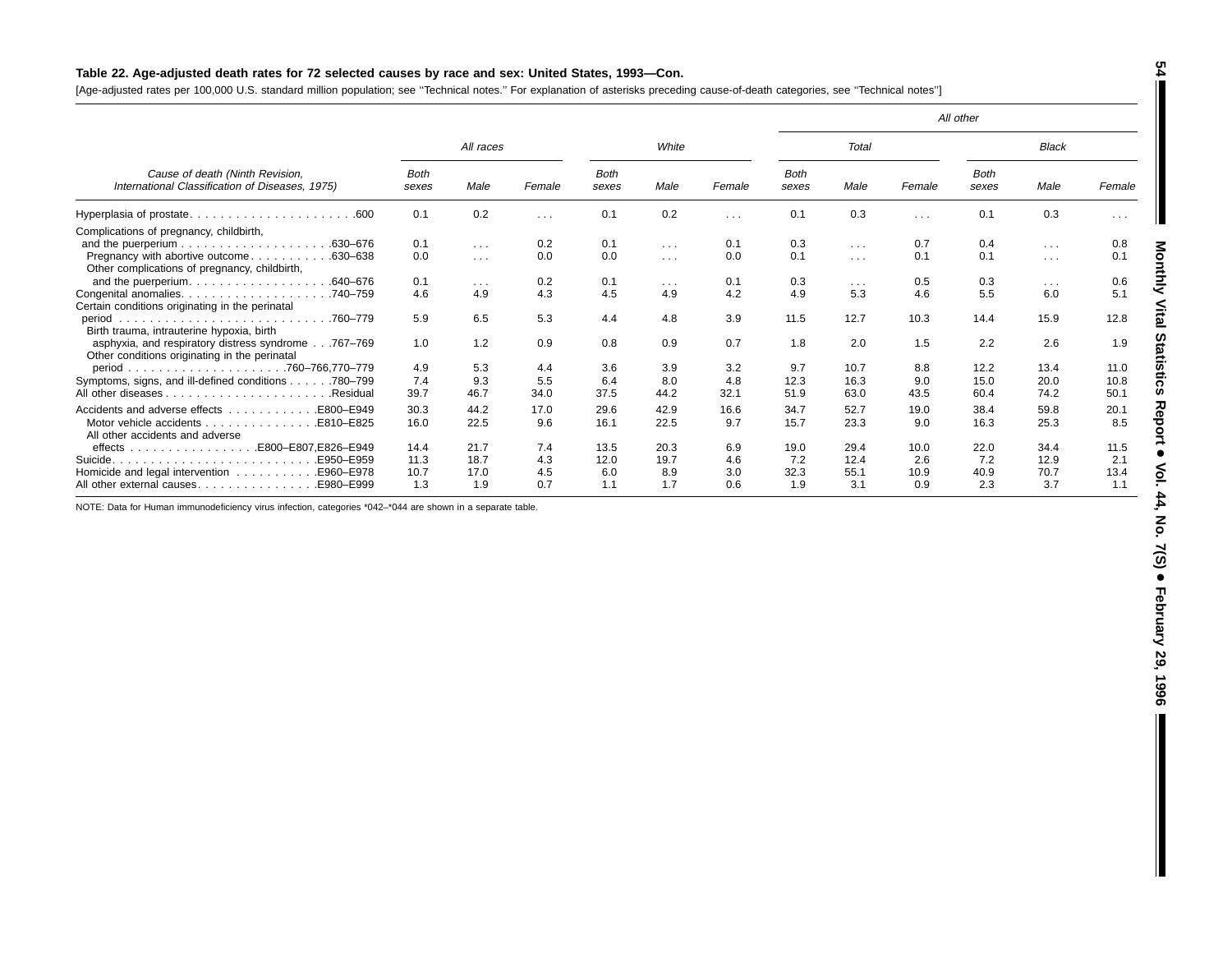**Table 22. Age-adjusted death rates for 72 selected causes by race and sex: United States, 1993—Con.**

[Age-adjusted rates per 100,000 U.S. standard million population; see ''Technical notes.'' For explanation of asterisks preceding cause-of-death categories, see ''Technical notes'']

| Cause of death (Ninth Revision, International Classification of Diseases, 1975) | All races | | | White | | | All other | | | | | |
|---|---|---|---|---|---|---|---|---|---|---|---|---|
| | | | | | | | Total | | | Black | | |
| | Both sexes | Male | Female | Both sexes | Male | Female | Both sexes | Male | Female | Both sexes | Male | Female |
| Hyperplasia of prostate . . . . . . . . . . . . . . . . . . . . . .600 | 0.1 | 0.2 | . . . | 0.1 | 0.2 | . . . | 0.1 | 0.3 | . . . | 0.1 | 0.3 | . . . |
| Complications of pregnancy, childbirth, and the puerperium . . . . . . . . . . . . . . . . . . . .630–676 | 0.1 | . . . | 0.2 | 0.1 | . . . | 0.1 | 0.3 | . . . | 0.7 | 0.4 | . . . | 0.8 |
| Pregnancy with abortive outcome . . . . . . . . . . .630–638 | 0.0 | . . . | 0.0 | 0.0 | . . . | 0.0 | 0.1 | . . . | 0.1 | 0.1 | . . . | 0.1 |
| Other complications of pregnancy, childbirth, and the puerperium. . . . . . . . . . . . . . . . . . .640–676 | 0.1 | . . . | 0.2 | 0.1 | . . . | 0.1 | 0.3 | . . . | 0.5 | 0.3 | . . . | 0.6 |
| Congenital anomalies. . . . . . . . . . . . . . . . . . . .740–759 | 4.6 | 4.9 | 4.3 | 4.5 | 4.9 | 4.2 | 4.9 | 5.3 | 4.6 | 5.5 | 6.0 | 5.1 |
| Certain conditions originating in the perinatal period . . . . . . . . . . . . . . . . . . . . . . . . . . .760–779 | 5.9 | 6.5 | 5.3 | 4.4 | 4.8 | 3.9 | 11.5 | 12.7 | 10.3 | 14.4 | 15.9 | 12.8 |
| Birth trauma, intrauterine hypoxia, birth asphyxia, and respiratory distress syndrome . . .767–769 | 1.0 | 1.2 | 0.9 | 0.8 | 0.9 | 0.7 | 1.8 | 2.0 | 1.5 | 2.2 | 2.6 | 1.9 |
| Other conditions originating in the perinatal period . . . . . . . . . . . . . . . . . . . .760–766,770–779 | 4.9 | 5.3 | 4.4 | 3.6 | 3.9 | 3.2 | 9.7 | 10.7 | 8.8 | 12.2 | 13.4 | 11.0 |
| Symptoms, signs, and ill-defined conditions . . . . . .780–799 | 7.4 | 9.3 | 5.5 | 6.4 | 8.0 | 4.8 | 12.3 | 16.3 | 9.0 | 15.0 | 20.0 | 10.8 |
| All other diseases . . . . . . . . . . . . . . . . . . . . . .Residual | 39.7 | 46.7 | 34.0 | 37.5 | 44.2 | 32.1 | 51.9 | 63.0 | 43.5 | 60.4 | 74.2 | 50.1 |
| Accidents and adverse effects . . . . . . . . . . . .E800–E949 | 30.3 | 44.2 | 17.0 | 29.6 | 42.9 | 16.6 | 34.7 | 52.7 | 19.0 | 38.4 | 59.8 | 20.1 |
| Motor vehicle accidents . . . . . . . . . . . . . . .E810–E825 | 16.0 | 22.5 | 9.6 | 16.1 | 22.5 | 9.7 | 15.7 | 23.3 | 9.0 | 16.3 | 25.3 | 8.5 |
| All other accidents and adverse effects . . . . . . . . . . . . . . . . .E800–E807,E826–E949 | 14.4 | 21.7 | 7.4 | 13.5 | 20.3 | 6.9 | 19.0 | 29.4 | 10.0 | 22.0 | 34.4 | 11.5 |
| Suicide. . . . . . . . . . . . . . . . . . . . . . . . . .E950–E959 | 11.3 | 18.7 | 4.3 | 12.0 | 19.7 | 4.6 | 7.2 | 12.4 | 2.6 | 7.2 | 12.9 | 2.1 |
| Homicide and legal intervention . . . . . . . . . . .E960–E978 | 10.7 | 17.0 | 4.5 | 6.0 | 8.9 | 3.0 | 32.3 | 55.1 | 10.9 | 40.9 | 70.7 | 13.4 |
| All other external causes. . . . . . . . . . . . . . . .E980–E999 | 1.3 | 1.9 | 0.7 | 1.1 | 1.7 | 0.6 | 1.9 | 3.1 | 0.9 | 2.3 | 3.7 | 1.1 |

NOTE: Data for Human immunodeficiency virus infection, categories *042–*044 are shown in a separate table.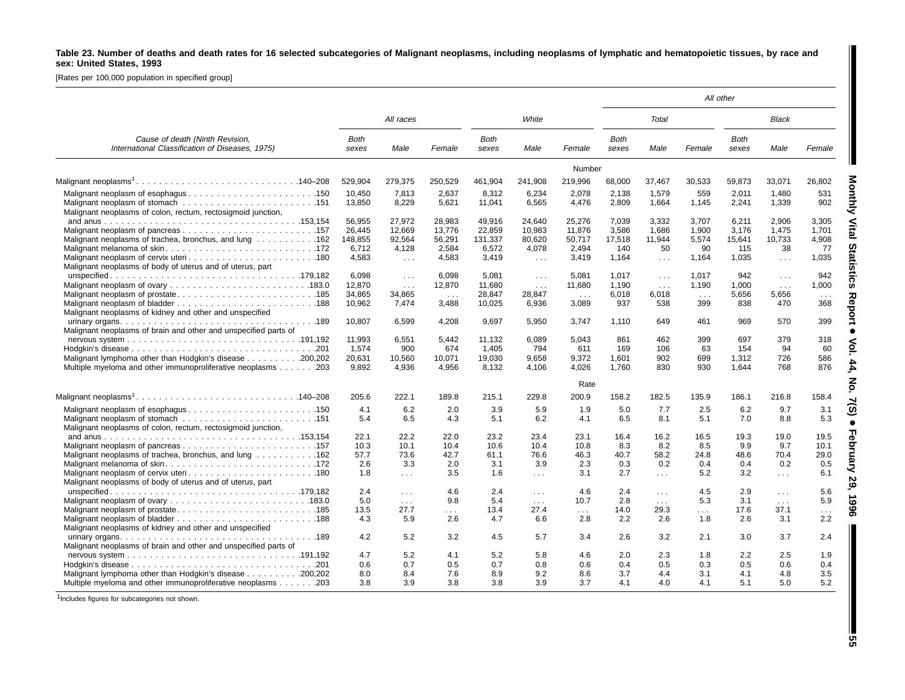**Table 23. Number of deaths and death rates for 16 selected subcategories of Malignant neoplasms, including neoplasms of lymphatic and hematopoietic tissues, by race and sex: United States, 1993**

[Rates per 100,000 population in specified group]

| Cause of death (Ninth Revision, International Classification of Diseases, 1975) | All races | | | White | | | All other | | | | | |
|---|---|---|---|---|---|---|---|---|---|---|---|---|
| | | | | | | | Total | | | Black | | |
| | Both sexes | Male | Female | Both sexes | Male | Female | Both sexes | Male | Female | Both sexes | Male | Female |
| | | | | | | Number | | | | | | |
| Malignant neoplasms[1] . . . . . 140–208 | 529,904 | 279,375 | 250,529 | 461,904 | 241,908 | 219,996 | 68,000 | 37,467 | 30,533 | 59,873 | 33,071 | 26,802 |
| Malignant neoplasm of esophagus . . . . . 150 | 10,450 | 7,813 | 2,637 | 8,312 | 6,234 | 2,078 | 2,138 | 1,579 | 559 | 2,011 | 1,480 | 531 |
| Malignant neoplasm of stomach . . . . . 151 | 13,850 | 8,229 | 5,621 | 11,041 | 6,565 | 4,476 | 2,809 | 1,664 | 1,145 | 2,241 | 1,339 | 902 |
| Malignant neoplasms of colon, rectum, rectosigmoid junction, and anus . . . . . 153,154 | 56,955 | 27,972 | 28,983 | 49,916 | 24,640 | 25,276 | 7,039 | 3,332 | 3,707 | 6,211 | 2,906 | 3,305 |
| Malignant neoplasm of pancreas . . . . . 157 | 26,445 | 12,669 | 13,776 | 22,859 | 10,983 | 11,876 | 3,586 | 1,686 | 1,900 | 3,176 | 1,475 | 1,701 |
| Malignant neoplasms of trachea, bronchus, and lung . . . . . 162 | 148,855 | 92,564 | 56,291 | 131,337 | 80,620 | 50,717 | 17,518 | 11,944 | 5,574 | 15,641 | 10,733 | 4,908 |
| Malignant melanoma of skin . . . . . 172 | 6,712 | 4,128 | 2,584 | 6,572 | 4,078 | 2,494 | 140 | 50 | 90 | 115 | 38 | 77 |
| Malignant neoplasm of cervix uteri . . . . . 180 | 4,583 | . . . | 4,583 | 3,419 | . . . | 3,419 | 1,164 | . . . | 1,164 | 1,035 | . . . | 1,035 |
| Malignant neoplasms of body of uterus and of uterus, part unspecified . . . . . 179,182 | 6,098 | . . . | 6,098 | 5,081 | . . . | 5,081 | 1,017 | . . . | 1,017 | 942 | . . . | 942 |
| Malignant neoplasm of ovary . . . . . 183.0 | 12,870 | . . . | 12,870 | 11,680 | . . . | 11,680 | 1,190 | . . . | 1,190 | 1,000 | . . . | 1,000 |
| Malignant neoplasm of prostate . . . . . 185 | 34,865 | 34,865 | . . . | 28,847 | 28,847 | . . . | 6,018 | 6,018 | . . . | 5,656 | 5,656 | . . . |
| Malignant neoplasm of bladder . . . . . 188 | 10,962 | 7,474 | 3,488 | 10,025 | 6,936 | 3,089 | 937 | 538 | 399 | 838 | 470 | 368 |
| Malignant neoplasms of kidney and other and unspecified urinary organs . . . . . 189 | 10,807 | 6,599 | 4,208 | 9,697 | 5,950 | 3,747 | 1,110 | 649 | 461 | 969 | 570 | 399 |
| Malignant neoplasms of brain and other and unspecified parts of nervous system . . . . . 191,192 | 11,993 | 6,551 | 5,442 | 11,132 | 6,089 | 5,043 | 861 | 462 | 399 | 697 | 379 | 318 |
| Hodgkin's disease . . . . . 201 | 1,574 | 900 | 674 | 1,405 | 794 | 611 | 169 | 106 | 63 | 154 | 94 | 60 |
| Malignant lymphoma other than Hodgkin's disease . . . . . 200,202 | 20,631 | 10,560 | 10,071 | 19,030 | 9,658 | 9,372 | 1,601 | 902 | 699 | 1,312 | 726 | 586 |
| Multiple myeloma and other immunoproliferative neoplasms . . . . . 203 | 9,892 | 4,936 | 4,956 | 8,132 | 4,106 | 4,026 | 1,760 | 830 | 930 | 1,644 | 768 | 876 |
| | | | | | | Rate | | | | | | |
| Malignant neoplasms[1] . . . . . 140–208 | 205.6 | 222.1 | 189.8 | 215.1 | 229.8 | 200.9 | 158.2 | 182.5 | 135.9 | 186.1 | 216.8 | 158.4 |
| Malignant neoplasm of esophagus . . . . . 150 | 4.1 | 6.2 | 2.0 | 3.9 | 5.9 | 1.9 | 5.0 | 7.7 | 2.5 | 6.2 | 9.7 | 3.1 |
| Malignant neoplasm of stomach . . . . . 151 | 5.4 | 6.5 | 4.3 | 5.1 | 6.2 | 4.1 | 6.5 | 8.1 | 5.1 | 7.0 | 8.8 | 5.3 |
| Malignant neoplasms of colon, rectum, rectosigmoid junction, and anus . . . . . 153,154 | 22.1 | 22.2 | 22.0 | 23.2 | 23.4 | 23.1 | 16.4 | 16.2 | 16.5 | 19.3 | 19.0 | 19.5 |
| Malignant neoplasm of pancreas . . . . . 157 | 10.3 | 10.1 | 10.4 | 10.6 | 10.4 | 10.8 | 8.3 | 8.2 | 8.5 | 9.9 | 9.7 | 10.1 |
| Malignant neoplasms of trachea, bronchus, and lung . . . . . 162 | 57.7 | 73.6 | 42.7 | 61.1 | 76.6 | 46.3 | 40.7 | 58.2 | 24.8 | 48.6 | 70.4 | 29.0 |
| Malignant melanoma of skin . . . . . 172 | 2.6 | 3.3 | 2.0 | 3.1 | 3.9 | 2.3 | 0.3 | 0.2 | 0.4 | 0.4 | 0.2 | 0.5 |
| Malignant neoplasm of cervix uteri . . . . . 180 | 1.8 | . . . | 3.5 | 1.6 | . . . | 3.1 | 2.7 | . . . | 5.2 | 3.2 | . . . | 6.1 |
| Malignant neoplasms of body of uterus and of uterus, part unspecified . . . . . 179,182 | 2.4 | . . . | 4.6 | 2.4 | . . . | 4.6 | 2.4 | . . . | 4.5 | 2.9 | . . . | 5.6 |
| Malignant neoplasm of ovary . . . . . 183.0 | 5.0 | . . . | 9.8 | 5.4 | . . . | 10.7 | 2.8 | . . . | 5.3 | 3.1 | . . . | 5.9 |
| Malignant neoplasm of prostate . . . . . 185 | 13.5 | 27.7 | . . . | 13.4 | 27.4 | . . . | 14.0 | 29.3 | . . . | 17.6 | 37.1 | . . . |
| Malignant neoplasm of bladder . . . . . 188 | 4.3 | 5.9 | 2.6 | 4.7 | 6.6 | 2.8 | 2.2 | 2.6 | 1.8 | 2.6 | 3.1 | 2.2 |
| Malignant neoplasms of kidney and other and unspecified urinary organs . . . . . 189 | 4.2 | 5.2 | 3.2 | 4.5 | 5.7 | 3.4 | 2.6 | 3.2 | 2.1 | 3.0 | 3.7 | 2.4 |
| Malignant neoplasms of brain and other and unspecified parts of nervous system . . . . . 191,192 | 4.7 | 5.2 | 4.1 | 5.2 | 5.8 | 4.6 | 2.0 | 2.3 | 1.8 | 2.2 | 2.5 | 1.9 |
| Hodgkin's disease . . . . . 201 | 0.6 | 0.7 | 0.5 | 0.7 | 0.8 | 0.6 | 0.4 | 0.5 | 0.3 | 0.5 | 0.6 | 0.4 |
| Malignant lymphoma other than Hodgkin's disease . . . . . 200,202 | 8.0 | 8.4 | 7.6 | 8.9 | 9.2 | 8.6 | 3.7 | 4.4 | 3.1 | 4.1 | 4.8 | 3.5 |
| Multiple myeloma and other immunoproliferative neoplasms . . . . . 203 | 3.8 | 3.9 | 3.8 | 3.8 | 3.9 | 3.7 | 4.1 | 4.0 | 4.1 | 5.1 | 5.0 | 5.2 |

[1]Includes figures for subcategories not shown.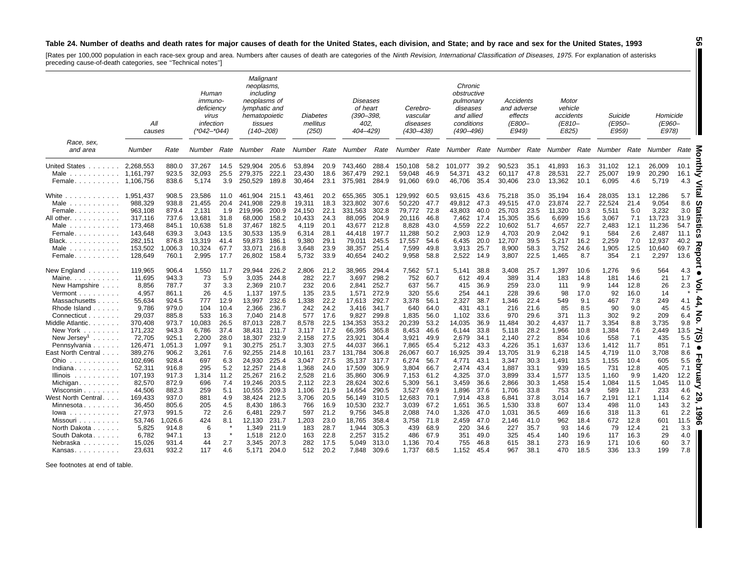### Table 24. Number of deaths and death rates for major causes of death for the United States, each division, and State; and by race and sex for the United States, 1993

[Rates per 100,000 population in each race-sex group and area. Numbers after causes of death are categories of the *Ninth Revision, International Classification of Diseases, 1975.* For explanation of asterisks preceding cause-of-death categories, see "Technical notes"]

| Race, sex, and area | All causes | | Human immuno-deficiency virus infection (*042–*044) | | Malignant neoplasms, including neoplasms of lymphatic and hematopoietic tissues (140–208) | | Diabetes mellitus (250) | | Diseases of heart (390–398, 402, 404–429) | | Cerebro-vascular diseases (430–438) | | Chronic obstructive pulmonary diseases and allied conditions (490–496) | | Accidents and adverse effects (E800–E949) | | Motor vehicle accidents (E810–E825) | | Suicide (E950–E959) | | Homicide (E960–E978) | |
|---|---|---|---|---|---|---|---|---|---|---|---|---|---|---|---|---|---|---|---|---|---|---|
| | Number | Rate | Number | Rate | Number | Rate | Number | Rate | Number | Rate | Number | Rate | Number | Rate | Number | Rate | Number | Rate | Number | Rate | Number | Rate |
| United States | 2,268,553 | 880.0 | 37,267 | 14.5 | 529,904 | 205.6 | 53,894 | 20.9 | 743,460 | 288.4 | 150,108 | 58.2 | 101,077 | 39.2 | 90,523 | 35.1 | 41,893 | 16.3 | 31,102 | 12.1 | 26,009 | 10.1 |
| Male | 1,161,797 | 923.5 | 32,093 | 25.5 | 279,375 | 222.1 | 23,430 | 18.6 | 367,479 | 292.1 | 59,048 | 46.9 | 54,371 | 43.2 | 60,117 | 47.8 | 28,531 | 22.7 | 25,007 | 19.9 | 20,290 | 16.1 |
| Female | 1,106,756 | 838.6 | 5,174 | 3.9 | 250,529 | 189.8 | 30,464 | 23.1 | 375,981 | 284.9 | 91,060 | 69.0 | 46,706 | 35.4 | 30,406 | 23.0 | 13,362 | 10.1 | 6,095 | 4.6 | 5,719 | 4.3 |
| White | 1,951,437 | 908.5 | 23,586 | 11.0 | 461,904 | 215.1 | 43,461 | 20.2 | 655,365 | 305.1 | 129,992 | 60.5 | 93,615 | 43.6 | 75,218 | 35.0 | 35,194 | 16.4 | 28,035 | 13.1 | 12,286 | 5.7 |
| Male | 988,329 | 938.8 | 21,455 | 20.4 | 241,908 | 229.8 | 19,311 | 18.3 | 323,802 | 307.6 | 50,220 | 47.7 | 49,812 | 47.3 | 49,515 | 47.0 | 23,874 | 22.7 | 22,524 | 21.4 | 9,054 | 8.6 |
| Female | 963,108 | 879.4 | 2,131 | 1.9 | 219,996 | 200.9 | 24,150 | 22.1 | 331,563 | 302.8 | 79,772 | 72.8 | 43,803 | 40.0 | 25,703 | 23.5 | 11,320 | 10.3 | 5,511 | 5.0 | 3,232 | 3.0 |
| All other | 317,116 | 737.6 | 13,681 | 31.8 | 68,000 | 158.2 | 10,433 | 24.3 | 88,095 | 204.9 | 20,116 | 46.8 | 7,462 | 17.4 | 15,305 | 35.6 | 6,699 | 15.6 | 3,067 | 7.1 | 13,723 | 31.9 |
| Male | 173,468 | 845.1 | 10,638 | 51.8 | 37,467 | 182.5 | 4,119 | 20.1 | 43,677 | 212.8 | 8,828 | 43.0 | 4,559 | 22.2 | 10,602 | 51.7 | 4,657 | 22.7 | 2,483 | 12.1 | 11,236 | 54.7 |
| Female | 143,648 | 639.3 | 3,043 | 13.5 | 30,533 | 135.9 | 6,314 | 28.1 | 44,418 | 197.7 | 11,288 | 50.2 | 2,903 | 12.9 | 4,703 | 20.9 | 2,042 | 9.1 | 584 | 2.6 | 2,487 | 11.1 |
| Black | 282,151 | 876.8 | 13,319 | 41.4 | 59,873 | 186.1 | 9,380 | 29.1 | 79,011 | 245.5 | 17,557 | 54.6 | 6,435 | 20.0 | 12,707 | 39.5 | 5,217 | 16.2 | 2,259 | 7.0 | 12,937 | 40.2 |
| Male | 153,502 | 1,006.3 | 10,324 | 67.7 | 33,071 | 216.8 | 3,648 | 23.9 | 38,357 | 251.4 | 7,599 | 49.8 | 3,913 | 25.7 | 8,900 | 58.3 | 3,752 | 24.6 | 1,905 | 12.5 | 10,640 | 69.7 |
| Female | 128,649 | 760.1 | 2,995 | 17.7 | 26,802 | 158.4 | 5,732 | 33.9 | 40,654 | 240.2 | 9,958 | 58.8 | 2,522 | 14.9 | 3,807 | 22.5 | 1,465 | 8.7 | 354 | 2.1 | 2,297 | 13.6 |
| New England | 119,965 | 906.4 | 1,550 | 11.7 | 29,944 | 226.2 | 2,806 | 21.2 | 38,965 | 294.4 | 7,562 | 57.1 | 5,141 | 38.8 | 3,408 | 25.7 | 1,397 | 10.6 | 1,276 | 9.6 | 564 | 4.3 |
| Maine | 11,695 | 943.3 | 73 | 5.9 | 3,035 | 244.8 | 282 | 22.7 | 3,697 | 298.2 | 752 | 60.7 | 612 | 49.4 | 389 | 31.4 | 183 | 14.8 | 181 | 14.6 | 21 | 1.7 |
| New Hampshire | 8,856 | 787.7 | 37 | 3.3 | 2,369 | 210.7 | 232 | 20.6 | 2,841 | 252.7 | 637 | 56.7 | 415 | 36.9 | 259 | 23.0 | 111 | 9.9 | 144 | 12.8 | 26 | 2.3 |
| Vermont | 4,957 | 861.1 | 26 | 4.5 | 1,137 | 197.5 | 135 | 23.5 | 1,571 | 272.9 | 320 | 55.6 | 254 | 44.1 | 228 | 39.6 | 98 | 17.0 | 92 | 16.0 | 14 | * |
| Massachusetts | 55,634 | 924.5 | 777 | 12.9 | 13,997 | 232.6 | 1,338 | 22.2 | 17,613 | 292.7 | 3,378 | 56.1 | 2,327 | 38.7 | 1,346 | 22.4 | 549 | 9.1 | 467 | 7.8 | 249 | 4.1 |
| Rhode Island | 9,786 | 979.0 | 104 | 10.4 | 2,366 | 236.7 | 242 | 24.2 | 3,416 | 341.7 | 640 | 64.0 | 431 | 43.1 | 216 | 21.6 | 85 | 8.5 | 90 | 9.0 | 45 | 4.5 |
| Connecticut | 29,037 | 885.8 | 533 | 16.3 | 7,040 | 214.8 | 577 | 17.6 | 9,827 | 299.8 | 1,835 | 56.0 | 1,102 | 33.6 | 970 | 29.6 | 371 | 11.3 | 302 | 9.2 | 209 | 6.4 |
| Middle Atlantic | 370,408 | 973.7 | 10,083 | 26.5 | 87,013 | 228.7 | 8,578 | 22.5 | 134,353 | 353.2 | 20,239 | 53.2 | 14,035 | 36.9 | 11,484 | 30.2 | 4,437 | 11.7 | 3,354 | 8.8 | 3,735 | 9.8 |
| New York | 171,232 | 943.3 | 6,786 | 37.4 | 38,431 | 211.7 | 3,117 | 17.2 | 66,395 | 365.8 | 8,453 | 46.6 | 6,144 | 33.8 | 5,118 | 28.2 | 1,966 | 10.8 | 1,384 | 7.6 | 2,449 | 13.5 |
| New Jersey[1] | 72,705 | 925.1 | 2,200 | 28.0 | 18,307 | 232.9 | 2,158 | 27.5 | 23,921 | 304.4 | 3,921 | 49.9 | 2,679 | 34.1 | 2,140 | 27.2 | 834 | 10.6 | 558 | 7.1 | 435 | 5.5 |
| Pennsylvania | 126,471 | 1,051.3 | 1,097 | 9.1 | 30,275 | 251.7 | 3,303 | 27.5 | 44,037 | 366.1 | 7,865 | 65.4 | 5,212 | 43.3 | 4,226 | 35.1 | 1,637 | 13.6 | 1,412 | 11.7 | 851 | 7.1 |
| East North Central | 389,276 | 906.2 | 3,261 | 7.6 | 92,255 | 214.8 | 10,161 | 23.7 | 131,784 | 306.8 | 26,067 | 60.7 | 16,925 | 39.4 | 13,705 | 31.9 | 6,218 | 14.5 | 4,719 | 11.0 | 3,708 | 8.6 |
| Ohio | 102,696 | 928.4 | 697 | 6.3 | 24,930 | 225.4 | 3,047 | 27.5 | 35,137 | 317.7 | 6,274 | 56.7 | 4,771 | 43.1 | 3,347 | 30.3 | 1,491 | 13.5 | 1,155 | 10.4 | 605 | 5.5 |
| Indiana | 52,311 | 916.8 | 295 | 5.2 | 12,257 | 214.8 | 1,368 | 24.0 | 17,509 | 306.9 | 3,804 | 66.7 | 2,474 | 43.4 | 1,887 | 33.1 | 939 | 16.5 | 731 | 12.8 | 405 | 7.1 |
| Illinois | 107,193 | 917.3 | 1,314 | 11.2 | 25,267 | 216.2 | 2,528 | 21.6 | 35,860 | 306.9 | 7,153 | 61.2 | 4,325 | 37.0 | 3,899 | 33.4 | 1,577 | 13.5 | 1,160 | 9.9 | 1,420 | 12.2 |
| Michigan | 82,570 | 872.9 | 696 | 7.4 | 19,246 | 203.5 | 2,112 | 22.3 | 28,624 | 302.6 | 5,309 | 56.1 | 3,459 | 36.6 | 2,866 | 30.3 | 1,458 | 15.4 | 1,084 | 11.5 | 1,045 | 11.0 |
| Wisconsin | 44,506 | 882.3 | 259 | 5.1 | 10,555 | 209.3 | 1,106 | 21.9 | 14,654 | 290.5 | 3,527 | 69.9 | 1,896 | 37.6 | 1,706 | 33.8 | 753 | 14.9 | 589 | 11.7 | 233 | 4.6 |
| West North Central | 169,433 | 937.0 | 881 | 4.9 | 38,424 | 212.5 | 3,706 | 20.5 | 56,149 | 310.5 | 12,683 | 70.1 | 7,914 | 43.8 | 6,841 | 37.8 | 3,014 | 16.7 | 2,191 | 12.1 | 1,114 | 6.2 |
| Minnesota | 36,450 | 805.6 | 205 | 4.5 | 8,430 | 186.3 | 766 | 16.9 | 10,530 | 232.7 | 3,039 | 67.2 | 1,651 | 36.5 | 1,530 | 33.8 | 607 | 13.4 | 498 | 11.0 | 143 | 3.2 |
| Iowa | 27,973 | 991.5 | 72 | 2.6 | 6,481 | 229.7 | 597 | 21.2 | 9,756 | 345.8 | 2,088 | 74.0 | 1,326 | 47.0 | 1,031 | 36.5 | 469 | 16.6 | 318 | 11.3 | 61 | 2.2 |
| Missouri | 53,746 | 1,026.6 | 424 | 8.1 | 12,130 | 231.7 | 1,203 | 23.0 | 18,765 | 358.4 | 3,758 | 71.8 | 2,459 | 47.0 | 2,146 | 41.0 | 962 | 18.4 | 672 | 12.8 | 601 | 11.5 |
| North Dakota | 5,825 | 914.8 | 6 | * | 1,349 | 211.9 | 183 | 28.7 | 1,944 | 305.3 | 439 | 68.9 | 220 | 34.6 | 227 | 35.7 | 93 | 14.6 | 79 | 12.4 | 21 | 3.3 |
| South Dakota | 6,782 | 947.1 | 13 | * | 1,518 | 212.0 | 163 | 22.8 | 2,257 | 315.2 | 486 | 67.9 | 351 | 49.0 | 325 | 45.4 | 140 | 19.6 | 117 | 16.3 | 29 | 4.0 |
| Nebraska | 15,026 | 931.4 | 44 | 2.7 | 3,345 | 207.3 | 282 | 17.5 | 5,049 | 313.0 | 1,136 | 70.4 | 755 | 46.8 | 615 | 38.1 | 273 | 16.9 | 171 | 10.6 | 60 | 3.7 |
| Kansas | 23,631 | 932.2 | 117 | 4.6 | 5,171 | 204.0 | 512 | 20.2 | 7,848 | 309.6 | 1,737 | 68.5 | 1,152 | 45.4 | 967 | 38.1 | 470 | 18.5 | 336 | 13.3 | 199 | 7.8 |

See footnotes at end of table.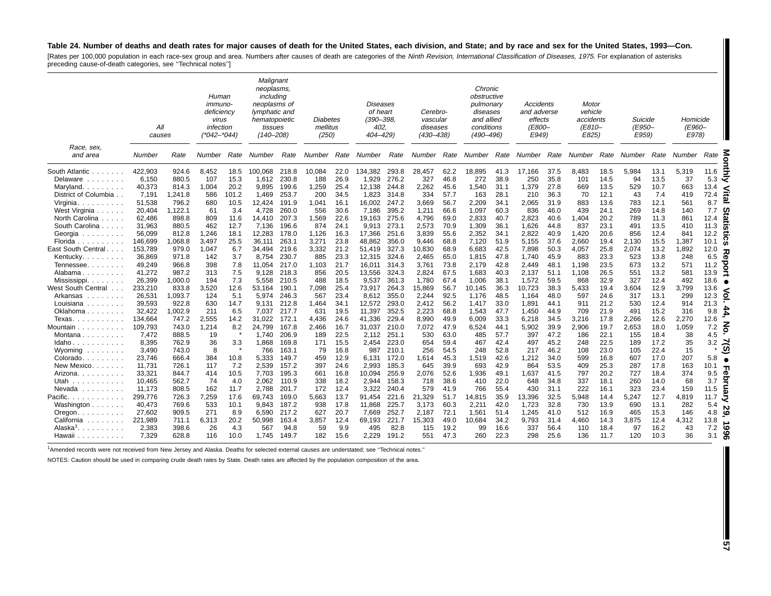**Table 24. Number of deaths and death rates for major causes of death for the United States, each division, and State; and by race and sex for the United States, 1993—Con.**

[Rates per 100,000 population in each race-sex group and area. Numbers after causes of death are categories of the *Ninth Revision, International Classification of Diseases, 1975.* For explanation of asterisks preceding cause-of-death categories, see "Technical notes"]

| Race, sex, and area | All causes | | Human immuno-deficiency virus infection (*042–*044) | | Malignant neoplasms, including neoplasms of lymphatic and hematopoietic tissues (140–208) | | Diabetes mellitus (250) | | Diseases of heart (390–398, 402, 404–429) | | Cerebro-vascular diseases (430–438) | | Chronic obstructive pulmonary diseases and allied conditions (490–496) | | Accidents and adverse effects (E800–E949) | | Motor vehicle accidents (E810–E825) | | Suicide (E950–E959) | | Homicide (E960–E978) | |
|---|---|---|---|---|---|---|---|---|---|---|---|---|---|---|---|---|---|---|---|---|---|---|
| | Number | Rate | Number | Rate | Number | Rate | Number | Rate | Number | Rate | Number | Rate | Number | Rate | Number | Rate | Number | Rate | Number | Rate | Number | Rate |
| South Atlantic | 422,903 | 924.6 | 8,452 | 18.5 | 100,068 | 218.8 | 10,084 | 22.0 | 134,382 | 293.8 | 28,457 | 62.2 | 18,895 | 41.3 | 17,166 | 37.5 | 8,483 | 18.5 | 5,984 | 13.1 | 5,319 | 11.6 |
| Delaware | 6,150 | 880.5 | 107 | 15.3 | 1,612 | 230.8 | 188 | 26.9 | 1,929 | 276.2 | 327 | 46.8 | 272 | 38.9 | 250 | 35.8 | 101 | 14.5 | 94 | 13.5 | 37 | 5.3 |
| Maryland | 40,373 | 814.3 | 1,004 | 20.2 | 9,895 | 199.6 | 1,259 | 25.4 | 12,138 | 244.8 | 2,262 | 45.6 | 1,540 | 31.1 | 1,379 | 27.8 | 669 | 13.5 | 529 | 10.7 | 663 | 13.4 |
| District of Columbia | 7,191 | 1,241.8 | 586 | 101.2 | 1,469 | 253.7 | 200 | 34.5 | 1,823 | 314.8 | 334 | 57.7 | 163 | 28.1 | 210 | 36.3 | 70 | 12.1 | 43 | 7.4 | 419 | 72.4 |
| Virginia | 51,538 | 796.2 | 680 | 10.5 | 12,424 | 191.9 | 1,041 | 16.1 | 16,002 | 247.2 | 3,669 | 56.7 | 2,209 | 34.1 | 2,065 | 31.9 | 883 | 13.6 | 783 | 12.1 | 561 | 8.7 |
| West Virginia | 20,404 | 1,122.1 | 61 | 3.4 | 4,728 | 260.0 | 556 | 30.6 | 7,186 | 395.2 | 1,211 | 66.6 | 1,097 | 60.3 | 836 | 46.0 | 439 | 24.1 | 269 | 14.8 | 140 | 7.7 |
| North Carolina | 62,486 | 898.8 | 809 | 11.6 | 14,410 | 207.3 | 1,569 | 22.6 | 19,163 | 275.6 | 4,796 | 69.0 | 2,833 | 40.7 | 2,823 | 40.6 | 1,404 | 20.2 | 789 | 11.3 | 861 | 12.4 |
| South Carolina | 31,963 | 880.5 | 462 | 12.7 | 7,136 | 196.6 | 874 | 24.1 | 9,913 | 273.1 | 2,573 | 70.9 | 1,309 | 36.1 | 1,626 | 44.8 | 837 | 23.1 | 491 | 13.5 | 410 | 11.3 |
| Georgia | 56,099 | 812.8 | 1,246 | 18.1 | 12,283 | 178.0 | 1,126 | 16.3 | 17,366 | 251.6 | 3,839 | 55.6 | 2,352 | 34.1 | 2,822 | 40.9 | 1,420 | 20.6 | 856 | 12.4 | 841 | 12.2 |
| Florida | 146,699 | 1,068.8 | 3,497 | 25.5 | 36,111 | 263.1 | 3,271 | 23.8 | 48,862 | 356.0 | 9,446 | 68.8 | 7,120 | 51.9 | 5,155 | 37.6 | 2,660 | 19.4 | 2,130 | 15.5 | 1,387 | 10.1 |
| East South Central | 153,789 | 979.0 | 1,047 | 6.7 | 34,494 | 219.6 | 3,332 | 21.2 | 51,419 | 327.3 | 10,830 | 68.9 | 6,683 | 42.5 | 7,898 | 50.3 | 4,057 | 25.8 | 2,074 | 13.2 | 1,892 | 12.0 |
| Kentucky | 36,869 | 971.8 | 142 | 3.7 | 8,754 | 230.7 | 885 | 23.3 | 12,315 | 324.6 | 2,465 | 65.0 | 1,815 | 47.8 | 1,740 | 45.9 | 883 | 23.3 | 523 | 13.8 | 248 | 6.5 |
| Tennessee | 49,249 | 966.8 | 398 | 7.8 | 11,054 | 217.0 | 1,103 | 21.7 | 16,011 | 314.3 | 3,761 | 73.8 | 2,179 | 42.8 | 2,449 | 48.1 | 1,198 | 23.5 | 673 | 13.2 | 571 | 11.2 |
| Alabama | 41,272 | 987.2 | 313 | 7.5 | 9,128 | 218.3 | 856 | 20.5 | 13,556 | 324.3 | 2,824 | 67.5 | 1,683 | 40.3 | 2,137 | 51.1 | 1,108 | 26.5 | 551 | 13.2 | 581 | 13.9 |
| Mississippi | 26,399 | 1,000.0 | 194 | 7.3 | 5,558 | 210.5 | 488 | 18.5 | 9,537 | 361.3 | 1,780 | 67.4 | 1,006 | 38.1 | 1,572 | 59.5 | 868 | 32.9 | 327 | 12.4 | 492 | 18.6 |
| West South Central | 233,210 | 833.8 | 3,520 | 12.6 | 53,164 | 190.1 | 7,098 | 25.4 | 73,917 | 264.3 | 15,869 | 56.7 | 10,145 | 36.3 | 10,723 | 38.3 | 5,433 | 19.4 | 3,604 | 12.9 | 3,799 | 13.6 |
| Arkansas | 26,531 | 1,093.7 | 124 | 5.1 | 5,974 | 246.3 | 567 | 23.4 | 8,612 | 355.0 | 2,244 | 92.5 | 1,176 | 48.5 | 1,164 | 48.0 | 597 | 24.6 | 317 | 13.1 | 299 | 12.3 |
| Louisiana | 39,593 | 922.8 | 630 | 14.7 | 9,131 | 212.8 | 1,464 | 34.1 | 12,572 | 293.0 | 2,412 | 56.2 | 1,417 | 33.0 | 1,891 | 44.1 | 911 | 21.2 | 530 | 12.4 | 914 | 21.3 |
| Oklahoma | 32,422 | 1,002.9 | 211 | 6.5 | 7,037 | 217.7 | 631 | 19.5 | 11,397 | 352.5 | 2,223 | 68.8 | 1,543 | 47.7 | 1,450 | 44.9 | 709 | 21.9 | 491 | 15.2 | 316 | 9.8 |
| Texas | 134,664 | 747.2 | 2,555 | 14.2 | 31,022 | 172.1 | 4,436 | 24.6 | 41,336 | 229.4 | 8,990 | 49.9 | 6,009 | 33.3 | 6,218 | 34.5 | 3,216 | 17.8 | 2,266 | 12.6 | 2,270 | 12.6 |
| Mountain | 109,793 | 743.0 | 1,214 | 8.2 | 24,799 | 167.8 | 2,466 | 16.7 | 31,037 | 210.0 | 7,072 | 47.9 | 6,524 | 44.1 | 5,902 | 39.9 | 2,906 | 19.7 | 2,653 | 18.0 | 1,059 | 7.2 |
| Montana | 7,472 | 888.5 | 19 | * | 1,740 | 206.9 | 189 | 22.5 | 2,112 | 251.1 | 530 | 63.0 | 485 | 57.7 | 397 | 47.2 | 186 | 22.1 | 155 | 18.4 | 38 | 4.5 |
| Idaho | 8,395 | 762.9 | 36 | 3.3 | 1,868 | 169.8 | 171 | 15.5 | 2,454 | 223.0 | 654 | 59.4 | 467 | 42.4 | 497 | 45.2 | 248 | 22.5 | 189 | 17.2 | 35 | 3.2 |
| Wyoming | 3,490 | 743.0 | 8 | * | 766 | 163.1 | 79 | 16.8 | 987 | 210.1 | 256 | 54.5 | 248 | 52.8 | 217 | 46.2 | 108 | 23.0 | 105 | 22.4 | 15 | * |
| Colorado | 23,746 | 666.4 | 384 | 10.8 | 5,333 | 149.7 | 459 | 12.9 | 6,131 | 172.0 | 1,614 | 45.3 | 1,519 | 42.6 | 1,212 | 34.0 | 599 | 16.8 | 607 | 17.0 | 207 | 5.8 |
| New Mexico | 11,731 | 726.1 | 117 | 7.2 | 2,539 | 157.2 | 397 | 24.6 | 2,993 | 185.3 | 645 | 39.9 | 693 | 42.9 | 864 | 53.5 | 409 | 25.3 | 287 | 17.8 | 163 | 10.1 |
| Arizona | 33,321 | 844.7 | 414 | 10.5 | 7,703 | 195.3 | 661 | 16.8 | 10,094 | 255.9 | 2,076 | 52.6 | 1,936 | 49.1 | 1,637 | 41.5 | 797 | 20.2 | 727 | 18.4 | 374 | 9.5 |
| Utah | 10,465 | 562.7 | 74 | 4.0 | 2,062 | 110.9 | 338 | 18.2 | 2,944 | 158.3 | 718 | 38.6 | 410 | 22.0 | 648 | 34.8 | 337 | 18.1 | 260 | 14.0 | 68 | 3.7 |
| Nevada | 11,173 | 808.5 | 162 | 11.7 | 2,788 | 201.7 | 172 | 12.4 | 3,322 | 240.4 | 579 | 41.9 | 766 | 55.4 | 430 | 31.1 | 222 | 16.1 | 323 | 23.4 | 159 | 11.5 |
| Pacific | 299,776 | 726.3 | 7,259 | 17.6 | 69,743 | 169.0 | 5,663 | 13.7 | 91,454 | 221.6 | 21,329 | 51.7 | 14,815 | 35.9 | 13,396 | 32.5 | 5,948 | 14.4 | 5,247 | 12.7 | 4,819 | 11.7 |
| Washington | 40,473 | 769.6 | 533 | 10.1 | 9,843 | 187.2 | 938 | 17.8 | 11,868 | 225.7 | 3,173 | 60.3 | 2,211 | 42.0 | 1,723 | 32.8 | 730 | 13.9 | 690 | 13.1 | 282 | 5.4 |
| Oregon | 27,602 | 909.5 | 271 | 8.9 | 6,590 | 217.2 | 627 | 20.7 | 7,669 | 252.7 | 2,187 | 72.1 | 1,561 | 51.4 | 1,245 | 41.0 | 512 | 16.9 | 465 | 15.3 | 146 | 4.8 |
| California | 221,989 | 711.1 | 6,313 | 20.2 | 50,998 | 163.4 | 3,857 | 12.4 | 69,193 | 221.7 | 15,303 | 49.0 | 10,684 | 34.2 | 9,793 | 31.4 | 4,460 | 14.3 | 3,875 | 12.4 | 4,312 | 13.8 |
| Alaska[1] | 2,383 | 398.6 | 26 | 4.3 | 567 | 94.8 | 59 | 9.9 | 495 | 82.8 | 115 | 19.2 | 99 | 16.6 | 337 | 56.4 | 110 | 18.4 | 97 | 16.2 | 43 | 7.2 |
| Hawaii | 7,329 | 628.8 | 116 | 10.0 | 1,745 | 149.7 | 182 | 15.6 | 2,229 | 191.2 | 551 | 47.3 | 260 | 22.3 | 298 | 25.6 | 136 | 11.7 | 120 | 10.3 | 36 | 3.1 |

[1]Amended records were not received from New Jersey and Alaska. Deaths for selected external causes are understated; see "Technical notes."

NOTES: Caution should be used in comparing crude death rates by State. Death rates are affected by the population composition of the area.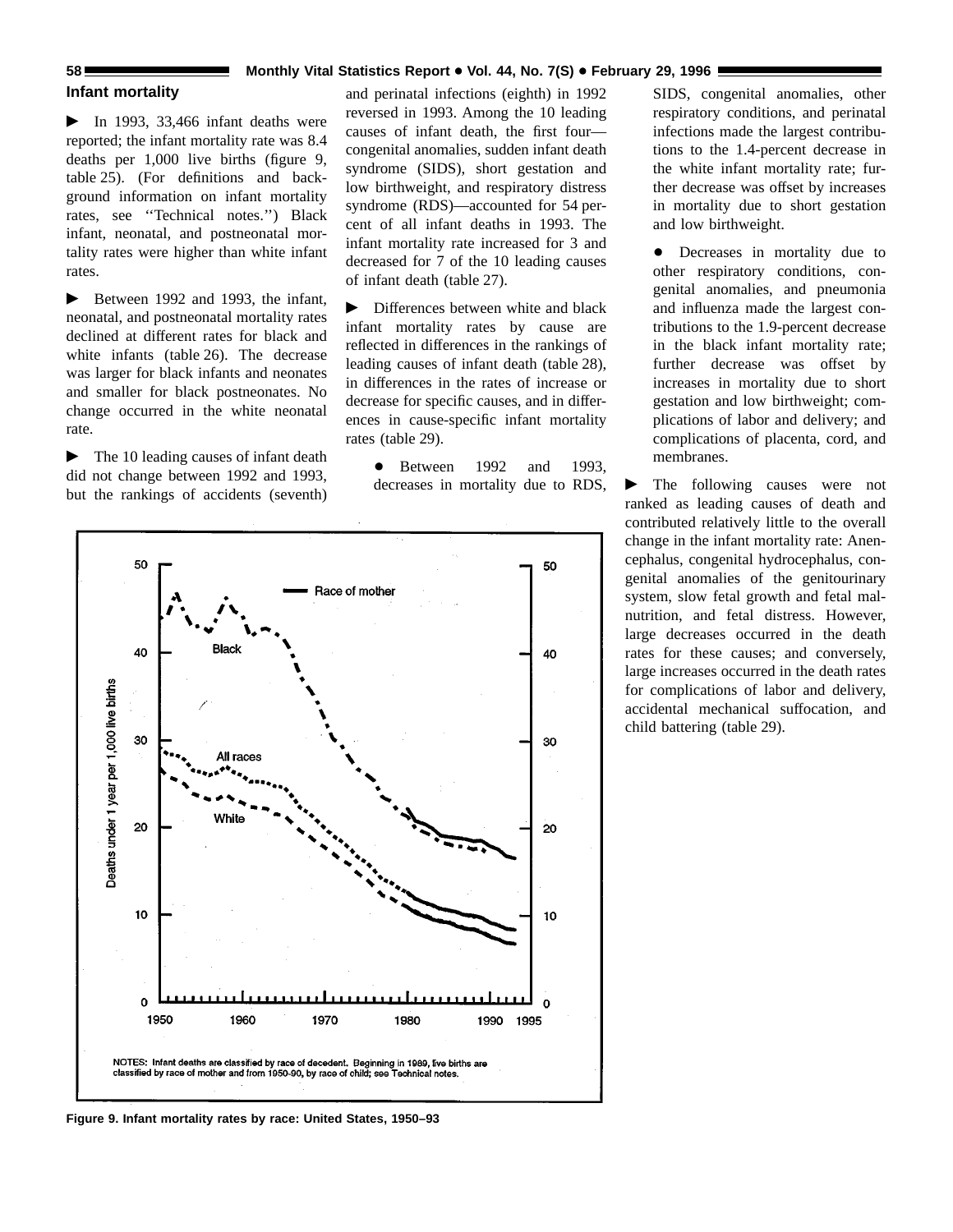## Infant mortality

► In 1993, 33,466 infant deaths were reported; the infant mortality rate was 8.4 deaths per 1,000 live births (figure 9, table 25). (For definitions and background information on infant mortality rates, see ''Technical notes.'') Black infant, neonatal, and postneonatal mortality rates were higher than white infant rates.

► Between 1992 and 1993, the infant, neonatal, and postneonatal mortality rates declined at different rates for black and white infants (table 26). The decrease was larger for black infants and neonates and smaller for black postneonates. No change occurred in the white neonatal rate.

► The 10 leading causes of infant death did not change between 1992 and 1993, but the rankings of accidents (seventh) and perinatal infections (eighth) in 1992 reversed in 1993. Among the 10 leading causes of infant death, the first four—congenital anomalies, sudden infant death syndrome (SIDS), short gestation and low birthweight, and respiratory distress syndrome (RDS)—accounted for 54 percent of all infant deaths in 1993. The infant mortality rate increased for 3 and decreased for 7 of the 10 leading causes of infant death (table 27).

► Differences between white and black infant mortality rates by cause are reflected in differences in the rankings of leading causes of infant death (table 28), in differences in the rates of increase or decrease for specific causes, and in differences in cause-specific infant mortality rates (table 29).

- Between 1992 and 1993, decreases in mortality due to RDS, SIDS, congenital anomalies, other respiratory conditions, and perinatal infections made the largest contributions to the 1.4-percent decrease in the white infant mortality rate; further decrease was offset by increases in mortality due to short gestation and low birthweight.

- Decreases in mortality due to other respiratory conditions, congenital anomalies, and pneumonia and influenza made the largest contributions to the 1.9-percent decrease in the black infant mortality rate; further decrease was offset by increases in mortality due to short gestation and low birthweight; complications of labor and delivery; and complications of placenta, cord, and membranes.

► The following causes were not ranked as leading causes of death and contributed relatively little to the overall change in the infant mortality rate: Anencephalus, congenital hydrocephalus, congenital anomalies of the genitourinary system, slow fetal growth and fetal malnutrition, and fetal distress. However, large decreases occurred in the death rates for these causes; and conversely, large increases occurred in the death rates for complications of labor and delivery, accidental mechanical suffocation, and child battering (table 29).

NOTES: Infant deaths are classified by race of decedent. Beginning in 1989, live births are classified by race of mother and from 1950-90, by race of child; see Technical notes.

Figure 9. Infant mortality rates by race: United States, 1950–93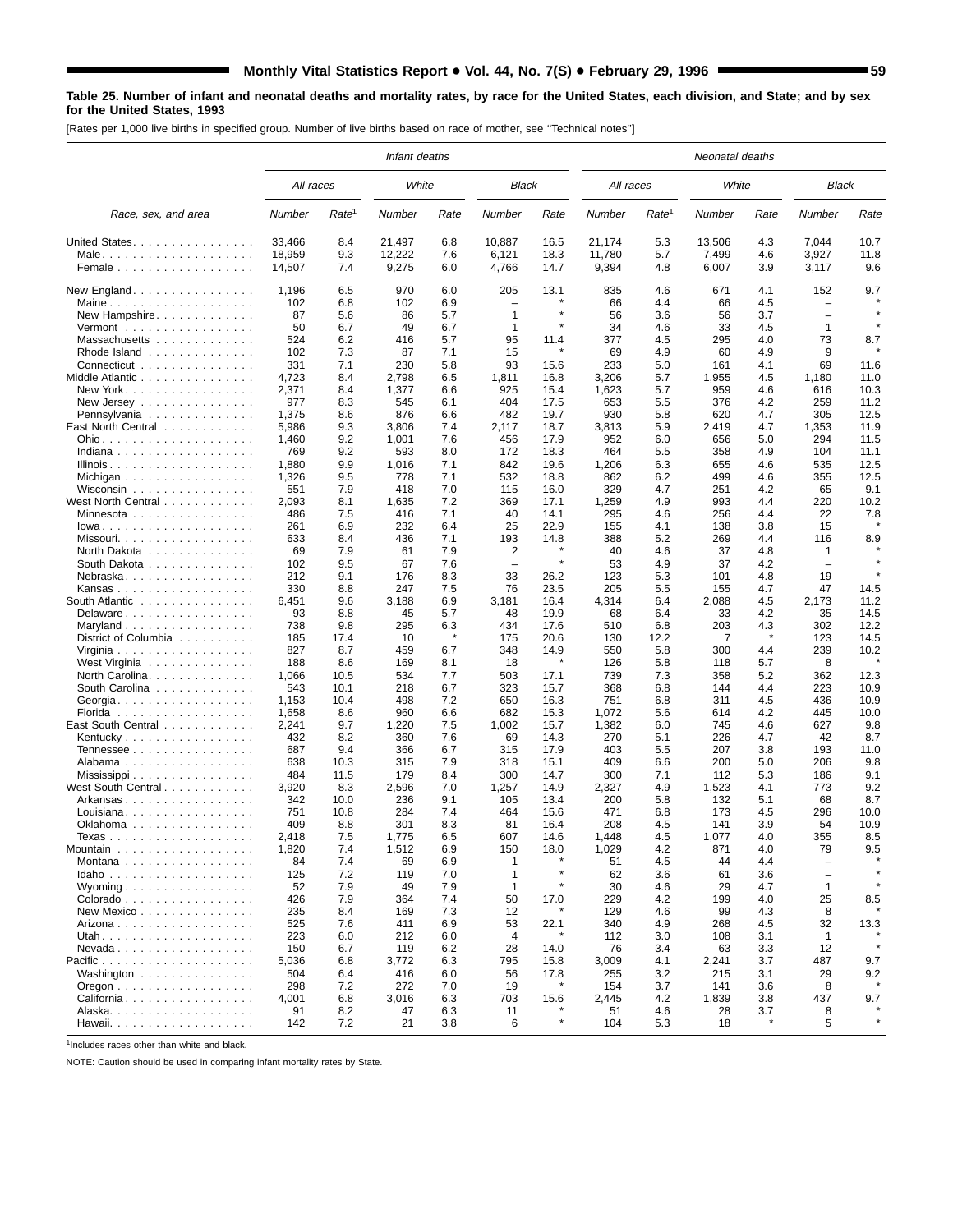**Table 25. Number of infant and neonatal deaths and mortality rates, by race for the United States, each division, and State; and by sex for the United States, 1993**

[Rates per 1,000 live births in specified group. Number of live births based on race of mother, see ''Technical notes'']

| Race, sex, and area | Infant deaths | | | | | | Neonatal deaths | | | | | |
|---|---|---|---|---|---|---|---|---|---|---|---|---|
| | All races | | White | | Black | | All races | | White | | Black | |
| | Number | Rate[1] | Number | Rate | Number | Rate | Number | Rate[1] | Number | Rate | Number | Rate |
| United States | 33,466 | 8.4 | 21,497 | 6.8 | 10,887 | 16.5 | 21,174 | 5.3 | 13,506 | 4.3 | 7,044 | 10.7 |
| Male | 18,959 | 9.3 | 12,222 | 7.6 | 6,121 | 18.3 | 11,780 | 5.7 | 7,499 | 4.6 | 3,927 | 11.8 |
| Female | 14,507 | 7.4 | 9,275 | 6.0 | 4,766 | 14.7 | 9,394 | 4.8 | 6,007 | 3.9 | 3,117 | 9.6 |
| New England | 1,196 | 6.5 | 970 | 6.0 | 205 | 13.1 | 835 | 4.6 | 671 | 4.1 | 152 | 9.7 |
| Maine | 102 | 6.8 | 102 | 6.9 | – | * | 66 | 4.4 | 66 | 4.5 | – | * |
| New Hampshire | 87 | 5.6 | 86 | 5.7 | 1 | * | 56 | 3.6 | 56 | 3.7 | – | * |
| Vermont | 50 | 6.7 | 49 | 6.7 | 1 | * | 34 | 4.6 | 33 | 4.5 | 1 | * |
| Massachusetts | 524 | 6.2 | 416 | 5.7 | 95 | 11.4 | 377 | 4.5 | 295 | 4.0 | 73 | 8.7 |
| Rhode Island | 102 | 7.3 | 87 | 7.1 | 15 | * | 69 | 4.9 | 60 | 4.9 | 9 | * |
| Connecticut | 331 | 7.1 | 230 | 5.8 | 93 | 15.6 | 233 | 5.0 | 161 | 4.1 | 69 | 11.6 |
| Middle Atlantic | 4,723 | 8.4 | 2,798 | 6.5 | 1,811 | 16.8 | 3,206 | 5.7 | 1,955 | 4.5 | 1,180 | 11.0 |
| New York | 2,371 | 8.4 | 1,377 | 6.6 | 925 | 15.4 | 1,623 | 5.7 | 959 | 4.6 | 616 | 10.3 |
| New Jersey | 977 | 8.3 | 545 | 6.1 | 404 | 17.5 | 653 | 5.5 | 376 | 4.2 | 259 | 11.2 |
| Pennsylvania | 1,375 | 8.6 | 876 | 6.6 | 482 | 19.7 | 930 | 5.8 | 620 | 4.7 | 305 | 12.5 |
| East North Central | 5,986 | 9.3 | 3,806 | 7.4 | 2,117 | 18.7 | 3,813 | 5.9 | 2,419 | 4.7 | 1,353 | 11.9 |
| Ohio | 1,460 | 9.2 | 1,001 | 7.6 | 456 | 17.9 | 952 | 6.0 | 656 | 5.0 | 294 | 11.5 |
| Indiana | 769 | 9.2 | 593 | 8.0 | 172 | 18.3 | 464 | 5.5 | 358 | 4.9 | 104 | 11.1 |
| Illinois | 1,880 | 9.9 | 1,016 | 7.1 | 842 | 19.6 | 1,206 | 6.3 | 655 | 4.6 | 535 | 12.5 |
| Michigan | 1,326 | 9.5 | 778 | 7.1 | 532 | 18.8 | 862 | 6.2 | 499 | 4.6 | 355 | 12.5 |
| Wisconsin | 551 | 7.9 | 418 | 7.0 | 115 | 16.0 | 329 | 4.7 | 251 | 4.2 | 65 | 9.1 |
| West North Central | 2,093 | 8.1 | 1,635 | 7.2 | 369 | 17.1 | 1,259 | 4.9 | 993 | 4.4 | 220 | 10.2 |
| Minnesota | 486 | 7.5 | 416 | 7.1 | 40 | 14.1 | 295 | 4.6 | 256 | 4.4 | 22 | 7.8 |
| Iowa | 261 | 6.9 | 232 | 6.4 | 25 | 22.9 | 155 | 4.1 | 138 | 3.8 | 15 | * |
| Missouri | 633 | 8.4 | 436 | 7.1 | 193 | 14.8 | 388 | 5.2 | 269 | 4.4 | 116 | 8.9 |
| North Dakota | 69 | 7.9 | 61 | 7.9 | 2 | * | 40 | 4.6 | 37 | 4.8 | 1 | * |
| South Dakota | 102 | 9.5 | 67 | 7.6 | – | * | 53 | 4.9 | 37 | 4.2 | – | * |
| Nebraska | 212 | 9.1 | 176 | 8.3 | 33 | 26.2 | 123 | 5.3 | 101 | 4.8 | 19 | * |
| Kansas | 330 | 8.8 | 247 | 7.5 | 76 | 23.5 | 205 | 5.5 | 155 | 4.7 | 47 | 14.5 |
| South Atlantic | 6,451 | 9.6 | 3,188 | 6.9 | 3,181 | 16.4 | 4,314 | 6.4 | 2,088 | 4.5 | 2,173 | 11.2 |
| Delaware | 93 | 8.8 | 45 | 5.7 | 48 | 19.9 | 68 | 6.4 | 33 | 4.2 | 35 | 14.5 |
| Maryland | 738 | 9.8 | 295 | 6.3 | 434 | 17.6 | 510 | 6.8 | 203 | 4.3 | 302 | 12.2 |
| District of Columbia | 185 | 17.4 | 10 | * | 175 | 20.6 | 130 | 12.2 | 7 | * | 123 | 14.5 |
| Virginia | 827 | 8.7 | 459 | 6.7 | 348 | 14.9 | 550 | 5.8 | 300 | 4.4 | 239 | 10.2 |
| West Virginia | 188 | 8.6 | 169 | 8.1 | 18 | * | 126 | 5.8 | 118 | 5.7 | 8 | * |
| North Carolina | 1,066 | 10.5 | 534 | 7.7 | 503 | 17.1 | 739 | 7.3 | 358 | 5.2 | 362 | 12.3 |
| South Carolina | 543 | 10.1 | 218 | 6.7 | 323 | 15.7 | 368 | 6.8 | 144 | 4.4 | 223 | 10.9 |
| Georgia | 1,153 | 10.4 | 498 | 7.2 | 650 | 16.3 | 751 | 6.8 | 311 | 4.5 | 436 | 10.9 |
| Florida | 1,658 | 8.6 | 960 | 6.6 | 682 | 15.3 | 1,072 | 5.6 | 614 | 4.2 | 445 | 10.0 |
| East South Central | 2,241 | 9.7 | 1,220 | 7.5 | 1,002 | 15.7 | 1,382 | 6.0 | 745 | 4.6 | 627 | 9.8 |
| Kentucky | 432 | 8.2 | 360 | 7.6 | 69 | 14.3 | 270 | 5.1 | 226 | 4.7 | 42 | 8.7 |
| Tennessee | 687 | 9.4 | 366 | 6.7 | 315 | 17.9 | 403 | 5.5 | 207 | 3.8 | 193 | 11.0 |
| Alabama | 638 | 10.3 | 315 | 7.9 | 318 | 15.1 | 409 | 6.6 | 200 | 5.0 | 206 | 9.8 |
| Mississippi | 484 | 11.5 | 179 | 8.4 | 300 | 14.7 | 300 | 7.1 | 112 | 5.3 | 186 | 9.1 |
| West South Central | 3,920 | 8.3 | 2,596 | 7.0 | 1,257 | 14.9 | 2,327 | 4.9 | 1,523 | 4.1 | 773 | 9.2 |
| Arkansas | 342 | 10.0 | 236 | 9.1 | 105 | 13.4 | 200 | 5.8 | 132 | 5.1 | 68 | 8.7 |
| Louisiana | 751 | 10.8 | 284 | 7.4 | 464 | 15.6 | 471 | 6.8 | 173 | 4.5 | 296 | 10.0 |
| Oklahoma | 409 | 8.8 | 301 | 8.3 | 81 | 16.4 | 208 | 4.5 | 141 | 3.9 | 54 | 10.9 |
| Texas | 2,418 | 7.5 | 1,775 | 6.5 | 607 | 14.6 | 1,448 | 4.5 | 1,077 | 4.0 | 355 | 8.5 |
| Mountain | 1,820 | 7.4 | 1,512 | 6.9 | 150 | 18.0 | 1,029 | 4.2 | 871 | 4.0 | 79 | 9.5 |
| Montana | 84 | 7.4 | 69 | 6.9 | 1 | * | 51 | 4.5 | 44 | 4.4 | – | * |
| Idaho | 125 | 7.2 | 119 | 7.0 | 1 | * | 62 | 3.6 | 61 | 3.6 | – | * |
| Wyoming | 52 | 7.9 | 49 | 7.9 | 1 | * | 30 | 4.6 | 29 | 4.7 | 1 | * |
| Colorado | 426 | 7.9 | 364 | 7.4 | 50 | 17.0 | 229 | 4.2 | 199 | 4.0 | 25 | 8.5 |
| New Mexico | 235 | 8.4 | 169 | 7.3 | 12 | * | 129 | 4.6 | 99 | 4.3 | 8 | * |
| Arizona | 525 | 7.6 | 411 | 6.9 | 53 | 22.1 | 340 | 4.9 | 268 | 4.5 | 32 | 13.3 |
| Utah | 223 | 6.0 | 212 | 6.0 | 4 | * | 112 | 3.0 | 108 | 3.1 | 1 | * |
| Nevada | 150 | 6.7 | 119 | 6.2 | 28 | 14.0 | 76 | 3.4 | 63 | 3.3 | 12 | * |
| Pacific | 5,036 | 6.8 | 3,772 | 6.3 | 795 | 15.8 | 3,009 | 4.1 | 2,241 | 3.7 | 487 | 9.7 |
| Washington | 504 | 6.4 | 416 | 6.0 | 56 | 17.8 | 255 | 3.2 | 215 | 3.1 | 29 | 9.2 |
| Oregon | 298 | 7.2 | 272 | 7.0 | 19 | * | 154 | 3.7 | 141 | 3.6 | 8 | * |
| California | 4,001 | 6.8 | 3,016 | 6.3 | 703 | 15.6 | 2,445 | 4.2 | 1,839 | 3.8 | 437 | 9.7 |
| Alaska | 91 | 8.2 | 47 | 6.3 | 11 | * | 51 | 4.6 | 28 | 3.7 | 8 | * |
| Hawaii | 142 | 7.2 | 21 | 3.8 | 6 | * | 104 | 5.3 | 18 | * | 5 | * |

[1]Includes races other than white and black.

NOTE: Caution should be used in comparing infant mortality rates by State.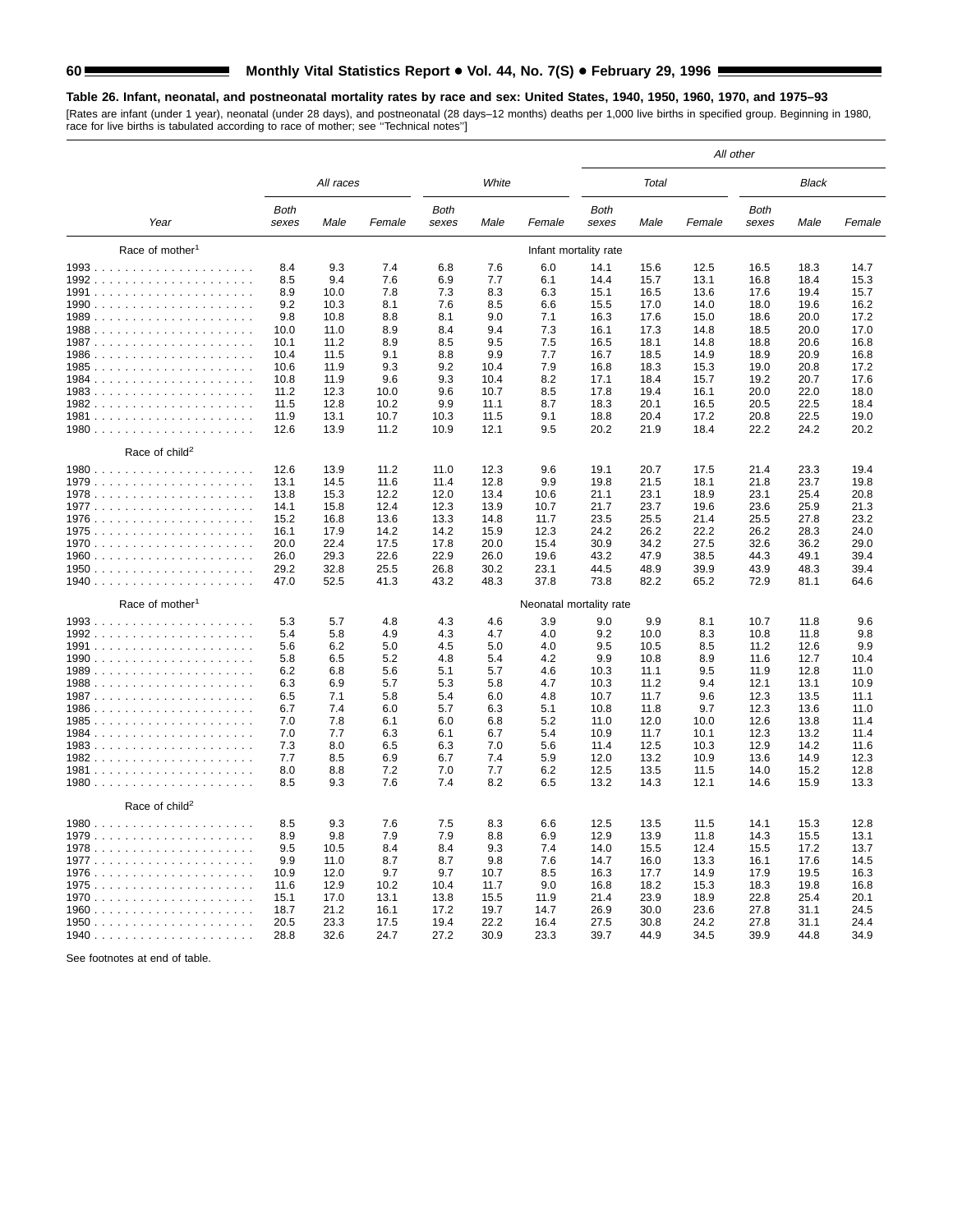**Table 26. Infant, neonatal, and postneonatal mortality rates by race and sex: United States, 1940, 1950, 1960, 1970, and 1975–93**

[Rates are infant (under 1 year), neonatal (under 28 days), and postneonatal (28 days–12 months) deaths per 1,000 live births in specified group. Beginning in 1980, race for live births is tabulated according to race of mother; see ''Technical notes'']

| | All races | | | White | | | All other | | | | | |
|---|---|---|---|---|---|---|---|---|---|---|---|---|
| | | | | | | | Total | | | Black | | |
| Year | Both sexes | Male | Female | Both sexes | Male | Female | Both sexes | Male | Female | Both sexes | Male | Female |
| Race of mother[1] | | | | | | Infant mortality rate | | | | | | |
| 1993 | 8.4 | 9.3 | 7.4 | 6.8 | 7.6 | 6.0 | 14.1 | 15.6 | 12.5 | 16.5 | 18.3 | 14.7 |
| 1992 | 8.5 | 9.4 | 7.6 | 6.9 | 7.7 | 6.1 | 14.4 | 15.7 | 13.1 | 16.8 | 18.4 | 15.3 |
| 1991 | 8.9 | 10.0 | 7.8 | 7.3 | 8.3 | 6.3 | 15.1 | 16.5 | 13.6 | 17.6 | 19.4 | 15.7 |
| 1990 | 9.2 | 10.3 | 8.1 | 7.6 | 8.5 | 6.6 | 15.5 | 17.0 | 14.0 | 18.0 | 19.6 | 16.2 |
| 1989 | 9.8 | 10.8 | 8.8 | 8.1 | 9.0 | 7.1 | 16.3 | 17.6 | 15.0 | 18.6 | 20.0 | 17.2 |
| 1988 | 10.0 | 11.0 | 8.9 | 8.4 | 9.4 | 7.3 | 16.1 | 17.3 | 14.8 | 18.5 | 20.0 | 17.0 |
| 1987 | 10.1 | 11.2 | 8.9 | 8.5 | 9.5 | 7.5 | 16.5 | 18.1 | 14.8 | 18.8 | 20.6 | 16.8 |
| 1986 | 10.4 | 11.5 | 9.1 | 8.8 | 9.9 | 7.7 | 16.7 | 18.5 | 14.9 | 18.9 | 20.9 | 16.8 |
| 1985 | 10.6 | 11.9 | 9.3 | 9.2 | 10.4 | 7.9 | 16.8 | 18.3 | 15.3 | 19.0 | 20.8 | 17.2 |
| 1984 | 10.8 | 11.9 | 9.6 | 9.3 | 10.4 | 8.2 | 17.1 | 18.4 | 15.7 | 19.2 | 20.7 | 17.6 |
| 1983 | 11.2 | 12.3 | 10.0 | 9.6 | 10.7 | 8.5 | 17.8 | 19.4 | 16.1 | 20.0 | 22.0 | 18.0 |
| 1982 | 11.5 | 12.8 | 10.2 | 9.9 | 11.1 | 8.7 | 18.3 | 20.1 | 16.5 | 20.5 | 22.5 | 18.4 |
| 1981 | 11.9 | 13.1 | 10.7 | 10.3 | 11.5 | 9.1 | 18.8 | 20.4 | 17.2 | 20.8 | 22.5 | 19.0 |
| 1980 | 12.6 | 13.9 | 11.2 | 10.9 | 12.1 | 9.5 | 20.2 | 21.9 | 18.4 | 22.2 | 24.2 | 20.2 |
| Race of child[2] | | | | | | | | | | | | |
| 1980 | 12.6 | 13.9 | 11.2 | 11.0 | 12.3 | 9.6 | 19.1 | 20.7 | 17.5 | 21.4 | 23.3 | 19.4 |
| 1979 | 13.1 | 14.5 | 11.6 | 11.4 | 12.8 | 9.9 | 19.8 | 21.5 | 18.1 | 21.8 | 23.7 | 19.8 |
| 1978 | 13.8 | 15.3 | 12.2 | 12.0 | 13.4 | 10.6 | 21.1 | 23.1 | 18.9 | 23.1 | 25.4 | 20.8 |
| 1977 | 14.1 | 15.8 | 12.4 | 12.3 | 13.9 | 10.7 | 21.7 | 23.7 | 19.6 | 23.6 | 25.9 | 21.3 |
| 1976 | 15.2 | 16.8 | 13.6 | 13.3 | 14.8 | 11.7 | 23.5 | 25.5 | 21.4 | 25.5 | 27.8 | 23.2 |
| 1975 | 16.1 | 17.9 | 14.2 | 14.2 | 15.9 | 12.3 | 24.2 | 26.2 | 22.2 | 26.2 | 28.3 | 24.0 |
| 1970 | 20.0 | 22.4 | 17.5 | 17.8 | 20.0 | 15.4 | 30.9 | 34.2 | 27.5 | 32.6 | 36.2 | 29.0 |
| 1960 | 26.0 | 29.3 | 22.6 | 22.9 | 26.0 | 19.6 | 43.2 | 47.9 | 38.5 | 44.3 | 49.1 | 39.4 |
| 1950 | 29.2 | 32.8 | 25.5 | 26.8 | 30.2 | 23.1 | 44.5 | 48.9 | 39.9 | 43.9 | 48.3 | 39.4 |
| 1940 | 47.0 | 52.5 | 41.3 | 43.2 | 48.3 | 37.8 | 73.8 | 82.2 | 65.2 | 72.9 | 81.1 | 64.6 |
| Race of mother[1] | | | | | | Neonatal mortality rate | | | | | | |
| 1993 | 5.3 | 5.7 | 4.8 | 4.3 | 4.6 | 3.9 | 9.0 | 9.9 | 8.1 | 10.7 | 11.8 | 9.6 |
| 1992 | 5.4 | 5.8 | 4.9 | 4.3 | 4.7 | 4.0 | 9.2 | 10.0 | 8.3 | 10.8 | 11.8 | 9.8 |
| 1991 | 5.6 | 6.2 | 5.0 | 4.5 | 5.0 | 4.0 | 9.5 | 10.5 | 8.5 | 11.2 | 12.6 | 9.9 |
| 1990 | 5.8 | 6.5 | 5.2 | 4.8 | 5.4 | 4.2 | 9.9 | 10.8 | 8.9 | 11.6 | 12.7 | 10.4 |
| 1989 | 6.2 | 6.8 | 5.6 | 5.1 | 5.7 | 4.6 | 10.3 | 11.1 | 9.5 | 11.9 | 12.8 | 11.0 |
| 1988 | 6.3 | 6.9 | 5.7 | 5.3 | 5.8 | 4.7 | 10.3 | 11.2 | 9.4 | 12.1 | 13.1 | 10.9 |
| 1987 | 6.5 | 7.1 | 5.8 | 5.4 | 6.0 | 4.8 | 10.7 | 11.7 | 9.6 | 12.3 | 13.5 | 11.1 |
| 1986 | 6.7 | 7.4 | 6.0 | 5.7 | 6.3 | 5.1 | 10.8 | 11.8 | 9.7 | 12.3 | 13.6 | 11.0 |
| 1985 | 7.0 | 7.8 | 6.1 | 6.0 | 6.8 | 5.2 | 11.0 | 12.0 | 10.0 | 12.6 | 13.8 | 11.4 |
| 1984 | 7.0 | 7.7 | 6.3 | 6.1 | 6.7 | 5.4 | 10.9 | 11.7 | 10.1 | 12.3 | 13.2 | 11.4 |
| 1983 | 7.3 | 8.0 | 6.5 | 6.3 | 7.0 | 5.6 | 11.4 | 12.5 | 10.3 | 12.9 | 14.2 | 11.6 |
| 1982 | 7.7 | 8.5 | 6.9 | 6.7 | 7.4 | 5.9 | 12.0 | 13.2 | 10.9 | 13.6 | 14.9 | 12.3 |
| 1981 | 8.0 | 8.8 | 7.2 | 7.0 | 7.7 | 6.2 | 12.5 | 13.5 | 11.5 | 14.0 | 15.2 | 12.8 |
| 1980 | 8.5 | 9.3 | 7.6 | 7.4 | 8.2 | 6.5 | 13.2 | 14.3 | 12.1 | 14.6 | 15.9 | 13.3 |
| Race of child[2] | | | | | | | | | | | | |
| 1980 | 8.5 | 9.3 | 7.6 | 7.5 | 8.3 | 6.6 | 12.5 | 13.5 | 11.5 | 14.1 | 15.3 | 12.8 |
| 1979 | 8.9 | 9.8 | 7.9 | 7.9 | 8.8 | 6.9 | 12.9 | 13.9 | 11.8 | 14.3 | 15.5 | 13.1 |
| 1978 | 9.5 | 10.5 | 8.4 | 8.4 | 9.3 | 7.4 | 14.0 | 15.5 | 12.4 | 15.5 | 17.2 | 13.7 |
| 1977 | 9.9 | 11.0 | 8.7 | 8.7 | 9.8 | 7.6 | 14.7 | 16.0 | 13.3 | 16.1 | 17.6 | 14.5 |
| 1976 | 10.9 | 12.0 | 9.7 | 9.7 | 10.7 | 8.5 | 16.3 | 17.7 | 14.9 | 17.9 | 19.5 | 16.3 |
| 1975 | 11.6 | 12.9 | 10.2 | 10.4 | 11.7 | 9.0 | 16.8 | 18.2 | 15.3 | 18.3 | 19.8 | 16.8 |
| 1970 | 15.1 | 17.0 | 13.1 | 13.8 | 15.5 | 11.9 | 21.4 | 23.9 | 18.9 | 22.8 | 25.4 | 20.1 |
| 1960 | 18.7 | 21.2 | 16.1 | 17.2 | 19.7 | 14.7 | 26.9 | 30.0 | 23.6 | 27.8 | 31.1 | 24.5 |
| 1950 | 20.5 | 23.3 | 17.5 | 19.4 | 22.2 | 16.4 | 27.5 | 30.8 | 24.2 | 27.8 | 31.1 | 24.4 |
| 1940 | 28.8 | 32.6 | 24.7 | 27.2 | 30.9 | 23.3 | 39.7 | 44.9 | 34.5 | 39.9 | 44.8 | 34.9 |

See footnotes at end of table.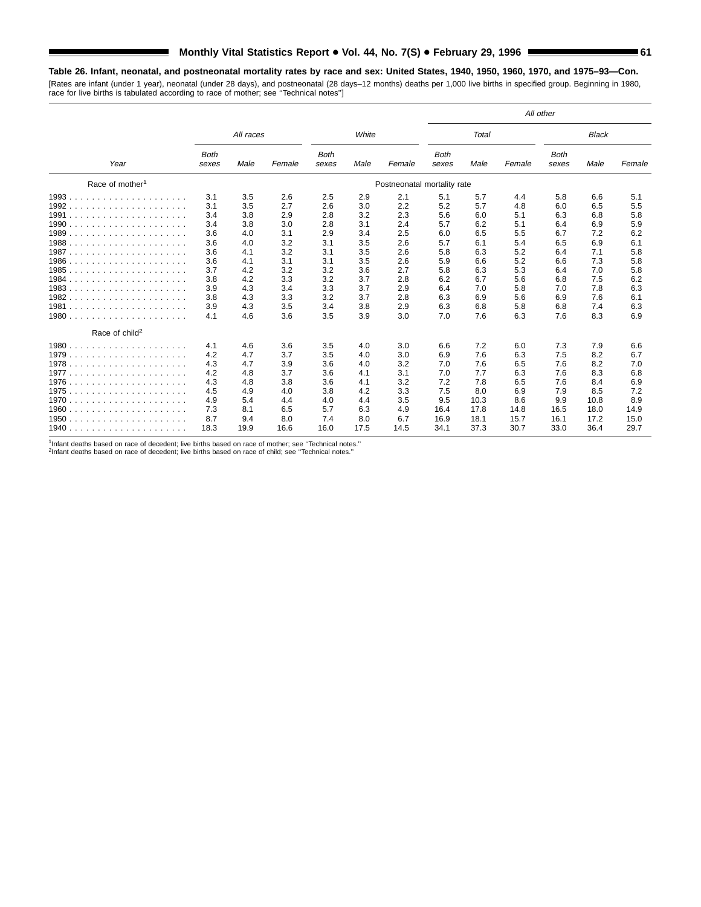**Table 26. Infant, neonatal, and postneonatal mortality rates by race and sex: United States, 1940, 1950, 1960, 1970, and 1975–93—Con.**

[Rates are infant (under 1 year), neonatal (under 28 days), and postneonatal (28 days–12 months) deaths per 1,000 live births in specified group. Beginning in 1980, race for live births is tabulated according to race of mother; see ''Technical notes'']

| Year | All races | | | White | | | All other | | | | | |
|---|---|---|---|---|---|---|---|---|---|---|---|---|
| | | | | | | | Total | | | Black | | |
| | Both sexes | Male | Female | Both sexes | Male | Female | Both sexes | Male | Female | Both sexes | Male | Female |
| Race of mother[1] | Postneonatal mortality rate | | | | | | | | | | | |
| 1993 | 3.1 | 3.5 | 2.6 | 2.5 | 2.9 | 2.1 | 5.1 | 5.7 | 4.4 | 5.8 | 6.6 | 5.1 |
| 1992 | 3.1 | 3.5 | 2.7 | 2.6 | 3.0 | 2.2 | 5.2 | 5.7 | 4.8 | 6.0 | 6.5 | 5.5 |
| 1991 | 3.4 | 3.8 | 2.9 | 2.8 | 3.2 | 2.3 | 5.6 | 6.0 | 5.1 | 6.3 | 6.8 | 5.8 |
| 1990 | 3.4 | 3.8 | 3.0 | 2.8 | 3.1 | 2.4 | 5.7 | 6.2 | 5.1 | 6.4 | 6.9 | 5.9 |
| 1989 | 3.6 | 4.0 | 3.1 | 2.9 | 3.4 | 2.5 | 6.0 | 6.5 | 5.5 | 6.7 | 7.2 | 6.2 |
| 1988 | 3.6 | 4.0 | 3.2 | 3.1 | 3.5 | 2.6 | 5.7 | 6.1 | 5.4 | 6.5 | 6.9 | 6.1 |
| 1987 | 3.6 | 4.1 | 3.2 | 3.1 | 3.5 | 2.6 | 5.8 | 6.3 | 5.2 | 6.4 | 7.1 | 5.8 |
| 1986 | 3.6 | 4.1 | 3.1 | 3.1 | 3.5 | 2.6 | 5.9 | 6.6 | 5.2 | 6.6 | 7.3 | 5.8 |
| 1985 | 3.7 | 4.2 | 3.2 | 3.2 | 3.6 | 2.7 | 5.8 | 6.3 | 5.3 | 6.4 | 7.0 | 5.8 |
| 1984 | 3.8 | 4.2 | 3.3 | 3.2 | 3.7 | 2.8 | 6.2 | 6.7 | 5.6 | 6.8 | 7.5 | 6.2 |
| 1983 | 3.9 | 4.3 | 3.4 | 3.3 | 3.7 | 2.9 | 6.4 | 7.0 | 5.8 | 7.0 | 7.8 | 6.3 |
| 1982 | 3.8 | 4.3 | 3.3 | 3.2 | 3.7 | 2.8 | 6.3 | 6.9 | 5.6 | 6.9 | 7.6 | 6.1 |
| 1981 | 3.9 | 4.3 | 3.5 | 3.4 | 3.8 | 2.9 | 6.3 | 6.8 | 5.8 | 6.8 | 7.4 | 6.3 |
| 1980 | 4.1 | 4.6 | 3.6 | 3.5 | 3.9 | 3.0 | 7.0 | 7.6 | 6.3 | 7.6 | 8.3 | 6.9 |
| Race of child[2] | | | | | | | | | | | | |
| 1980 | 4.1 | 4.6 | 3.6 | 3.5 | 4.0 | 3.0 | 6.6 | 7.2 | 6.0 | 7.3 | 7.9 | 6.6 |
| 1979 | 4.2 | 4.7 | 3.7 | 3.5 | 4.0 | 3.0 | 6.9 | 7.6 | 6.3 | 7.5 | 8.2 | 6.7 |
| 1978 | 4.3 | 4.7 | 3.9 | 3.6 | 4.0 | 3.2 | 7.0 | 7.6 | 6.5 | 7.6 | 8.2 | 7.0 |
| 1977 | 4.2 | 4.8 | 3.7 | 3.6 | 4.1 | 3.1 | 7.0 | 7.7 | 6.3 | 7.6 | 8.3 | 6.8 |
| 1976 | 4.3 | 4.8 | 3.8 | 3.6 | 4.1 | 3.2 | 7.2 | 7.8 | 6.5 | 7.6 | 8.4 | 6.9 |
| 1975 | 4.5 | 4.9 | 4.0 | 3.8 | 4.2 | 3.3 | 7.5 | 8.0 | 6.9 | 7.9 | 8.5 | 7.2 |
| 1970 | 4.9 | 5.4 | 4.4 | 4.0 | 4.4 | 3.5 | 9.5 | 10.3 | 8.6 | 9.9 | 10.8 | 8.9 |
| 1960 | 7.3 | 8.1 | 6.5 | 5.7 | 6.3 | 4.9 | 16.4 | 17.8 | 14.8 | 16.5 | 18.0 | 14.9 |
| 1950 | 8.7 | 9.4 | 8.0 | 7.4 | 8.0 | 6.7 | 16.9 | 18.1 | 15.7 | 16.1 | 17.2 | 15.0 |
| 1940 | 18.3 | 19.9 | 16.6 | 16.0 | 17.5 | 14.5 | 34.1 | 37.3 | 30.7 | 33.0 | 36.4 | 29.7 |

[1]Infant deaths based on race of decedent; live births based on race of mother; see ''Technical notes.''
[2]Infant deaths based on race of decedent; live births based on race of child; see ''Technical notes.''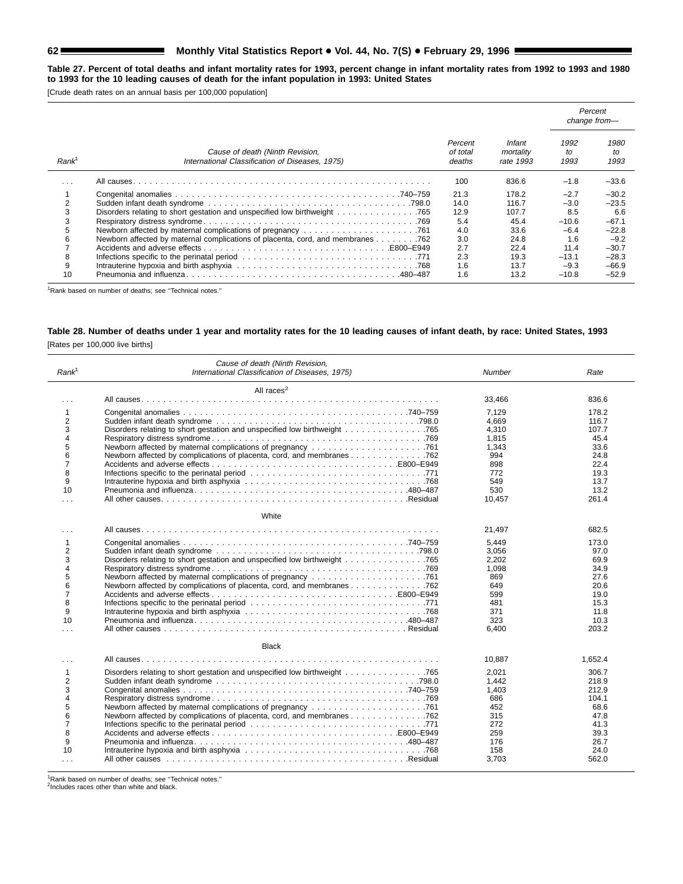**Table 27. Percent of total deaths and infant mortality rates for 1993, percent change in infant mortality rates from 1992 to 1993 and 1980 to 1993 for the 10 leading causes of death for the infant population in 1993: United States**

[Crude death rates on an annual basis per 100,000 population]

| Rank[1] | Cause of death (Ninth Revision, International Classification of Diseases, 1975) | Percent of total deaths | Infant mortality rate 1993 | Percent change from— 1992 to 1993 | Percent change from— 1980 to 1993 |
|---|---|---|---|---|---|
| . . . | All causes | 100 | 836.6 | –1.8 | –33.6 |
| 1 | Congenital anomalies . . . 740–759 | 21.3 | 178.2 | –2.7 | –30.2 |
| 2 | Sudden infant death syndrome . . . 798.0 | 14.0 | 116.7 | –3.0 | –23.5 |
| 3 | Disorders relating to short gestation and unspecified low birthweight . . . 765 | 12.9 | 107.7 | 8.5 | 6.6 |
| 3 | Respiratory distress syndrome . . . 769 | 5.4 | 45.4 | –10.6 | –67.1 |
| 5 | Newborn affected by maternal complications of pregnancy . . . 761 | 4.0 | 33.6 | –6.4 | –22.8 |
| 6 | Newborn affected by maternal complications of placenta, cord, and membranes . . . 762 | 3.0 | 24.8 | 1.6 | –9.2 |
| 7 | Accidents and adverse effects . . . E800–E949 | 2.7 | 22.4 | 11.4 | –30.7 |
| 8 | Infections specific to the perinatal period . . . 771 | 2.3 | 19.3 | –13.1 | –28.3 |
| 9 | Intrauterine hypoxia and birth asphyxia . . . 768 | 1.6 | 13.7 | –9.3 | –66.9 |
| 10 | Pneumonia and influenza . . . 480–487 | 1.6 | 13.2 | –10.8 | –52.9 |

[1]Rank based on number of deaths; see "Technical notes."

**Table 28. Number of deaths under 1 year and mortality rates for the 10 leading causes of infant death, by race: United States, 1993**

[Rates per 100,000 live births]

| Rank[1] | Cause of death (Ninth Revision, International Classification of Diseases, 1975) | Number | Rate |
|---|---|---|---|
| | **All races[2]** | | |
| . . . | All causes | 33,466 | 836.6 |
| 1 | Congenital anomalies . . . 740–759 | 7,129 | 178.2 |
| 2 | Sudden infant death syndrome . . . 798.0 | 4,669 | 116.7 |
| 3 | Disorders relating to short gestation and unspecified low birthweight . . . 765 | 4,310 | 107.7 |
| 4 | Respiratory distress syndrome . . . 769 | 1,815 | 45.4 |
| 5 | Newborn affected by maternal complications of pregnancy . . . 761 | 1,343 | 33.6 |
| 6 | Newborn affected by complications of placenta, cord, and membranes . . . 762 | 994 | 24.8 |
| 7 | Accidents and adverse effects . . . E800–E949 | 898 | 22.4 |
| 8 | Infections specific to the perinatal period . . . 771 | 772 | 19.3 |
| 9 | Intrauterine hypoxia and birth asphyxia . . . 768 | 549 | 13.7 |
| 10 | Pneumonia and influenza . . . 480–487 | 530 | 13.2 |
| . . . | All other causes . . . Residual | 10,457 | 261.4 |
| | **White** | | |
| . . . | All causes | 21,497 | 682.5 |
| 1 | Congenital anomalies . . . 740–759 | 5,449 | 173.0 |
| 2 | Sudden infant death syndrome . . . 798.0 | 3,056 | 97.0 |
| 3 | Disorders relating to short gestation and unspecified low birthweight . . . 765 | 2,202 | 69.9 |
| 4 | Respiratory distress syndrome . . . 769 | 1,098 | 34.9 |
| 5 | Newborn affected by maternal complications of pregnancy . . . 761 | 869 | 27.6 |
| 6 | Newborn affected by complications of placenta, cord, and membranes . . . 762 | 649 | 20.6 |
| 7 | Accidents and adverse effects . . . E800–E949 | 599 | 19.0 |
| 8 | Infections specific to the perinatal period . . . 771 | 481 | 15.3 |
| 9 | Intrauterine hypoxia and birth asphyxia . . . 768 | 371 | 11.8 |
| 10 | Pneumonia and influenza . . . 480–487 | 323 | 10.3 |
| . . . | All other causes . . . Residual | 6,400 | 203.2 |
| | **Black** | | |
| . . . | All causes | 10,887 | 1,652.4 |
| 1 | Disorders relating to short gestation and unspecified low birthweight . . . 765 | 2,021 | 306.7 |
| 2 | Sudden infant death syndrome . . . 798.0 | 1,442 | 218.9 |
| 3 | Congenital anomalies . . . 740–759 | 1,403 | 212.9 |
| 4 | Respiratory distress syndrome . . . 769 | 686 | 104.1 |
| 5 | Newborn affected by maternal complications of pregnancy . . . 761 | 452 | 68.6 |
| 6 | Newborn affected by complications of placenta, cord, and membranes . . . 762 | 315 | 47.8 |
| 7 | Infections specific to the perinatal period . . . 771 | 272 | 41.3 |
| 8 | Accidents and adverse effects . . . E800–E949 | 259 | 39.3 |
| 9 | Pneumonia and influenza . . . 480–487 | 176 | 26.7 |
| 10 | Intrauterine hypoxia and birth asphyxia . . . 768 | 158 | 24.0 |
| . . . | All other causes . . . Residual | 3,703 | 562.0 |

[1]Rank based on number of deaths; see "Technical notes."
[2]Includes races other than white and black.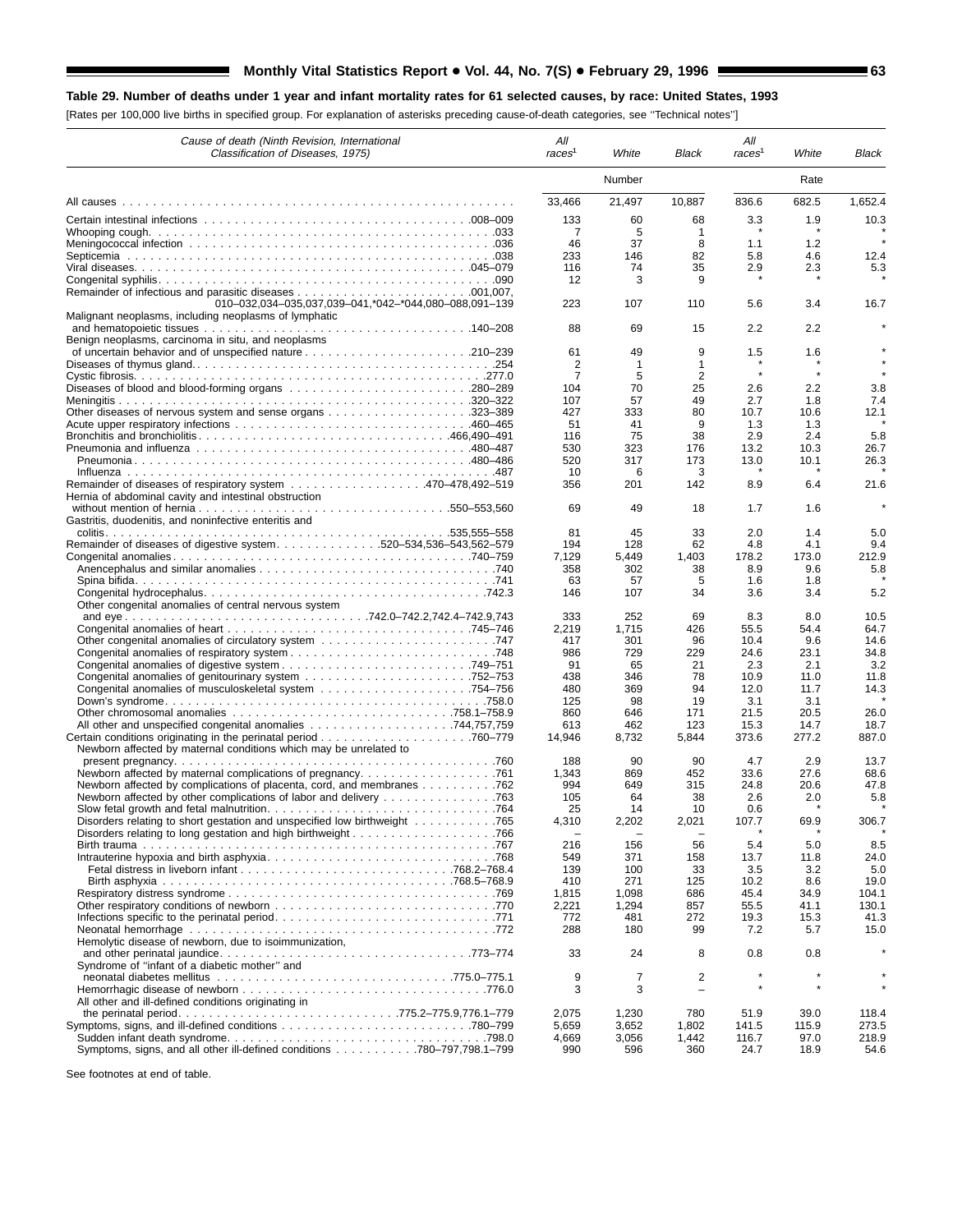**Table 29. Number of deaths under 1 year and infant mortality rates for 61 selected causes, by race: United States, 1993**

[Rates per 100,000 live births in specified group. For explanation of asterisks preceding cause-of-death categories, see ''Technical notes'']

| *Cause of death (Ninth Revision, International Classification of Diseases, 1975)* | *All races*[1] | *White* | *Black* | *All races*[1] | *White* | *Black* |
|---|---|---|---|---|---|---|
| | Number | | | Rate | | |
| All causes | 33,466 | 21,497 | 10,887 | 836.6 | 682.5 | 1,652.4 |
| Certain intestinal infections . . . 008–009 | 133 | 60 | 68 | 3.3 | 1.9 | 10.3 |
| Whooping cough . . . 033 | 7 | 5 | 1 | * | * | * |
| Meningococcal infection . . . 036 | 46 | 37 | 8 | 1.1 | 1.2 | * |
| Septicemia . . . 038 | 233 | 146 | 82 | 5.8 | 4.6 | 12.4 |
| Viral diseases . . . 045–079 | 116 | 74 | 35 | 2.9 | 2.3 | 5.3 |
| Congenital syphilis . . . 090 | 12 | 3 | 9 | * | * | * |
| Remainder of infectious and parasitic diseases . . . 001,007, 010–032,034–035,037,039–041,*042–*044,080–088,091–139 | 223 | 107 | 110 | 5.6 | 3.4 | 16.7 |
| Malignant neoplasms, including neoplasms of lymphatic and hematopoietic tissues . . . 140–208 | 88 | 69 | 15 | 2.2 | 2.2 | * |
| Benign neoplasms, carcinoma in situ, and neoplasms of uncertain behavior and of unspecified nature . . . 210–239 | 61 | 49 | 9 | 1.5 | 1.6 | * |
| Diseases of thymus gland . . . 254 | 2 | 1 | 1 | * | * | * |
| Cystic fibrosis . . . 277.0 | 7 | 5 | 2 | * | * | * |
| Diseases of blood and blood-forming organs . . . 280–289 | 104 | 70 | 25 | 2.6 | 2.2 | 3.8 |
| Meningitis . . . 320–322 | 107 | 57 | 49 | 2.7 | 1.8 | 7.4 |
| Other diseases of nervous system and sense organs . . . 323–389 | 427 | 333 | 80 | 10.7 | 10.6 | 12.1 |
| Acute upper respiratory infections . . . 460–465 | 51 | 41 | 9 | 1.3 | 1.3 | * |
| Bronchitis and bronchiolitis . . . 466,490–491 | 116 | 75 | 38 | 2.9 | 2.4 | 5.8 |
| Pneumonia and influenza . . . 480–487 | 530 | 323 | 176 | 13.2 | 10.3 | 26.7 |
| Pneumonia . . . 480–486 | 520 | 317 | 173 | 13.0 | 10.1 | 26.3 |
| Influenza . . . 487 | 10 | 6 | 3 | * | * | * |
| Remainder of diseases of respiratory system . . . 470–478,492–519 | 356 | 201 | 142 | 8.9 | 6.4 | 21.6 |
| Hernia of abdominal cavity and intestinal obstruction without mention of hernia . . . 550–553,560 | 69 | 49 | 18 | 1.7 | 1.6 | * |
| Gastritis, duodenitis, and noninfective enteritis and colitis . . . 535,555–558 | 81 | 45 | 33 | 2.0 | 1.4 | 5.0 |
| Remainder of diseases of digestive system . . . 520–534,536–543,562–579 | 194 | 128 | 62 | 4.8 | 4.1 | 9.4 |
| Congenital anomalies . . . 740–759 | 7,129 | 5,449 | 1,403 | 178.2 | 173.0 | 212.9 |
| Anencephalus and similar anomalies . . . 740 | 358 | 302 | 38 | 8.9 | 9.6 | 5.8 |
| Spina bifida . . . 741 | 63 | 57 | 5 | 1.6 | 1.8 | * |
| Congenital hydrocephalus . . . 742.3 | 146 | 107 | 34 | 3.6 | 3.4 | 5.2 |
| Other congenital anomalies of central nervous system and eye . . . 742.0–742.2,742.4–742.9,743 | 333 | 252 | 69 | 8.3 | 8.0 | 10.5 |
| Congenital anomalies of heart . . . 745–746 | 2,219 | 1,715 | 426 | 55.5 | 54.4 | 64.7 |
| Other congenital anomalies of circulatory system . . . 747 | 417 | 301 | 96 | 10.4 | 9.6 | 14.6 |
| Congenital anomalies of respiratory system . . . 748 | 986 | 729 | 229 | 24.6 | 23.1 | 34.8 |
| Congenital anomalies of digestive system . . . 749–751 | 91 | 65 | 21 | 2.3 | 2.1 | 3.2 |
| Congenital anomalies of genitourinary system . . . 752–753 | 438 | 346 | 78 | 10.9 | 11.0 | 11.8 |
| Congenital anomalies of musculoskeletal system . . . 754–756 | 480 | 369 | 94 | 12.0 | 11.7 | 14.3 |
| Down's syndrome . . . 758.0 | 125 | 98 | 19 | 3.1 | 3.1 | * |
| Other chromosomal anomalies . . . 758.1–758.9 | 860 | 646 | 171 | 21.5 | 20.5 | 26.0 |
| All other and unspecified congenital anomalies . . . 744,757,759 | 613 | 462 | 123 | 15.3 | 14.7 | 18.7 |
| Certain conditions originating in the perinatal period . . . 760–779 | 14,946 | 8,732 | 5,844 | 373.6 | 277.2 | 887.0 |
| Newborn affected by maternal conditions which may be unrelated to present pregnancy . . . 760 | 188 | 90 | 90 | 4.7 | 2.9 | 13.7 |
| Newborn affected by maternal complications of pregnancy . . . 761 | 1,343 | 869 | 452 | 33.6 | 27.6 | 68.6 |
| Newborn affected by complications of placenta, cord, and membranes . . . 762 | 994 | 649 | 315 | 24.8 | 20.6 | 47.8 |
| Newborn affected by other complications of labor and delivery . . . 763 | 105 | 64 | 38 | 2.6 | 2.0 | 5.8 |
| Slow fetal growth and fetal malnutrition . . . 764 | 25 | 14 | 10 | 0.6 | * | * |
| Disorders relating to short gestation and unspecified low birthweight . . . 765 | 4,310 | 2,202 | 2,021 | 107.7 | 69.9 | 306.7 |
| Disorders relating to long gestation and high birthweight . . . 766 | – | – | – | * | * | * |
| Birth trauma . . . 767 | 216 | 156 | 56 | 5.4 | 5.0 | 8.5 |
| Intrauterine hypoxia and birth asphyxia . . . 768 | 549 | 371 | 158 | 13.7 | 11.8 | 24.0 |
| Fetal distress in liveborn infant . . . 768.2–768.4 | 139 | 100 | 33 | 3.5 | 3.2 | 5.0 |
| Birth asphyxia . . . 768.5–768.9 | 410 | 271 | 125 | 10.2 | 8.6 | 19.0 |
| Respiratory distress syndrome . . . 769 | 1,815 | 1,098 | 686 | 45.4 | 34.9 | 104.1 |
| Other respiratory conditions of newborn . . . 770 | 2,221 | 1,294 | 857 | 55.5 | 41.1 | 130.1 |
| Infections specific to the perinatal period . . . 771 | 772 | 481 | 272 | 19.3 | 15.3 | 41.3 |
| Neonatal hemorrhage . . . 772 | 288 | 180 | 99 | 7.2 | 5.7 | 15.0 |
| Hemolytic disease of newborn, due to isoimmunization, and other perinatal jaundice . . . 773–774 | 33 | 24 | 8 | 0.8 | 0.8 | * |
| Syndrome of ''infant of a diabetic mother'' and neonatal diabetes mellitus . . . 775.0–775.1 | 9 | 7 | 2 | * | * | * |
| Hemorrhagic disease of newborn . . . 776.0 | 3 | 3 | – | * | * | * |
| All other and ill-defined conditions originating in the perinatal period . . . 775.2–775.9,776.1–779 | 2,075 | 1,230 | 780 | 51.9 | 39.0 | 118.4 |
| Symptoms, signs, and ill-defined conditions . . . 780–799 | 5,659 | 3,652 | 1,802 | 141.5 | 115.9 | 273.5 |
| Sudden infant death syndrome . . . 798.0 | 4,669 | 3,056 | 1,442 | 116.7 | 97.0 | 218.9 |
| Symptoms, signs, and all other ill-defined conditions . . . 780–797,798.1–799 | 990 | 596 | 360 | 24.7 | 18.9 | 54.6 |

See footnotes at end of table.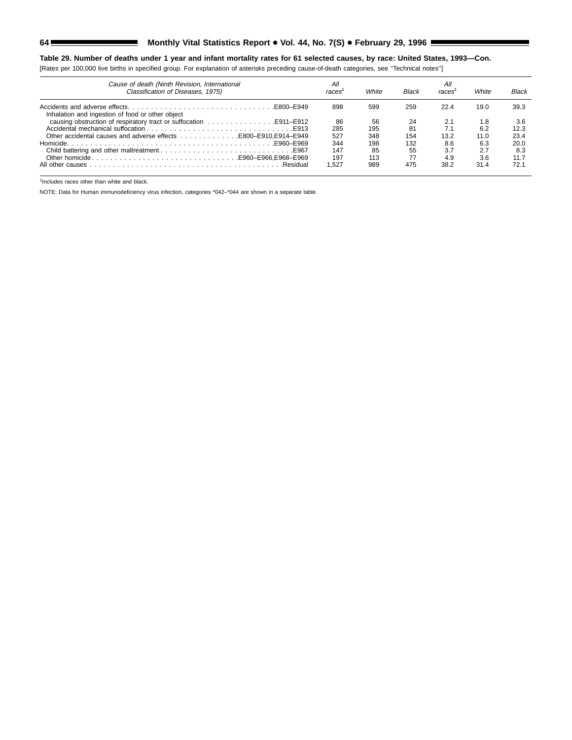**Table 29. Number of deaths under 1 year and infant mortality rates for 61 selected causes, by race: United States, 1993—Con.**

[Rates per 100,000 live births in specified group. For explanation of asterisks preceding cause-of-death categories, see ''Technical notes'']

| *Cause of death (Ninth Revision, International Classification of Diseases, 1975)* | *All races*[1] | *White* | *Black* | *All races*[1] | *White* | *Black* |
|---|---|---|---|---|---|---|
| Accidents and adverse effects . . . . . . . . . . . . . . . . . . . . . . . . . . . . . . . .E800–E949 | 898 | 599 | 259 | 22.4 | 19.0 | 39.3 |
| Inhalation and ingestion of food or other object causing obstruction of respiratory tract or suffocation . . . . . . . . . . . . . . . .E911–E912 | 86 | 56 | 24 | 2.1 | 1.8 | 3.6 |
| Accidental mechanical suffocation . . . . . . . . . . . . . . . . . . . . . . . . . . . . . . . . .E913 | 285 | 195 | 81 | 7.1 | 6.2 | 12.3 |
| Other accidental causes and adverse effects . . . . . . . . . . . . .E800–E910,E914–E949 | 527 | 348 | 154 | 13.2 | 11.0 | 23.4 |
| Homicide . . . . . . . . . . . . . . . . . . . . . . . . . . . . . . . . . . . . . . . . . . . .E960–E969 | 344 | 198 | 132 | 8.6 | 6.3 | 20.0 |
| Child battering and other maltreatment . . . . . . . . . . . . . . . . . . . . . . . . . . . . .E967 | 147 | 85 | 55 | 3.7 | 2.7 | 8.3 |
| Other homicide . . . . . . . . . . . . . . . . . . . . . . . . . . . . . . . .E960–E966,E968–E969 | 197 | 113 | 77 | 4.9 | 3.6 | 11.7 |
| All other causes . . . . . . . . . . . . . . . . . . . . . . . . . . . . . . . . . . . . . . . . . . .Residual | 1,527 | 989 | 475 | 38.2 | 31.4 | 72.1 |

[1]Includes races other than white and black.

NOTE: Data for Human immunodeficiency virus infection, categories *042–*044 are shown in a separate table.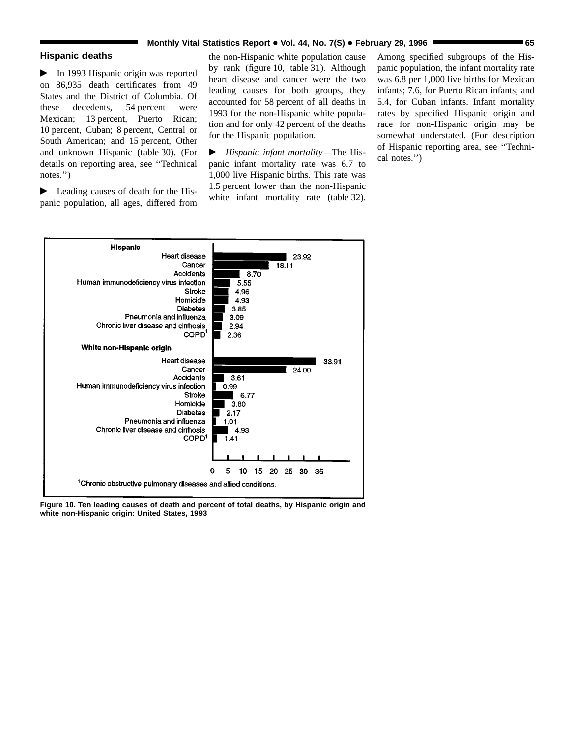## Hispanic deaths

► In 1993 Hispanic origin was reported on 86,935 death certificates from 49 States and the District of Columbia. Of these decedents, 54 percent were Mexican; 13 percent, Puerto Rican; 10 percent, Cuban; 8 percent, Central or South American; and 15 percent, Other and unknown Hispanic (table 30). (For details on reporting area, see ''Technical notes.'')

► Leading causes of death for the Hispanic population, all ages, differed from the non-Hispanic white population cause by rank (figure 10, table 31). Although heart disease and cancer were the two leading causes for both groups, they accounted for 58 percent of all deaths in 1993 for the non-Hispanic white population and for only 42 percent of the deaths for the Hispanic population.

► *Hispanic infant mortality*—The Hispanic infant mortality rate was 6.7 to 1,000 live Hispanic births. This rate was 1.5 percent lower than the non-Hispanic white infant mortality rate (table 32). Among specified subgroups of the Hispanic population, the infant mortality rate was 6.8 per 1,000 live births for Mexican infants; 7.6, for Puerto Rican infants; and 5.4, for Cuban infants. Infant mortality rates by specified Hispanic origin and race for non-Hispanic origin may be somewhat understated. (For description of Hispanic reporting area, see ''Technical notes.'')

| Cause | Hispanic | White non-Hispanic origin |
|---|---|---|
| Heart disease | 23.92 | 33.91 |
| Cancer | 18.11 | 24.00 |
| Accidents | 8.70 | 3.61 |
| Human immunodeficiency virus infection | 5.55 | 0.99 |
| Stroke | 4.96 | 6.77 |
| Homicide | 4.93 | 3.80 |
| Diabetes | 3.85 | 2.17 |
| Pneumonia and influenza | 3.09 | 1.01 |
| Chronic liver disease and cirrhosis | 2.94 | 4.93 |
| COPD[1] | 2.36 | 1.41 |

[1]Chronic obstructive pulmonary diseases and allied conditions.

**Figure 10. Ten leading causes of death and percent of total deaths, by Hispanic origin and white non-Hispanic origin: United States, 1993**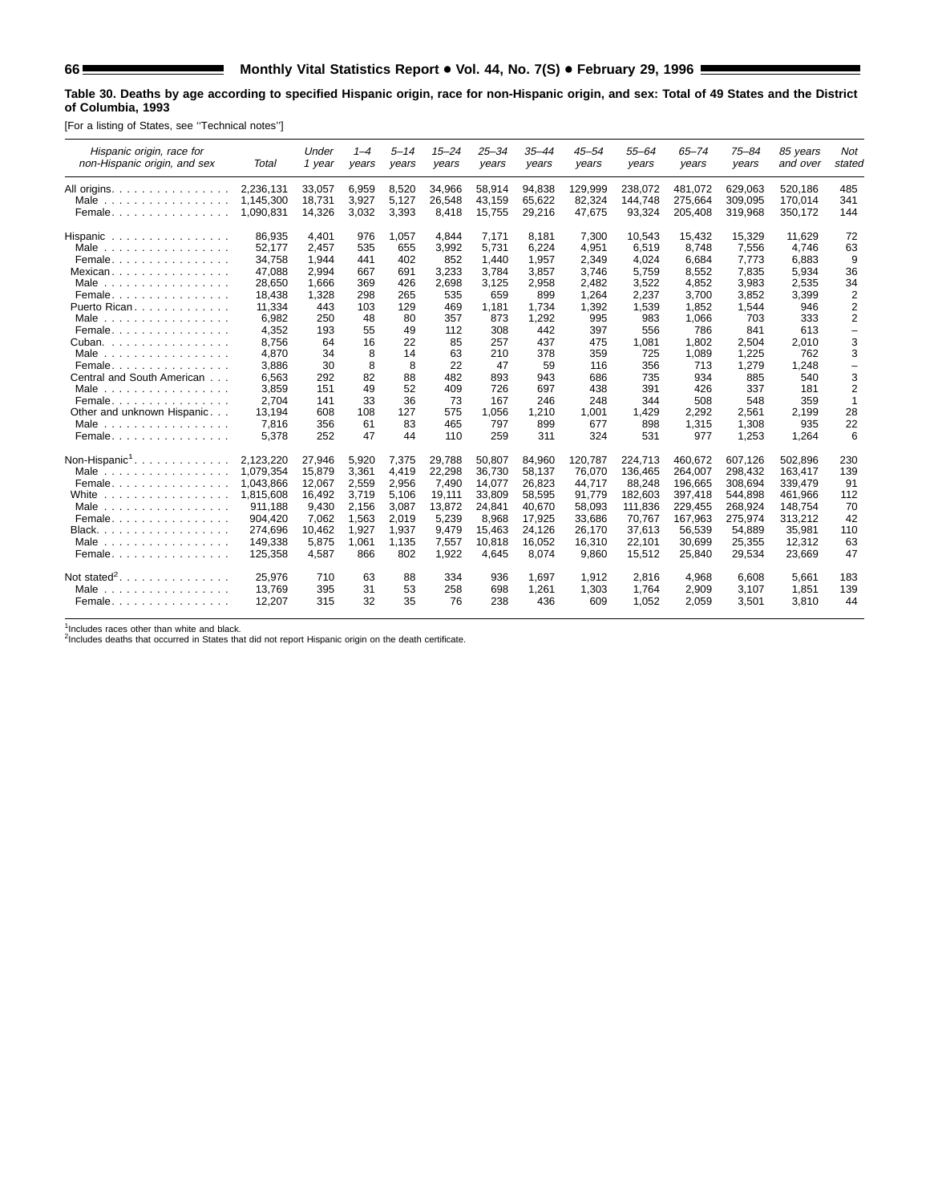**Table 30. Deaths by age according to specified Hispanic origin, race for non-Hispanic origin, and sex: Total of 49 States and the District of Columbia, 1993**

[For a listing of States, see ''Technical notes'']

| Hispanic origin, race for non-Hispanic origin, and sex | Total | Under 1 year | 1–4 years | 5–14 years | 15–24 years | 25–34 years | 35–44 years | 45–54 years | 55–64 years | 65–74 years | 75–84 years | 85 years and over | Not stated |
|---|---|---|---|---|---|---|---|---|---|---|---|---|---|
| All origins | 2,236,131 | 33,057 | 6,959 | 8,520 | 34,966 | 58,914 | 94,838 | 129,999 | 238,072 | 481,072 | 629,063 | 520,186 | 485 |
| Male | 1,145,300 | 18,731 | 3,927 | 5,127 | 26,548 | 43,159 | 65,622 | 82,324 | 144,748 | 275,664 | 309,095 | 170,014 | 341 |
| Female | 1,090,831 | 14,326 | 3,032 | 3,393 | 8,418 | 15,755 | 29,216 | 47,675 | 93,324 | 205,408 | 319,968 | 350,172 | 144 |
| Hispanic | 86,935 | 4,401 | 976 | 1,057 | 4,844 | 7,171 | 8,181 | 7,300 | 10,543 | 15,432 | 15,329 | 11,629 | 72 |
| Male | 52,177 | 2,457 | 535 | 655 | 3,992 | 5,731 | 6,224 | 4,951 | 6,519 | 8,748 | 7,556 | 4,746 | 63 |
| Female | 34,758 | 1,944 | 441 | 402 | 852 | 1,440 | 1,957 | 2,349 | 4,024 | 6,684 | 7,773 | 6,883 | 9 |
| Mexican | 47,088 | 2,994 | 667 | 691 | 3,233 | 3,784 | 3,857 | 3,746 | 5,759 | 8,552 | 7,835 | 5,934 | 36 |
| Male | 28,650 | 1,666 | 369 | 426 | 2,698 | 3,125 | 2,958 | 2,482 | 3,522 | 4,852 | 3,983 | 2,535 | 34 |
| Female | 18,438 | 1,328 | 298 | 265 | 535 | 659 | 899 | 1,264 | 2,237 | 3,700 | 3,852 | 3,399 | 2 |
| Puerto Rican | 11,334 | 443 | 103 | 129 | 469 | 1,181 | 1,734 | 1,392 | 1,539 | 1,852 | 1,544 | 946 | 2 |
| Male | 6,982 | 250 | 48 | 80 | 357 | 873 | 1,292 | 995 | 983 | 1,066 | 703 | 333 | 2 |
| Female | 4,352 | 193 | 55 | 49 | 112 | 308 | 442 | 397 | 556 | 786 | 841 | 613 | – |
| Cuban | 8,756 | 64 | 16 | 22 | 85 | 257 | 437 | 475 | 1,081 | 1,802 | 2,504 | 2,010 | 3 |
| Male | 4,870 | 34 | 8 | 14 | 63 | 210 | 378 | 359 | 725 | 1,089 | 1,225 | 762 | 3 |
| Female | 3,886 | 30 | 8 | 8 | 22 | 47 | 59 | 116 | 356 | 713 | 1,279 | 1,248 | – |
| Central and South American | 6,563 | 292 | 82 | 88 | 482 | 893 | 943 | 686 | 735 | 934 | 885 | 540 | 3 |
| Male | 3,859 | 151 | 49 | 52 | 409 | 726 | 697 | 438 | 391 | 426 | 337 | 181 | 2 |
| Female | 2,704 | 141 | 33 | 36 | 73 | 167 | 246 | 248 | 344 | 508 | 548 | 359 | 1 |
| Other and unknown Hispanic | 13,194 | 608 | 108 | 127 | 575 | 1,056 | 1,210 | 1,001 | 1,429 | 2,292 | 2,561 | 2,199 | 28 |
| Male | 7,816 | 356 | 61 | 83 | 465 | 797 | 899 | 677 | 898 | 1,315 | 1,308 | 935 | 22 |
| Female | 5,378 | 252 | 47 | 44 | 110 | 259 | 311 | 324 | 531 | 977 | 1,253 | 1,264 | 6 |
| Non-Hispanic[1] | 2,123,220 | 27,946 | 5,920 | 7,375 | 29,788 | 50,807 | 84,960 | 120,787 | 224,713 | 460,672 | 607,126 | 502,896 | 230 |
| Male | 1,079,354 | 15,879 | 3,361 | 4,419 | 22,298 | 36,730 | 58,137 | 76,070 | 136,465 | 264,007 | 298,432 | 163,417 | 139 |
| Female | 1,043,866 | 12,067 | 2,559 | 2,956 | 7,490 | 14,077 | 26,823 | 44,717 | 88,248 | 196,665 | 308,694 | 339,479 | 91 |
| White | 1,815,608 | 16,492 | 3,719 | 5,106 | 19,111 | 33,809 | 58,595 | 91,779 | 182,603 | 397,418 | 544,898 | 461,966 | 112 |
| Male | 911,188 | 9,430 | 2,156 | 3,087 | 13,872 | 24,841 | 40,670 | 58,093 | 111,836 | 229,455 | 268,924 | 148,754 | 70 |
| Female | 904,420 | 7,062 | 1,563 | 2,019 | 5,239 | 8,968 | 17,925 | 33,686 | 70,767 | 167,963 | 275,974 | 313,212 | 42 |
| Black | 274,696 | 10,462 | 1,927 | 1,937 | 9,479 | 15,463 | 24,126 | 26,170 | 37,613 | 56,539 | 54,889 | 35,981 | 110 |
| Male | 149,338 | 5,875 | 1,061 | 1,135 | 7,557 | 10,818 | 16,052 | 16,310 | 22,101 | 30,699 | 25,355 | 12,312 | 63 |
| Female | 125,358 | 4,587 | 866 | 802 | 1,922 | 4,645 | 8,074 | 9,860 | 15,512 | 25,840 | 29,534 | 23,669 | 47 |
| Not stated[2] | 25,976 | 710 | 63 | 88 | 334 | 936 | 1,697 | 1,912 | 2,816 | 4,968 | 6,608 | 5,661 | 183 |
| Male | 13,769 | 395 | 31 | 53 | 258 | 698 | 1,261 | 1,303 | 1,764 | 2,909 | 3,107 | 1,851 | 139 |
| Female | 12,207 | 315 | 32 | 35 | 76 | 238 | 436 | 609 | 1,052 | 2,059 | 3,501 | 3,810 | 44 |

[1]Includes races other than white and black.
[2]Includes deaths that occurred in States that did not report Hispanic origin on the death certificate.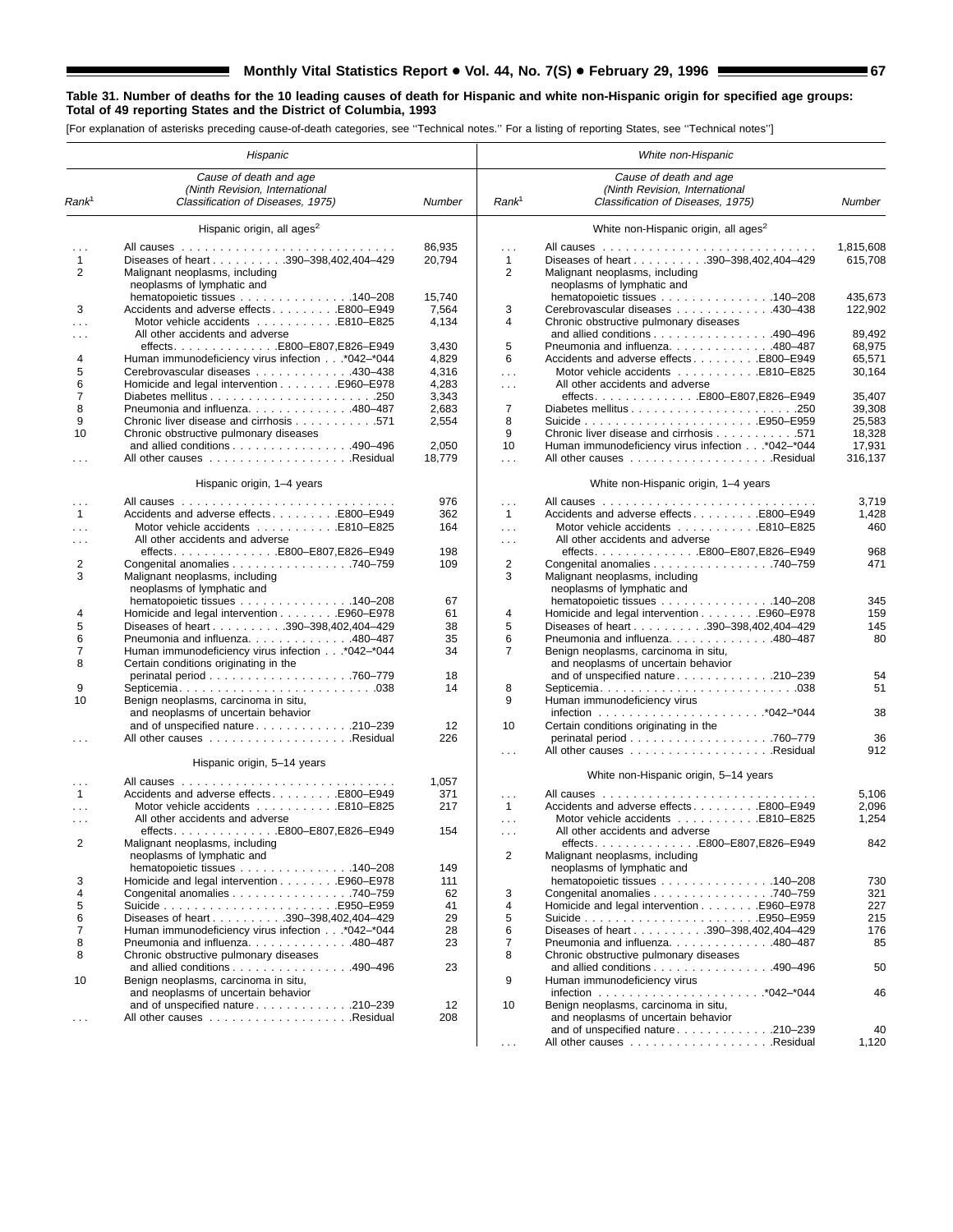**Table 31. Number of deaths for the 10 leading causes of death for Hispanic and white non-Hispanic origin for specified age groups: Total of 49 reporting States and the District of Columbia, 1993**

[For explanation of asterisks preceding cause-of-death categories, see ''Technical notes.'' For a listing of reporting States, see ''Technical notes'']

| *Hispanic* | | | *White non-Hispanic* | | |
|---|---|---|---|---|---|
| *Rank*[1] | *Cause of death and age (Ninth Revision, International Classification of Diseases, 1975)* | *Number* | *Rank*[1] | *Cause of death and age (Ninth Revision, International Classification of Diseases, 1975)* | *Number* |
| | Hispanic origin, all ages[2] | | | White non-Hispanic origin, all ages[2] | |
| . . . | All causes | 86,935 | . . . | All causes | 1,815,608 |
| 1 | Diseases of heart . . . 390–398,402,404–429 | 20,794 | 1 | Diseases of heart . . . 390–398,402,404–429 | 615,708 |
| 2 | Malignant neoplasms, including neoplasms of lymphatic and hematopoietic tissues . . . 140–208 | 15,740 | 2 | Malignant neoplasms, including neoplasms of lymphatic and hematopoietic tissues . . . 140–208 | 435,673 |
| 3 | Accidents and adverse effects . . . E800–E949 | 7,564 | 3 | Cerebrovascular diseases . . . 430–438 | 122,902 |
| . . . | Motor vehicle accidents . . . E810–E825 | 4,134 | 4 | Chronic obstructive pulmonary diseases and allied conditions . . . 490–496 | 89,492 |
| . . . | All other accidents and adverse effects . . . E800–E807,E826–E949 | 3,430 | 5 | Pneumonia and influenza . . . 480–487 | 68,975 |
| 4 | Human immunodeficiency virus infection . . . *042–*044 | 4,829 | 6 | Accidents and adverse effects . . . E800–E949 | 65,571 |
| 5 | Cerebrovascular diseases . . . 430–438 | 4,316 | . . . | Motor vehicle accidents . . . E810–E825 | 30,164 |
| 6 | Homicide and legal intervention . . . E960–E978 | 4,283 | . . . | All other accidents and adverse effects . . . E800–E807,E826–E949 | 35,407 |
| 7 | Diabetes mellitus . . . 250 | 3,343 | 7 | Diabetes mellitus . . . 250 | 39,308 |
| 8 | Pneumonia and influenza . . . 480–487 | 2,683 | 8 | Suicide . . . E950–E959 | 25,583 |
| 9 | Chronic liver disease and cirrhosis . . . 571 | 2,554 | 9 | Chronic liver disease and cirrhosis . . . 571 | 18,328 |
| 10 | Chronic obstructive pulmonary diseases and allied conditions . . . 490–496 | 2,050 | 10 | Human immunodeficiency virus infection . . . *042–*044 | 17,931 |
| . . . | All other causes . . . Residual | 18,779 | . . . | All other causes . . . Residual | 316,137 |
| | Hispanic origin, 1–4 years | | | White non-Hispanic origin, 1–4 years | |
| . . . | All causes | 976 | . . . | All causes | 3,719 |
| 1 | Accidents and adverse effects . . . E800–E949 | 362 | 1 | Accidents and adverse effects . . . E800–E949 | 1,428 |
| . . . | Motor vehicle accidents . . . E810–E825 | 164 | . . . | Motor vehicle accidents . . . E810–E825 | 460 |
| . . . | All other accidents and adverse effects . . . E800–E807,E826–E949 | 198 | . . . | All other accidents and adverse effects . . . E800–E807,E826–E949 | 968 |
| 2 | Congenital anomalies . . . 740–759 | 109 | 2 | Congenital anomalies . . . 740–759 | 471 |
| 3 | Malignant neoplasms, including neoplasms of lymphatic and hematopoietic tissues . . . 140–208 | 67 | 3 | Malignant neoplasms, including neoplasms of lymphatic and hematopoietic tissues . . . 140–208 | 345 |
| 4 | Homicide and legal intervention . . . E960–E978 | 61 | 4 | Homicide and legal intervention . . . E960–E978 | 159 |
| 5 | Diseases of heart . . . 390–398,402,404–429 | 38 | 5 | Diseases of heart . . . 390–398,402,404–429 | 145 |
| 6 | Pneumonia and influenza . . . 480–487 | 35 | 6 | Pneumonia and influenza . . . 480–487 | 80 |
| 7 | Human immunodeficiency virus infection . . . *042–*044 | 34 | 7 | Benign neoplasms, carcinoma in situ, and neoplasms of uncertain behavior and of unspecified nature . . . 210–239 | 54 |
| 8 | Certain conditions originating in the perinatal period . . . 760–779 | 18 | 8 | Septicemia . . . 038 | 51 |
| 9 | Septicemia . . . 038 | 14 | 9 | Human immunodeficiency virus infection . . . *042–*044 | 38 |
| 10 | Benign neoplasms, carcinoma in situ, and neoplasms of uncertain behavior and of unspecified nature . . . 210–239 | 12 | 10 | Certain conditions originating in the perinatal period . . . 760–779 | 36 |
| . . . | All other causes . . . Residual | 226 | . . . | All other causes . . . Residual | 912 |
| | Hispanic origin, 5–14 years | | | White non-Hispanic origin, 5–14 years | |
| . . . | All causes | 1,057 | . . . | All causes | 5,106 |
| 1 | Accidents and adverse effects . . . E800–E949 | 371 | 1 | Accidents and adverse effects . . . E800–E949 | 2,096 |
| . . . | Motor vehicle accidents . . . E810–E825 | 217 | . . . | Motor vehicle accidents . . . E810–E825 | 1,254 |
| . . . | All other accidents and adverse effects . . . E800–E807,E826–E949 | 154 | . . . | All other accidents and adverse effects . . . E800–E807,E826–E949 | 842 |
| 2 | Malignant neoplasms, including neoplasms of lymphatic and hematopoietic tissues . . . 140–208 | 149 | 2 | Malignant neoplasms, including neoplasms of lymphatic and hematopoietic tissues . . . 140–208 | 730 |
| 3 | Homicide and legal intervention . . . E960–E978 | 111 | 3 | Congenital anomalies . . . 740–759 | 321 |
| 4 | Congenital anomalies . . . 740–759 | 62 | 4 | Homicide and legal intervention . . . E960–E978 | 227 |
| 5 | Suicide . . . E950–E959 | 41 | 5 | Suicide . . . E950–E959 | 215 |
| 6 | Diseases of heart . . . 390–398,402,404–429 | 29 | 6 | Diseases of heart . . . 390–398,402,404–429 | 176 |
| 7 | Human immunodeficiency virus infection . . . *042–*044 | 28 | 7 | Pneumonia and influenza . . . 480–487 | 85 |
| 8 | Pneumonia and influenza . . . 480–487 | 23 | 8 | Chronic obstructive pulmonary diseases and allied conditions . . . 490–496 | 50 |
| 8 | Chronic obstructive pulmonary diseases and allied conditions . . . 490–496 | 23 | 9 | Human immunodeficiency virus infection . . . *042–*044 | 46 |
| 10 | Benign neoplasms, carcinoma in situ, and neoplasms of uncertain behavior and of unspecified nature . . . 210–239 | 12 | 10 | Benign neoplasms, carcinoma in situ, and neoplasms of uncertain behavior and of unspecified nature . . . 210–239 | 40 |
| . . . | All other causes . . . Residual | 208 | . . . | All other causes . . . Residual | 1,120 |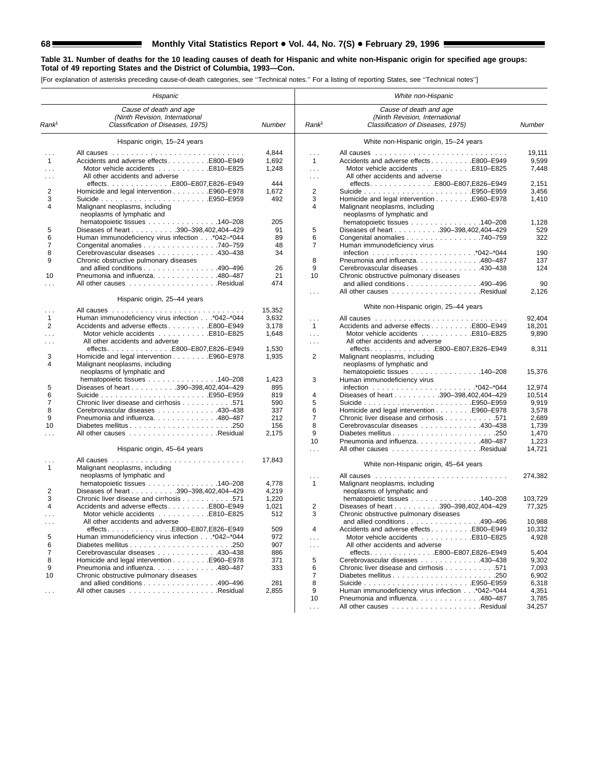**Table 31. Number of deaths for the 10 leading causes of death for Hispanic and white non-Hispanic origin for specified age groups: Total of 49 reporting States and the District of Columbia, 1993—Con.**

[For explanation of asterisks preceding cause-of-death categories, see ''Technical notes.'' For a listing of reporting States, see ''Technical notes'']

**Hispanic**

| Rank[1] | Cause of death and age (Ninth Revision, International Classification of Diseases, 1975) | Number |
|---|---|---|
| | **Hispanic origin, 15–24 years** | |
| . . . | All causes | 4,844 |
| 1 | Accidents and adverse effects . . . E800–E949 | 1,692 |
| . . . | Motor vehicle accidents . . . E810–E825 | 1,248 |
| . . . | All other accidents and adverse effects . . . E800–E807,E826–E949 | 444 |
| 2 | Homicide and legal intervention . . . E960–E978 | 1,672 |
| 3 | Suicide . . . E950–E959 | 492 |
| 4 | Malignant neoplasms, including neoplasms of lymphatic and hematopoietic tissues . . . 140–208 | 205 |
| 5 | Diseases of heart . . . 390–398,402,404–429 | 91 |
| 6 | Human immunodeficiency virus infection . . . *042–*044 | 89 |
| 7 | Congenital anomalies . . . 740–759 | 48 |
| 8 | Cerebrovascular diseases . . . 430–438 | 34 |
| 9 | Chronic obstructive pulmonary diseases and allied conditions . . . 490–496 | 26 |
| 10 | Pneumonia and influenza . . . 480–487 | 21 |
| . . . | All other causes . . . Residual | 474 |
| | **Hispanic origin, 25–44 years** | |
| . . . | All causes | 15,352 |
| 1 | Human immunodeficiency virus infection . . . *042–*044 | 3,632 |
| 2 | Accidents and adverse effects . . . E800–E949 | 3,178 |
| . . . | Motor vehicle accidents . . . E810–E825 | 1,648 |
| . . . | All other accidents and adverse effects . . . E800–E807,E826–E949 | 1,530 |
| 3 | Homicide and legal intervention . . . E960–E978 | 1,935 |
| 4 | Malignant neoplasms, including neoplasms of lymphatic and hematopoietic tissues . . . 140–208 | 1,423 |
| 5 | Diseases of heart . . . 390–398,402,404–429 | 895 |
| 6 | Suicide . . . E950–E959 | 819 |
| 7 | Chronic liver disease and cirrhosis . . . 571 | 590 |
| 8 | Cerebrovascular diseases . . . 430–438 | 337 |
| 9 | Pneumonia and influenza . . . 480–487 | 212 |
| 10 | Diabetes mellitus . . . 250 | 156 |
| . . . | All other causes . . . Residual | 2,175 |
| | **Hispanic origin, 45–64 years** | |
| . . . | All causes | 17,843 |
| 1 | Malignant neoplasms, including neoplasms of lymphatic and hematopoietic tissues . . . 140–208 | 4,778 |
| 2 | Diseases of heart . . . 390–398,402,404–429 | 4,219 |
| 3 | Chronic liver disease and cirrhosis . . . 571 | 1,220 |
| 4 | Accidents and adverse effects . . . E800–E949 | 1,021 |
| . . . | Motor vehicle accidents . . . E810–E825 | 512 |
| . . . | All other accidents and adverse effects . . . E800–E807,E826–E949 | 509 |
| 5 | Human immunodeficiency virus infection . . . *042–*044 | 972 |
| 6 | Diabetes mellitus . . . 250 | 907 |
| 7 | Cerebrovascular diseases . . . 430–438 | 886 |
| 8 | Homicide and legal intervention . . . E960–E978 | 371 |
| 9 | Pneumonia and influenza . . . 480–487 | 333 |
| 10 | Chronic obstructive pulmonary diseases and allied conditions . . . 490–496 | 281 |
| . . . | All other causes . . . Residual | 2,855 |

**White non-Hispanic**

| Rank[1] | Cause of death and age (Ninth Revision, International Classification of Diseases, 1975) | Number |
|---|---|---|
| | **White non-Hispanic origin, 15–24 years** | |
| . . . | All causes | 19,111 |
| 1 | Accidents and adverse effects . . . E800–E949 | 9,599 |
| . . . | Motor vehicle accidents . . . E810–E825 | 7,448 |
| . . . | All other accidents and adverse effects . . . E800–E807,E826–E949 | 2,151 |
| 2 | Suicide . . . E950–E959 | 3,456 |
| 3 | Homicide and legal intervention . . . E960–E978 | 1,410 |
| 4 | Malignant neoplasms, including neoplasms of lymphatic and hematopoietic tissues . . . 140–208 | 1,128 |
| 5 | Diseases of heart . . . 390–398,402,404–429 | 529 |
| 6 | Congenital anomalies . . . 740–759 | 322 |
| 7 | Human immunodeficiency virus infection . . . *042–*044 | 190 |
| 8 | Pneumonia and influenza . . . 480–487 | 137 |
| 9 | Cerebrovascular diseases . . . 430–438 | 124 |
| 10 | Chronic obstructive pulmonary diseases and allied conditions . . . 490–496 | 90 |
| . . . | All other causes . . . Residual | 2,126 |
| | **White non-Hispanic origin, 25–44 years** | |
| . . . | All causes | 92,404 |
| 1 | Accidents and adverse effects . . . E800–E949 | 18,201 |
| . . . | Motor vehicle accidents . . . E810–E825 | 9,890 |
| . . . | All other accidents and adverse effects . . . E800–E807,E826–E949 | 8,311 |
| 2 | Malignant neoplasms, including neoplasms of lymphatic and hematopoietic tissues . . . 140–208 | 15,376 |
| 3 | Human immunodeficiency virus infection . . . *042–*044 | 12,974 |
| 4 | Diseases of heart . . . 390–398,402,404–429 | 10,514 |
| 5 | Suicide . . . E950–E959 | 9,919 |
| 6 | Homicide and legal intervention . . . E960–E978 | 3,578 |
| 7 | Chronic liver disease and cirrhosis . . . 571 | 2,689 |
| 8 | Cerebrovascular diseases . . . 430–438 | 1,739 |
| 9 | Diabetes mellitus . . . 250 | 1,470 |
| 10 | Pneumonia and influenza . . . 480–487 | 1,223 |
| . . . | All other causes . . . Residual | 14,721 |
| | **White non-Hispanic origin, 45–64 years** | |
| . . . | All causes | 274,382 |
| 1 | Malignant neoplasms, including neoplasms of lymphatic and hematopoietic tissues . . . 140–208 | 103,729 |
| 2 | Diseases of heart . . . 390–398,402,404–429 | 77,325 |
| 3 | Chronic obstructive pulmonary diseases and allied conditions . . . 490–496 | 10,988 |
| 4 | Accidents and adverse effects . . . E800–E949 | 10,332 |
| . . . | Motor vehicle accidents . . . E810–E825 | 4,928 |
| . . . | All other accidents and adverse effects . . . E800–E807,E826–E949 | 5,404 |
| 5 | Cerebrovascular diseases . . . 430–438 | 9,302 |
| 6 | Chronic liver disease and cirrhosis . . . 571 | 7,093 |
| 7 | Diabetes mellitus . . . 250 | 6,902 |
| 8 | Suicide . . . E950–E959 | 6,318 |
| 9 | Human immunodeficiency virus infection . . . *042–*044 | 4,351 |
| 10 | Pneumonia and influenza . . . 480–487 | 3,785 |
| . . . | All other causes . . . Residual | 34,257 |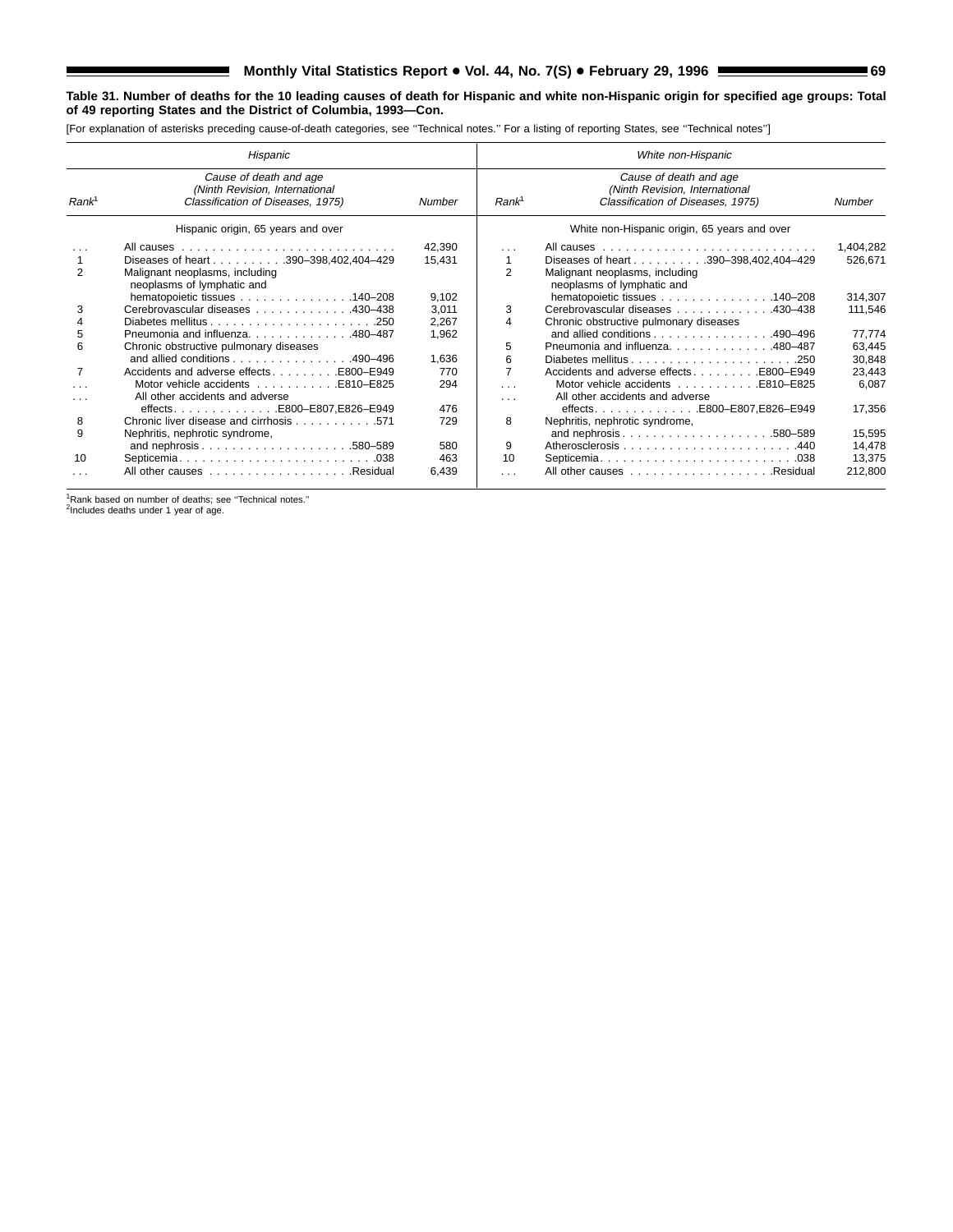**Table 31. Number of deaths for the 10 leading causes of death for Hispanic and white non-Hispanic origin for specified age groups: Total of 49 reporting States and the District of Columbia, 1993—Con.**

[For explanation of asterisks preceding cause-of-death categories, see ''Technical notes.'' For a listing of reporting States, see ''Technical notes'']

| *Hispanic* | | | *White non-Hispanic* | | |
|---|---|---|---|---|---|
| *Rank*[1] | *Cause of death and age (Ninth Revision, International Classification of Diseases, 1975)* | *Number* | *Rank*[1] | *Cause of death and age (Ninth Revision, International Classification of Diseases, 1975)* | *Number* |
| | Hispanic origin, 65 years and over | | | White non-Hispanic origin, 65 years and over | |
| . . . | All causes | 42,390 | . . . | All causes | 1,404,282 |
| 1 | Diseases of heart . . . . . . . . . .390–398,402,404–429 | 15,431 | 1 | Diseases of heart . . . . . . . . . .390–398,402,404–429 | 526,671 |
| 2 | Malignant neoplasms, including neoplasms of lymphatic and hematopoietic tissues . . . . . . . . . . . . . . .140–208 | 9,102 | 2 | Malignant neoplasms, including neoplasms of lymphatic and hematopoietic tissues . . . . . . . . . . . . . . .140–208 | 314,307 |
| 3 | Cerebrovascular diseases . . . . . . . . . . . . .430–438 | 3,011 | 3 | Cerebrovascular diseases . . . . . . . . . . . . .430–438 | 111,546 |
| 4 | Diabetes mellitus . . . . . . . . . . . . . . . . . . . . . .250 | 2,267 | 4 | Chronic obstructive pulmonary diseases and allied conditions . . . . . . . . . . . . . . . .490–496 | 77,774 |
| 5 | Pneumonia and influenza. . . . . . . . . . . . . .480–487 | 1,962 | 5 | Pneumonia and influenza. . . . . . . . . . . . . .480–487 | 63,445 |
| 6 | Chronic obstructive pulmonary diseases and allied conditions . . . . . . . . . . . . . . . .490–496 | 1,636 | 6 | Diabetes mellitus . . . . . . . . . . . . . . . . . . . . . .250 | 30,848 |
| 7 | Accidents and adverse effects . . . . . . . . .E800–E949 | 770 | 7 | Accidents and adverse effects . . . . . . . . .E800–E949 | 23,443 |
| . . . | Motor vehicle accidents . . . . . . . . . . .E810–E825 | 294 | . . . | Motor vehicle accidents . . . . . . . . . . .E810–E825 | 6,087 |
| . . . | All other accidents and adverse effects. . . . . . . . . . . . . .E800–E807,E826–E949 | 476 | . . . | All other accidents and adverse effects. . . . . . . . . . . . . .E800–E807,E826–E949 | 17,356 |
| 8 | Chronic liver disease and cirrhosis . . . . . . . . . . .571 | 729 | 8 | Nephritis, nephrotic syndrome, and nephrosis . . . . . . . . . . . . . . . . . . . .580–589 | 15,595 |
| 9 | Nephritis, nephrotic syndrome, and nephrosis . . . . . . . . . . . . . . . . . . . .580–589 | 580 | 9 | Atherosclerosis . . . . . . . . . . . . . . . . . . . . . . . .440 | 14,478 |
| 10 | Septicemia. . . . . . . . . . . . . . . . . . . . . . . . . .038 | 463 | 10 | Septicemia. . . . . . . . . . . . . . . . . . . . . . . . . .038 | 13,375 |
| . . . | All other causes . . . . . . . . . . . . . . . . . . .Residual | 6,439 | . . . | All other causes . . . . . . . . . . . . . . . . . . .Residual | 212,800 |

[1]Rank based on number of deaths; see ''Technical notes.''
[2]Includes deaths under 1 year of age.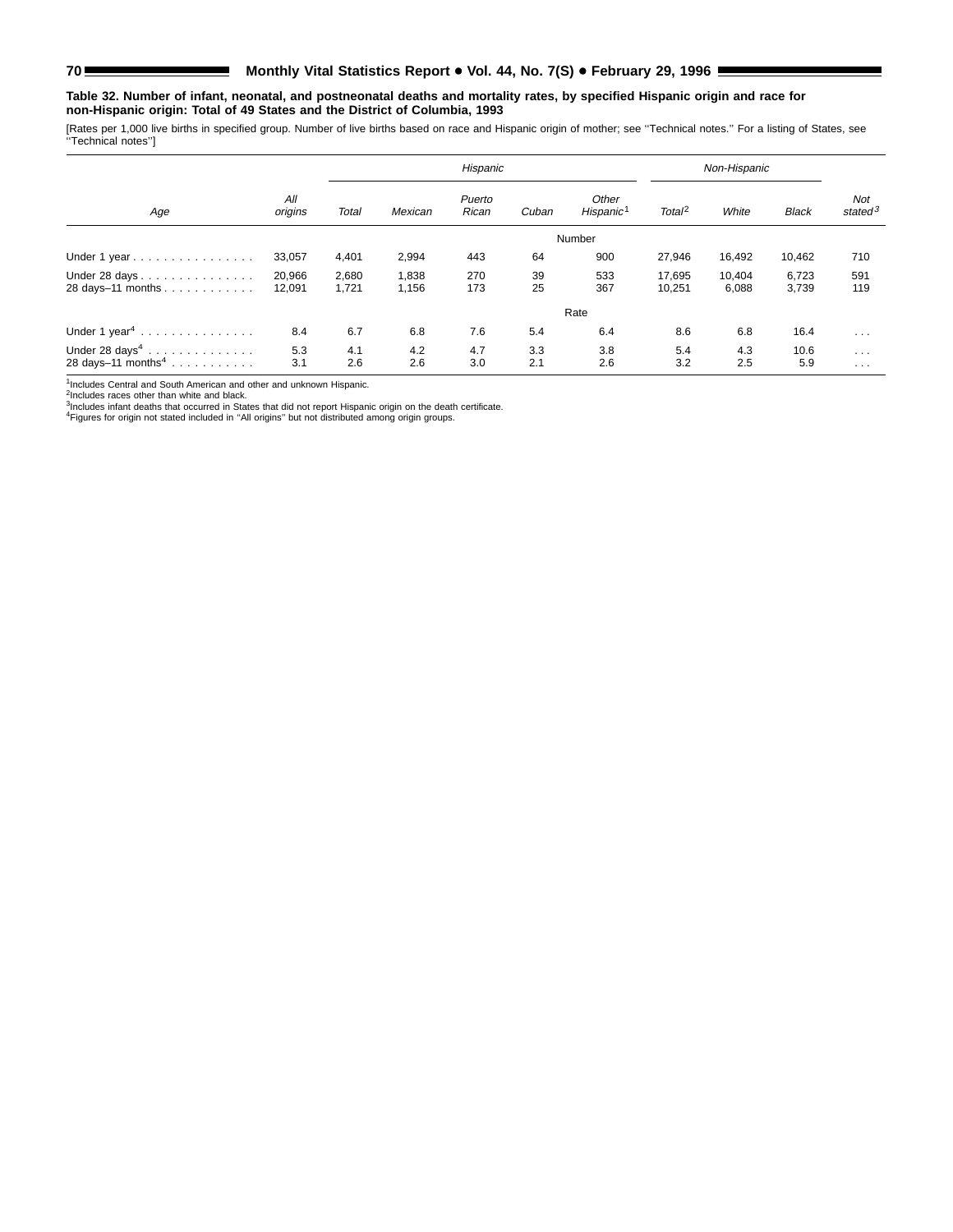**Table 32. Number of infant, neonatal, and postneonatal deaths and mortality rates, by specified Hispanic origin and race for non-Hispanic origin: Total of 49 States and the District of Columbia, 1993**

[Rates per 1,000 live births in specified group. Number of live births based on race and Hispanic origin of mother; see ''Technical notes.'' For a listing of States, see ''Technical notes'']

| Age | All origins | Hispanic | | | | | Non-Hispanic | | | Not stated[3] |
|---|---|---|---|---|---|---|---|---|---|---|
| | | Total | Mexican | Puerto Rican | Cuban | Other Hispanic[1] | Total[2] | White | Black | |
| | | | | | | Number | | | | |
| Under 1 year | 33,057 | 4,401 | 2,994 | 443 | 64 | 900 | 27,946 | 16,492 | 10,462 | 710 |
| Under 28 days | 20,966 | 2,680 | 1,838 | 270 | 39 | 533 | 17,695 | 10,404 | 6,723 | 591 |
| 28 days–11 months | 12,091 | 1,721 | 1,156 | 173 | 25 | 367 | 10,251 | 6,088 | 3,739 | 119 |
| | | | | | | Rate | | | | |
| Under 1 year[4] | 8.4 | 6.7 | 6.8 | 7.6 | 5.4 | 6.4 | 8.6 | 6.8 | 16.4 | . . . |
| Under 28 days[4] | 5.3 | 4.1 | 4.2 | 4.7 | 3.3 | 3.8 | 5.4 | 4.3 | 10.6 | . . . |
| 28 days–11 months[4] | 3.1 | 2.6 | 2.6 | 3.0 | 2.1 | 2.6 | 3.2 | 2.5 | 5.9 | . . . |

[1]Includes Central and South American and other and unknown Hispanic.
[2]Includes races other than white and black.
[3]Includes infant deaths that occurred in States that did not report Hispanic origin on the death certificate.
[4]Figures for origin not stated included in ''All origins'' but not distributed among origin groups.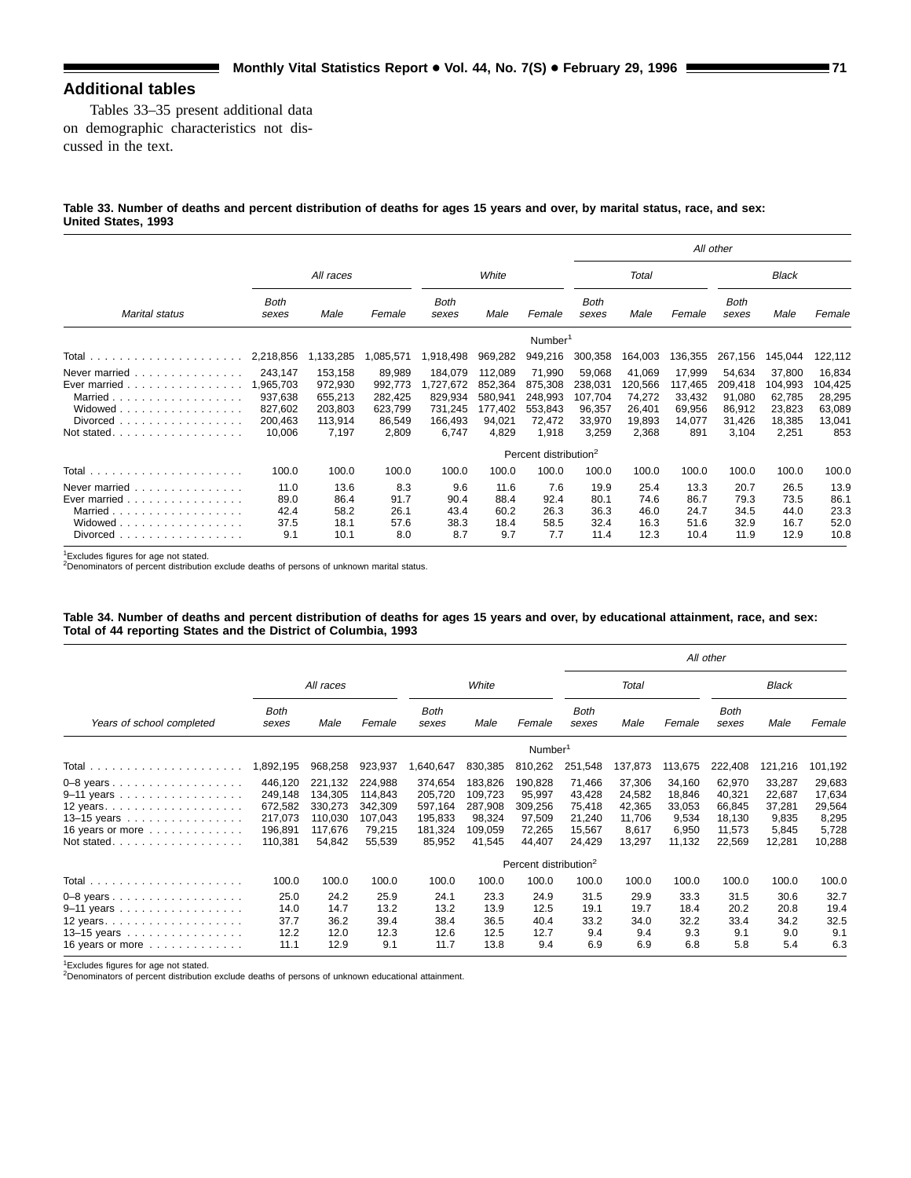## Additional tables

Tables 33–35 present additional data on demographic characteristics not discussed in the text.

**Table 33. Number of deaths and percent distribution of deaths for ages 15 years and over, by marital status, race, and sex: United States, 1993**

| Marital status | All races | | | White | | | All other | | | | | |
|---|---|---|---|---|---|---|---|---|---|---|---|---|
| | | | | | | | Total | | | Black | | |
| | Both sexes | Male | Female | Both sexes | Male | Female | Both sexes | Male | Female | Both sexes | Male | Female |
| | | | | | | Number[1] | | | | | | |
| Total | 2,218,856 | 1,133,285 | 1,085,571 | 1,918,498 | 969,282 | 949,216 | 300,358 | 164,003 | 136,355 | 267,156 | 145,044 | 122,112 |
| Never married | 243,147 | 153,158 | 89,989 | 184,079 | 112,089 | 71,990 | 59,068 | 41,069 | 17,999 | 54,634 | 37,800 | 16,834 |
| Ever married | 1,965,703 | 972,930 | 992,773 | 1,727,672 | 852,364 | 875,308 | 238,031 | 120,566 | 117,465 | 209,418 | 104,993 | 104,425 |
| Married | 937,638 | 655,213 | 282,425 | 829,934 | 580,941 | 248,993 | 107,704 | 74,272 | 33,432 | 91,080 | 62,785 | 28,295 |
| Widowed | 827,602 | 203,803 | 623,799 | 731,245 | 177,402 | 553,843 | 96,357 | 26,401 | 69,956 | 86,912 | 23,823 | 63,089 |
| Divorced | 200,463 | 113,914 | 86,549 | 166,493 | 94,021 | 72,472 | 33,970 | 19,893 | 14,077 | 31,426 | 18,385 | 13,041 |
| Not stated | 10,006 | 7,197 | 2,809 | 6,747 | 4,829 | 1,918 | 3,259 | 2,368 | 891 | 3,104 | 2,251 | 853 |
| | | | | | | Percent distribution[2] | | | | | | |
| Total | 100.0 | 100.0 | 100.0 | 100.0 | 100.0 | 100.0 | 100.0 | 100.0 | 100.0 | 100.0 | 100.0 | 100.0 |
| Never married | 11.0 | 13.6 | 8.3 | 9.6 | 11.6 | 7.6 | 19.9 | 25.4 | 13.3 | 20.7 | 26.5 | 13.9 |
| Ever married | 89.0 | 86.4 | 91.7 | 90.4 | 88.4 | 92.4 | 80.1 | 74.6 | 86.7 | 79.3 | 73.5 | 86.1 |
| Married | 42.4 | 58.2 | 26.1 | 43.4 | 60.2 | 26.3 | 36.3 | 46.0 | 24.7 | 34.5 | 44.0 | 23.3 |
| Widowed | 37.5 | 18.1 | 57.6 | 38.3 | 18.4 | 58.5 | 32.4 | 16.3 | 51.6 | 32.9 | 16.7 | 52.0 |
| Divorced | 9.1 | 10.1 | 8.0 | 8.7 | 9.7 | 7.7 | 11.4 | 12.3 | 10.4 | 11.9 | 12.9 | 10.8 |

[1]Excludes figures for age not stated.
[2]Denominators of percent distribution exclude deaths of persons of unknown marital status.

**Table 34. Number of deaths and percent distribution of deaths for ages 15 years and over, by educational attainment, race, and sex: Total of 44 reporting States and the District of Columbia, 1993**

| Years of school completed | All races | | | White | | | All other | | | | | |
|---|---|---|---|---|---|---|---|---|---|---|---|---|
| | | | | | | | Total | | | Black | | |
| | Both sexes | Male | Female | Both sexes | Male | Female | Both sexes | Male | Female | Both sexes | Male | Female |
| | | | | | | Number[1] | | | | | | |
| Total | 1,892,195 | 968,258 | 923,937 | 1,640,647 | 830,385 | 810,262 | 251,548 | 137,873 | 113,675 | 222,408 | 121,216 | 101,192 |
| 0–8 years | 446,120 | 221,132 | 224,988 | 374,654 | 183,826 | 190,828 | 71,466 | 37,306 | 34,160 | 62,970 | 33,287 | 29,683 |
| 9–11 years | 249,148 | 134,305 | 114,843 | 205,720 | 109,723 | 95,997 | 43,428 | 24,582 | 18,846 | 40,321 | 22,687 | 17,634 |
| 12 years | 672,582 | 330,273 | 342,309 | 597,164 | 287,908 | 309,256 | 75,418 | 42,365 | 33,053 | 66,845 | 37,281 | 29,564 |
| 13–15 years | 217,073 | 110,030 | 107,043 | 195,833 | 98,324 | 97,509 | 21,240 | 11,706 | 9,534 | 18,130 | 9,835 | 8,295 |
| 16 years or more | 196,891 | 117,676 | 79,215 | 181,324 | 109,059 | 72,265 | 15,567 | 8,617 | 6,950 | 11,573 | 5,845 | 5,728 |
| Not stated | 110,381 | 54,842 | 55,539 | 85,952 | 41,545 | 44,407 | 24,429 | 13,297 | 11,132 | 22,569 | 12,281 | 10,288 |
| | | | | | | Percent distribution[2] | | | | | | |
| Total | 100.0 | 100.0 | 100.0 | 100.0 | 100.0 | 100.0 | 100.0 | 100.0 | 100.0 | 100.0 | 100.0 | 100.0 |
| 0–8 years | 25.0 | 24.2 | 25.9 | 24.1 | 23.3 | 24.9 | 31.5 | 29.9 | 33.3 | 31.5 | 30.6 | 32.7 |
| 9–11 years | 14.0 | 14.7 | 13.2 | 13.2 | 13.9 | 12.5 | 19.1 | 19.7 | 18.4 | 20.2 | 20.8 | 19.4 |
| 12 years | 37.7 | 36.2 | 39.4 | 38.4 | 36.5 | 40.4 | 33.2 | 34.0 | 32.2 | 33.4 | 34.2 | 32.5 |
| 13–15 years | 12.2 | 12.0 | 12.3 | 12.6 | 12.5 | 12.7 | 9.4 | 9.4 | 9.3 | 9.1 | 9.0 | 9.1 |
| 16 years or more | 11.1 | 12.9 | 9.1 | 11.7 | 13.8 | 9.4 | 6.9 | 6.9 | 6.8 | 5.8 | 5.4 | 6.3 |

[1]Excludes figures for age not stated.
[2]Denominators of percent distribution exclude deaths of persons of unknown educational attainment.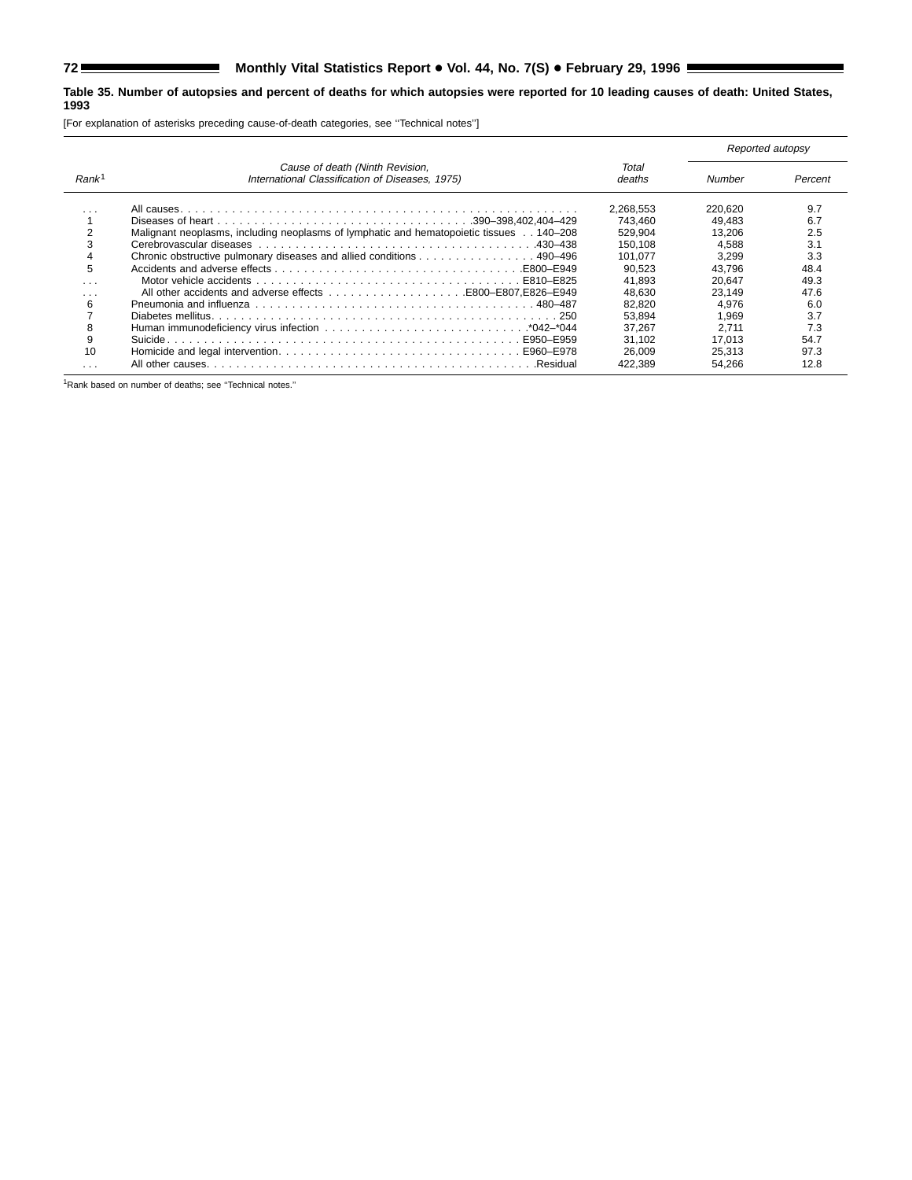**Table 35. Number of autopsies and percent of deaths for which autopsies were reported for 10 leading causes of death: United States, 1993**

[For explanation of asterisks preceding cause-of-death categories, see ''Technical notes'']

| Rank[1] | Cause of death (Ninth Revision, International Classification of Diseases, 1975) | Total deaths | Reported autopsy | |
|---|---|---|---|---|
| | | | Number | Percent |
| . . . | All causes | 2,268,553 | 220,620 | 9.7 |
| 1 | Diseases of heart . . . 390–398,402,404–429 | 743,460 | 49,483 | 6.7 |
| 2 | Malignant neoplasms, including neoplasms of lymphatic and hematopoietic tissues . . . 140–208 | 529,904 | 13,206 | 2.5 |
| 3 | Cerebrovascular diseases . . . 430–438 | 150,108 | 4,588 | 3.1 |
| 4 | Chronic obstructive pulmonary diseases and allied conditions . . . 490–496 | 101,077 | 3,299 | 3.3 |
| 5 | Accidents and adverse effects . . . E800–E949 | 90,523 | 43,796 | 48.4 |
| . . . | Motor vehicle accidents . . . E810–E825 | 41,893 | 20,647 | 49.3 |
| . . . | All other accidents and adverse effects . . . E800–E807,E826–E949 | 48,630 | 23,149 | 47.6 |
| 6 | Pneumonia and influenza . . . 480–487 | 82,820 | 4,976 | 6.0 |
| 7 | Diabetes mellitus . . . 250 | 53,894 | 1,969 | 3.7 |
| 8 | Human immunodeficiency virus infection . . . *042–*044 | 37,267 | 2,711 | 7.3 |
| 9 | Suicide . . . E950–E959 | 31,102 | 17,013 | 54.7 |
| 10 | Homicide and legal intervention . . . E960–E978 | 26,009 | 25,313 | 97.3 |
| . . . | All other causes . . . Residual | 422,389 | 54,266 | 12.8 |

[1]Rank based on number of deaths; see ''Technical notes.''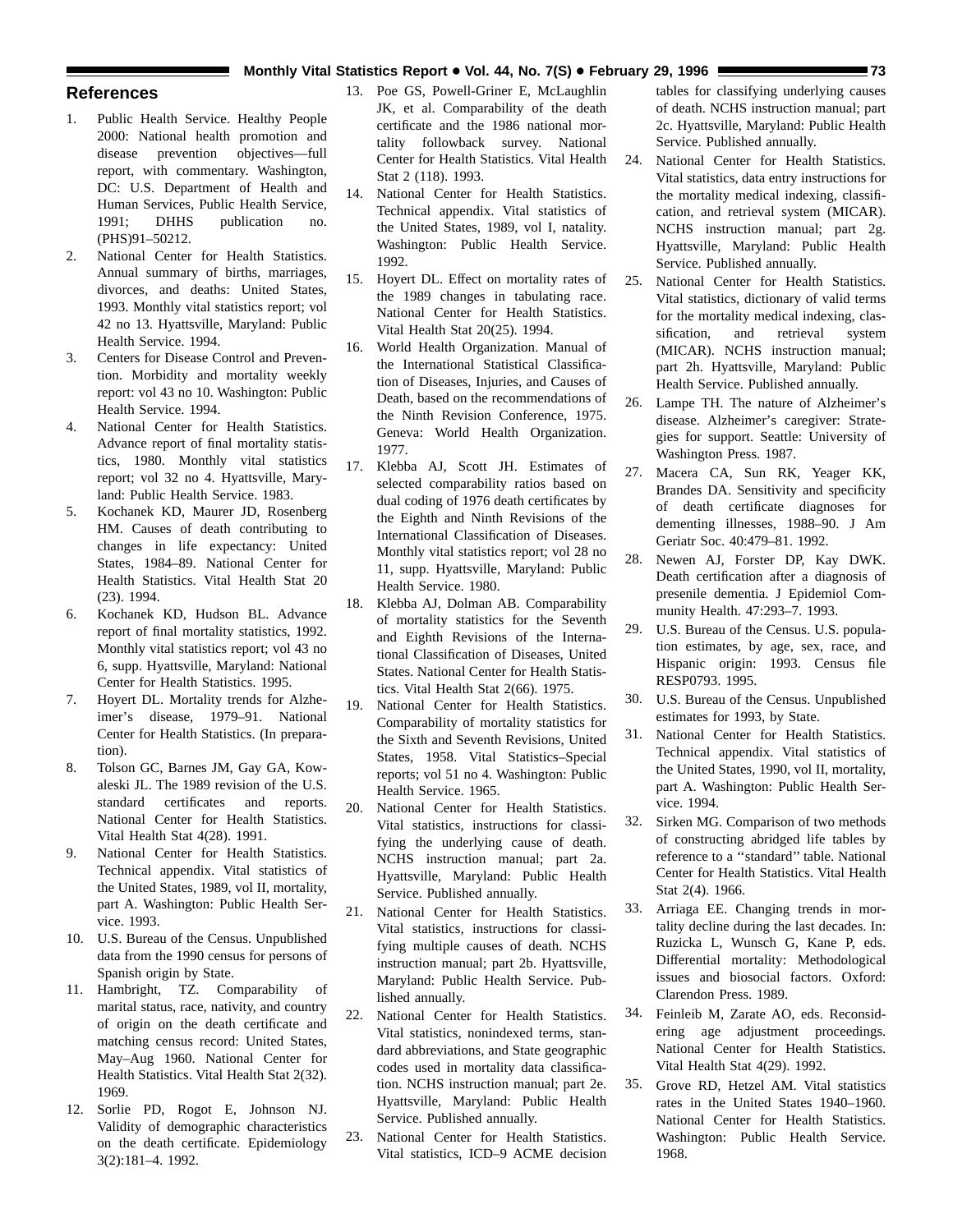## References

1. Public Health Service. Healthy People 2000: National health promotion and disease prevention objectives—full report, with commentary. Washington, DC: U.S. Department of Health and Human Services, Public Health Service, 1991; DHHS publication no. (PHS)91–50212.
2. National Center for Health Statistics. Annual summary of births, marriages, divorces, and deaths: United States, 1993. Monthly vital statistics report; vol 42 no 13. Hyattsville, Maryland: Public Health Service. 1994.
3. Centers for Disease Control and Prevention. Morbidity and mortality weekly report: vol 43 no 10. Washington: Public Health Service. 1994.
4. National Center for Health Statistics. Advance report of final mortality statistics, 1980. Monthly vital statistics report; vol 32 no 4. Hyattsville, Maryland: Public Health Service. 1983.
5. Kochanek KD, Maurer JD, Rosenberg HM. Causes of death contributing to changes in life expectancy: United States, 1984–89. National Center for Health Statistics. Vital Health Stat 20 (23). 1994.
6. Kochanek KD, Hudson BL. Advance report of final mortality statistics, 1992. Monthly vital statistics report; vol 43 no 6, supp. Hyattsville, Maryland: National Center for Health Statistics. 1995.
7. Hoyert DL. Mortality trends for Alzheimer's disease, 1979–91. National Center for Health Statistics. (In preparation).
8. Tolson GC, Barnes JM, Gay GA, Kowaleski JL. The 1989 revision of the U.S. standard certificates and reports. National Center for Health Statistics. Vital Health Stat 4(28). 1991.
9. National Center for Health Statistics. Technical appendix. Vital statistics of the United States, 1989, vol II, mortality, part A. Washington: Public Health Service. 1993.
10. U.S. Bureau of the Census. Unpublished data from the 1990 census for persons of Spanish origin by State.
11. Hambright, TZ. Comparability of marital status, race, nativity, and country of origin on the death certificate and matching census record: United States, May–Aug 1960. National Center for Health Statistics. Vital Health Stat 2(32). 1969.
12. Sorlie PD, Rogot E, Johnson NJ. Validity of demographic characteristics on the death certificate. Epidemiology 3(2):181–4. 1992.
13. Poe GS, Powell-Griner E, McLaughlin JK, et al. Comparability of the death certificate and the 1986 national mortality followback survey. National Center for Health Statistics. Vital Health Stat 2 (118). 1993.
14. National Center for Health Statistics. Technical appendix. Vital statistics of the United States, 1989, vol I, natality. Washington: Public Health Service. 1992.
15. Hoyert DL. Effect on mortality rates of the 1989 changes in tabulating race. National Center for Health Statistics. Vital Health Stat 20(25). 1994.
16. World Health Organization. Manual of the International Statistical Classification of Diseases, Injuries, and Causes of Death, based on the recommendations of the Ninth Revision Conference, 1975. Geneva: World Health Organization. 1977.
17. Klebba AJ, Scott JH. Estimates of selected comparability ratios based on dual coding of 1976 death certificates by the Eighth and Ninth Revisions of the International Classification of Diseases. Monthly vital statistics report; vol 28 no 11, supp. Hyattsville, Maryland: Public Health Service. 1980.
18. Klebba AJ, Dolman AB. Comparability of mortality statistics for the Seventh and Eighth Revisions of the International Classification of Diseases, United States. National Center for Health Statistics. Vital Health Stat 2(66). 1975.
19. National Center for Health Statistics. Comparability of mortality statistics for the Sixth and Seventh Revisions, United States, 1958. Vital Statistics–Special reports; vol 51 no 4. Washington: Public Health Service. 1965.
20. National Center for Health Statistics. Vital statistics, instructions for classifying the underlying cause of death. NCHS instruction manual; part 2a. Hyattsville, Maryland: Public Health Service. Published annually.
21. National Center for Health Statistics. Vital statistics, instructions for classifying multiple causes of death. NCHS instruction manual; part 2b. Hyattsville, Maryland: Public Health Service. Published annually.
22. National Center for Health Statistics. Vital statistics, nonindexed terms, standard abbreviations, and State geographic codes used in mortality data classification. NCHS instruction manual; part 2e. Hyattsville, Maryland: Public Health Service. Published annually.
23. National Center for Health Statistics. Vital statistics, ICD–9 ACME decision tables for classifying underlying causes of death. NCHS instruction manual; part 2c. Hyattsville, Maryland: Public Health Service. Published annually.
24. National Center for Health Statistics. Vital statistics, data entry instructions for the mortality medical indexing, classification, and retrieval system (MICAR). NCHS instruction manual; part 2g. Hyattsville, Maryland: Public Health Service. Published annually.
25. National Center for Health Statistics. Vital statistics, dictionary of valid terms for the mortality medical indexing, classification, and retrieval system (MICAR). NCHS instruction manual; part 2h. Hyattsville, Maryland: Public Health Service. Published annually.
26. Lampe TH. The nature of Alzheimer's disease. Alzheimer's caregiver: Strategies for support. Seattle: University of Washington Press. 1987.
27. Macera CA, Sun RK, Yeager KK, Brandes DA. Sensitivity and specificity of death certificate diagnoses for dementing illnesses, 1988–90. J Am Geriatr Soc. 40:479–81. 1992.
28. Newen AJ, Forster DP, Kay DWK. Death certification after a diagnosis of presenile dementia. J Epidemiol Community Health. 47:293–7. 1993.
29. U.S. Bureau of the Census. U.S. population estimates, by age, sex, race, and Hispanic origin: 1993. Census file RESP0793. 1995.
30. U.S. Bureau of the Census. Unpublished estimates for 1993, by State.
31. National Center for Health Statistics. Technical appendix. Vital statistics of the United States, 1990, vol II, mortality, part A. Washington: Public Health Service. 1994.
32. Sirken MG. Comparison of two methods of constructing abridged life tables by reference to a "standard" table. National Center for Health Statistics. Vital Health Stat 2(4). 1966.
33. Arriaga EE. Changing trends in mortality decline during the last decades. In: Ruzicka L, Wunsch G, Kane P, eds. Differential mortality: Methodological issues and biosocial factors. Oxford: Clarendon Press. 1989.
34. Feinleib M, Zarate AO, eds. Reconsidering age adjustment proceedings. National Center for Health Statistics. Vital Health Stat 4(29). 1992.
35. Grove RD, Hetzel AM. Vital statistics rates in the United States 1940–1960. National Center for Health Statistics. Washington: Public Health Service. 1968.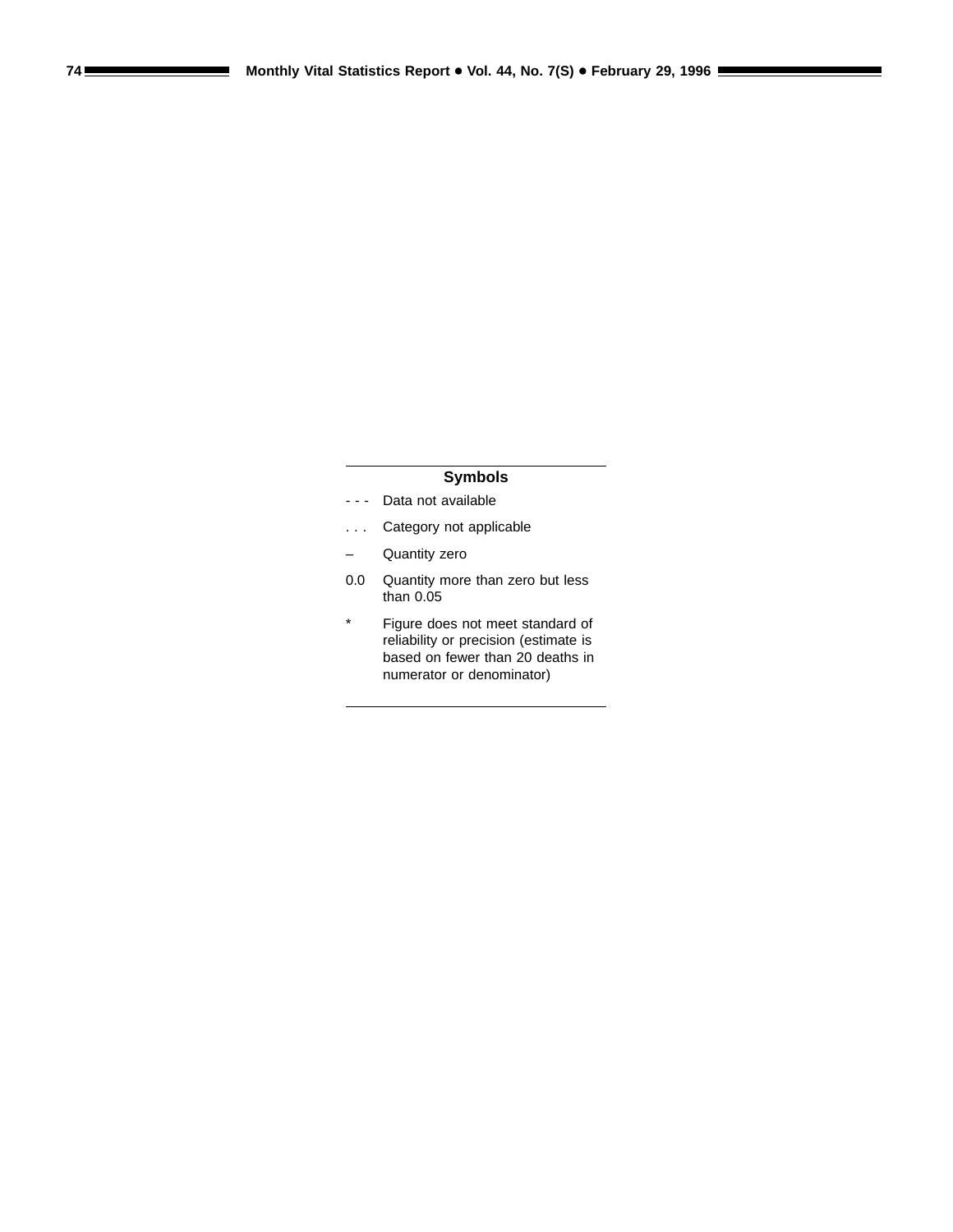## Symbols

| | |
|---|---|
| - - - | Data not available |
| . . . | Category not applicable |
| – | Quantity zero |
| 0.0 | Quantity more than zero but less than 0.05 |
| * | Figure does not meet standard of reliability or precision (estimate is based on fewer than 20 deaths in numerator or denominator) |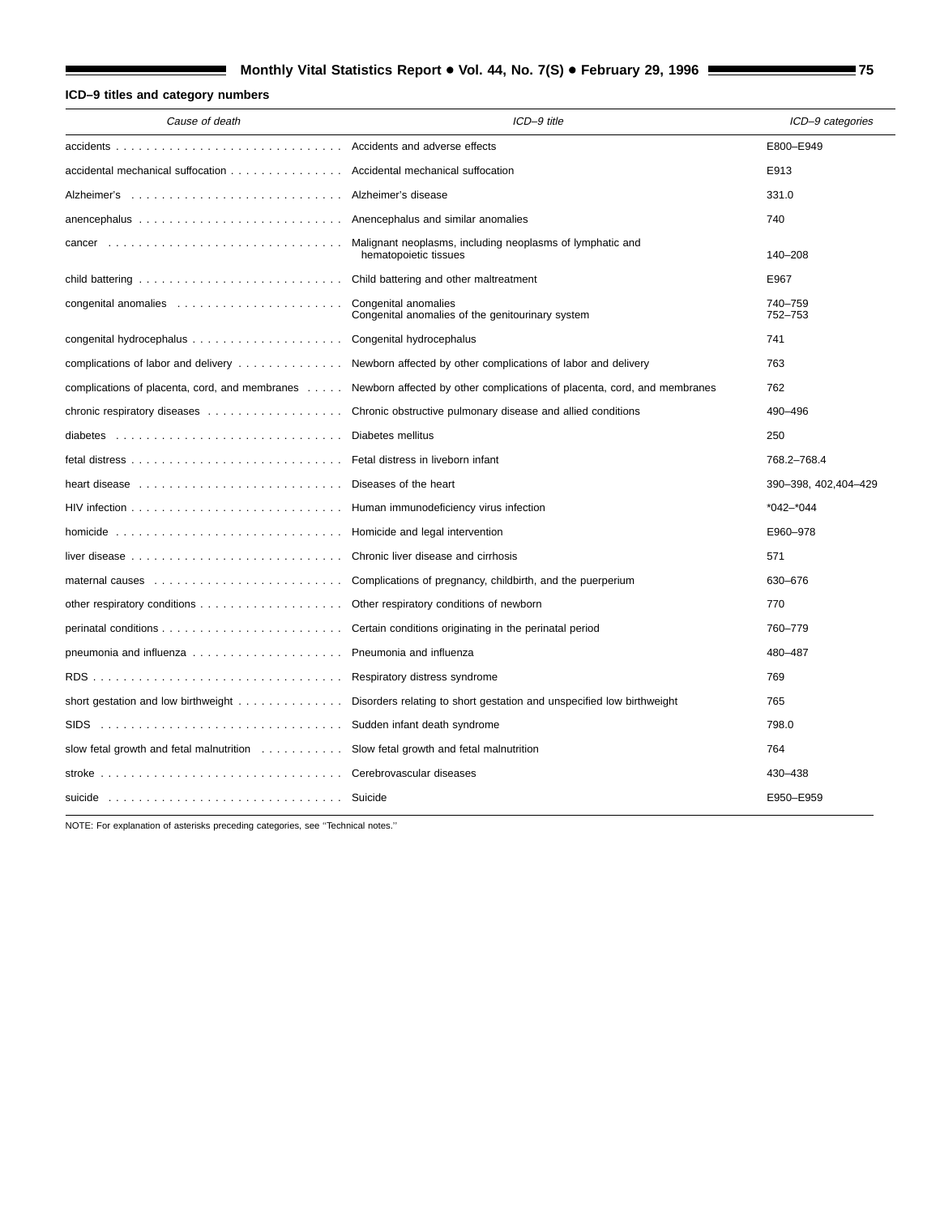**ICD–9 titles and category numbers**

| *Cause of death* | *ICD–9 title* | *ICD–9 categories* |
|---|---|---|
| accidents | Accidents and adverse effects | E800–E949 |
| accidental mechanical suffocation | Accidental mechanical suffocation | E913 |
| Alzheimer's | Alzheimer's disease | 331.0 |
| anencephalus | Anencephalus and similar anomalies | 740 |
| cancer | Malignant neoplasms, including neoplasms of lymphatic and hematopoietic tissues | 140–208 |
| child battering | Child battering and other maltreatment | E967 |
| congenital anomalies | Congenital anomalies<br>Congenital anomalies of the genitourinary system | 740–759<br>752–753 |
| congenital hydrocephalus | Congenital hydrocephalus | 741 |
| complications of labor and delivery | Newborn affected by other complications of labor and delivery | 763 |
| complications of placenta, cord, and membranes | Newborn affected by other complications of placenta, cord, and membranes | 762 |
| chronic respiratory diseases | Chronic obstructive pulmonary disease and allied conditions | 490–496 |
| diabetes | Diabetes mellitus | 250 |
| fetal distress | Fetal distress in liveborn infant | 768.2–768.4 |
| heart disease | Diseases of the heart | 390–398, 402,404–429 |
| HIV infection | Human immunodeficiency virus infection | *042–*044 |
| homicide | Homicide and legal intervention | E960–978 |
| liver disease | Chronic liver disease and cirrhosis | 571 |
| maternal causes | Complications of pregnancy, childbirth, and the puerperium | 630–676 |
| other respiratory conditions | Other respiratory conditions of newborn | 770 |
| perinatal conditions | Certain conditions originating in the perinatal period | 760–779 |
| pneumonia and influenza | Pneumonia and influenza | 480–487 |
| RDS | Respiratory distress syndrome | 769 |
| short gestation and low birthweight | Disorders relating to short gestation and unspecified low birthweight | 765 |
| SIDS | Sudden infant death syndrome | 798.0 |
| slow fetal growth and fetal malnutrition | Slow fetal growth and fetal malnutrition | 764 |
| stroke | Cerebrovascular diseases | 430–438 |
| suicide | Suicide | E950–E959 |

NOTE: For explanation of asterisks preceding categories, see ''Technical notes.''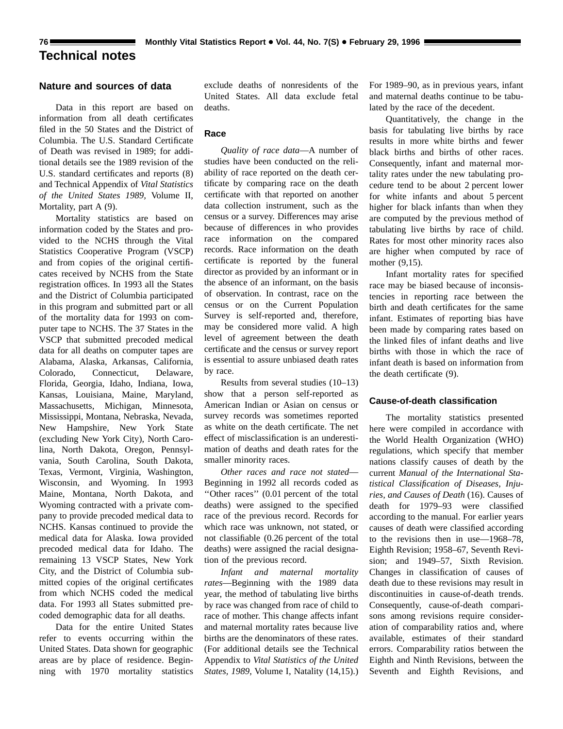# Technical notes

## Nature and sources of data

Data in this report are based on information from all death certificates filed in the 50 States and the District of Columbia. The U.S. Standard Certificate of Death was revised in 1989; for additional details see the 1989 revision of the U.S. standard certificates and reports (8) and Technical Appendix of *Vital Statistics of the United States 1989*, Volume II, Mortality, part A (9).

Mortality statistics are based on information coded by the States and provided to the NCHS through the Vital Statistics Cooperative Program (VSCP) and from copies of the original certificates received by NCHS from the State registration offices. In 1993 all the States and the District of Columbia participated in this program and submitted part or all of the mortality data for 1993 on computer tape to NCHS. The 37 States in the VSCP that submitted precoded medical data for all deaths on computer tapes are Alabama, Alaska, Arkansas, California, Colorado, Connecticut, Delaware, Florida, Georgia, Idaho, Indiana, Iowa, Kansas, Louisiana, Maine, Maryland, Massachusetts, Michigan, Minnesota, Mississippi, Montana, Nebraska, Nevada, New Hampshire, New York State (excluding New York City), North Carolina, North Dakota, Oregon, Pennsylvania, South Carolina, South Dakota, Texas, Vermont, Virginia, Washington, Wisconsin, and Wyoming. In 1993 Maine, Montana, North Dakota, and Wyoming contracted with a private company to provide precoded medical data to NCHS. Kansas continued to provide the medical data for Alaska. Iowa provided precoded medical data for Idaho. The remaining 13 VSCP States, New York City, and the District of Columbia submitted copies of the original certificates from which NCHS coded the medical data. For 1993 all States submitted precoded demographic data for all deaths.

Data for the entire United States refer to events occurring within the United States. Data shown for geographic areas are by place of residence. Beginning with 1970 mortality statistics exclude deaths of nonresidents of the United States. All data exclude fetal deaths.

## Race

*Quality of race data*—A number of studies have been conducted on the reliability of race reported on the death certificate by comparing race on the death certificate with that reported on another data collection instrument, such as the census or a survey. Differences may arise because of differences in who provides race information on the compared records. Race information on the death certificate is reported by the funeral director as provided by an informant or in the absence of an informant, on the basis of observation. In contrast, race on the census or on the Current Population Survey is self-reported and, therefore, may be considered more valid. A high level of agreement between the death certificate and the census or survey report is essential to assure unbiased death rates by race.

Results from several studies (10–13) show that a person self-reported as American Indian or Asian on census or survey records was sometimes reported as white on the death certificate. The net effect of misclassification is an underestimation of deaths and death rates for the smaller minority races.

*Other races and race not stated*—Beginning in 1992 all records coded as ''Other races'' (0.01 percent of the total deaths) were assigned to the specified race of the previous record. Records for which race was unknown, not stated, or not classifiable (0.26 percent of the total deaths) were assigned the racial designation of the previous record.

*Infant and maternal mortality rates*—Beginning with the 1989 data year, the method of tabulating live births by race was changed from race of child to race of mother. This change affects infant and maternal mortality rates because live births are the denominators of these rates. (For additional details see the Technical Appendix to *Vital Statistics of the United States, 1989*, Volume I, Natality (14,15).) For 1989–90, as in previous years, infant and maternal deaths continue to be tabulated by the race of the decedent.

Quantitatively, the change in the basis for tabulating live births by race results in more white births and fewer black births and births of other races. Consequently, infant and maternal mortality rates under the new tabulating procedure tend to be about 2 percent lower for white infants and about 5 percent higher for black infants than when they are computed by the previous method of tabulating live births by race of child. Rates for most other minority races also are higher when computed by race of mother (9,15).

Infant mortality rates for specified race may be biased because of inconsistencies in reporting race between the birth and death certificates for the same infant. Estimates of reporting bias have been made by comparing rates based on the linked files of infant deaths and live births with those in which the race of infant death is based on information from the death certificate (9).

## Cause-of-death classification

The mortality statistics presented here were compiled in accordance with the World Health Organization (WHO) regulations, which specify that member nations classify causes of death by the current *Manual of the International Statistical Classification of Diseases, Injuries, and Causes of Death* (16). Causes of death for 1979–93 were classified according to the manual. For earlier years causes of death were classified according to the revisions then in use—1968–78, Eighth Revision; 1958–67, Seventh Revision; and 1949–57, Sixth Revision. Changes in classification of causes of death due to these revisions may result in discontinuities in cause-of-death trends. Consequently, cause-of-death comparisons among revisions require consideration of comparability ratios and, where available, estimates of their standard errors. Comparability ratios between the Eighth and Ninth Revisions, between the Seventh and Eighth Revisions, and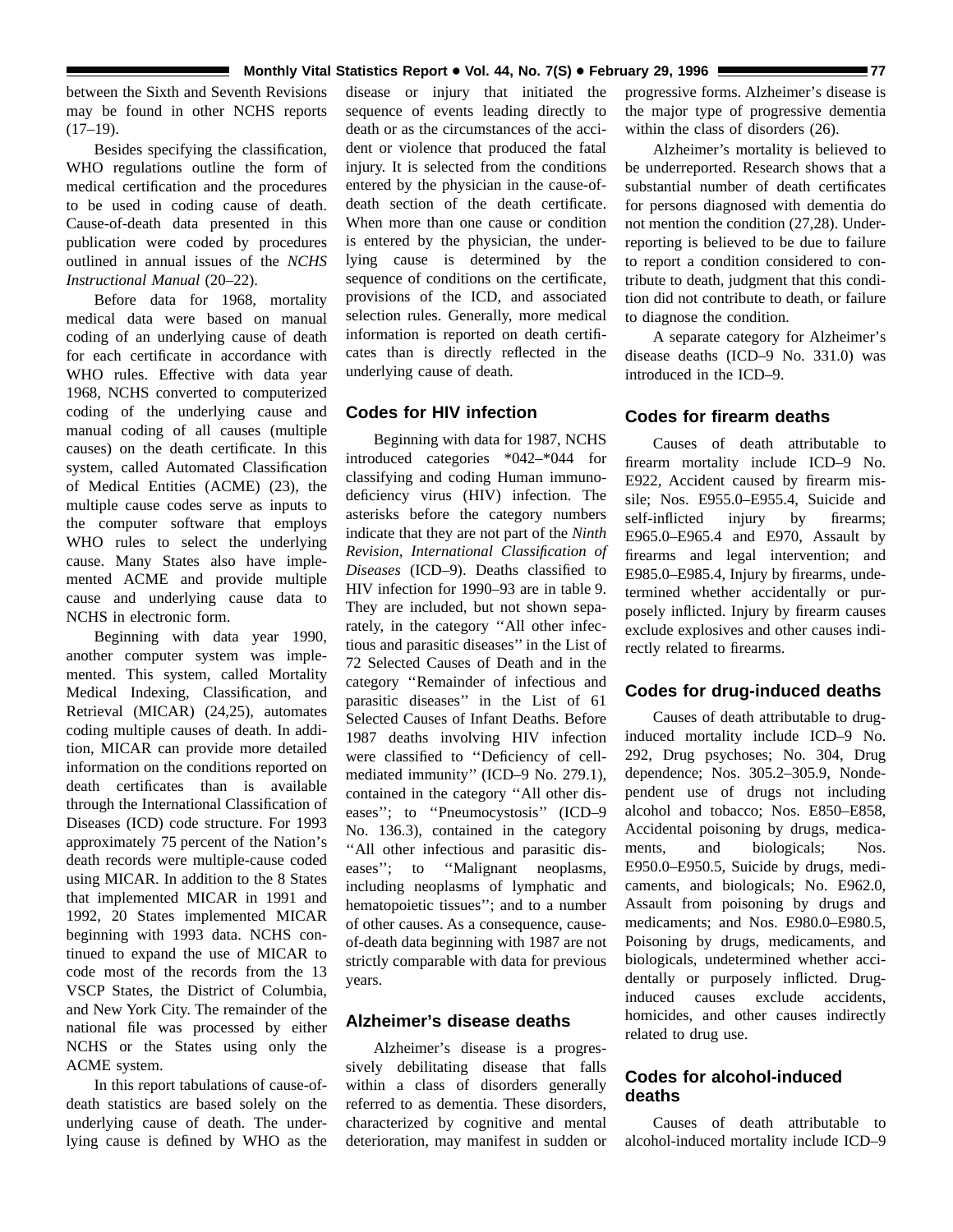between the Sixth and Seventh Revisions may be found in other NCHS reports (17–19).

Besides specifying the classification, WHO regulations outline the form of medical certification and the procedures to be used in coding cause of death. Cause-of-death data presented in this publication were coded by procedures outlined in annual issues of the *NCHS Instructional Manual* (20–22).

Before data for 1968, mortality medical data were based on manual coding of an underlying cause of death for each certificate in accordance with WHO rules. Effective with data year 1968, NCHS converted to computerized coding of the underlying cause and manual coding of all causes (multiple causes) on the death certificate. In this system, called Automated Classification of Medical Entities (ACME) (23), the multiple cause codes serve as inputs to the computer software that employs WHO rules to select the underlying cause. Many States also have implemented ACME and provide multiple cause and underlying cause data to NCHS in electronic form.

Beginning with data year 1990, another computer system was implemented. This system, called Mortality Medical Indexing, Classification, and Retrieval (MICAR) (24,25), automates coding multiple causes of death. In addition, MICAR can provide more detailed information on the conditions reported on death certificates than is available through the International Classification of Diseases (ICD) code structure. For 1993 approximately 75 percent of the Nation's death records were multiple-cause coded using MICAR. In addition to the 8 States that implemented MICAR in 1991 and 1992, 20 States implemented MICAR beginning with 1993 data. NCHS continued to expand the use of MICAR to code most of the records from the 13 VSCP States, the District of Columbia, and New York City. The remainder of the national file was processed by either NCHS or the States using only the ACME system.

In this report tabulations of cause-of-death statistics are based solely on the underlying cause of death. The underlying cause is defined by WHO as the disease or injury that initiated the sequence of events leading directly to death or as the circumstances of the accident or violence that produced the fatal injury. It is selected from the conditions entered by the physician in the cause-of-death section of the death certificate. When more than one cause or condition is entered by the physician, the underlying cause is determined by the sequence of conditions on the certificate, provisions of the ICD, and associated selection rules. Generally, more medical information is reported on death certificates than is directly reflected in the underlying cause of death.

## Codes for HIV infection

Beginning with data for 1987, NCHS introduced categories *042–*044 for classifying and coding Human immunodeficiency virus (HIV) infection. The asterisks before the category numbers indicate that they are not part of the *Ninth Revision, International Classification of Diseases* (ICD–9). Deaths classified to HIV infection for 1990–93 are in table 9. They are included, but not shown separately, in the category ''All other infectious and parasitic diseases'' in the List of 72 Selected Causes of Death and in the category ''Remainder of infectious and parasitic diseases'' in the List of 61 Selected Causes of Infant Deaths. Before 1987 deaths involving HIV infection were classified to ''Deficiency of cell-mediated immunity'' (ICD–9 No. 279.1), contained in the category ''All other diseases''; to ''Pneumocystosis'' (ICD–9 No. 136.3), contained in the category ''All other infectious and parasitic diseases''; to ''Malignant neoplasms, including neoplasms of lymphatic and hematopoietic tissues''; and to a number of other causes. As a consequence, cause-of-death data beginning with 1987 are not strictly comparable with data for previous years.

## Alzheimer's disease deaths

Alzheimer's disease is a progressively debilitating disease that falls within a class of disorders generally referred to as dementia. These disorders, characterized by cognitive and mental deterioration, may manifest in sudden or progressive forms. Alzheimer's disease is the major type of progressive dementia within the class of disorders (26).

Alzheimer's mortality is believed to be underreported. Research shows that a substantial number of death certificates for persons diagnosed with dementia do not mention the condition (27,28). Underreporting is believed to be due to failure to report a condition considered to contribute to death, judgment that this condition did not contribute to death, or failure to diagnose the condition.

A separate category for Alzheimer's disease deaths (ICD–9 No. 331.0) was introduced in the ICD–9.

## Codes for firearm deaths

Causes of death attributable to firearm mortality include ICD–9 No. E922, Accident caused by firearm missile; Nos. E955.0–E955.4, Suicide and self-inflicted injury by firearms; E965.0–E965.4 and E970, Assault by firearms and legal intervention; and E985.0–E985.4, Injury by firearms, undetermined whether accidentally or purposely inflicted. Injury by firearm causes exclude explosives and other causes indirectly related to firearms.

## Codes for drug-induced deaths

Causes of death attributable to drug-induced mortality include ICD–9 No. 292, Drug psychoses; No. 304, Drug dependence; Nos. 305.2–305.9, Nondependent use of drugs not including alcohol and tobacco; Nos. E850–E858, Accidental poisoning by drugs, medicaments, and biologicals; Nos. E950.0–E950.5, Suicide by drugs, medicaments, and biologicals; No. E962.0, Assault from poisoning by drugs and medicaments; and Nos. E980.0–E980.5, Poisoning by drugs, medicaments, and biologicals, undetermined whether accidentally or purposely inflicted. Drug-induced causes exclude accidents, homicides, and other causes indirectly related to drug use.

## Codes for alcohol-induced deaths

Causes of death attributable to alcohol-induced mortality include ICD–9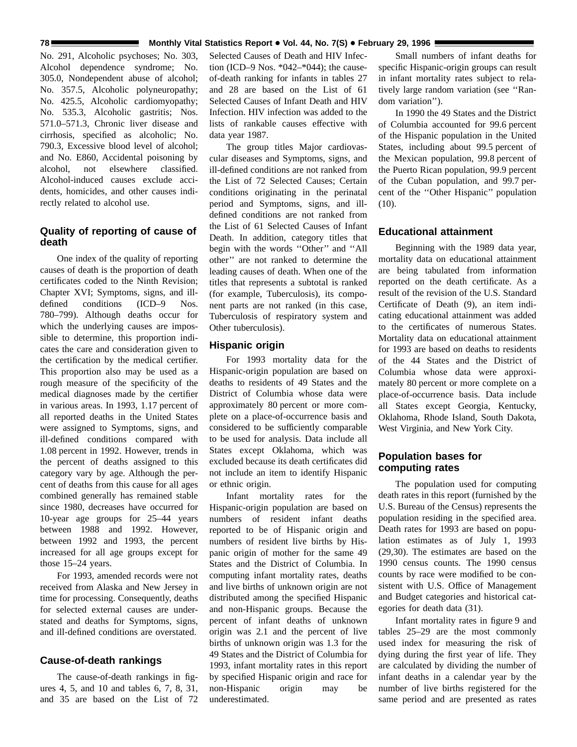No. 291, Alcoholic psychoses; No. 303, Alcohol dependence syndrome; No. 305.0, Nondependent abuse of alcohol; No. 357.5, Alcoholic polyneuropathy; No. 425.5, Alcoholic cardiomyopathy; No. 535.3, Alcoholic gastritis; Nos. 571.0–571.3, Chronic liver disease and cirrhosis, specified as alcoholic; No. 790.3, Excessive blood level of alcohol; and No. E860, Accidental poisoning by alcohol, not elsewhere classified. Alcohol-induced causes exclude accidents, homicides, and other causes indirectly related to alcohol use.

### Quality of reporting of cause of death

One index of the quality of reporting causes of death is the proportion of death certificates coded to the Ninth Revision; Chapter XVI; Symptoms, signs, and ill-defined conditions (ICD–9 Nos. 780–799). Although deaths occur for which the underlying causes are impossible to determine, this proportion indicates the care and consideration given to the certification by the medical certifier. This proportion also may be used as a rough measure of the specificity of the medical diagnoses made by the certifier in various areas. In 1993, 1.17 percent of all reported deaths in the United States were assigned to Symptoms, signs, and ill-defined conditions compared with 1.08 percent in 1992. However, trends in the percent of deaths assigned to this category vary by age. Although the percent of deaths from this cause for all ages combined generally has remained stable since 1980, decreases have occurred for 10-year age groups for 25–44 years between 1988 and 1992. However, between 1992 and 1993, the percent increased for all age groups except for those 15–24 years.

For 1993, amended records were not received from Alaska and New Jersey in time for processing. Consequently, deaths for selected external causes are understated and deaths for Symptoms, signs, and ill-defined conditions are overstated.

### Cause-of-death rankings

The cause-of-death rankings in figures 4, 5, and 10 and tables 6, 7, 8, 31, and 35 are based on the List of 72 Selected Causes of Death and HIV Infection (ICD–9 Nos. *042–*044); the cause-of-death ranking for infants in tables 27 and 28 are based on the List of 61 Selected Causes of Infant Death and HIV Infection. HIV infection was added to the lists of rankable causes effective with data year 1987.

The group titles Major cardiovascular diseases and Symptoms, signs, and ill-defined conditions are not ranked from the List of 72 Selected Causes; Certain conditions originating in the perinatal period and Symptoms, signs, and ill-defined conditions are not ranked from the List of 61 Selected Causes of Infant Death. In addition, category titles that begin with the words ''Other'' and ''All other'' are not ranked to determine the leading causes of death. When one of the titles that represents a subtotal is ranked (for example, Tuberculosis), its component parts are not ranked (in this case, Tuberculosis of respiratory system and Other tuberculosis).

### Hispanic origin

For 1993 mortality data for the Hispanic-origin population are based on deaths to residents of 49 States and the District of Columbia whose data were approximately 80 percent or more complete on a place-of-occurrence basis and considered to be sufficiently comparable to be used for analysis. Data include all States except Oklahoma, which was excluded because its death certificates did not include an item to identify Hispanic or ethnic origin.

Infant mortality rates for the Hispanic-origin population are based on numbers of resident infant deaths reported to be of Hispanic origin and numbers of resident live births by Hispanic origin of mother for the same 49 States and the District of Columbia. In computing infant mortality rates, deaths and live births of unknown origin are not distributed among the specified Hispanic and non-Hispanic groups. Because the percent of infant deaths of unknown origin was 2.1 and the percent of live births of unknown origin was 1.3 for the 49 States and the District of Columbia for 1993, infant mortality rates in this report by specified Hispanic origin and race for non-Hispanic origin may be underestimated.

Small numbers of infant deaths for specific Hispanic-origin groups can result in infant mortality rates subject to relatively large random variation (see ''Random variation'').

In 1990 the 49 States and the District of Columbia accounted for 99.6 percent of the Hispanic population in the United States, including about 99.5 percent of the Mexican population, 99.8 percent of the Puerto Rican population, 99.9 percent of the Cuban population, and 99.7 percent of the ''Other Hispanic'' population (10).

### Educational attainment

Beginning with the 1989 data year, mortality data on educational attainment are being tabulated from information reported on the death certificate. As a result of the revision of the U.S. Standard Certificate of Death (9), an item indicating educational attainment was added to the certificates of numerous States. Mortality data on educational attainment for 1993 are based on deaths to residents of the 44 States and the District of Columbia whose data were approximately 80 percent or more complete on a place-of-occurrence basis. Data include all States except Georgia, Kentucky, Oklahoma, Rhode Island, South Dakota, West Virginia, and New York City.

### Population bases for computing rates

The population used for computing death rates in this report (furnished by the U.S. Bureau of the Census) represents the population residing in the specified area. Death rates for 1993 are based on population estimates as of July 1, 1993 (29,30). The estimates are based on the 1990 census counts. The 1990 census counts by race were modified to be consistent with U.S. Office of Management and Budget categories and historical categories for death data (31).

Infant mortality rates in figure 9 and tables 25–29 are the most commonly used index for measuring the risk of dying during the first year of life. They are calculated by dividing the number of infant deaths in a calendar year by the number of live births registered for the same period and are presented as rates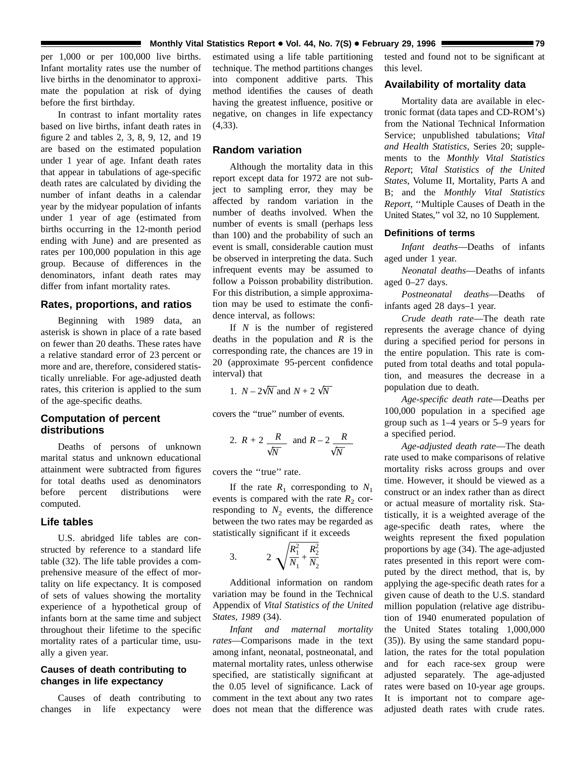per 1,000 or per 100,000 live births. Infant mortality rates use the number of live births in the denominator to approximate the population at risk of dying before the first birthday.

In contrast to infant mortality rates based on live births, infant death rates in figure 2 and tables 2, 3, 8, 9, 12, and 19 are based on the estimated population under 1 year of age. Infant death rates that appear in tabulations of age-specific death rates are calculated by dividing the number of infant deaths in a calendar year by the midyear population of infants under 1 year of age (estimated from births occurring in the 12-month period ending with June) and are presented as rates per 100,000 population in this age group. Because of differences in the denominators, infant death rates may differ from infant mortality rates.

### Rates, proportions, and ratios

Beginning with 1989 data, an asterisk is shown in place of a rate based on fewer than 20 deaths. These rates have a relative standard error of 23 percent or more and are, therefore, considered statistically unreliable. For age-adjusted death rates, this criterion is applied to the sum of the age-specific deaths.

### Computation of percent distributions

Deaths of persons of unknown marital status and unknown educational attainment were subtracted from figures for total deaths used as denominators before percent distributions were computed.

### Life tables

U.S. abridged life tables are constructed by reference to a standard life table (32). The life table provides a comprehensive measure of the effect of mortality on life expectancy. It is composed of sets of values showing the mortality experience of a hypothetical group of infants born at the same time and subject throughout their lifetime to the specific mortality rates of a particular time, usually a given year.

### Causes of death contributing to changes in life expectancy

Causes of death contributing to changes in life expectancy were estimated using a life table partitioning technique. The method partitions changes into component additive parts. This method identifies the causes of death having the greatest influence, positive or negative, on changes in life expectancy (4,33).

### Random variation

Although the mortality data in this report except data for 1972 are not subject to sampling error, they may be affected by random variation in the number of deaths involved. When the number of events is small (perhaps less than 100) and the probability of such an event is small, considerable caution must be observed in interpreting the data. Such infrequent events may be assumed to follow a Poisson probability distribution. For this distribution, a simple approximation may be used to estimate the confidence interval, as follows:

If $N$ is the number of registered deaths in the population and $R$ is the corresponding rate, the chances are 19 in 20 (approximate 95-percent confidence interval) that

1. $N - 2\sqrt{N}$ and $N + 2\sqrt{N}$

covers the ''true'' number of events.

2. $R + 2\dfrac{R}{\sqrt{N}}$ and $R - 2\dfrac{R}{\sqrt{N}}$

covers the ''true'' rate.

If the rate $R_1$ corresponding to $N_1$ events is compared with the rate $R_2$ corresponding to $N_2$ events, the difference between the two rates may be regarded as statistically significant if it exceeds

3. $$2\sqrt{\frac{R_1^2}{N_1} + \frac{R_2^2}{N_2}}$$

Additional information on random variation may be found in the Technical Appendix of *Vital Statistics of the United States, 1989* (34).

*Infant and maternal mortality rates*—Comparisons made in the text among infant, neonatal, postneonatal, and maternal mortality rates, unless otherwise specified, are statistically significant at the 0.05 level of significance. Lack of comment in the text about any two rates does not mean that the difference was tested and found not to be significant at this level.

## Availability of mortality data

Mortality data are available in electronic format (data tapes and CD-ROM's) from the National Technical Information Service; unpublished tabulations; *Vital and Health Statistics*, Series 20; supplements to the *Monthly Vital Statistics Report*; *Vital Statistics of the United States*, Volume II, Mortality, Parts A and B; and the *Monthly Vital Statistics Report*, ''Multiple Causes of Death in the United States,'' vol 32, no 10 Supplement.

### Definitions of terms

*Infant deaths*—Deaths of infants aged under 1 year.

*Neonatal deaths*—Deaths of infants aged 0–27 days.

*Postneonatal deaths*—Deaths of infants aged 28 days–1 year.

*Crude death rate*—The death rate represents the average chance of dying during a specified period for persons in the entire population. This rate is computed from total deaths and total population, and measures the decrease in a population due to death.

*Age-specific death rate*—Deaths per 100,000 population in a specified age group such as 1–4 years or 5–9 years for a specified period.

*Age-adjusted death rate*—The death rate used to make comparisons of relative mortality risks across groups and over time. However, it should be viewed as a construct or an index rather than as direct or actual measure of mortality risk. Statistically, it is a weighted average of the age-specific death rates, where the weights represent the fixed population proportions by age (34). The age-adjusted rates presented in this report were computed by the direct method, that is, by applying the age-specific death rates for a given cause of death to the U.S. standard million population (relative age distribution of 1940 enumerated population of the United States totaling 1,000,000 (35)). By using the same standard population, the rates for the total population and for each race-sex group were adjusted separately. The age-adjusted rates were based on 10-year age groups. It is important not to compare age-adjusted death rates with crude rates.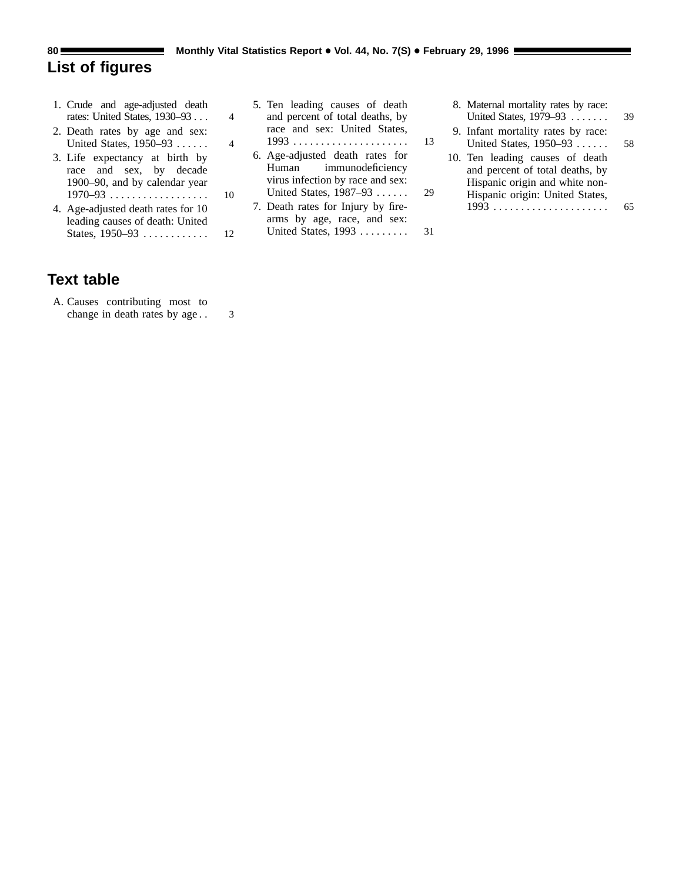## List of figures

1. Crude and age-adjusted death rates: United States, 1930–93 . . . 4
2. Death rates by age and sex: United States, 1950–93 . . . . . . 4
3. Life expectancy at birth by race and sex, by decade 1900–90, and by calendar year 1970–93 . . . . . . . . . . . . . . . . . . 10
4. Age-adjusted death rates for 10 leading causes of death: United States, 1950–93 . . . . . . . . . . . . 12
5. Ten leading causes of death and percent of total deaths, by race and sex: United States, 1993 . . . . . . . . . . . . . . . . . . . . . 13
6. Age-adjusted death rates for Human immunodeficiency virus infection by race and sex: United States, 1987–93 . . . . . . 29
7. Death rates for Injury by firearms by age, race, and sex: United States, 1993 . . . . . . . . . 31
8. Maternal mortality rates by race: United States, 1979–93 . . . . . . . 39
9. Infant mortality rates by race: United States, 1950–93 . . . . . . 58
10. Ten leading causes of death and percent of total deaths, by Hispanic origin and white non-Hispanic origin: United States, 1993 . . . . . . . . . . . . . . . . . . . . . 65

## Text table

A. Causes contributing most to change in death rates by age . . 3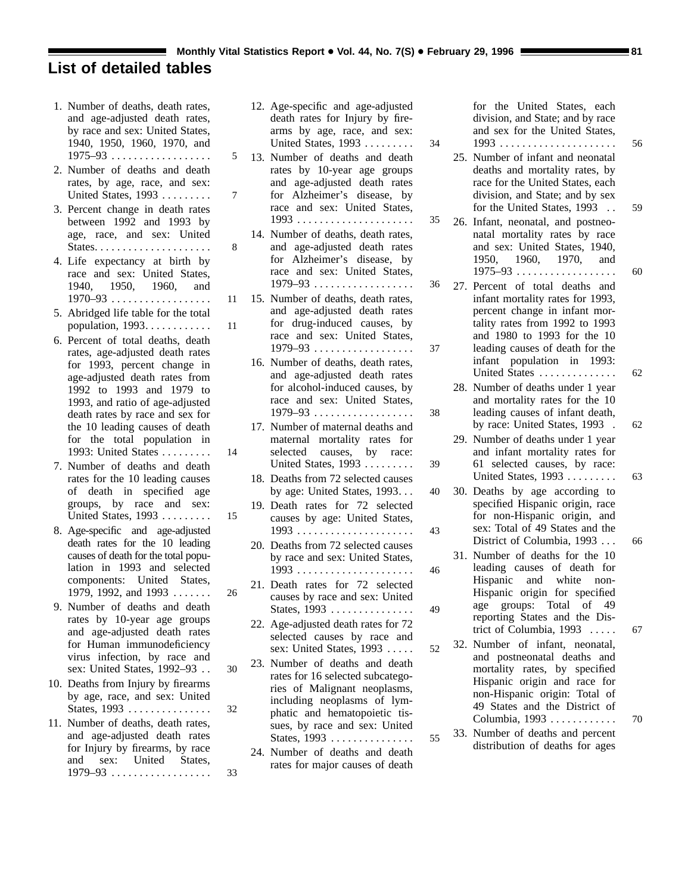# List of detailed tables

1. Number of deaths, death rates, and age-adjusted death rates, by race and sex: United States, 1940, 1950, 1960, 1970, and 1975–93 . . . . . . . . . . . . . . . . . . 5
2. Number of deaths and death rates, by age, race, and sex: United States, 1993 . . . . . . . . . 7
3. Percent change in death rates between 1992 and 1993 by age, race, and sex: United States. . . . . . . . . . . . . . . . . . . . 8
4. Life expectancy at birth by race and sex: United States, 1940, 1950, 1960, and 1970–93 . . . . . . . . . . . . . . . . . . 11
5. Abridged life table for the total population, 1993. . . . . . . . . . . . 11
6. Percent of total deaths, death rates, age-adjusted death rates for 1993, percent change in age-adjusted death rates from 1992 to 1993 and 1979 to 1993, and ratio of age-adjusted death rates by race and sex for the 10 leading causes of death for the total population in 1993: United States . . . . . . . . . 14
7. Number of deaths and death rates for the 10 leading causes of death in specified age groups, by race and sex: United States, 1993 . . . . . . . . . 15
8. Age-specific and age-adjusted death rates for the 10 leading causes of death for the total population in 1993 and selected components: United States, 1979, 1992, and 1993 . . . . . . . 26
9. Number of deaths and death rates by 10-year age groups and age-adjusted death rates for Human immunodeficiency virus infection, by race and sex: United States, 1992–93 . . 30
10. Deaths from Injury by firearms by age, race, and sex: United States, 1993 . . . . . . . . . . . . . . . 32
11. Number of deaths, death rates, and age-adjusted death rates for Injury by firearms, by race and sex: United States, 1979–93 . . . . . . . . . . . . . . . . . . 33
12. Age-specific and age-adjusted death rates for Injury by firearms by age, race, and sex: United States, 1993 . . . . . . . . . 34
13. Number of deaths and death rates by 10-year age groups and age-adjusted death rates for Alzheimer's disease, by race and sex: United States, 1993 . . . . . . . . . . . . . . . . . . . . . 35
14. Number of deaths, death rates, and age-adjusted death rates for Alzheimer's disease, by race and sex: United States, 1979–93 . . . . . . . . . . . . . . . . . . 36
15. Number of deaths, death rates, and age-adjusted death rates for drug-induced causes, by race and sex: United States, 1979–93 . . . . . . . . . . . . . . . . . . 37
16. Number of deaths, death rates, and age-adjusted death rates for alcohol-induced causes, by race and sex: United States, 1979–93 . . . . . . . . . . . . . . . . . . 38
17. Number of maternal deaths and maternal mortality rates for selected causes, by race: United States, 1993 . . . . . . . . . 39
18. Deaths from 72 selected causes by age: United States, 1993. . . 40
19. Death rates for 72 selected causes by age: United States, 1993 . . . . . . . . . . . . . . . . . . . . . 43
20. Deaths from 72 selected causes by race and sex: United States, 1993 . . . . . . . . . . . . . . . . . . . . . 46
21. Death rates for 72 selected causes by race and sex: United States, 1993 . . . . . . . . . . . . . . . 49
22. Age-adjusted death rates for 72 selected causes by race and sex: United States, 1993 . . . . . 52
23. Number of deaths and death rates for 16 selected subcategories of Malignant neoplasms, including neoplasms of lymphatic and hematopoietic tissues, by race and sex: United States, 1993 . . . . . . . . . . . . . . . 55
24. Number of deaths and death rates for major causes of death for the United States, each division, and State; and by race and sex for the United States, 1993 . . . . . . . . . . . . . . . . . . . . . 56
25. Number of infant and neonatal deaths and mortality rates, by race for the United States, each division, and State; and by sex for the United States, 1993 . . 59
26. Infant, neonatal, and postneonatal mortality rates by race and sex: United States, 1940, 1950, 1960, 1970, and 1975–93 . . . . . . . . . . . . . . . . . . 60
27. Percent of total deaths and infant mortality rates for 1993, percent change in infant mortality rates from 1992 to 1993 and 1980 to 1993 for the 10 leading causes of death for the infant population in 1993: United States . . . . . . . . . . . . . . 62
28. Number of deaths under 1 year and mortality rates for the 10 leading causes of infant death, by race: United States, 1993 . 62
29. Number of deaths under 1 year and infant mortality rates for 61 selected causes, by race: United States, 1993 . . . . . . . . . 63
30. Deaths by age according to specified Hispanic origin, race for non-Hispanic origin, and sex: Total of 49 States and the District of Columbia, 1993 . . . 66
31. Number of deaths for the 10 leading causes of death for Hispanic and white non-Hispanic origin for specified age groups: Total of 49 reporting States and the District of Columbia, 1993 . . . . . 67
32. Number of infant, neonatal, and postneonatal deaths and mortality rates, by specified Hispanic origin and race for non-Hispanic origin: Total of 49 States and the District of Columbia, 1993 . . . . . . . . . . . . 70
33. Number of deaths and percent distribution of deaths for ages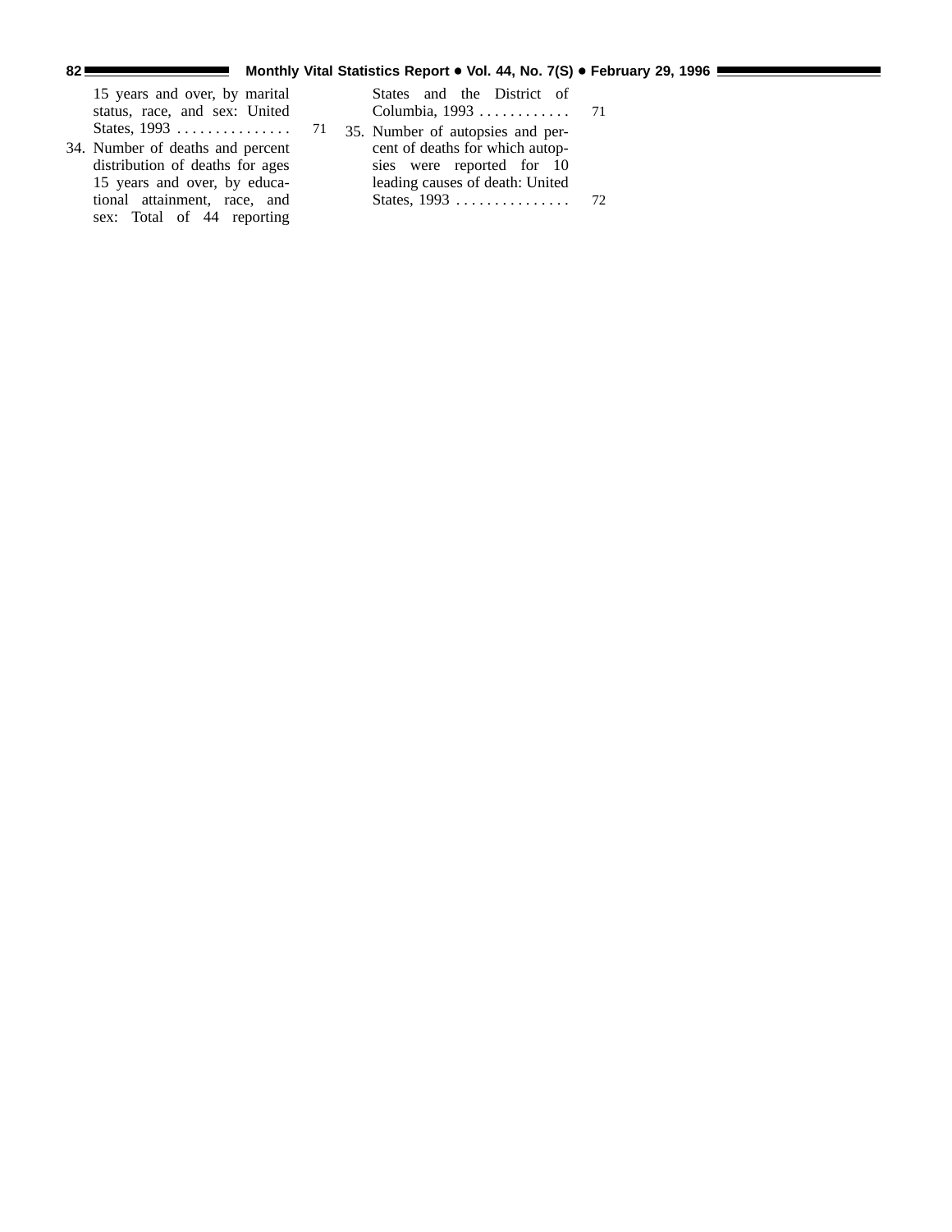15 years and over, by marital status, race, and sex: United States, 1993 . . . . . . . . . . . . . . . 71

34. Number of deaths and percent distribution of deaths for ages 15 years and over, by educational attainment, race, and sex: Total of 44 reporting States and the District of Columbia, 1993 . . . . . . . . . . . . 71

35. Number of autopsies and percent of deaths for which autopsies were reported for 10 leading causes of death: United States, 1993 . . . . . . . . . . . . . . . 72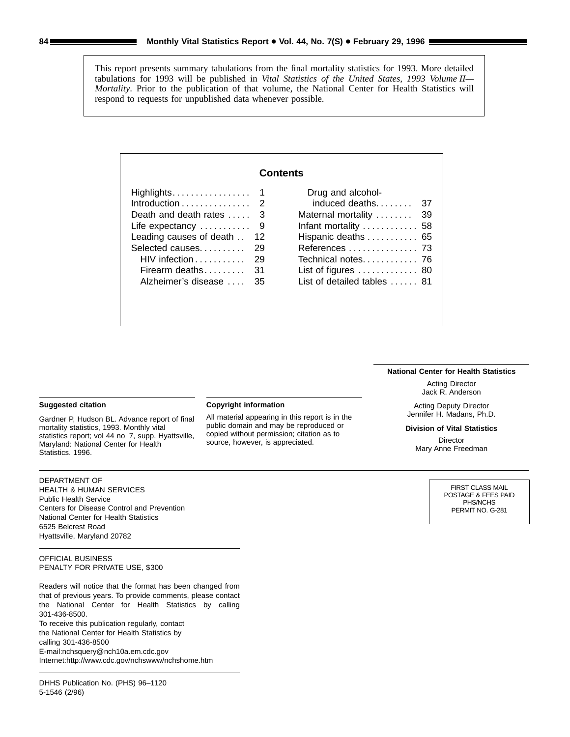This report presents summary tabulations from the final mortality statistics for 1993. More detailed tabulations for 1993 will be published in *Vital Statistics of the United States, 1993 Volume II—Mortality*. Prior to the publication of that volume, the National Center for Health Statistics will respond to requests for unpublished data whenever possible.

## Contents

| | |
|---|---|
| Highlights | 1 |
| Introduction | 2 |
| Death and death rates | 3 |
| Life expectancy | 9 |
| Leading causes of death | 12 |
| Selected causes | 29 |
| HIV infection | 29 |
| Firearm deaths | 31 |
| Alzheimer's disease | 35 |
| Drug and alcohol-induced deaths | 37 |
| Maternal mortality | 39 |
| Infant mortality | 58 |
| Hispanic deaths | 65 |
| References | 73 |
| Technical notes | 76 |
| List of figures | 80 |
| List of detailed tables | 81 |

**Suggested citation**

Gardner P, Hudson BL. Advance report of final mortality statistics, 1993. Monthly vital statistics report; vol 44 no 7, supp. Hyattsville, Maryland: National Center for Health Statistics. 1996.

**Copyright information**

All material appearing in this report is in the public domain and may be reproduced or copied without permission; citation as to source, however, is appreciated.

**National Center for Health Statistics**

Acting Director
Jack R. Anderson

Acting Deputy Director
Jennifer H. Madans, Ph.D.

**Division of Vital Statistics**

Director
Mary Anne Freedman

DEPARTMENT OF
HEALTH & HUMAN SERVICES
Public Health Service
Centers for Disease Control and Prevention
National Center for Health Statistics
6525 Belcrest Road
Hyattsville, Maryland 20782

OFFICIAL BUSINESS
PENALTY FOR PRIVATE USE, $300

FIRST CLASS MAIL
POSTAGE & FEES PAID
PHS/NCHS
PERMIT NO. G-281

Readers will notice that the format has been changed from that of previous years. To provide comments, please contact the National Center for Health Statistics by calling 301-436-8500.

To receive this publication regularly, contact the National Center for Health Statistics by calling 301-436-8500
E-mail:nchsquery@nch10a.em.cdc.gov
Internet:http://www.cdc.gov/nchswww/nchshome.htm

DHHS Publication No. (PHS) 96–1120
5-1546 (2/96)